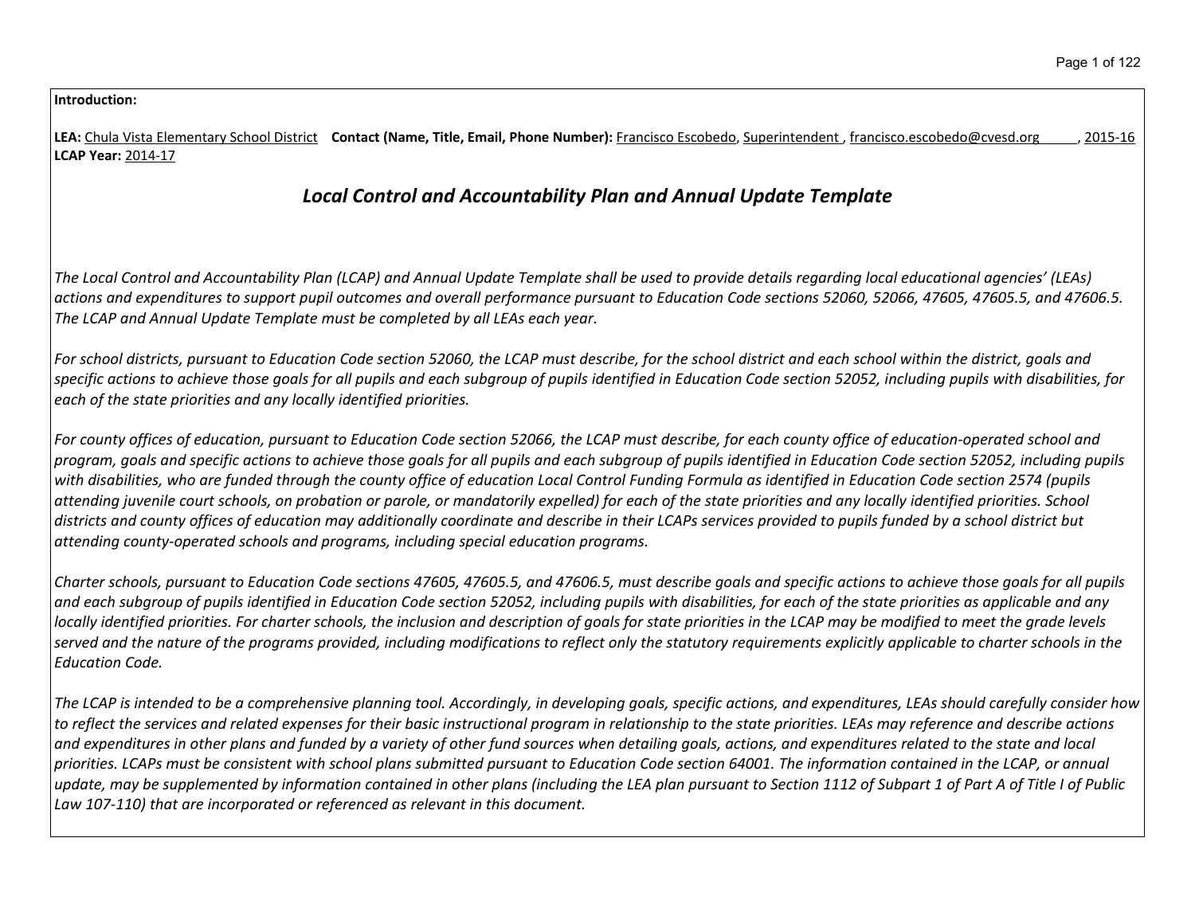**Introduction:**

**LEA:** Chula Vista Elementary School District **Contact (Name, Title, Email, Phone Number):** Francisco Escobedo, Superintendent , francisco.escobedo@cvesd.org , 2015-16
**LCAP Year:** 2014-17

## *Local Control and Accountability Plan and Annual Update Template*

*The Local Control and Accountability Plan (LCAP) and Annual Update Template shall be used to provide details regarding local educational agencies' (LEAs) actions and expenditures to support pupil outcomes and overall performance pursuant to Education Code sections 52060, 52066, 47605, 47605.5, and 47606.5. The LCAP and Annual Update Template must be completed by all LEAs each year.*

*For school districts, pursuant to Education Code section 52060, the LCAP must describe, for the school district and each school within the district, goals and specific actions to achieve those goals for all pupils and each subgroup of pupils identified in Education Code section 52052, including pupils with disabilities, for each of the state priorities and any locally identified priorities.*

*For county offices of education, pursuant to Education Code section 52066, the LCAP must describe, for each county office of education-operated school and program, goals and specific actions to achieve those goals for all pupils and each subgroup of pupils identified in Education Code section 52052, including pupils with disabilities, who are funded through the county office of education Local Control Funding Formula as identified in Education Code section 2574 (pupils attending juvenile court schools, on probation or parole, or mandatorily expelled) for each of the state priorities and any locally identified priorities. School districts and county offices of education may additionally coordinate and describe in their LCAPs services provided to pupils funded by a school district but attending county-operated schools and programs, including special education programs.*

*Charter schools, pursuant to Education Code sections 47605, 47605.5, and 47606.5, must describe goals and specific actions to achieve those goals for all pupils and each subgroup of pupils identified in Education Code section 52052, including pupils with disabilities, for each of the state priorities as applicable and any locally identified priorities. For charter schools, the inclusion and description of goals for state priorities in the LCAP may be modified to meet the grade levels served and the nature of the programs provided, including modifications to reflect only the statutory requirements explicitly applicable to charter schools in the Education Code.*

*The LCAP is intended to be a comprehensive planning tool. Accordingly, in developing goals, specific actions, and expenditures, LEAs should carefully consider how to reflect the services and related expenses for their basic instructional program in relationship to the state priorities. LEAs may reference and describe actions and expenditures in other plans and funded by a variety of other fund sources when detailing goals, actions, and expenditures related to the state and local priorities. LCAPs must be consistent with school plans submitted pursuant to Education Code section 64001. The information contained in the LCAP, or annual update, may be supplemented by information contained in other plans (including the LEA plan pursuant to Section 1112 of Subpart 1 of Part A of Title I of Public Law 107-110) that are incorporated or referenced as relevant in this document.*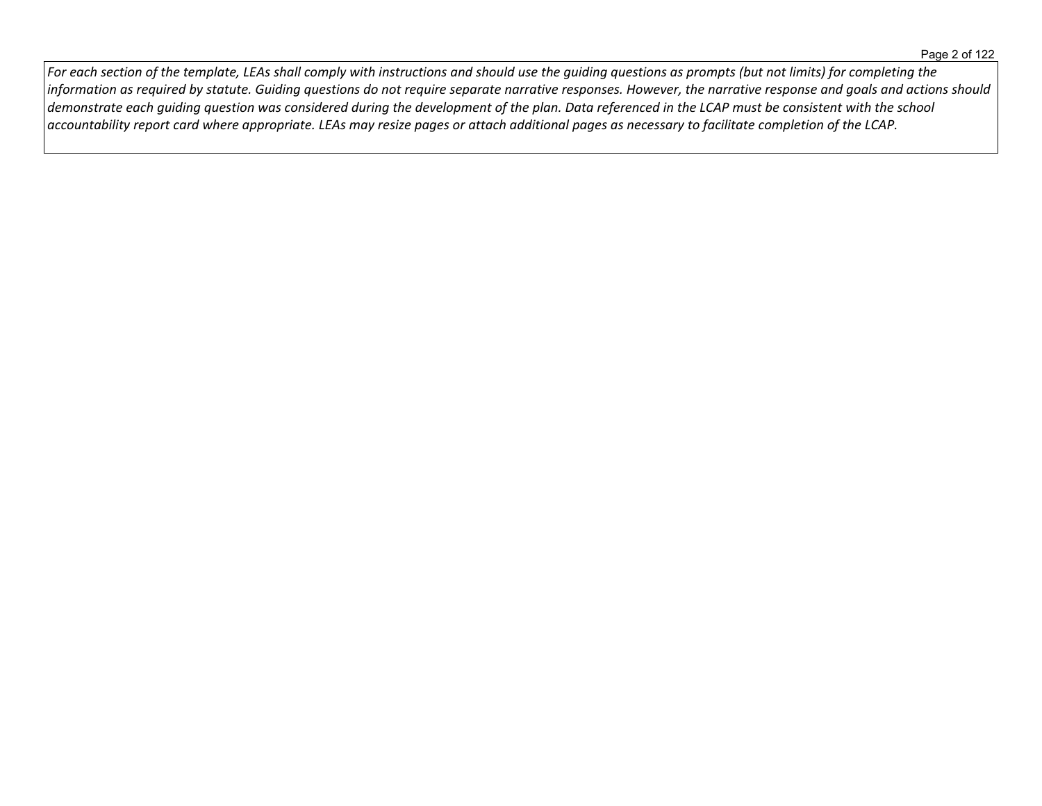*For each section of the template, LEAs shall comply with instructions and should use the guiding questions as prompts (but not limits) for completing the information as required by statute. Guiding questions do not require separate narrative responses. However, the narrative response and goals and actions should demonstrate each guiding question was considered during the development of the plan. Data referenced in the LCAP must be consistent with the school accountability report card where appropriate. LEAs may resize pages or attach additional pages as necessary to facilitate completion of the LCAP.*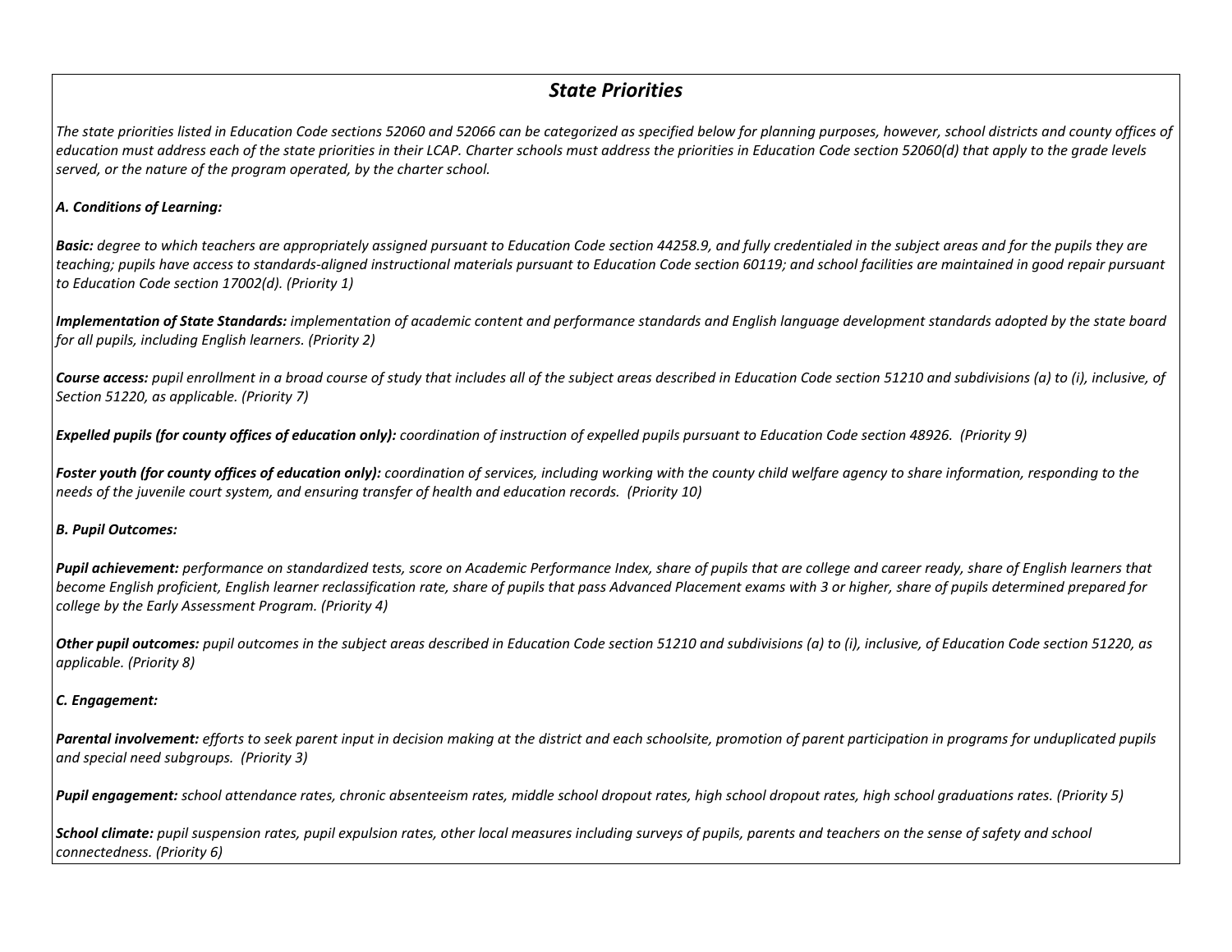## *State Priorities*

*The state priorities listed in Education Code sections 52060 and 52066 can be categorized as specified below for planning purposes, however, school districts and county offices of education must address each of the state priorities in their LCAP. Charter schools must address the priorities in Education Code section 52060(d) that apply to the grade levels served, or the nature of the program operated, by the charter school.*

***A. Conditions of Learning:***

***Basic:*** *degree to which teachers are appropriately assigned pursuant to Education Code section 44258.9, and fully credentialed in the subject areas and for the pupils they are teaching; pupils have access to standards-aligned instructional materials pursuant to Education Code section 60119; and school facilities are maintained in good repair pursuant to Education Code section 17002(d). (Priority 1)*

***Implementation of State Standards:*** *implementation of academic content and performance standards and English language development standards adopted by the state board for all pupils, including English learners. (Priority 2)*

***Course access:*** *pupil enrollment in a broad course of study that includes all of the subject areas described in Education Code section 51210 and subdivisions (a) to (i), inclusive, of Section 51220, as applicable. (Priority 7)*

***Expelled pupils (for county offices of education only):*** *coordination of instruction of expelled pupils pursuant to Education Code section 48926. (Priority 9)*

***Foster youth (for county offices of education only):*** *coordination of services, including working with the county child welfare agency to share information, responding to the needs of the juvenile court system, and ensuring transfer of health and education records. (Priority 10)*

***B. Pupil Outcomes:***

***Pupil achievement:*** *performance on standardized tests, score on Academic Performance Index, share of pupils that are college and career ready, share of English learners that become English proficient, English learner reclassification rate, share of pupils that pass Advanced Placement exams with 3 or higher, share of pupils determined prepared for college by the Early Assessment Program. (Priority 4)*

***Other pupil outcomes:*** *pupil outcomes in the subject areas described in Education Code section 51210 and subdivisions (a) to (i), inclusive, of Education Code section 51220, as applicable. (Priority 8)*

***C. Engagement:***

***Parental involvement:*** *efforts to seek parent input in decision making at the district and each schoolsite, promotion of parent participation in programs for unduplicated pupils and special need subgroups. (Priority 3)*

***Pupil engagement:*** *school attendance rates, chronic absenteeism rates, middle school dropout rates, high school dropout rates, high school graduations rates. (Priority 5)*

***School climate:*** *pupil suspension rates, pupil expulsion rates, other local measures including surveys of pupils, parents and teachers on the sense of safety and school connectedness. (Priority 6)*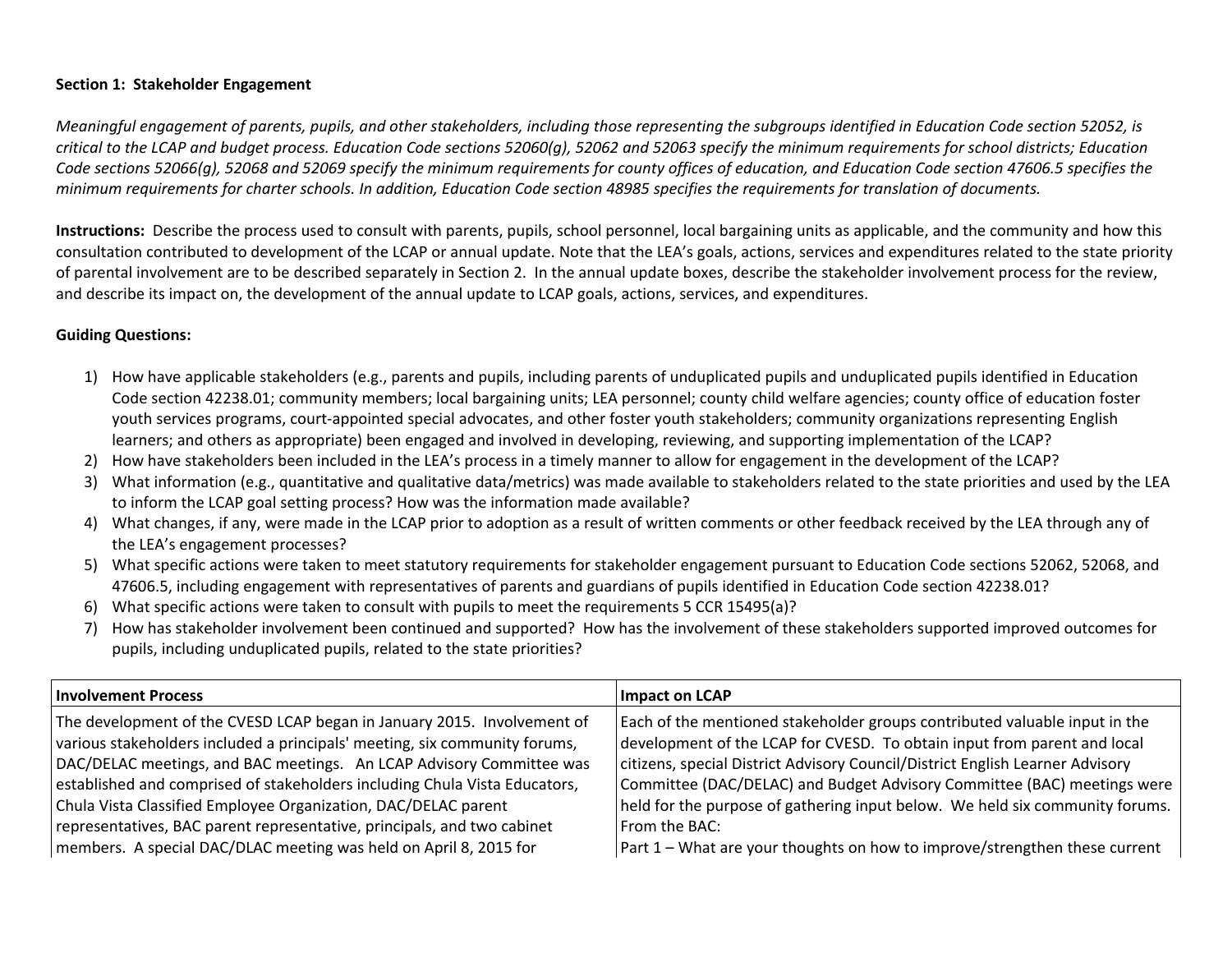**Section 1: Stakeholder Engagement**

*Meaningful engagement of parents, pupils, and other stakeholders, including those representing the subgroups identified in Education Code section 52052, is critical to the LCAP and budget process. Education Code sections 52060(g), 52062 and 52063 specify the minimum requirements for school districts; Education Code sections 52066(g), 52068 and 52069 specify the minimum requirements for county offices of education, and Education Code section 47606.5 specifies the minimum requirements for charter schools. In addition, Education Code section 48985 specifies the requirements for translation of documents.*

**Instructions:** Describe the process used to consult with parents, pupils, school personnel, local bargaining units as applicable, and the community and how this consultation contributed to development of the LCAP or annual update. Note that the LEA's goals, actions, services and expenditures related to the state priority of parental involvement are to be described separately in Section 2. In the annual update boxes, describe the stakeholder involvement process for the review, and describe its impact on, the development of the annual update to LCAP goals, actions, services, and expenditures.

**Guiding Questions:**

1) How have applicable stakeholders (e.g., parents and pupils, including parents of unduplicated pupils and unduplicated pupils identified in Education Code section 42238.01; community members; local bargaining units; LEA personnel; county child welfare agencies; county office of education foster youth services programs, court-appointed special advocates, and other foster youth stakeholders; community organizations representing English learners; and others as appropriate) been engaged and involved in developing, reviewing, and supporting implementation of the LCAP?
2) How have stakeholders been included in the LEA's process in a timely manner to allow for engagement in the development of the LCAP?
3) What information (e.g., quantitative and qualitative data/metrics) was made available to stakeholders related to the state priorities and used by the LEA to inform the LCAP goal setting process? How was the information made available?
4) What changes, if any, were made in the LCAP prior to adoption as a result of written comments or other feedback received by the LEA through any of the LEA's engagement processes?
5) What specific actions were taken to meet statutory requirements for stakeholder engagement pursuant to Education Code sections 52062, 52068, and 47606.5, including engagement with representatives of parents and guardians of pupils identified in Education Code section 42238.01?
6) What specific actions were taken to consult with pupils to meet the requirements 5 CCR 15495(a)?
7) How has stakeholder involvement been continued and supported? How has the involvement of these stakeholders supported improved outcomes for pupils, including unduplicated pupils, related to the state priorities?

| Involvement Process | Impact on LCAP |
|---|---|
| The development of the CVESD LCAP began in January 2015. Involvement of various stakeholders included a principals' meeting, six community forums, DAC/DELAC meetings, and BAC meetings. An LCAP Advisory Committee was established and comprised of stakeholders including Chula Vista Educators, Chula Vista Classified Employee Organization, DAC/DELAC parent representatives, BAC parent representative, principals, and two cabinet members. A special DAC/DLAC meeting was held on April 8, 2015 for | Each of the mentioned stakeholder groups contributed valuable input in the development of the LCAP for CVESD. To obtain input from parent and local citizens, special District Advisory Council/District English Learner Advisory Committee (DAC/DELAC) and Budget Advisory Committee (BAC) meetings were held for the purpose of gathering input below. We held six community forums.<br>From the BAC:<br>Part 1 – What are your thoughts on how to improve/strengthen these current |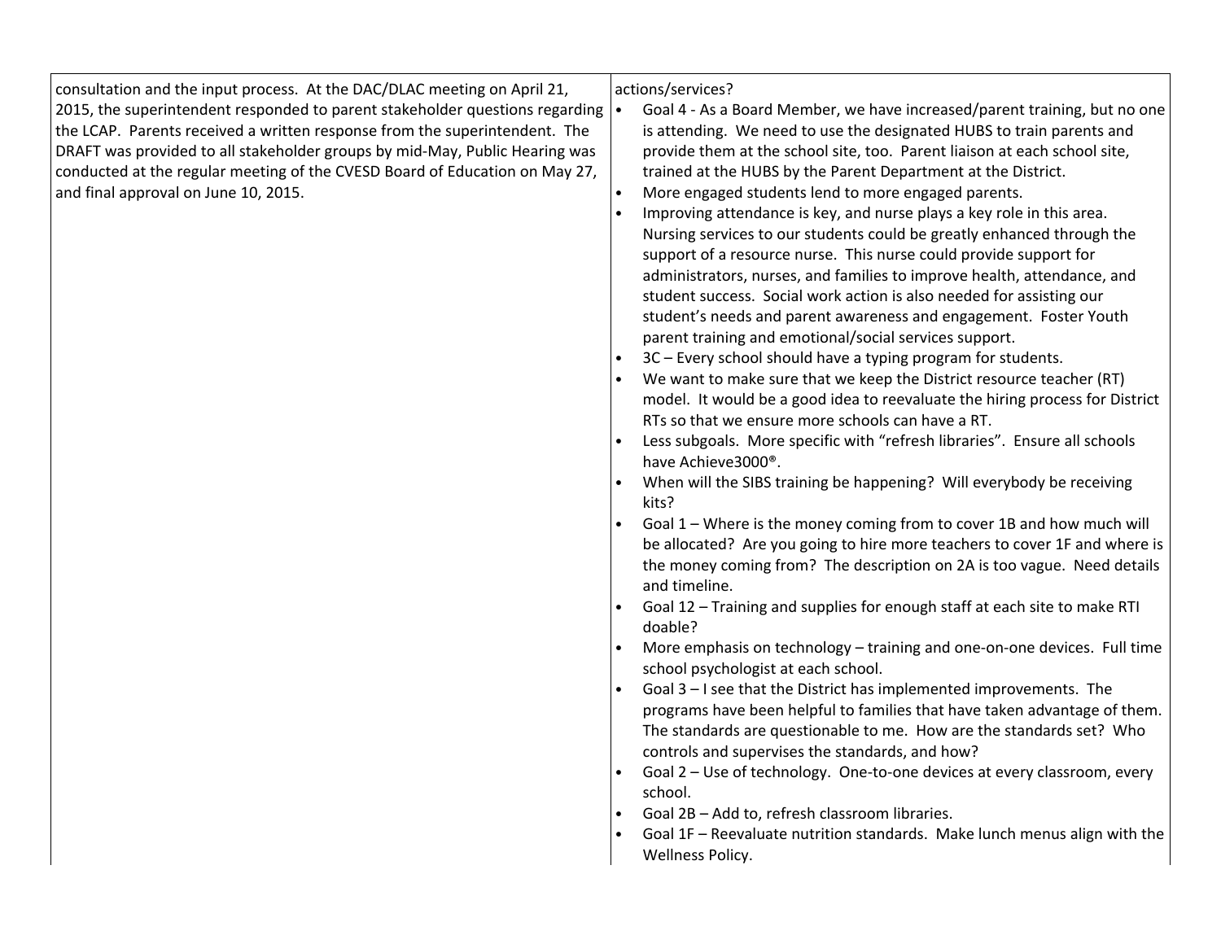| | |
|---|---|
| consultation and the input process. At the DAC/DLAC meeting on April 21, 2015, the superintendent responded to parent stakeholder questions regarding the LCAP. Parents received a written response from the superintendent. The DRAFT was provided to all stakeholder groups by mid-May, Public Hearing was conducted at the regular meeting of the CVESD Board of Education on May 27, and final approval on June 10, 2015. | actions/services?<br>• Goal 4 - As a Board Member, we have increased/parent training, but no one is attending. We need to use the designated HUBS to train parents and provide them at the school site, too. Parent liaison at each school site, trained at the HUBS by the Parent Department at the District.<br>• More engaged students lend to more engaged parents.<br>• Improving attendance is key, and nurse plays a key role in this area. Nursing services to our students could be greatly enhanced through the support of a resource nurse. This nurse could provide support for administrators, nurses, and families to improve health, attendance, and student success. Social work action is also needed for assisting our student's needs and parent awareness and engagement. Foster Youth parent training and emotional/social services support.<br>• 3C – Every school should have a typing program for students.<br>• We want to make sure that we keep the District resource teacher (RT) model. It would be a good idea to reevaluate the hiring process for District RTs so that we ensure more schools can have a RT.<br>• Less subgoals. More specific with "refresh libraries". Ensure all schools have Achieve3000®.<br>• When will the SIBS training be happening? Will everybody be receiving kits?<br>• Goal 1 – Where is the money coming from to cover 1B and how much will be allocated? Are you going to hire more teachers to cover 1F and where is the money coming from? The description on 2A is too vague. Need details and timeline.<br>• Goal 12 – Training and supplies for enough staff at each site to make RTI doable?<br>• More emphasis on technology – training and one-on-one devices. Full time school psychologist at each school.<br>• Goal 3 – I see that the District has implemented improvements. The programs have been helpful to families that have taken advantage of them. The standards are questionable to me. How are the standards set? Who controls and supervises the standards, and how?<br>• Goal 2 – Use of technology. One-to-one devices at every classroom, every school.<br>• Goal 2B – Add to, refresh classroom libraries.<br>• Goal 1F – Reevaluate nutrition standards. Make lunch menus align with the Wellness Policy. |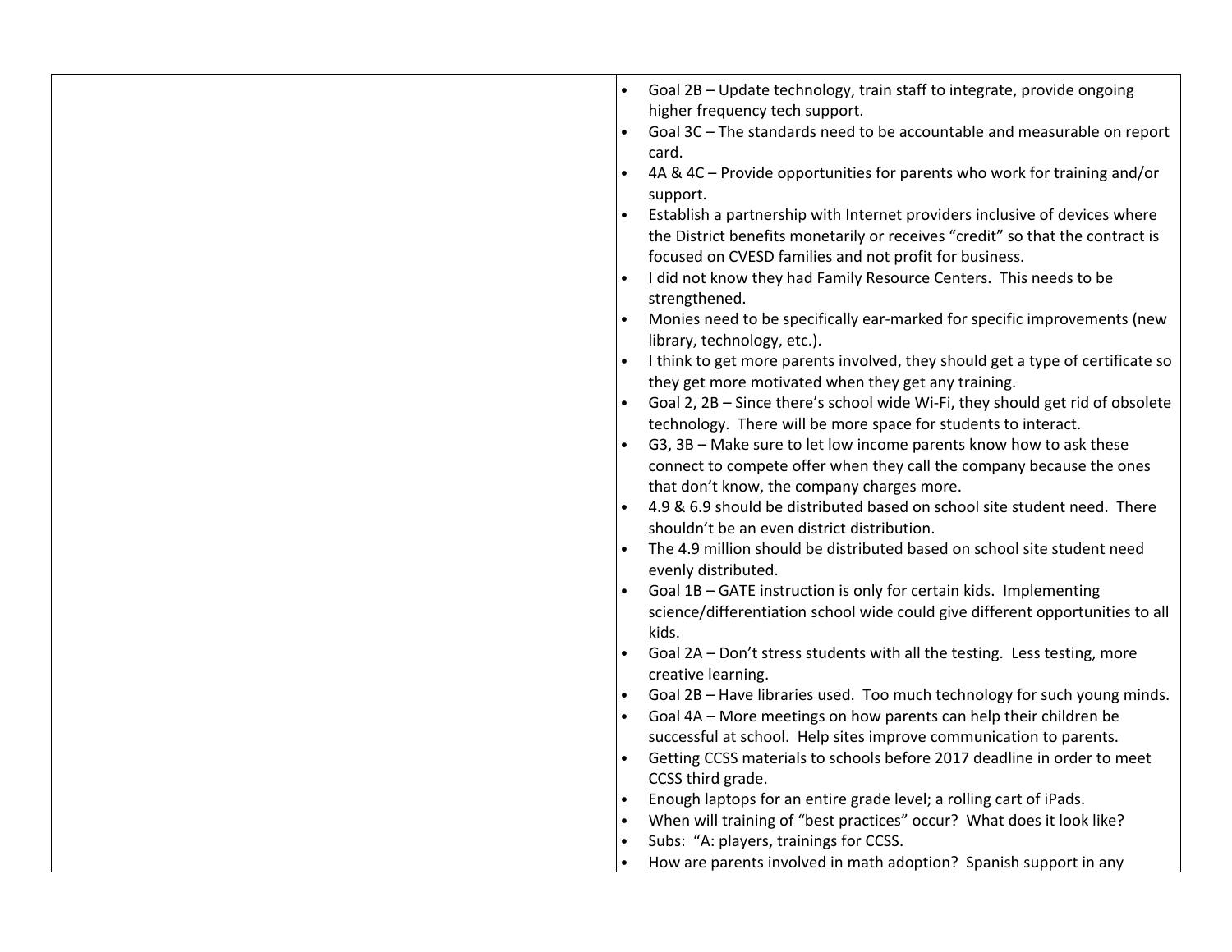|  |  |
| --- | --- |
|  | • Goal 2B – Update technology, train staff to integrate, provide ongoing higher frequency tech support.<br>• Goal 3C – The standards need to be accountable and measurable on report card.<br>• 4A & 4C – Provide opportunities for parents who work for training and/or support.<br>• Establish a partnership with Internet providers inclusive of devices where the District benefits monetarily or receives "credit" so that the contract is focused on CVESD families and not profit for business.<br>• I did not know they had Family Resource Centers. This needs to be strengthened.<br>• Monies need to be specifically ear-marked for specific improvements (new library, technology, etc.).<br>• I think to get more parents involved, they should get a type of certificate so they get more motivated when they get any training.<br>• Goal 2, 2B – Since there's school wide Wi-Fi, they should get rid of obsolete technology. There will be more space for students to interact.<br>• G3, 3B – Make sure to let low income parents know how to ask these connect to compete offer when they call the company because the ones that don't know, the company charges more.<br>• 4.9 & 6.9 should be distributed based on school site student need. There shouldn't be an even district distribution.<br>• The 4.9 million should be distributed based on school site student need evenly distributed.<br>• Goal 1B – GATE instruction is only for certain kids. Implementing science/differentiation school wide could give different opportunities to all kids.<br>• Goal 2A – Don't stress students with all the testing. Less testing, more creative learning.<br>• Goal 2B – Have libraries used. Too much technology for such young minds.<br>• Goal 4A – More meetings on how parents can help their children be successful at school. Help sites improve communication to parents.<br>• Getting CCSS materials to schools before 2017 deadline in order to meet CCSS third grade.<br>• Enough laptops for an entire grade level; a rolling cart of iPads.<br>• When will training of "best practices" occur? What does it look like?<br>• Subs: "A: players, trainings for CCSS.<br>• How are parents involved in math adoption? Spanish support in any |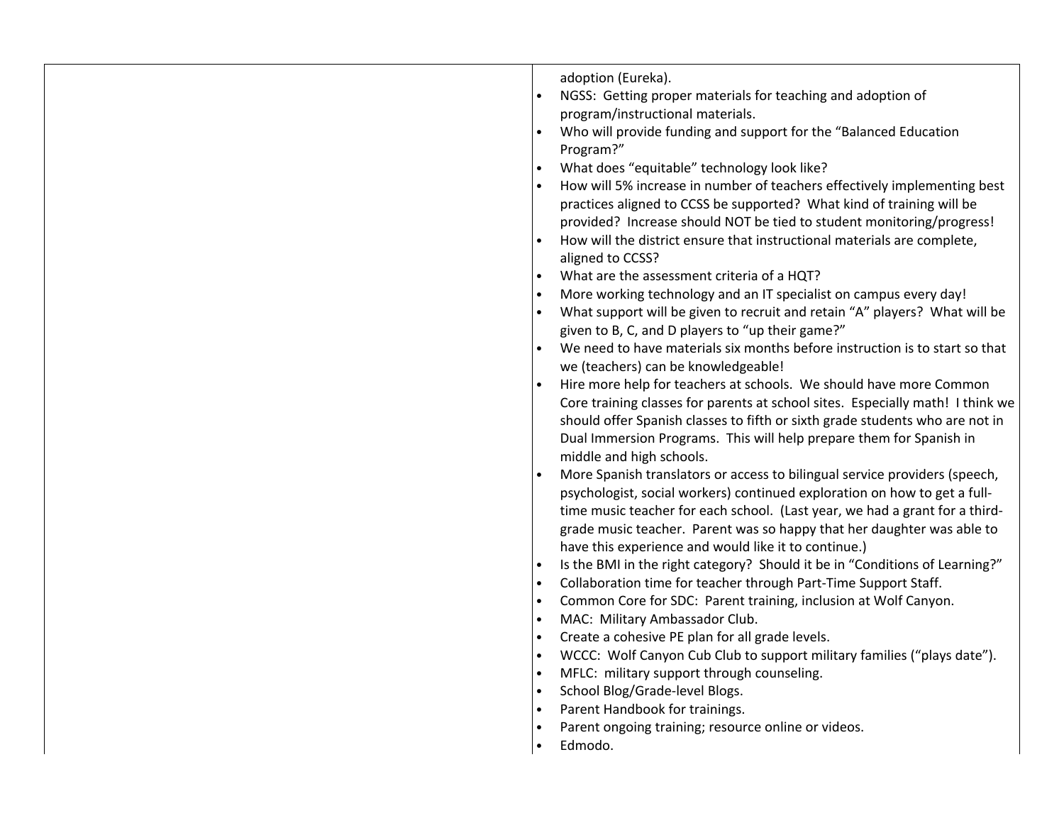| | |
|---|---|
| | adoption (Eureka).<br>• NGSS: Getting proper materials for teaching and adoption of program/instructional materials.<br>• Who will provide funding and support for the "Balanced Education Program?"<br>• What does "equitable" technology look like?<br>• How will 5% increase in number of teachers effectively implementing best practices aligned to CCSS be supported? What kind of training will be provided? Increase should NOT be tied to student monitoring/progress!<br>• How will the district ensure that instructional materials are complete, aligned to CCSS?<br>• What are the assessment criteria of a HQT?<br>• More working technology and an IT specialist on campus every day!<br>• What support will be given to recruit and retain "A" players? What will be given to B, C, and D players to "up their game?"<br>• We need to have materials six months before instruction is to start so that we (teachers) can be knowledgeable!<br>• Hire more help for teachers at schools. We should have more Common Core training classes for parents at school sites. Especially math! I think we should offer Spanish classes to fifth or sixth grade students who are not in Dual Immersion Programs. This will help prepare them for Spanish in middle and high schools.<br>• More Spanish translators or access to bilingual service providers (speech, psychologist, social workers) continued exploration on how to get a full-time music teacher for each school. (Last year, we had a grant for a third-grade music teacher. Parent was so happy that her daughter was able to have this experience and would like it to continue.)<br>• Is the BMI in the right category? Should it be in "Conditions of Learning?"<br>• Collaboration time for teacher through Part-Time Support Staff.<br>• Common Core for SDC: Parent training, inclusion at Wolf Canyon.<br>• MAC: Military Ambassador Club.<br>• Create a cohesive PE plan for all grade levels.<br>• WCCC: Wolf Canyon Cub Club to support military families ("plays date").<br>• MFLC: military support through counseling.<br>• School Blog/Grade-level Blogs.<br>• Parent Handbook for trainings.<br>• Parent ongoing training; resource online or videos.<br>• Edmodo. |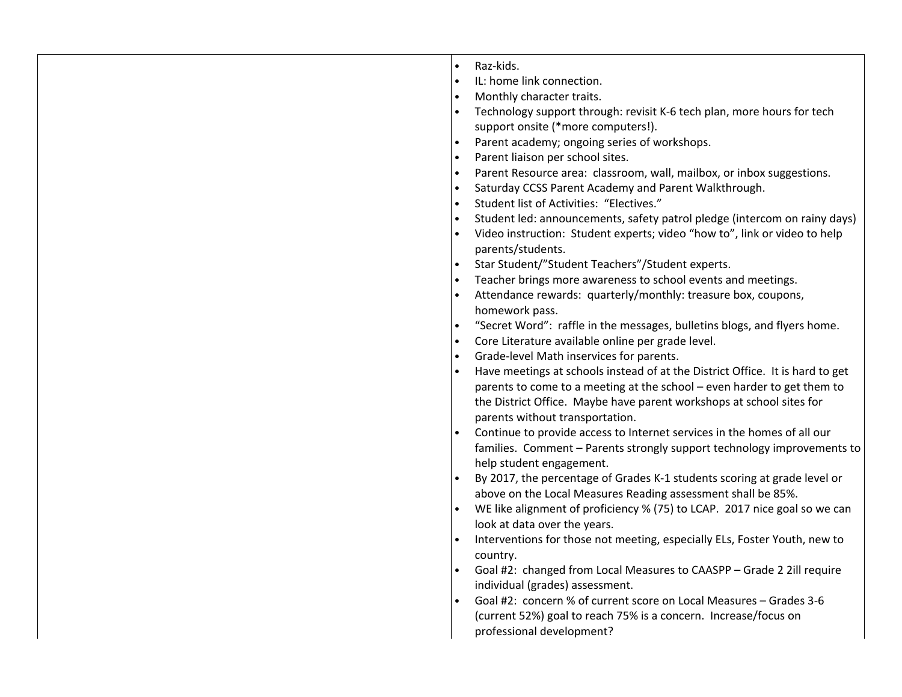| | |
|---|---|
| | - Raz-kids.<br>- IL: home link connection.<br>- Monthly character traits.<br>- Technology support through: revisit K-6 tech plan, more hours for tech support onsite (*more computers!).<br>- Parent academy; ongoing series of workshops.<br>- Parent liaison per school sites.<br>- Parent Resource area: classroom, wall, mailbox, or inbox suggestions.<br>- Saturday CCSS Parent Academy and Parent Walkthrough.<br>- Student list of Activities: "Electives."<br>- Student led: announcements, safety patrol pledge (intercom on rainy days)<br>- Video instruction: Student experts; video "how to", link or video to help parents/students.<br>- Star Student/"Student Teachers"/Student experts.<br>- Teacher brings more awareness to school events and meetings.<br>- Attendance rewards: quarterly/monthly: treasure box, coupons, homework pass.<br>- "Secret Word": raffle in the messages, bulletins blogs, and flyers home.<br>- Core Literature available online per grade level.<br>- Grade-level Math inservices for parents.<br>- Have meetings at schools instead of at the District Office. It is hard to get parents to come to a meeting at the school – even harder to get them to the District Office. Maybe have parent workshops at school sites for parents without transportation.<br>- Continue to provide access to Internet services in the homes of all our families. Comment – Parents strongly support technology improvements to help student engagement.<br>- By 2017, the percentage of Grades K-1 students scoring at grade level or above on the Local Measures Reading assessment shall be 85%.<br>- WE like alignment of proficiency % (75) to LCAP. 2017 nice goal so we can look at data over the years.<br>- Interventions for those not meeting, especially ELs, Foster Youth, new to country.<br>- Goal #2: changed from Local Measures to CAASPP – Grade 2 2ill require individual (grades) assessment.<br>- Goal #2: concern % of current score on Local Measures – Grades 3-6 (current 52%) goal to reach 75% is a concern. Increase/focus on professional development? |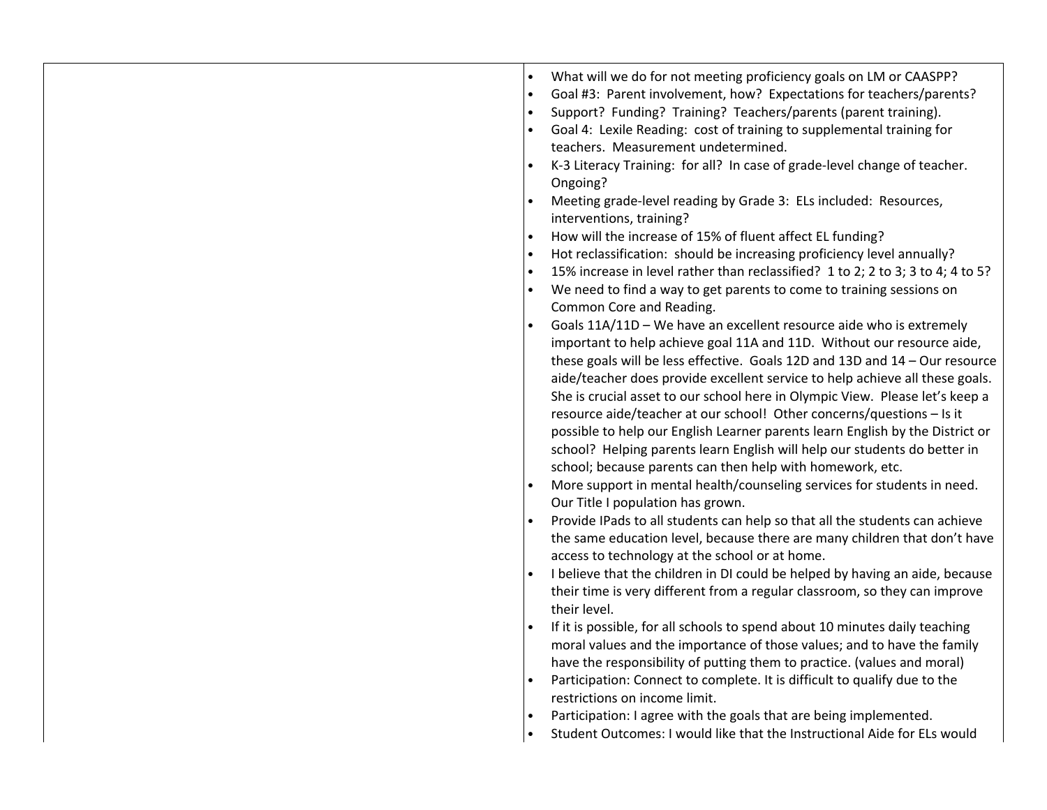| | |
|---|---|
| | • What will we do for not meeting proficiency goals on LM or CAASPP?<br>• Goal #3: Parent involvement, how? Expectations for teachers/parents?<br>• Support? Funding? Training? Teachers/parents (parent training).<br>• Goal 4: Lexile Reading: cost of training to supplemental training for teachers. Measurement undetermined.<br>• K-3 Literacy Training: for all? In case of grade-level change of teacher. Ongoing?<br>• Meeting grade-level reading by Grade 3: ELs included: Resources, interventions, training?<br>• How will the increase of 15% of fluent affect EL funding?<br>• Hot reclassification: should be increasing proficiency level annually?<br>• 15% increase in level rather than reclassified? 1 to 2; 2 to 3; 3 to 4; 4 to 5?<br>• We need to find a way to get parents to come to training sessions on Common Core and Reading.<br>• Goals 11A/11D – We have an excellent resource aide who is extremely important to help achieve goal 11A and 11D. Without our resource aide, these goals will be less effective. Goals 12D and 13D and 14 – Our resource aide/teacher does provide excellent service to help achieve all these goals. She is crucial asset to our school here in Olympic View. Please let's keep a resource aide/teacher at our school! Other concerns/questions – Is it possible to help our English Learner parents learn English by the District or school? Helping parents learn English will help our students do better in school; because parents can then help with homework, etc.<br>• More support in mental health/counseling services for students in need. Our Title I population has grown.<br>• Provide IPads to all students can help so that all the students can achieve the same education level, because there are many children that don't have access to technology at the school or at home.<br>• I believe that the children in DI could be helped by having an aide, because their time is very different from a regular classroom, so they can improve their level.<br>• If it is possible, for all schools to spend about 10 minutes daily teaching moral values and the importance of those values; and to have the family have the responsibility of putting them to practice. (values and moral)<br>• Participation: Connect to complete. It is difficult to qualify due to the restrictions on income limit.<br>• Participation: I agree with the goals that are being implemented.<br>• Student Outcomes: I would like that the Instructional Aide for ELs would |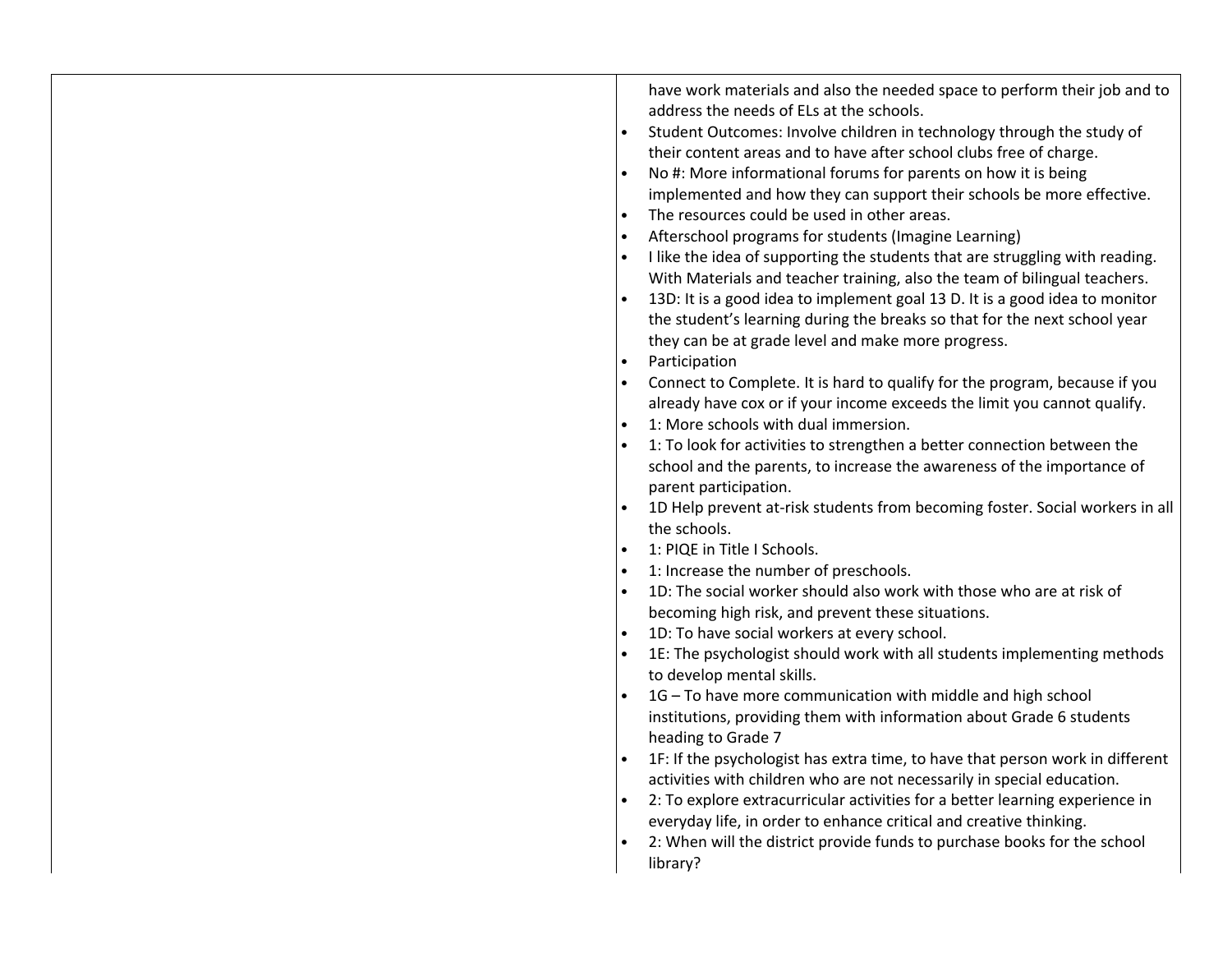| | |
|---|---|
| | have work materials and also the needed space to perform their job and to address the needs of ELs at the schools.<br>• Student Outcomes: Involve children in technology through the study of their content areas and to have after school clubs free of charge.<br>• No #: More informational forums for parents on how it is being implemented and how they can support their schools be more effective.<br>• The resources could be used in other areas.<br>• Afterschool programs for students (Imagine Learning)<br>• I like the idea of supporting the students that are struggling with reading. With Materials and teacher training, also the team of bilingual teachers.<br>• 13D: It is a good idea to implement goal 13 D. It is a good idea to monitor the student's learning during the breaks so that for the next school year they can be at grade level and make more progress.<br>• Participation<br>• Connect to Complete. It is hard to qualify for the program, because if you already have cox or if your income exceeds the limit you cannot qualify.<br>• 1: More schools with dual immersion.<br>• 1: To look for activities to strengthen a better connection between the school and the parents, to increase the awareness of the importance of parent participation.<br>• 1D Help prevent at-risk students from becoming foster. Social workers in all the schools.<br>• 1: PIQE in Title I Schools.<br>• 1: Increase the number of preschools.<br>• 1D: The social worker should also work with those who are at risk of becoming high risk, and prevent these situations.<br>• 1D: To have social workers at every school.<br>• 1E: The psychologist should work with all students implementing methods to develop mental skills.<br>• 1G – To have more communication with middle and high school institutions, providing them with information about Grade 6 students heading to Grade 7<br>• 1F: If the psychologist has extra time, to have that person work in different activities with children who are not necessarily in special education.<br>• 2: To explore extracurricular activities for a better learning experience in everyday life, in order to enhance critical and creative thinking.<br>• 2: When will the district provide funds to purchase books for the school library? |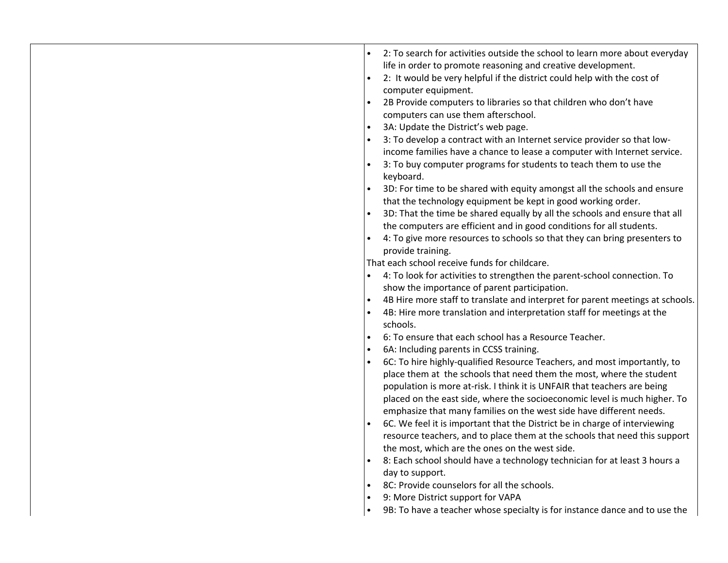| | |
|---|---|
| | • 2: To search for activities outside the school to learn more about everyday life in order to promote reasoning and creative development.<br>• 2: It would be very helpful if the district could help with the cost of computer equipment.<br>• 2B Provide computers to libraries so that children who don't have computers can use them afterschool.<br>• 3A: Update the District's web page.<br>• 3: To develop a contract with an Internet service provider so that low-income families have a chance to lease a computer with Internet service.<br>• 3: To buy computer programs for students to teach them to use the keyboard.<br>• 3D: For time to be shared with equity amongst all the schools and ensure that the technology equipment be kept in good working order.<br>• 3D: That the time be shared equally by all the schools and ensure that all the computers are efficient and in good conditions for all students.<br>• 4: To give more resources to schools so that they can bring presenters to provide training.<br>That each school receive funds for childcare.<br>• 4: To look for activities to strengthen the parent-school connection. To show the importance of parent participation.<br>• 4B Hire more staff to translate and interpret for parent meetings at schools.<br>• 4B: Hire more translation and interpretation staff for meetings at the schools.<br>• 6: To ensure that each school has a Resource Teacher.<br>• 6A: Including parents in CCSS training.<br>• 6C: To hire highly-qualified Resource Teachers, and most importantly, to place them at the schools that need them the most, where the student population is more at-risk. I think it is UNFAIR that teachers are being placed on the east side, where the socioeconomic level is much higher. To emphasize that many families on the west side have different needs.<br>• 6C. We feel it is important that the District be in charge of interviewing resource teachers, and to place them at the schools that need this support the most, which are the ones on the west side.<br>• 8: Each school should have a technology technician for at least 3 hours a day to support.<br>• 8C: Provide counselors for all the schools.<br>• 9: More District support for VAPA<br>• 9B: To have a teacher whose specialty is for instance dance and to use the |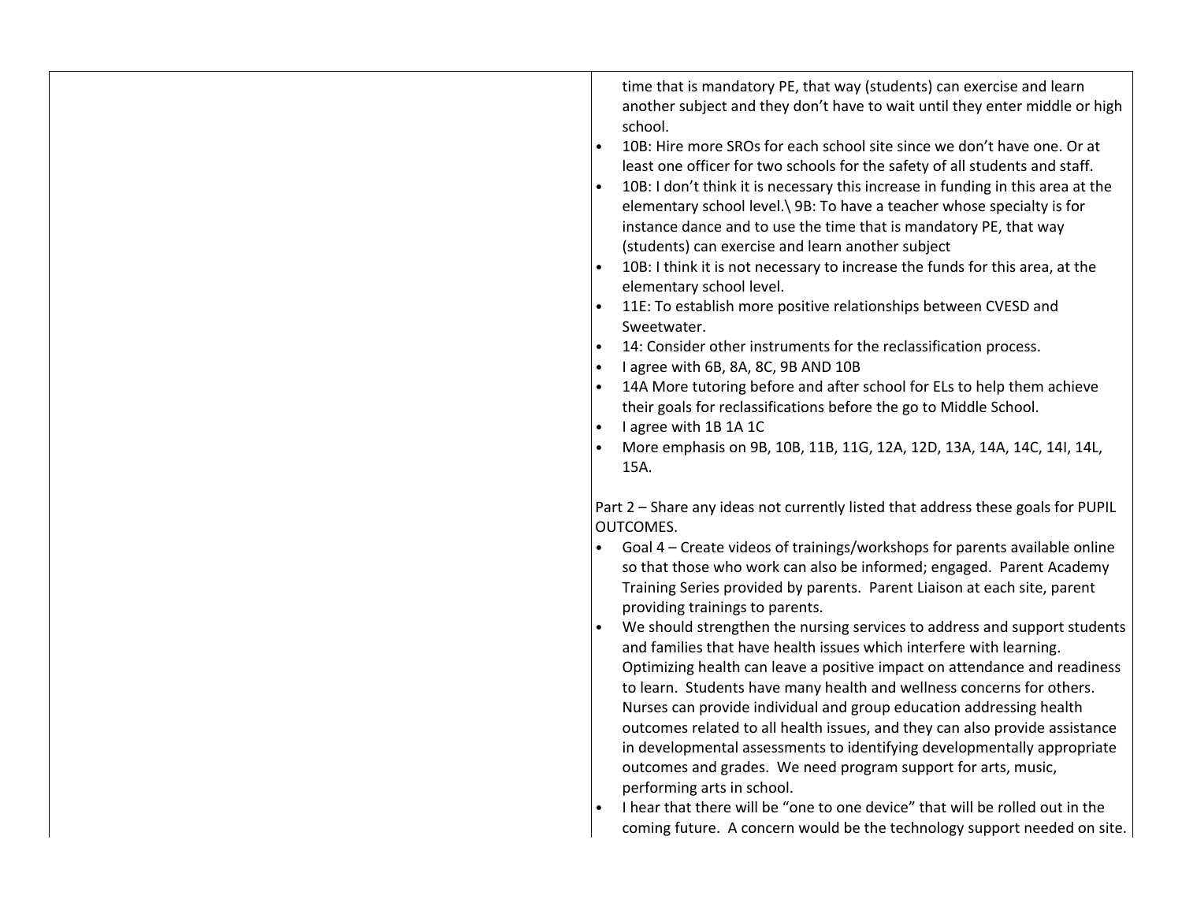| | |
|---|---|
| | time that is mandatory PE, that way (students) can exercise and learn another subject and they don't have to wait until they enter middle or high school.<br>• 10B: Hire more SROs for each school site since we don't have one. Or at least one officer for two schools for the safety of all students and staff.<br>• 10B: I don't think it is necessary this increase in funding in this area at the elementary school level.\ 9B: To have a teacher whose specialty is for instance dance and to use the time that is mandatory PE, that way (students) can exercise and learn another subject<br>• 10B: I think it is not necessary to increase the funds for this area, at the elementary school level.<br>• 11E: To establish more positive relationships between CVESD and Sweetwater.<br>• 14: Consider other instruments for the reclassification process.<br>• I agree with 6B, 8A, 8C, 9B AND 10B<br>• 14A More tutoring before and after school for ELs to help them achieve their goals for reclassifications before the go to Middle School.<br>• I agree with 1B 1A 1C<br>• More emphasis on 9B, 10B, 11B, 11G, 12A, 12D, 13A, 14A, 14C, 14I, 14L, 15A.<br><br>Part 2 – Share any ideas not currently listed that address these goals for PUPIL OUTCOMES.<br>• Goal 4 – Create videos of trainings/workshops for parents available online so that those who work can also be informed; engaged. Parent Academy Training Series provided by parents. Parent Liaison at each site, parent providing trainings to parents.<br>• We should strengthen the nursing services to address and support students and families that have health issues which interfere with learning. Optimizing health can leave a positive impact on attendance and readiness to learn. Students have many health and wellness concerns for others. Nurses can provide individual and group education addressing health outcomes related to all health issues, and they can also provide assistance in developmental assessments to identifying developmentally appropriate outcomes and grades. We need program support for arts, music, performing arts in school.<br>• I hear that there will be "one to one device" that will be rolled out in the coming future. A concern would be the technology support needed on site. |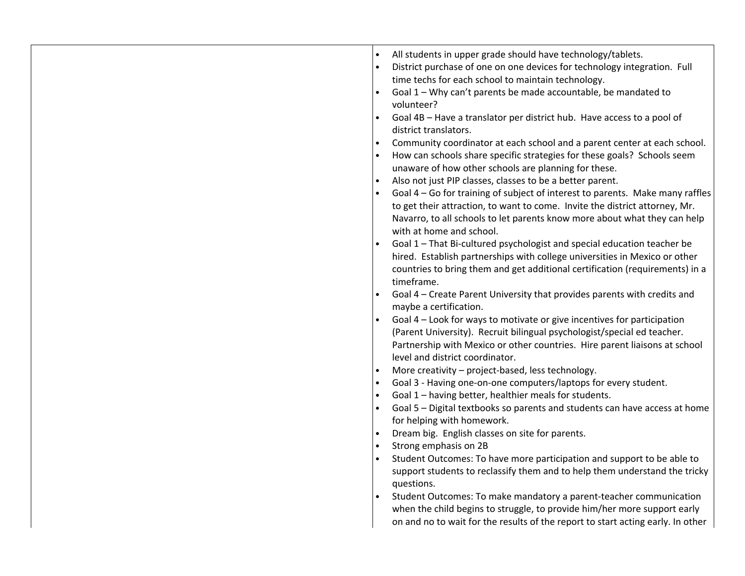| | |
|---|---|
| | • All students in upper grade should have technology/tablets.<br>• District purchase of one on one devices for technology integration. Full time techs for each school to maintain technology.<br>• Goal 1 – Why can't parents be made accountable, be mandated to volunteer?<br>• Goal 4B – Have a translator per district hub. Have access to a pool of district translators.<br>• Community coordinator at each school and a parent center at each school.<br>• How can schools share specific strategies for these goals? Schools seem unaware of how other schools are planning for these.<br>• Also not just PIP classes, classes to be a better parent.<br>• Goal 4 – Go for training of subject of interest to parents. Make many raffles to get their attraction, to want to come. Invite the district attorney, Mr. Navarro, to all schools to let parents know more about what they can help with at home and school.<br>• Goal 1 – That Bi-cultured psychologist and special education teacher be hired. Establish partnerships with college universities in Mexico or other countries to bring them and get additional certification (requirements) in a timeframe.<br>• Goal 4 – Create Parent University that provides parents with credits and maybe a certification.<br>• Goal 4 – Look for ways to motivate or give incentives for participation (Parent University). Recruit bilingual psychologist/special ed teacher. Partnership with Mexico or other countries. Hire parent liaisons at school level and district coordinator.<br>• More creativity – project-based, less technology.<br>• Goal 3 - Having one-on-one computers/laptops for every student.<br>• Goal 1 – having better, healthier meals for students.<br>• Goal 5 – Digital textbooks so parents and students can have access at home for helping with homework.<br>• Dream big. English classes on site for parents.<br>• Strong emphasis on 2B<br>• Student Outcomes: To have more participation and support to be able to support students to reclassify them and to help them understand the tricky questions.<br>• Student Outcomes: To make mandatory a parent-teacher communication when the child begins to struggle, to provide him/her more support early on and no to wait for the results of the report to start acting early. In other |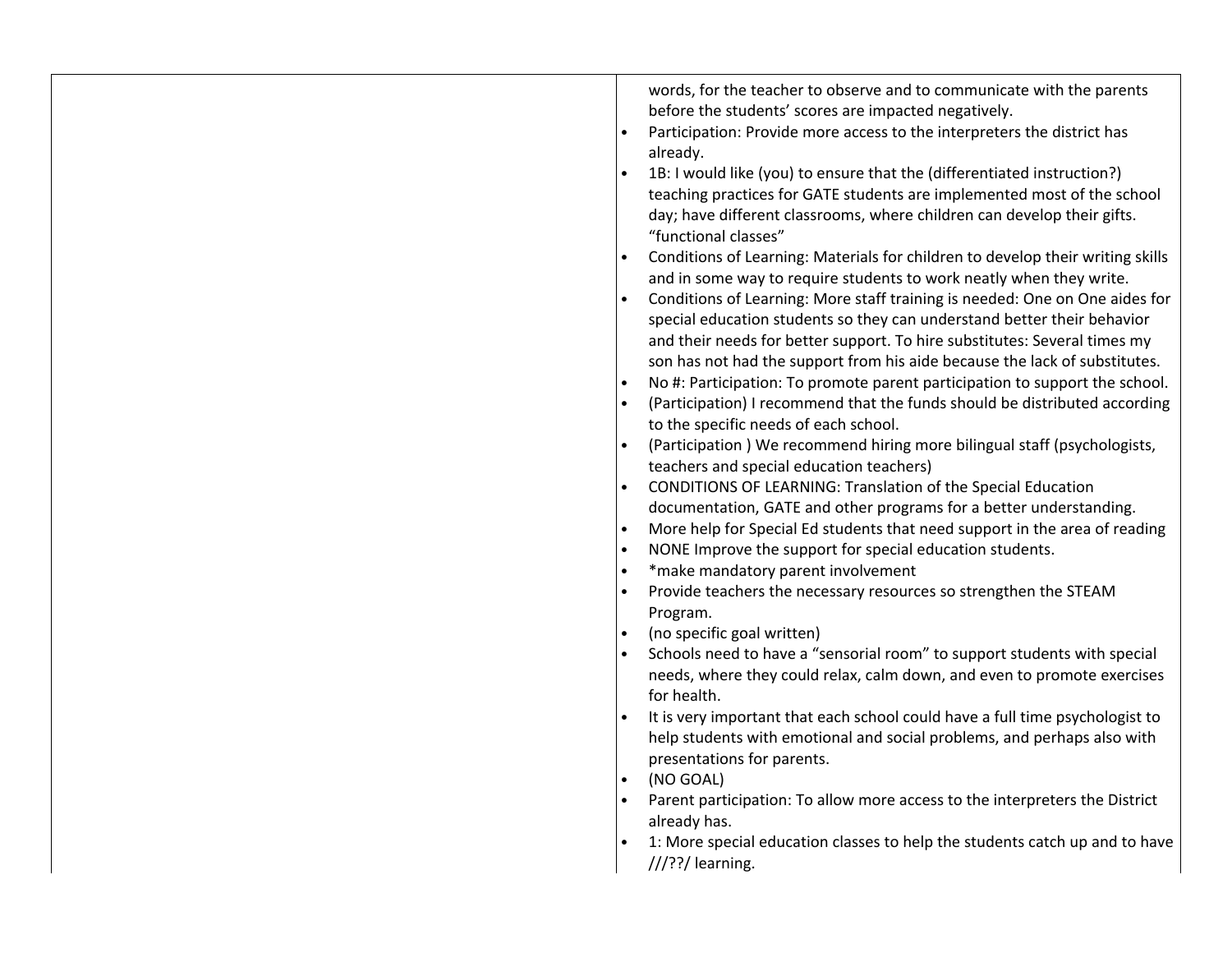| | |
|---|---|
| | words, for the teacher to observe and to communicate with the parents before the students' scores are impacted negatively.<br>• Participation: Provide more access to the interpreters the district has already.<br>• 1B: I would like (you) to ensure that the (differentiated instruction?) teaching practices for GATE students are implemented most of the school day; have different classrooms, where children can develop their gifts. "functional classes"<br>• Conditions of Learning: Materials for children to develop their writing skills and in some way to require students to work neatly when they write.<br>• Conditions of Learning: More staff training is needed: One on One aides for special education students so they can understand better their behavior and their needs for better support. To hire substitutes: Several times my son has not had the support from his aide because the lack of substitutes.<br>• No #: Participation: To promote parent participation to support the school.<br>• (Participation) I recommend that the funds should be distributed according to the specific needs of each school.<br>• (Participation ) We recommend hiring more bilingual staff (psychologists, teachers and special education teachers)<br>• CONDITIONS OF LEARNING: Translation of the Special Education documentation, GATE and other programs for a better understanding.<br>• More help for Special Ed students that need support in the area of reading<br>• NONE Improve the support for special education students.<br>• *make mandatory parent involvement<br>• Provide teachers the necessary resources so strengthen the STEAM Program.<br>• (no specific goal written)<br>• Schools need to have a "sensorial room" to support students with special needs, where they could relax, calm down, and even to promote exercises for health.<br>• It is very important that each school could have a full time psychologist to help students with emotional and social problems, and perhaps also with presentations for parents.<br>• (NO GOAL)<br>• Parent participation: To allow more access to the interpreters the District already has.<br>• 1: More special education classes to help the students catch up and to have ///??/ learning. |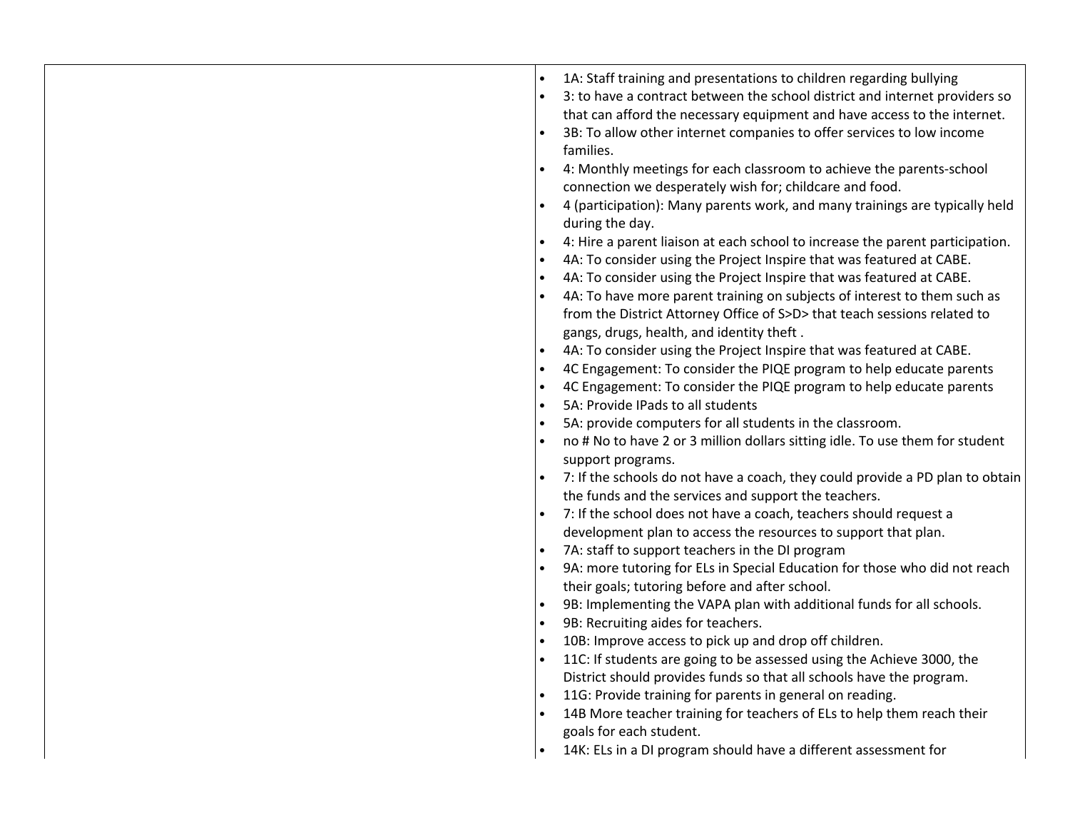| | |
|---|---|
| | • 1A: Staff training and presentations to children regarding bullying<br>• 3: to have a contract between the school district and internet providers so that can afford the necessary equipment and have access to the internet.<br>• 3B: To allow other internet companies to offer services to low income families.<br>• 4: Monthly meetings for each classroom to achieve the parents-school connection we desperately wish for; childcare and food.<br>• 4 (participation): Many parents work, and many trainings are typically held during the day.<br>• 4: Hire a parent liaison at each school to increase the parent participation.<br>• 4A: To consider using the Project Inspire that was featured at CABE.<br>• 4A: To consider using the Project Inspire that was featured at CABE.<br>• 4A: To have more parent training on subjects of interest to them such as from the District Attorney Office of S>D> that teach sessions related to gangs, drugs, health, and identity theft .<br>• 4A: To consider using the Project Inspire that was featured at CABE.<br>• 4C Engagement: To consider the PIQE program to help educate parents<br>• 4C Engagement: To consider the PIQE program to help educate parents<br>• 5A: Provide IPads to all students<br>• 5A: provide computers for all students in the classroom.<br>• no # No to have 2 or 3 million dollars sitting idle. To use them for student support programs.<br>• 7: If the schools do not have a coach, they could provide a PD plan to obtain the funds and the services and support the teachers.<br>• 7: If the school does not have a coach, teachers should request a development plan to access the resources to support that plan.<br>• 7A: staff to support teachers in the DI program<br>• 9A: more tutoring for ELs in Special Education for those who did not reach their goals; tutoring before and after school.<br>• 9B: Implementing the VAPA plan with additional funds for all schools.<br>• 9B: Recruiting aides for teachers.<br>• 10B: Improve access to pick up and drop off children.<br>• 11C: If students are going to be assessed using the Achieve 3000, the District should provides funds so that all schools have the program.<br>• 11G: Provide training for parents in general on reading.<br>• 14B More teacher training for teachers of ELs to help them reach their goals for each student.<br>• 14K: ELs in a DI program should have a different assessment for |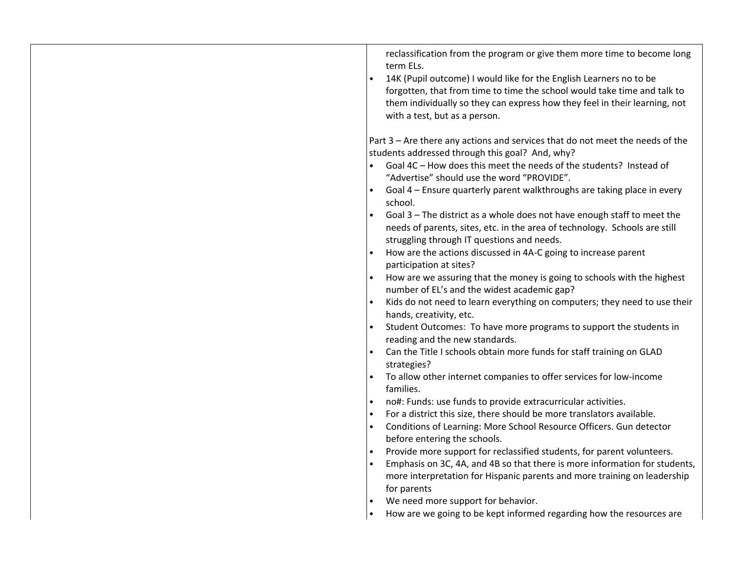reclassification from the program or give them more time to become long term ELs.

- 14K (Pupil outcome) I would like for the English Learners no to be forgotten, that from time to time the school would take time and talk to them individually so they can express how they feel in their learning, not with a test, but as a person.

Part 3 – Are there any actions and services that do not meet the needs of the students addressed through this goal? And, why?

- Goal 4C – How does this meet the needs of the students? Instead of "Advertise" should use the word "PROVIDE".
- Goal 4 – Ensure quarterly parent walkthroughs are taking place in every school.
- Goal 3 – The district as a whole does not have enough staff to meet the needs of parents, sites, etc. in the area of technology. Schools are still struggling through IT questions and needs.
- How are the actions discussed in 4A-C going to increase parent participation at sites?
- How are we assuring that the money is going to schools with the highest number of EL's and the widest academic gap?
- Kids do not need to learn everything on computers; they need to use their hands, creativity, etc.
- Student Outcomes: To have more programs to support the students in reading and the new standards.
- Can the Title I schools obtain more funds for staff training on GLAD strategies?
- To allow other internet companies to offer services for low-income families.
- no#: Funds: use funds to provide extracurricular activities.
- For a district this size, there should be more translators available.
- Conditions of Learning: More School Resource Officers. Gun detector before entering the schools.
- Provide more support for reclassified students, for parent volunteers.
- Emphasis on 3C, 4A, and 4B so that there is more information for students, more interpretation for Hispanic parents and more training on leadership for parents
- We need more support for behavior.
- How are we going to be kept informed regarding how the resources are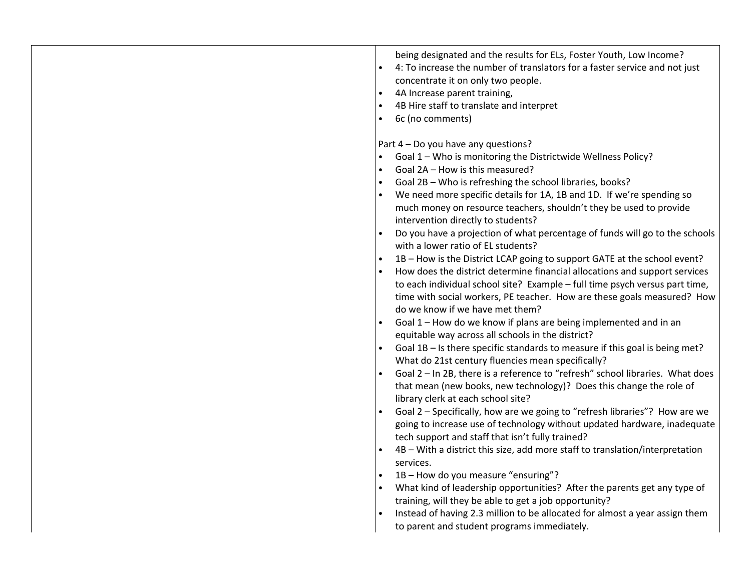| | |
|---|---|
| | being designated and the results for ELs, Foster Youth, Low Income?<br>• 4: To increase the number of translators for a faster service and not just concentrate it on only two people.<br>• 4A Increase parent training,<br>• 4B Hire staff to translate and interpret<br>• 6c (no comments)<br><br>Part 4 – Do you have any questions?<br>• Goal 1 – Who is monitoring the Districtwide Wellness Policy?<br>• Goal 2A – How is this measured?<br>• Goal 2B – Who is refreshing the school libraries, books?<br>• We need more specific details for 1A, 1B and 1D. If we're spending so much money on resource teachers, shouldn't they be used to provide intervention directly to students?<br>• Do you have a projection of what percentage of funds will go to the schools with a lower ratio of EL students?<br>• 1B – How is the District LCAP going to support GATE at the school event?<br>• How does the district determine financial allocations and support services to each individual school site? Example – full time psych versus part time, time with social workers, PE teacher. How are these goals measured? How do we know if we have met them?<br>• Goal 1 – How do we know if plans are being implemented and in an equitable way across all schools in the district?<br>• Goal 1B – Is there specific standards to measure if this goal is being met? What do 21st century fluencies mean specifically?<br>• Goal 2 – In 2B, there is a reference to "refresh" school libraries. What does that mean (new books, new technology)? Does this change the role of library clerk at each school site?<br>• Goal 2 – Specifically, how are we going to "refresh libraries"? How are we going to increase use of technology without updated hardware, inadequate tech support and staff that isn't fully trained?<br>• 4B – With a district this size, add more staff to translation/interpretation services.<br>• 1B – How do you measure "ensuring"?<br>• What kind of leadership opportunities? After the parents get any type of training, will they be able to get a job opportunity?<br>• Instead of having 2.3 million to be allocated for almost a year assign them to parent and student programs immediately. |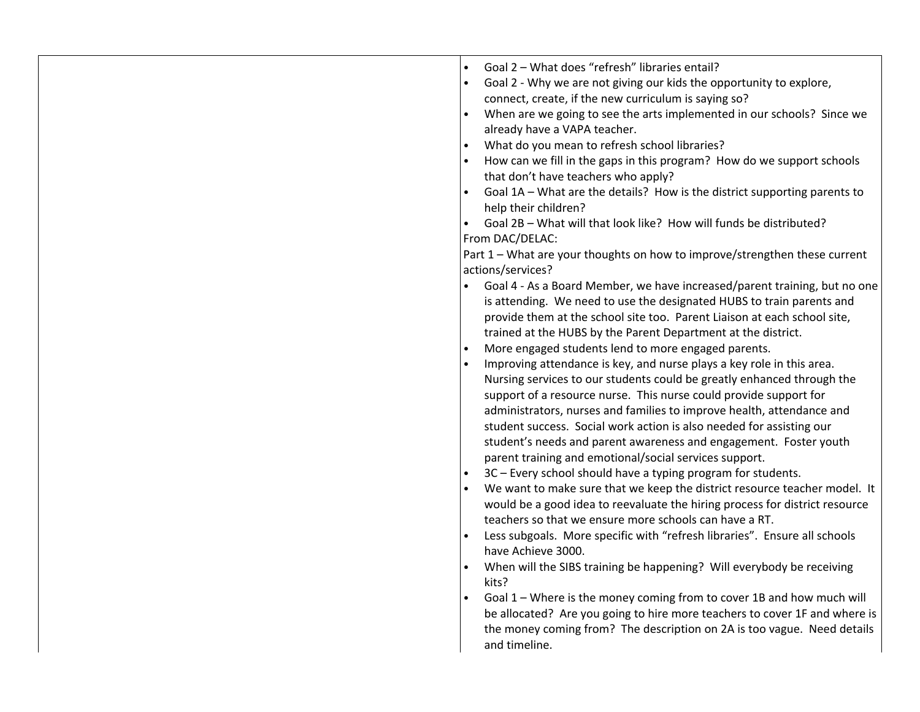| | |
|---|---|
| | • Goal 2 – What does "refresh" libraries entail?<br>• Goal 2 - Why we are not giving our kids the opportunity to explore, connect, create, if the new curriculum is saying so?<br>• When are we going to see the arts implemented in our schools? Since we already have a VAPA teacher.<br>• What do you mean to refresh school libraries?<br>• How can we fill in the gaps in this program? How do we support schools that don't have teachers who apply?<br>• Goal 1A – What are the details? How is the district supporting parents to help their children?<br>• Goal 2B – What will that look like? How will funds be distributed?<br>From DAC/DELAC:<br>Part 1 – What are your thoughts on how to improve/strengthen these current actions/services?<br>• Goal 4 - As a Board Member, we have increased/parent training, but no one is attending. We need to use the designated HUBS to train parents and provide them at the school site too. Parent Liaison at each school site, trained at the HUBS by the Parent Department at the district.<br>• More engaged students lend to more engaged parents.<br>• Improving attendance is key, and nurse plays a key role in this area. Nursing services to our students could be greatly enhanced through the support of a resource nurse. This nurse could provide support for administrators, nurses and families to improve health, attendance and student success. Social work action is also needed for assisting our student's needs and parent awareness and engagement. Foster youth parent training and emotional/social services support.<br>• 3C – Every school should have a typing program for students.<br>• We want to make sure that we keep the district resource teacher model. It would be a good idea to reevaluate the hiring process for district resource teachers so that we ensure more schools can have a RT.<br>• Less subgoals. More specific with "refresh libraries". Ensure all schools have Achieve 3000.<br>• When will the SIBS training be happening? Will everybody be receiving kits?<br>• Goal 1 – Where is the money coming from to cover 1B and how much will be allocated? Are you going to hire more teachers to cover 1F and where is the money coming from? The description on 2A is too vague. Need details and timeline. |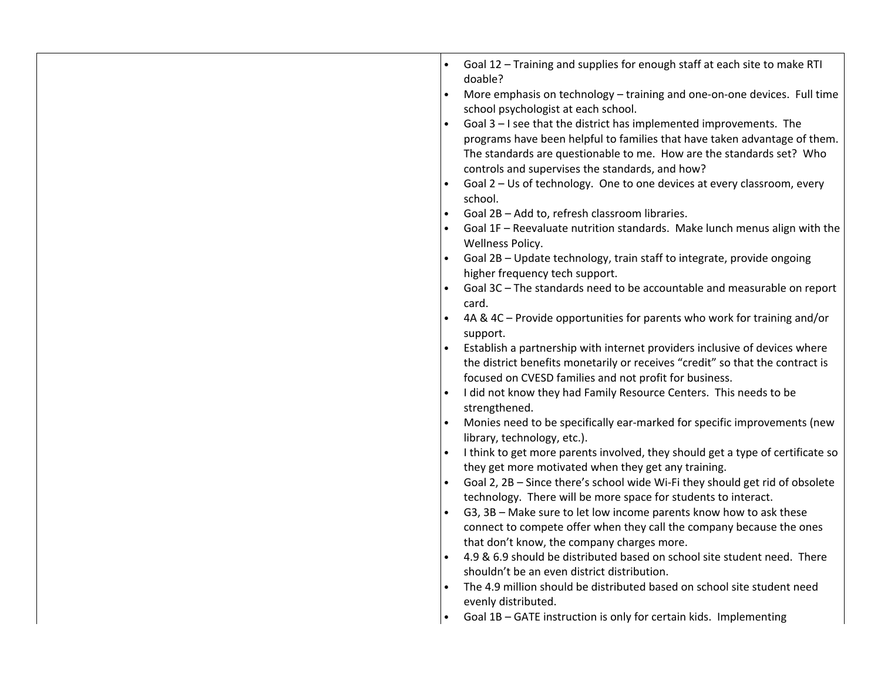| | |
|---|---|
| | • Goal 12 – Training and supplies for enough staff at each site to make RTI doable?<br>• More emphasis on technology – training and one-on-one devices. Full time school psychologist at each school.<br>• Goal 3 – I see that the district has implemented improvements. The programs have been helpful to families that have taken advantage of them. The standards are questionable to me. How are the standards set? Who controls and supervises the standards, and how?<br>• Goal 2 – Us of technology. One to one devices at every classroom, every school.<br>• Goal 2B – Add to, refresh classroom libraries.<br>• Goal 1F – Reevaluate nutrition standards. Make lunch menus align with the Wellness Policy.<br>• Goal 2B – Update technology, train staff to integrate, provide ongoing higher frequency tech support.<br>• Goal 3C – The standards need to be accountable and measurable on report card.<br>• 4A & 4C – Provide opportunities for parents who work for training and/or support.<br>• Establish a partnership with internet providers inclusive of devices where the district benefits monetarily or receives "credit" so that the contract is focused on CVESD families and not profit for business.<br>• I did not know they had Family Resource Centers. This needs to be strengthened.<br>• Monies need to be specifically ear-marked for specific improvements (new library, technology, etc.).<br>• I think to get more parents involved, they should get a type of certificate so they get more motivated when they get any training.<br>• Goal 2, 2B – Since there's school wide Wi-Fi they should get rid of obsolete technology. There will be more space for students to interact.<br>• G3, 3B – Make sure to let low income parents know how to ask these connect to compete offer when they call the company because the ones that don't know, the company charges more.<br>• 4.9 & 6.9 should be distributed based on school site student need. There shouldn't be an even district distribution.<br>• The 4.9 million should be distributed based on school site student need evenly distributed.<br>• Goal 1B – GATE instruction is only for certain kids. Implementing |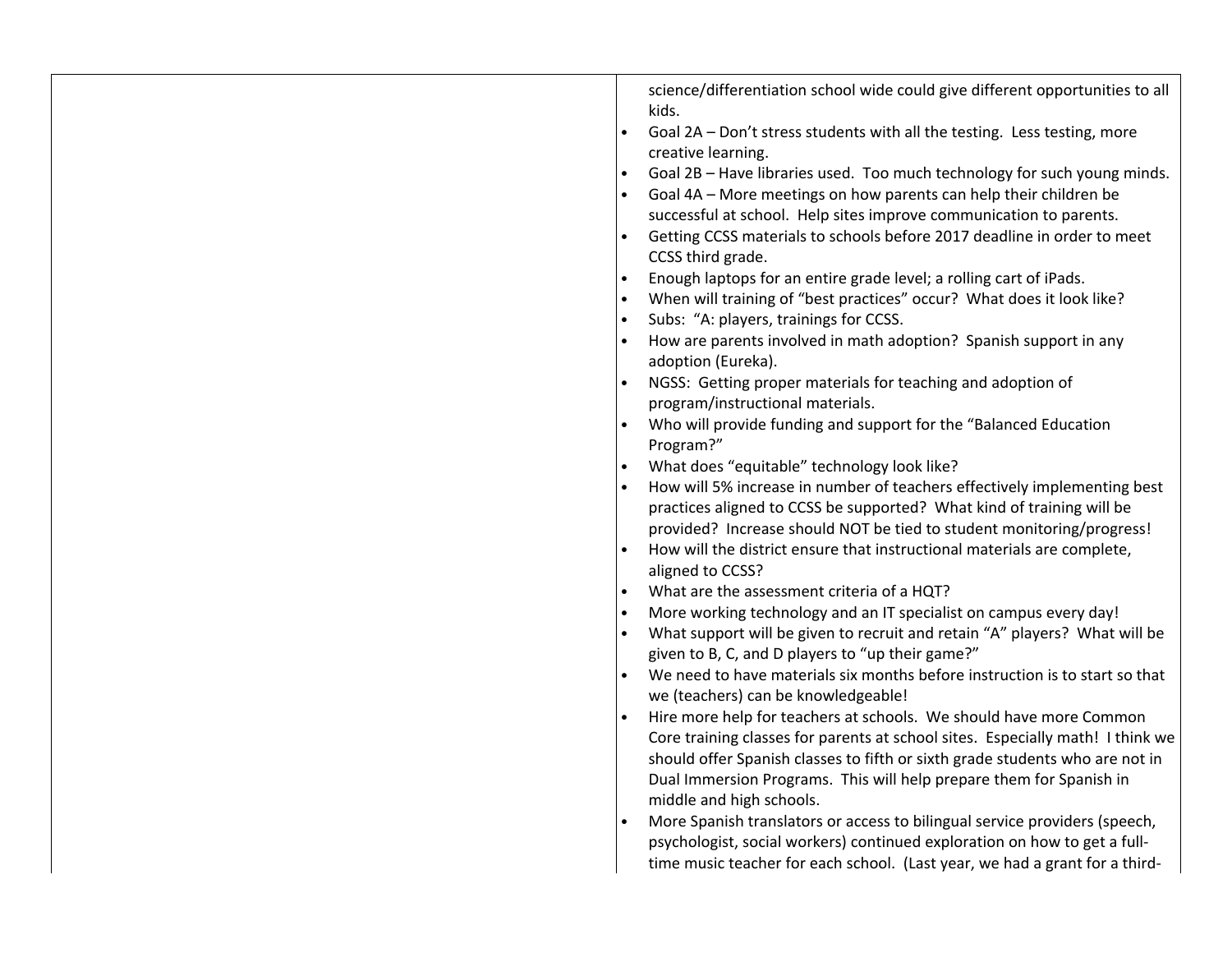| | |
|---|---|
| | science/differentiation school wide could give different opportunities to all kids.<br>• Goal 2A – Don't stress students with all the testing. Less testing, more creative learning.<br>• Goal 2B – Have libraries used. Too much technology for such young minds.<br>• Goal 4A – More meetings on how parents can help their children be successful at school. Help sites improve communication to parents.<br>• Getting CCSS materials to schools before 2017 deadline in order to meet CCSS third grade.<br>• Enough laptops for an entire grade level; a rolling cart of iPads.<br>• When will training of "best practices" occur? What does it look like?<br>• Subs: "A: players, trainings for CCSS.<br>• How are parents involved in math adoption? Spanish support in any adoption (Eureka).<br>• NGSS: Getting proper materials for teaching and adoption of program/instructional materials.<br>• Who will provide funding and support for the "Balanced Education Program?"<br>• What does "equitable" technology look like?<br>• How will 5% increase in number of teachers effectively implementing best practices aligned to CCSS be supported? What kind of training will be provided? Increase should NOT be tied to student monitoring/progress!<br>• How will the district ensure that instructional materials are complete, aligned to CCSS?<br>• What are the assessment criteria of a HQT?<br>• More working technology and an IT specialist on campus every day!<br>• What support will be given to recruit and retain "A" players? What will be given to B, C, and D players to "up their game?"<br>• We need to have materials six months before instruction is to start so that we (teachers) can be knowledgeable!<br>• Hire more help for teachers at schools. We should have more Common Core training classes for parents at school sites. Especially math! I think we should offer Spanish classes to fifth or sixth grade students who are not in Dual Immersion Programs. This will help prepare them for Spanish in middle and high schools.<br>• More Spanish translators or access to bilingual service providers (speech, psychologist, social workers) continued exploration on how to get a full-time music teacher for each school. (Last year, we had a grant for a third- |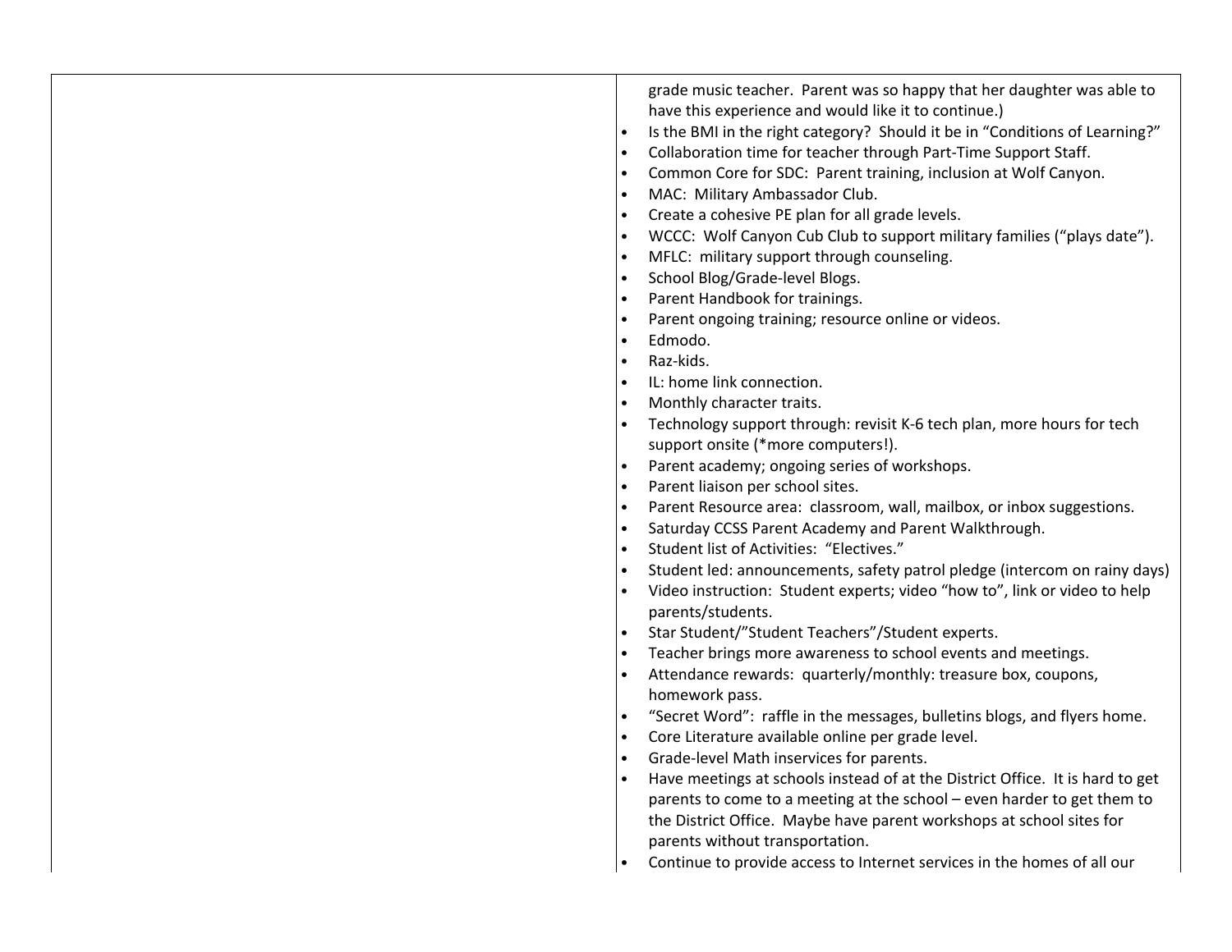| | |
|---|---|
| | grade music teacher. Parent was so happy that her daughter was able to have this experience and would like it to continue.)<br>• Is the BMI in the right category? Should it be in "Conditions of Learning?"<br>• Collaboration time for teacher through Part-Time Support Staff.<br>• Common Core for SDC: Parent training, inclusion at Wolf Canyon.<br>• MAC: Military Ambassador Club.<br>• Create a cohesive PE plan for all grade levels.<br>• WCCC: Wolf Canyon Cub Club to support military families ("plays date").<br>• MFLC: military support through counseling.<br>• School Blog/Grade-level Blogs.<br>• Parent Handbook for trainings.<br>• Parent ongoing training; resource online or videos.<br>• Edmodo.<br>• Raz-kids.<br>• IL: home link connection.<br>• Monthly character traits.<br>• Technology support through: revisit K-6 tech plan, more hours for tech support onsite (*more computers!).<br>• Parent academy; ongoing series of workshops.<br>• Parent liaison per school sites.<br>• Parent Resource area: classroom, wall, mailbox, or inbox suggestions.<br>• Saturday CCSS Parent Academy and Parent Walkthrough.<br>• Student list of Activities: "Electives."<br>• Student led: announcements, safety patrol pledge (intercom on rainy days)<br>• Video instruction: Student experts; video "how to", link or video to help parents/students.<br>• Star Student/"Student Teachers"/Student experts.<br>• Teacher brings more awareness to school events and meetings.<br>• Attendance rewards: quarterly/monthly: treasure box, coupons, homework pass.<br>• "Secret Word": raffle in the messages, bulletins blogs, and flyers home.<br>• Core Literature available online per grade level.<br>• Grade-level Math inservices for parents.<br>• Have meetings at schools instead of at the District Office. It is hard to get parents to come to a meeting at the school – even harder to get them to the District Office. Maybe have parent workshops at school sites for parents without transportation.<br>• Continue to provide access to Internet services in the homes of all our |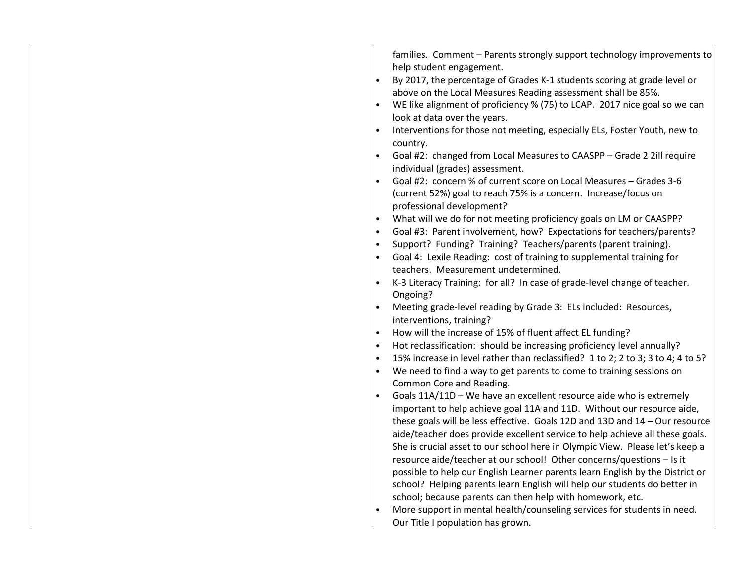| | |
|---|---|
| | families. Comment – Parents strongly support technology improvements to help student engagement.<br>• By 2017, the percentage of Grades K-1 students scoring at grade level or above on the Local Measures Reading assessment shall be 85%.<br>• WE like alignment of proficiency % (75) to LCAP. 2017 nice goal so we can look at data over the years.<br>• Interventions for those not meeting, especially ELs, Foster Youth, new to country.<br>• Goal #2: changed from Local Measures to CAASPP – Grade 2 2ill require individual (grades) assessment.<br>• Goal #2: concern % of current score on Local Measures – Grades 3-6 (current 52%) goal to reach 75% is a concern. Increase/focus on professional development?<br>• What will we do for not meeting proficiency goals on LM or CAASPP?<br>• Goal #3: Parent involvement, how? Expectations for teachers/parents?<br>• Support? Funding? Training? Teachers/parents (parent training).<br>• Goal 4: Lexile Reading: cost of training to supplemental training for teachers. Measurement undetermined.<br>• K-3 Literacy Training: for all? In case of grade-level change of teacher. Ongoing?<br>• Meeting grade-level reading by Grade 3: ELs included: Resources, interventions, training?<br>• How will the increase of 15% of fluent affect EL funding?<br>• Hot reclassification: should be increasing proficiency level annually?<br>• 15% increase in level rather than reclassified? 1 to 2; 2 to 3; 3 to 4; 4 to 5?<br>• We need to find a way to get parents to come to training sessions on Common Core and Reading.<br>• Goals 11A/11D – We have an excellent resource aide who is extremely important to help achieve goal 11A and 11D. Without our resource aide, these goals will be less effective. Goals 12D and 13D and 14 – Our resource aide/teacher does provide excellent service to help achieve all these goals. She is crucial asset to our school here in Olympic View. Please let's keep a resource aide/teacher at our school! Other concerns/questions – Is it possible to help our English Learner parents learn English by the District or school? Helping parents learn English will help our students do better in school; because parents can then help with homework, etc.<br>• More support in mental health/counseling services for students in need. Our Title I population has grown. |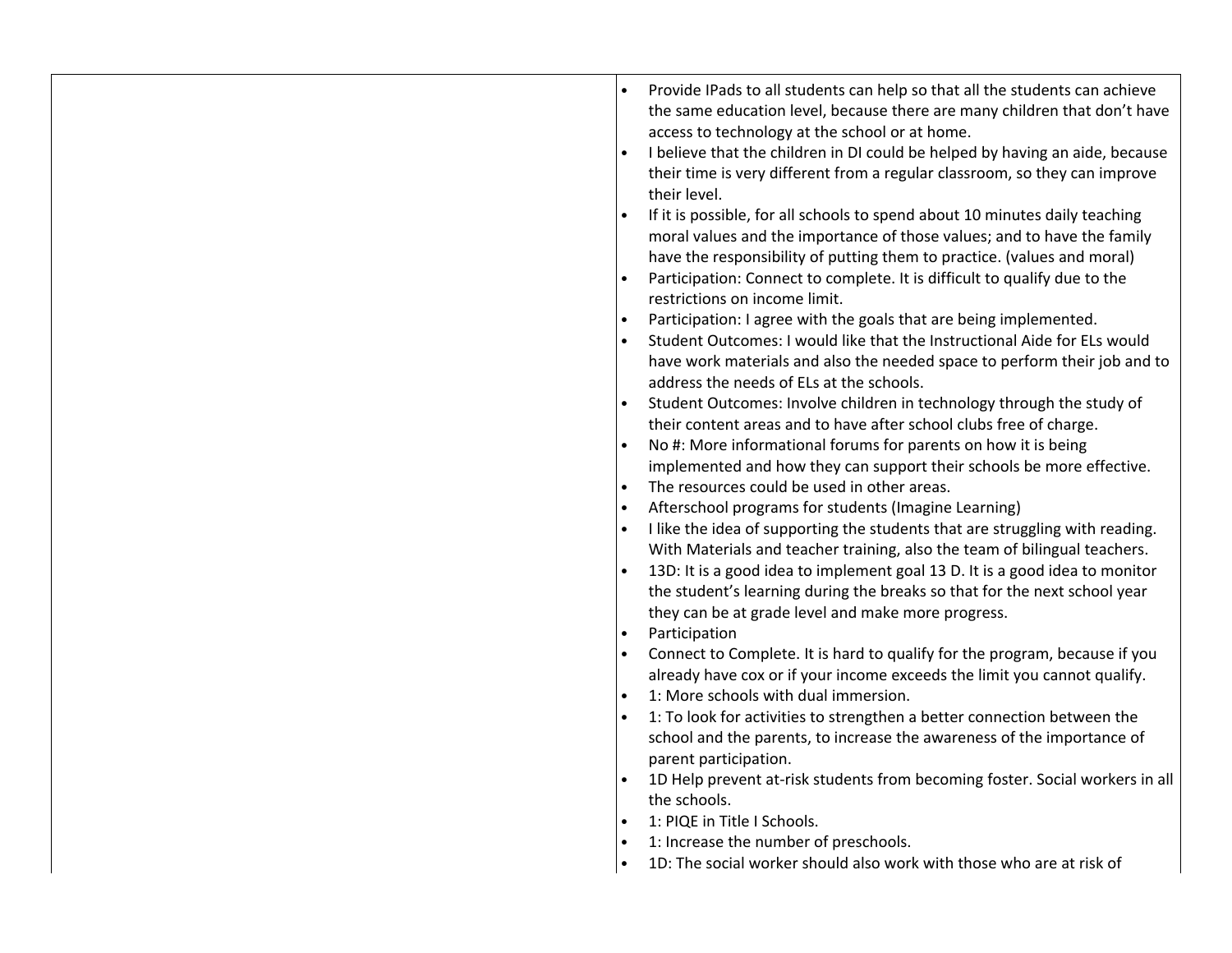| | |
|---|---|
| | • Provide IPads to all students can help so that all the students can achieve the same education level, because there are many children that don't have access to technology at the school or at home.<br>• I believe that the children in DI could be helped by having an aide, because their time is very different from a regular classroom, so they can improve their level.<br>• If it is possible, for all schools to spend about 10 minutes daily teaching moral values and the importance of those values; and to have the family have the responsibility of putting them to practice. (values and moral)<br>• Participation: Connect to complete. It is difficult to qualify due to the restrictions on income limit.<br>• Participation: I agree with the goals that are being implemented.<br>• Student Outcomes: I would like that the Instructional Aide for ELs would have work materials and also the needed space to perform their job and to address the needs of ELs at the schools.<br>• Student Outcomes: Involve children in technology through the study of their content areas and to have after school clubs free of charge.<br>• No #: More informational forums for parents on how it is being implemented and how they can support their schools be more effective.<br>• The resources could be used in other areas.<br>• Afterschool programs for students (Imagine Learning)<br>• I like the idea of supporting the students that are struggling with reading. With Materials and teacher training, also the team of bilingual teachers.<br>• 13D: It is a good idea to implement goal 13 D. It is a good idea to monitor the student's learning during the breaks so that for the next school year they can be at grade level and make more progress.<br>• Participation<br>• Connect to Complete. It is hard to qualify for the program, because if you already have cox or if your income exceeds the limit you cannot qualify.<br>• 1: More schools with dual immersion.<br>• 1: To look for activities to strengthen a better connection between the school and the parents, to increase the awareness of the importance of parent participation.<br>• 1D Help prevent at-risk students from becoming foster. Social workers in all the schools.<br>• 1: PIQE in Title I Schools.<br>• 1: Increase the number of preschools.<br>• 1D: The social worker should also work with those who are at risk of |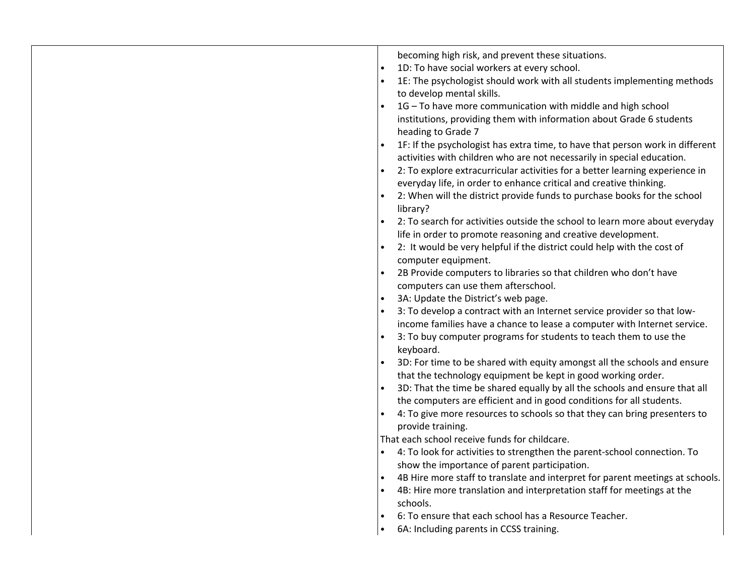| | |
|---|---|
| | becoming high risk, and prevent these situations.<br>• 1D: To have social workers at every school.<br>• 1E: The psychologist should work with all students implementing methods to develop mental skills.<br>• 1G – To have more communication with middle and high school institutions, providing them with information about Grade 6 students heading to Grade 7<br>• 1F: If the psychologist has extra time, to have that person work in different activities with children who are not necessarily in special education.<br>• 2: To explore extracurricular activities for a better learning experience in everyday life, in order to enhance critical and creative thinking.<br>• 2: When will the district provide funds to purchase books for the school library?<br>• 2: To search for activities outside the school to learn more about everyday life in order to promote reasoning and creative development.<br>• 2: It would be very helpful if the district could help with the cost of computer equipment.<br>• 2B Provide computers to libraries so that children who don't have computers can use them afterschool.<br>• 3A: Update the District's web page.<br>• 3: To develop a contract with an Internet service provider so that low-income families have a chance to lease a computer with Internet service.<br>• 3: To buy computer programs for students to teach them to use the keyboard.<br>• 3D: For time to be shared with equity amongst all the schools and ensure that the technology equipment be kept in good working order.<br>• 3D: That the time be shared equally by all the schools and ensure that all the computers are efficient and in good conditions for all students.<br>• 4: To give more resources to schools so that they can bring presenters to provide training.<br>That each school receive funds for childcare.<br>• 4: To look for activities to strengthen the parent-school connection. To show the importance of parent participation.<br>• 4B Hire more staff to translate and interpret for parent meetings at schools.<br>• 4B: Hire more translation and interpretation staff for meetings at the schools.<br>• 6: To ensure that each school has a Resource Teacher.<br>• 6A: Including parents in CCSS training. |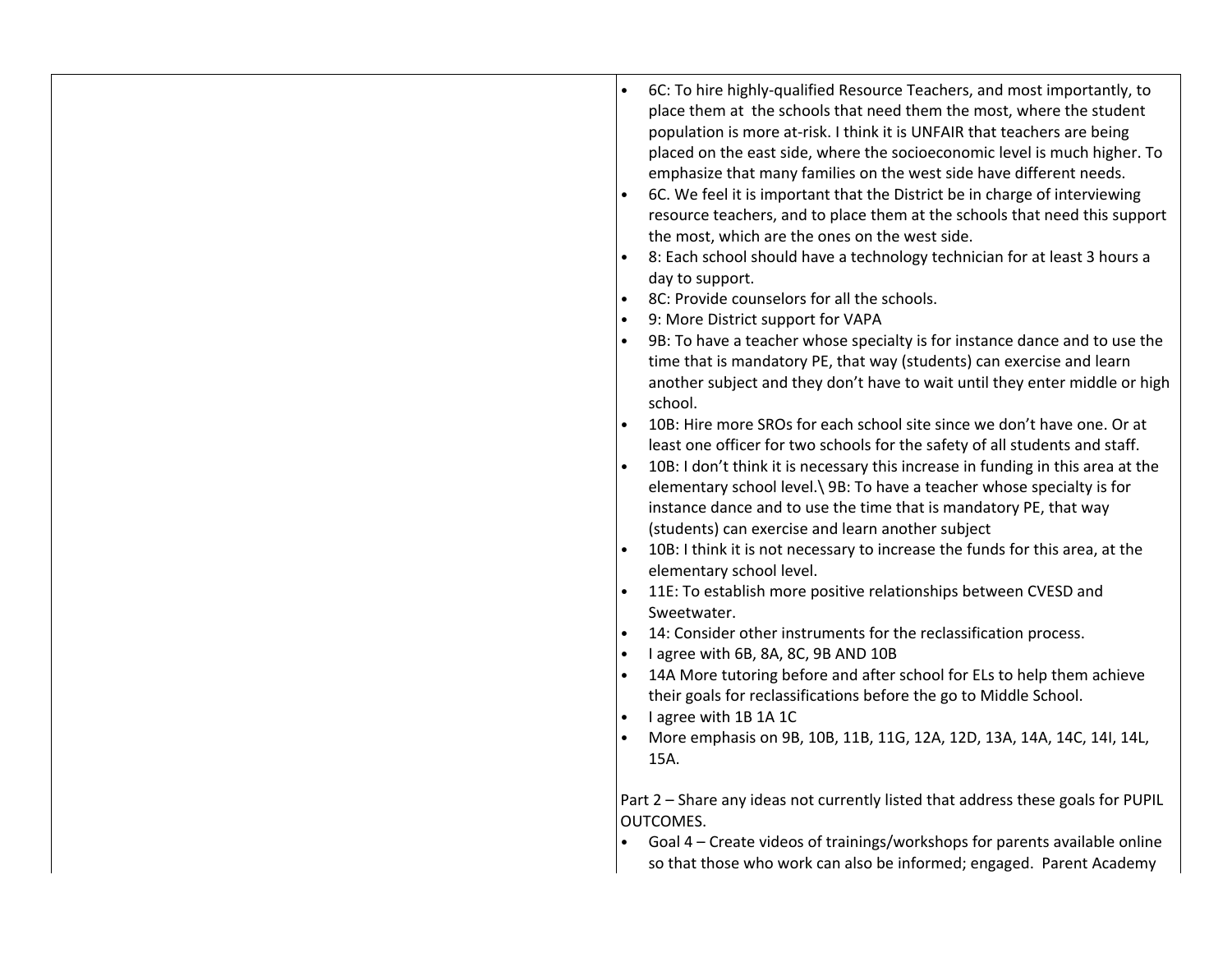| | |
|---|---|
| | • 6C: To hire highly-qualified Resource Teachers, and most importantly, to place them at the schools that need them the most, where the student population is more at-risk. I think it is UNFAIR that teachers are being placed on the east side, where the socioeconomic level is much higher. To emphasize that many families on the west side have different needs.<br>• 6C. We feel it is important that the District be in charge of interviewing resource teachers, and to place them at the schools that need this support the most, which are the ones on the west side.<br>• 8: Each school should have a technology technician for at least 3 hours a day to support.<br>• 8C: Provide counselors for all the schools.<br>• 9: More District support for VAPA<br>• 9B: To have a teacher whose specialty is for instance dance and to use the time that is mandatory PE, that way (students) can exercise and learn another subject and they don't have to wait until they enter middle or high school.<br>• 10B: Hire more SROs for each school site since we don't have one. Or at least one officer for two schools for the safety of all students and staff.<br>• 10B: I don't think it is necessary this increase in funding in this area at the elementary school level.\ 9B: To have a teacher whose specialty is for instance dance and to use the time that is mandatory PE, that way (students) can exercise and learn another subject<br>• 10B: I think it is not necessary to increase the funds for this area, at the elementary school level.<br>• 11E: To establish more positive relationships between CVESD and Sweetwater.<br>• 14: Consider other instruments for the reclassification process.<br>• I agree with 6B, 8A, 8C, 9B AND 10B<br>• 14A More tutoring before and after school for ELs to help them achieve their goals for reclassifications before the go to Middle School.<br>• I agree with 1B 1A 1C<br>• More emphasis on 9B, 10B, 11B, 11G, 12A, 12D, 13A, 14A, 14C, 14I, 14L, 15A.<br><br>Part 2 – Share any ideas not currently listed that address these goals for PUPIL OUTCOMES.<br>• Goal 4 – Create videos of trainings/workshops for parents available online so that those who work can also be informed; engaged. Parent Academy |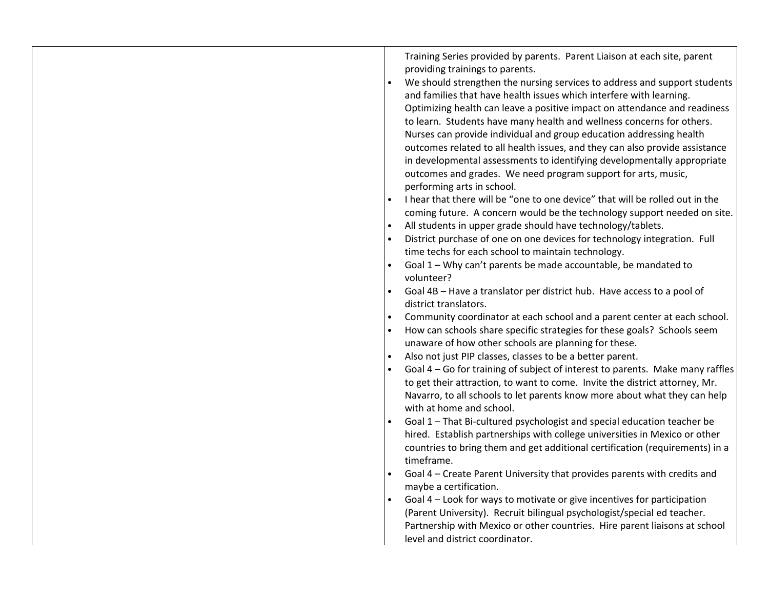| | |
|---|---|
| | Training Series provided by parents. Parent Liaison at each site, parent providing trainings to parents.<br>• We should strengthen the nursing services to address and support students and families that have health issues which interfere with learning. Optimizing health can leave a positive impact on attendance and readiness to learn. Students have many health and wellness concerns for others. Nurses can provide individual and group education addressing health outcomes related to all health issues, and they can also provide assistance in developmental assessments to identifying developmentally appropriate outcomes and grades. We need program support for arts, music, performing arts in school.<br>• I hear that there will be "one to one device" that will be rolled out in the coming future. A concern would be the technology support needed on site.<br>• All students in upper grade should have technology/tablets.<br>• District purchase of one on one devices for technology integration. Full time techs for each school to maintain technology.<br>• Goal 1 – Why can't parents be made accountable, be mandated to volunteer?<br>• Goal 4B – Have a translator per district hub. Have access to a pool of district translators.<br>• Community coordinator at each school and a parent center at each school.<br>• How can schools share specific strategies for these goals? Schools seem unaware of how other schools are planning for these.<br>• Also not just PIP classes, classes to be a better parent.<br>• Goal 4 – Go for training of subject of interest to parents. Make many raffles to get their attraction, to want to come. Invite the district attorney, Mr. Navarro, to all schools to let parents know more about what they can help with at home and school.<br>• Goal 1 – That Bi-cultured psychologist and special education teacher be hired. Establish partnerships with college universities in Mexico or other countries to bring them and get additional certification (requirements) in a timeframe.<br>• Goal 4 – Create Parent University that provides parents with credits and maybe a certification.<br>• Goal 4 – Look for ways to motivate or give incentives for participation (Parent University). Recruit bilingual psychologist/special ed teacher. Partnership with Mexico or other countries. Hire parent liaisons at school level and district coordinator. |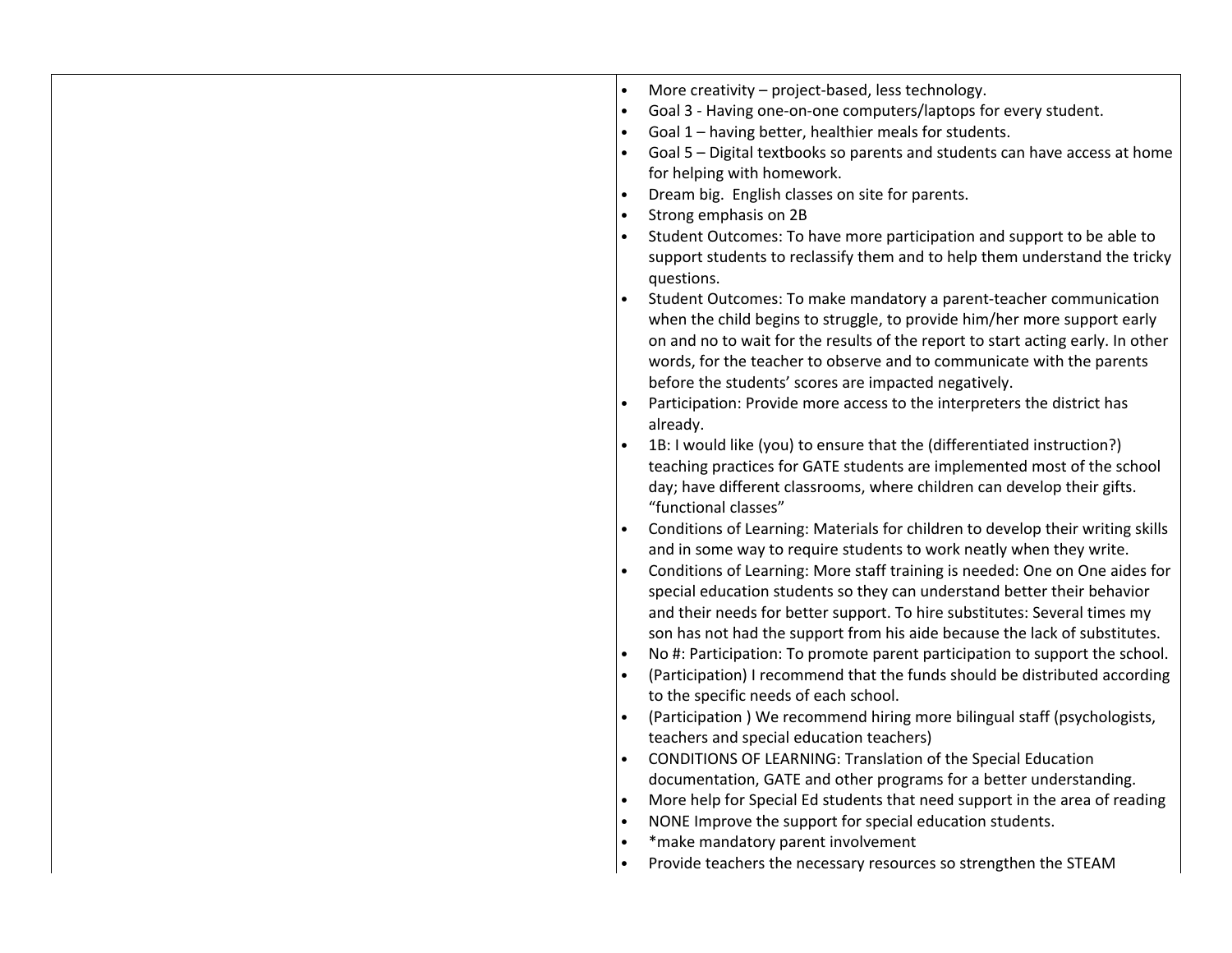| | |
|---|---|
| | • More creativity – project-based, less technology.<br>• Goal 3 - Having one-on-one computers/laptops for every student.<br>• Goal 1 – having better, healthier meals for students.<br>• Goal 5 – Digital textbooks so parents and students can have access at home for helping with homework.<br>• Dream big. English classes on site for parents.<br>• Strong emphasis on 2B<br>• Student Outcomes: To have more participation and support to be able to support students to reclassify them and to help them understand the tricky questions.<br>• Student Outcomes: To make mandatory a parent-teacher communication when the child begins to struggle, to provide him/her more support early on and no to wait for the results of the report to start acting early. In other words, for the teacher to observe and to communicate with the parents before the students' scores are impacted negatively.<br>• Participation: Provide more access to the interpreters the district has already.<br>• 1B: I would like (you) to ensure that the (differentiated instruction?) teaching practices for GATE students are implemented most of the school day; have different classrooms, where children can develop their gifts. "functional classes"<br>• Conditions of Learning: Materials for children to develop their writing skills and in some way to require students to work neatly when they write.<br>• Conditions of Learning: More staff training is needed: One on One aides for special education students so they can understand better their behavior and their needs for better support. To hire substitutes: Several times my son has not had the support from his aide because the lack of substitutes.<br>• No #: Participation: To promote parent participation to support the school.<br>• (Participation) I recommend that the funds should be distributed according to the specific needs of each school.<br>• (Participation ) We recommend hiring more bilingual staff (psychologists, teachers and special education teachers)<br>• CONDITIONS OF LEARNING: Translation of the Special Education documentation, GATE and other programs for a better understanding.<br>• More help for Special Ed students that need support in the area of reading<br>• NONE Improve the support for special education students.<br>• *make mandatory parent involvement<br>• Provide teachers the necessary resources so strengthen the STEAM |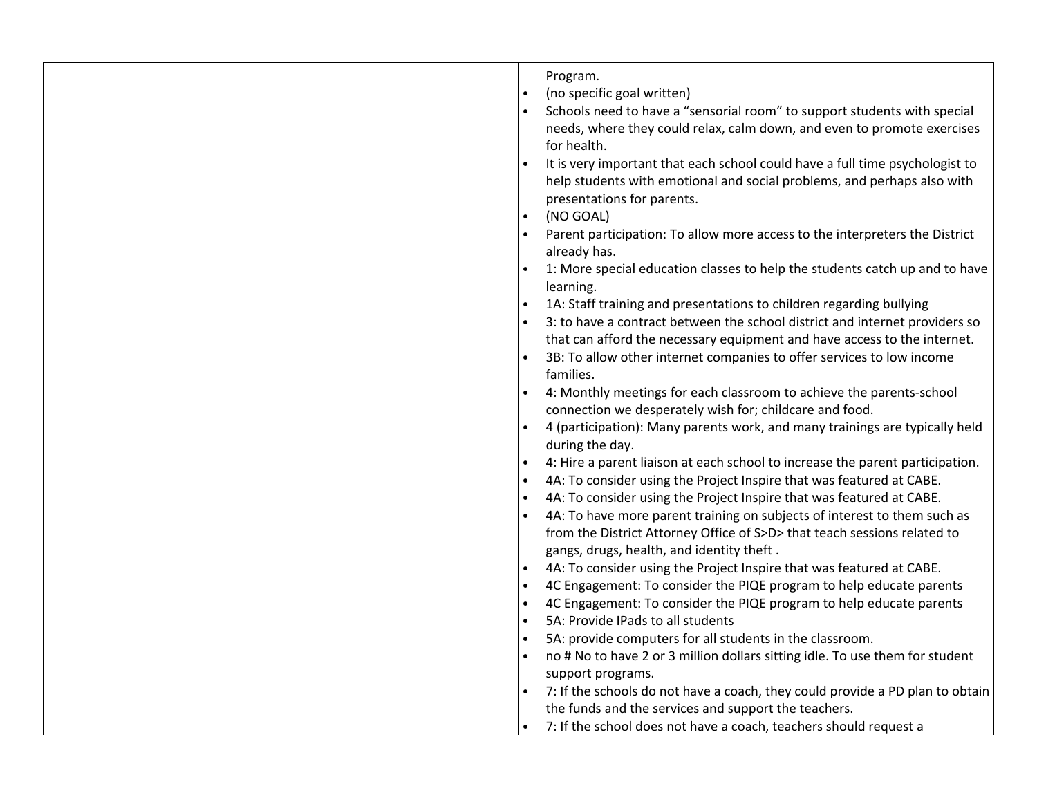| | |
|---|---|
| | Program.<br>• (no specific goal written)<br>• Schools need to have a "sensorial room" to support students with special needs, where they could relax, calm down, and even to promote exercises for health.<br>• It is very important that each school could have a full time psychologist to help students with emotional and social problems, and perhaps also with presentations for parents.<br>• (NO GOAL)<br>• Parent participation: To allow more access to the interpreters the District already has.<br>• 1: More special education classes to help the students catch up and to have learning.<br>• 1A: Staff training and presentations to children regarding bullying<br>• 3: to have a contract between the school district and internet providers so that can afford the necessary equipment and have access to the internet.<br>• 3B: To allow other internet companies to offer services to low income families.<br>• 4: Monthly meetings for each classroom to achieve the parents-school connection we desperately wish for; childcare and food.<br>• 4 (participation): Many parents work, and many trainings are typically held during the day.<br>• 4: Hire a parent liaison at each school to increase the parent participation.<br>• 4A: To consider using the Project Inspire that was featured at CABE.<br>• 4A: To consider using the Project Inspire that was featured at CABE.<br>• 4A: To have more parent training on subjects of interest to them such as from the District Attorney Office of S>D> that teach sessions related to gangs, drugs, health, and identity theft .<br>• 4A: To consider using the Project Inspire that was featured at CABE.<br>• 4C Engagement: To consider the PIQE program to help educate parents<br>• 4C Engagement: To consider the PIQE program to help educate parents<br>• 5A: Provide IPads to all students<br>• 5A: provide computers for all students in the classroom.<br>• no # No to have 2 or 3 million dollars sitting idle. To use them for student support programs.<br>• 7: If the schools do not have a coach, they could provide a PD plan to obtain the funds and the services and support the teachers.<br>• 7: If the school does not have a coach, teachers should request a |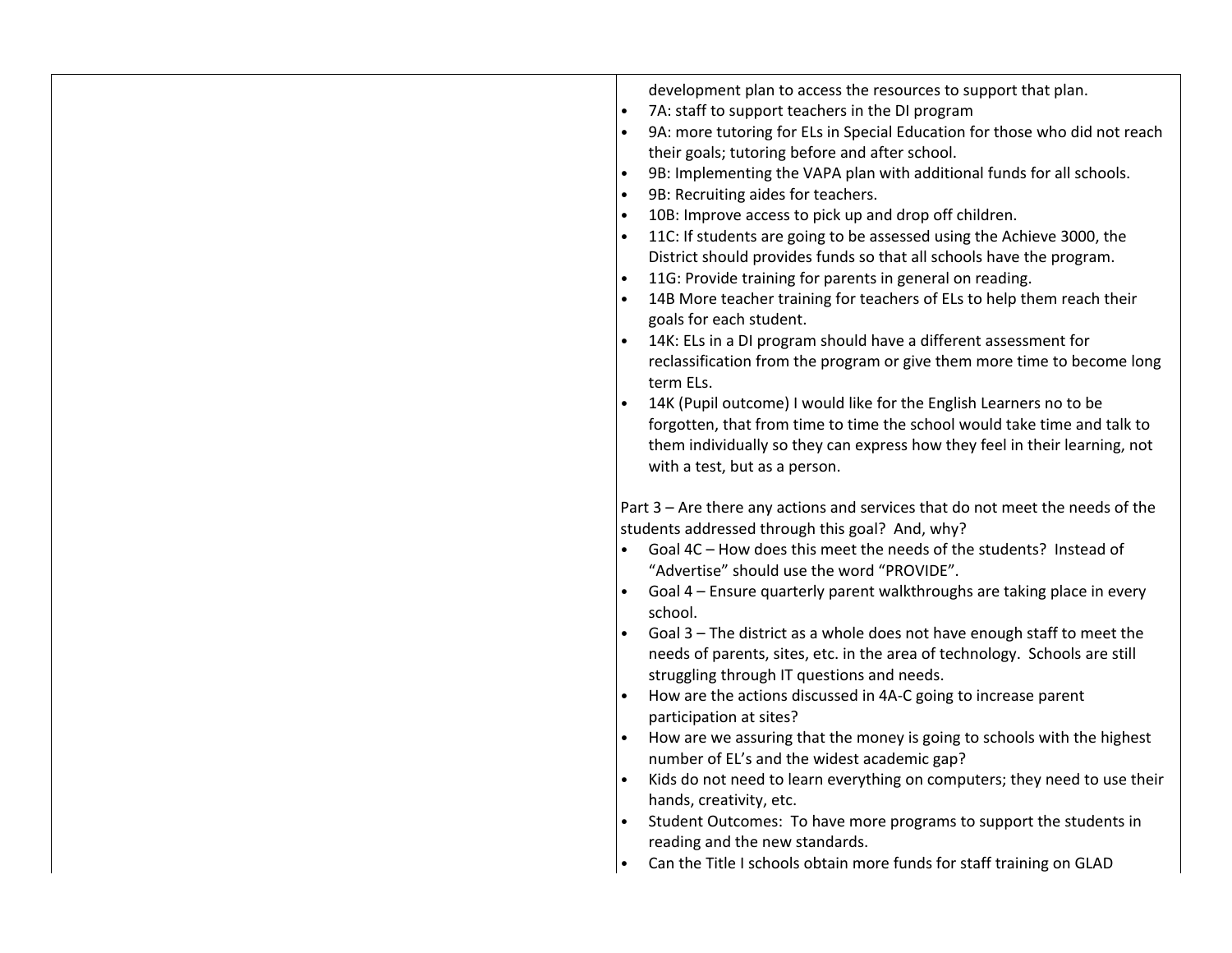| | |
|---|---|
| | development plan to access the resources to support that plan.<br>• 7A: staff to support teachers in the DI program<br>• 9A: more tutoring for ELs in Special Education for those who did not reach their goals; tutoring before and after school.<br>• 9B: Implementing the VAPA plan with additional funds for all schools.<br>• 9B: Recruiting aides for teachers.<br>• 10B: Improve access to pick up and drop off children.<br>• 11C: If students are going to be assessed using the Achieve 3000, the District should provides funds so that all schools have the program.<br>• 11G: Provide training for parents in general on reading.<br>• 14B More teacher training for teachers of ELs to help them reach their goals for each student.<br>• 14K: ELs in a DI program should have a different assessment for reclassification from the program or give them more time to become long term ELs.<br>• 14K (Pupil outcome) I would like for the English Learners no to be forgotten, that from time to time the school would take time and talk to them individually so they can express how they feel in their learning, not with a test, but as a person.<br><br>Part 3 – Are there any actions and services that do not meet the needs of the students addressed through this goal? And, why?<br>• Goal 4C – How does this meet the needs of the students? Instead of "Advertise" should use the word "PROVIDE".<br>• Goal 4 – Ensure quarterly parent walkthroughs are taking place in every school.<br>• Goal 3 – The district as a whole does not have enough staff to meet the needs of parents, sites, etc. in the area of technology. Schools are still struggling through IT questions and needs.<br>• How are the actions discussed in 4A-C going to increase parent participation at sites?<br>• How are we assuring that the money is going to schools with the highest number of EL's and the widest academic gap?<br>• Kids do not need to learn everything on computers; they need to use their hands, creativity, etc.<br>• Student Outcomes: To have more programs to support the students in reading and the new standards.<br>• Can the Title I schools obtain more funds for staff training on GLAD |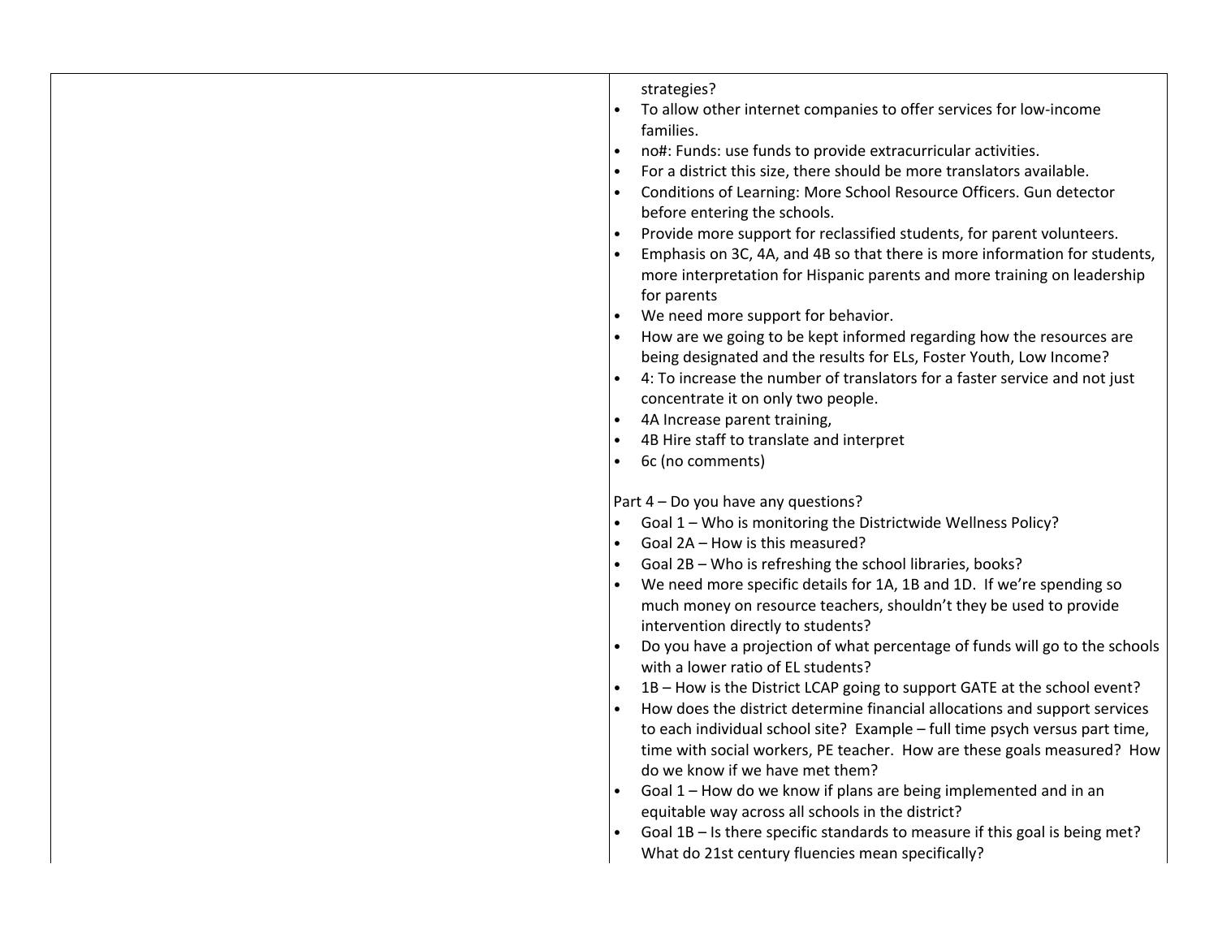| | strategies?<br>• To allow other internet companies to offer services for low-income families.<br>• no#: Funds: use funds to provide extracurricular activities.<br>• For a district this size, there should be more translators available.<br>• Conditions of Learning: More School Resource Officers. Gun detector before entering the schools.<br>• Provide more support for reclassified students, for parent volunteers.<br>• Emphasis on 3C, 4A, and 4B so that there is more information for students, more interpretation for Hispanic parents and more training on leadership for parents<br>• We need more support for behavior.<br>• How are we going to be kept informed regarding how the resources are being designated and the results for ELs, Foster Youth, Low Income?<br>• 4: To increase the number of translators for a faster service and not just concentrate it on only two people.<br>• 4A Increase parent training,<br>• 4B Hire staff to translate and interpret<br>• 6c (no comments)<br><br>Part 4 – Do you have any questions?<br>• Goal 1 – Who is monitoring the Districtwide Wellness Policy?<br>• Goal 2A – How is this measured?<br>• Goal 2B – Who is refreshing the school libraries, books?<br>• We need more specific details for 1A, 1B and 1D. If we're spending so much money on resource teachers, shouldn't they be used to provide intervention directly to students?<br>• Do you have a projection of what percentage of funds will go to the schools with a lower ratio of EL students?<br>• 1B – How is the District LCAP going to support GATE at the school event?<br>• How does the district determine financial allocations and support services to each individual school site? Example – full time psych versus part time, time with social workers, PE teacher. How are these goals measured? How do we know if we have met them?<br>• Goal 1 – How do we know if plans are being implemented and in an equitable way across all schools in the district?<br>• Goal 1B – Is there specific standards to measure if this goal is being met? What do 21st century fluencies mean specifically? |
|---|---|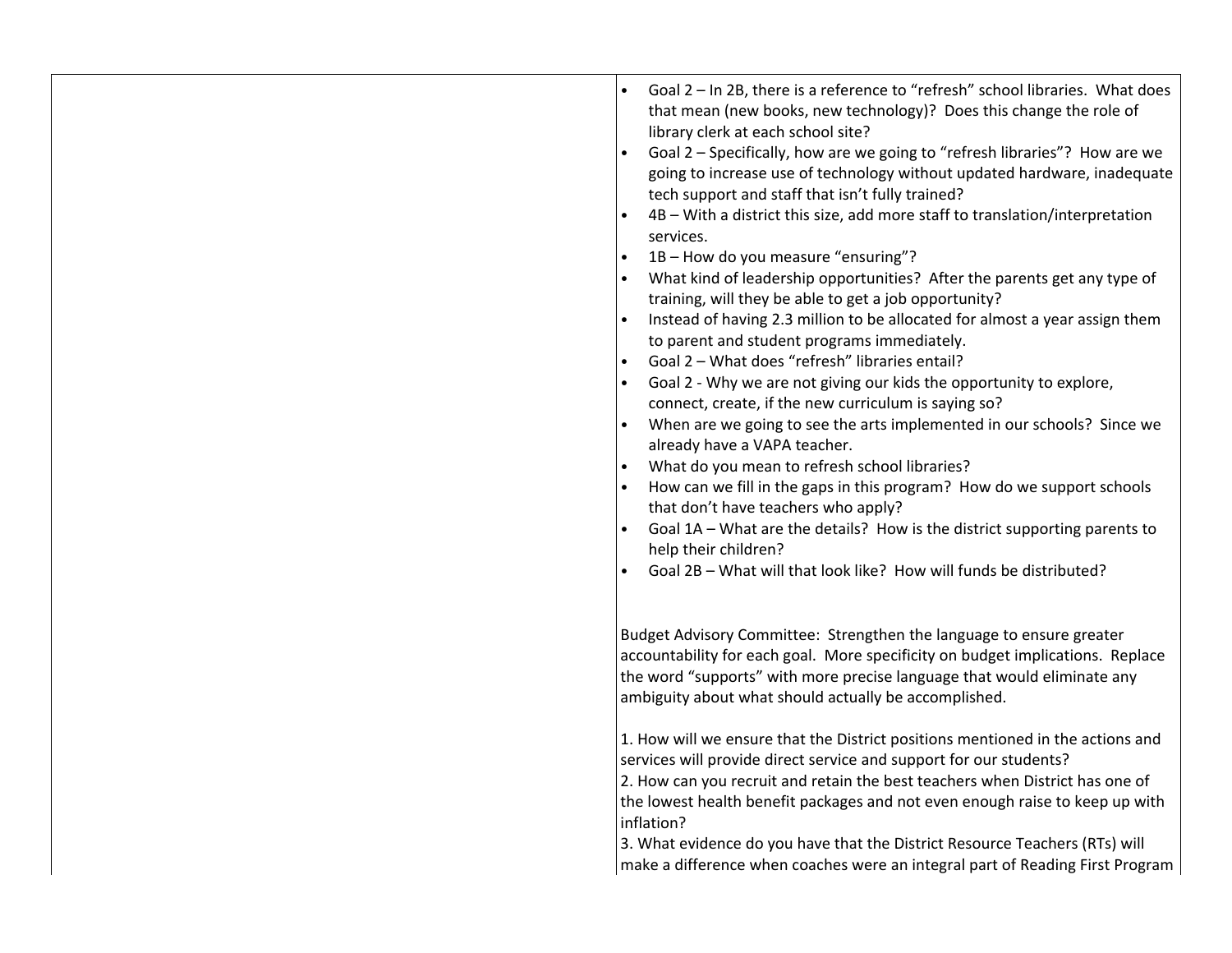| | |
|---|---|
| | • Goal 2 – In 2B, there is a reference to "refresh" school libraries. What does that mean (new books, new technology)? Does this change the role of library clerk at each school site?<br>• Goal 2 – Specifically, how are we going to "refresh libraries"? How are we going to increase use of technology without updated hardware, inadequate tech support and staff that isn't fully trained?<br>• 4B – With a district this size, add more staff to translation/interpretation services.<br>• 1B – How do you measure "ensuring"?<br>• What kind of leadership opportunities? After the parents get any type of training, will they be able to get a job opportunity?<br>• Instead of having 2.3 million to be allocated for almost a year assign them to parent and student programs immediately.<br>• Goal 2 – What does "refresh" libraries entail?<br>• Goal 2 - Why we are not giving our kids the opportunity to explore, connect, create, if the new curriculum is saying so?<br>• When are we going to see the arts implemented in our schools? Since we already have a VAPA teacher.<br>• What do you mean to refresh school libraries?<br>• How can we fill in the gaps in this program? How do we support schools that don't have teachers who apply?<br>• Goal 1A – What are the details? How is the district supporting parents to help their children?<br>• Goal 2B – What will that look like? How will funds be distributed?<br><br>Budget Advisory Committee: Strengthen the language to ensure greater accountability for each goal. More specificity on budget implications. Replace the word "supports" with more precise language that would eliminate any ambiguity about what should actually be accomplished.<br><br>1. How will we ensure that the District positions mentioned in the actions and services will provide direct service and support for our students?<br>2. How can you recruit and retain the best teachers when District has one of the lowest health benefit packages and not even enough raise to keep up with inflation?<br>3. What evidence do you have that the District Resource Teachers (RTs) will make a difference when coaches were an integral part of Reading First Program |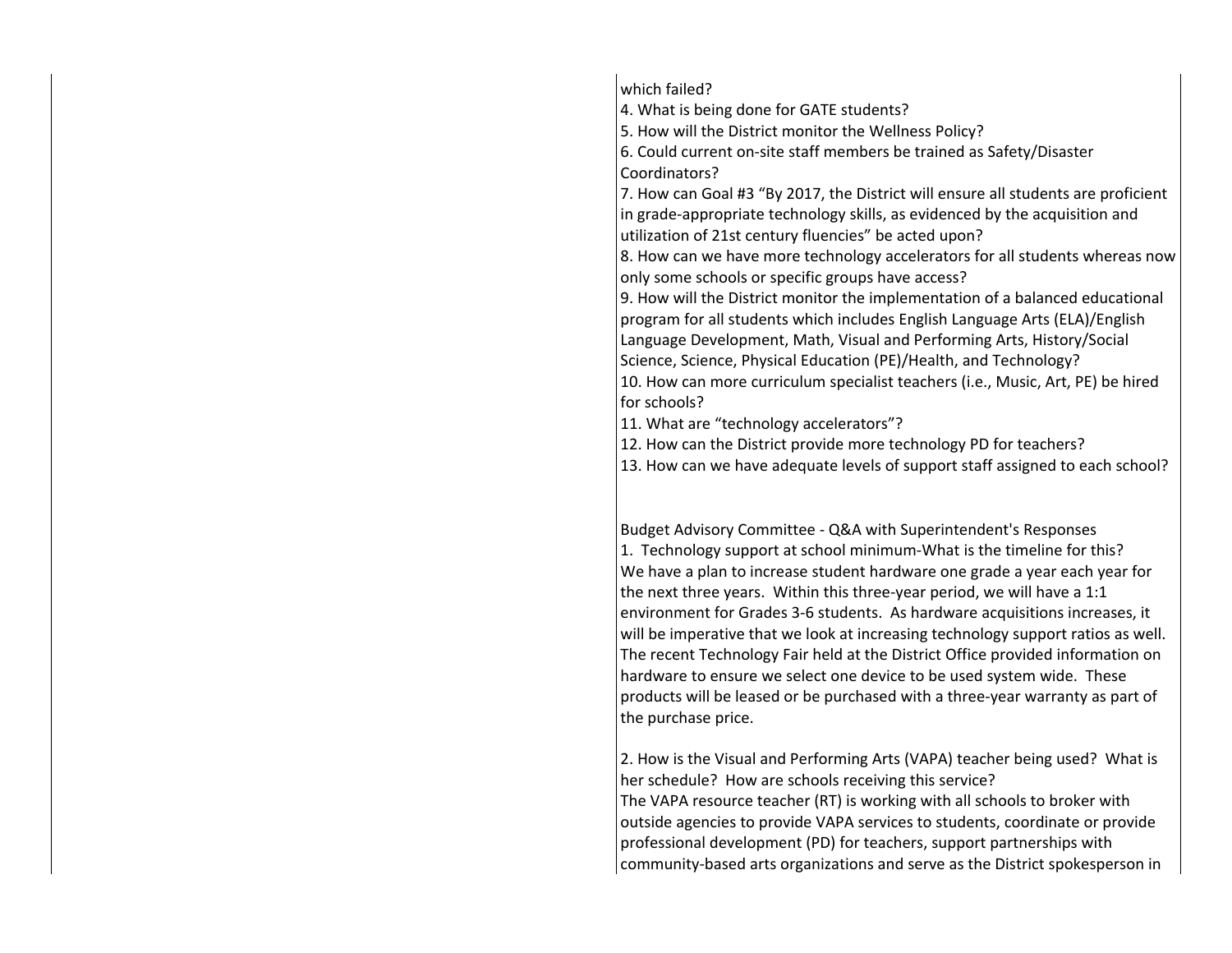which failed?

4. What is being done for GATE students?
5. How will the District monitor the Wellness Policy?
6. Could current on-site staff members be trained as Safety/Disaster Coordinators?
7. How can Goal #3 "By 2017, the District will ensure all students are proficient in grade-appropriate technology skills, as evidenced by the acquisition and utilization of 21st century fluencies" be acted upon?
8. How can we have more technology accelerators for all students whereas now only some schools or specific groups have access?
9. How will the District monitor the implementation of a balanced educational program for all students which includes English Language Arts (ELA)/English Language Development, Math, Visual and Performing Arts, History/Social Science, Science, Physical Education (PE)/Health, and Technology?
10. How can more curriculum specialist teachers (i.e., Music, Art, PE) be hired for schools?
11. What are "technology accelerators"?
12. How can the District provide more technology PD for teachers?
13. How can we have adequate levels of support staff assigned to each school?

Budget Advisory Committee - Q&A with Superintendent's Responses

1. Technology support at school minimum-What is the timeline for this?

We have a plan to increase student hardware one grade a year each year for the next three years. Within this three-year period, we will have a 1:1 environment for Grades 3-6 students. As hardware acquisitions increases, it will be imperative that we look at increasing technology support ratios as well. The recent Technology Fair held at the District Office provided information on hardware to ensure we select one device to be used system wide. These products will be leased or be purchased with a three-year warranty as part of the purchase price.

2. How is the Visual and Performing Arts (VAPA) teacher being used? What is her schedule? How are schools receiving this service?

The VAPA resource teacher (RT) is working with all schools to broker with outside agencies to provide VAPA services to students, coordinate or provide professional development (PD) for teachers, support partnerships with community-based arts organizations and serve as the District spokesperson in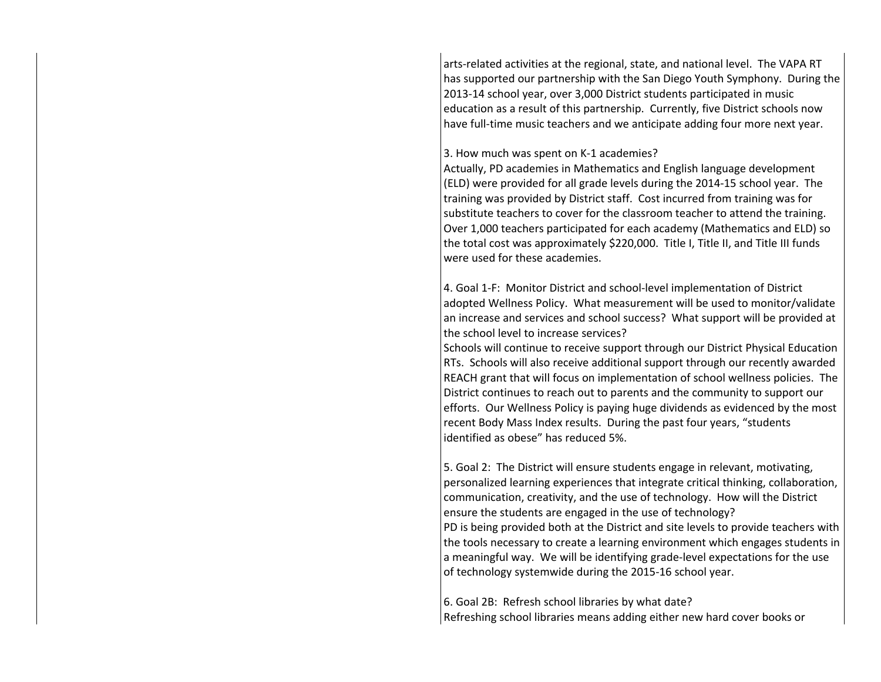arts-related activities at the regional, state, and national level. The VAPA RT has supported our partnership with the San Diego Youth Symphony. During the 2013-14 school year, over 3,000 District students participated in music education as a result of this partnership. Currently, five District schools now have full-time music teachers and we anticipate adding four more next year.

3. How much was spent on K-1 academies?
Actually, PD academies in Mathematics and English language development (ELD) were provided for all grade levels during the 2014-15 school year. The training was provided by District staff. Cost incurred from training was for substitute teachers to cover for the classroom teacher to attend the training. Over 1,000 teachers participated for each academy (Mathematics and ELD) so the total cost was approximately $220,000. Title I, Title II, and Title III funds were used for these academies.

4. Goal 1-F: Monitor District and school-level implementation of District adopted Wellness Policy. What measurement will be used to monitor/validate an increase and services and school success? What support will be provided at the school level to increase services?
Schools will continue to receive support through our District Physical Education RTs. Schools will also receive additional support through our recently awarded REACH grant that will focus on implementation of school wellness policies. The District continues to reach out to parents and the community to support our efforts. Our Wellness Policy is paying huge dividends as evidenced by the most recent Body Mass Index results. During the past four years, "students identified as obese" has reduced 5%.

5. Goal 2: The District will ensure students engage in relevant, motivating, personalized learning experiences that integrate critical thinking, collaboration, communication, creativity, and the use of technology. How will the District ensure the students are engaged in the use of technology?
PD is being provided both at the District and site levels to provide teachers with the tools necessary to create a learning environment which engages students in a meaningful way. We will be identifying grade-level expectations for the use of technology systemwide during the 2015-16 school year.

6. Goal 2B: Refresh school libraries by what date?
Refreshing school libraries means adding either new hard cover books or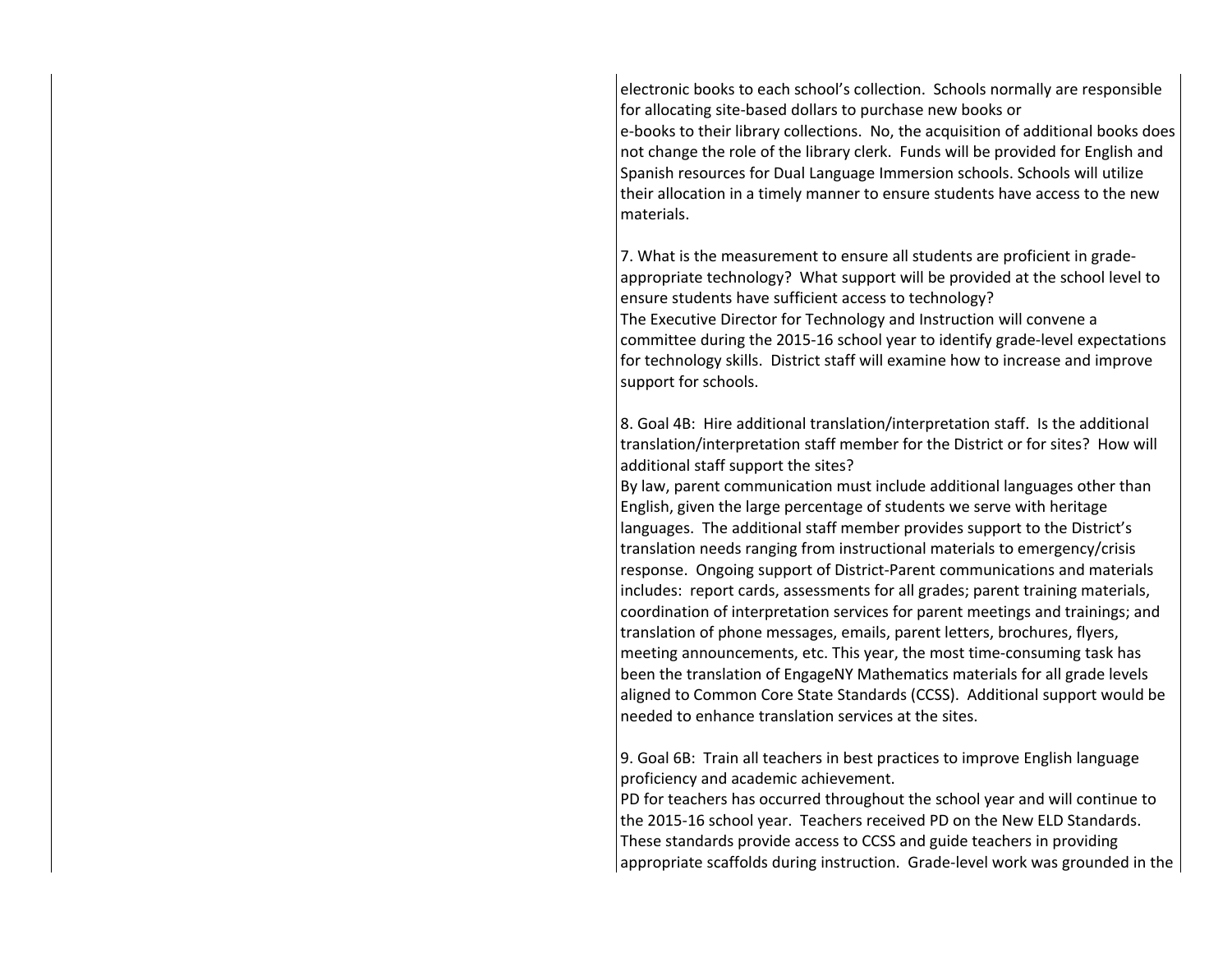electronic books to each school's collection. Schools normally are responsible for allocating site-based dollars to purchase new books or e-books to their library collections. No, the acquisition of additional books does not change the role of the library clerk. Funds will be provided for English and Spanish resources for Dual Language Immersion schools. Schools will utilize their allocation in a timely manner to ensure students have access to the new materials.

7. What is the measurement to ensure all students are proficient in grade-appropriate technology? What support will be provided at the school level to ensure students have sufficient access to technology?
The Executive Director for Technology and Instruction will convene a committee during the 2015-16 school year to identify grade-level expectations for technology skills. District staff will examine how to increase and improve support for schools.

8. Goal 4B: Hire additional translation/interpretation staff. Is the additional translation/interpretation staff member for the District or for sites? How will additional staff support the sites?
By law, parent communication must include additional languages other than English, given the large percentage of students we serve with heritage languages. The additional staff member provides support to the District's translation needs ranging from instructional materials to emergency/crisis response. Ongoing support of District-Parent communications and materials includes: report cards, assessments for all grades; parent training materials, coordination of interpretation services for parent meetings and trainings; and translation of phone messages, emails, parent letters, brochures, flyers, meeting announcements, etc. This year, the most time-consuming task has been the translation of EngageNY Mathematics materials for all grade levels aligned to Common Core State Standards (CCSS). Additional support would be needed to enhance translation services at the sites.

9. Goal 6B: Train all teachers in best practices to improve English language proficiency and academic achievement.
PD for teachers has occurred throughout the school year and will continue to the 2015-16 school year. Teachers received PD on the New ELD Standards. These standards provide access to CCSS and guide teachers in providing appropriate scaffolds during instruction. Grade-level work was grounded in the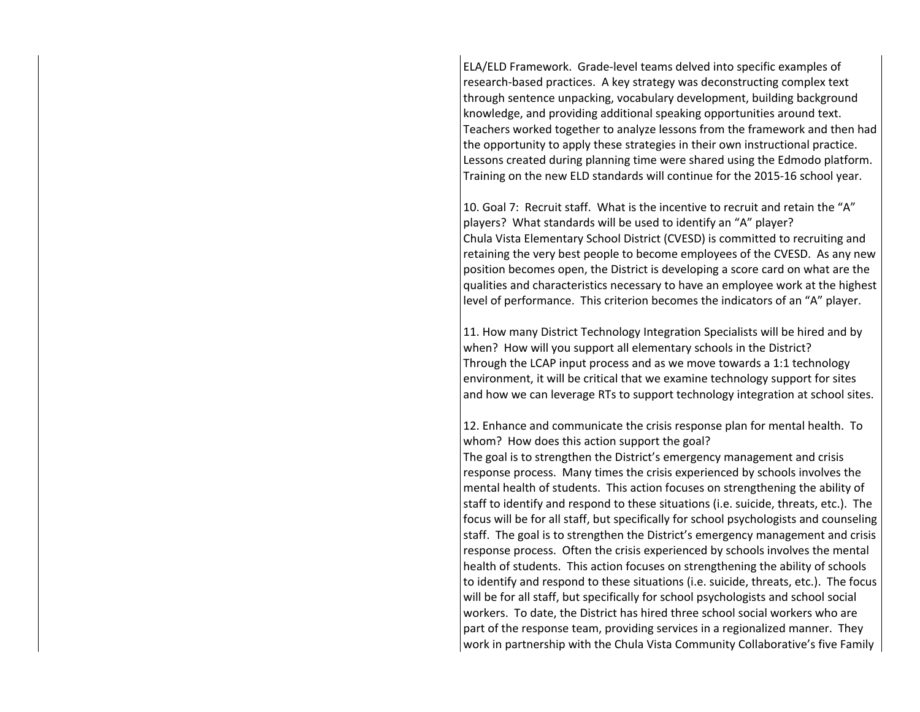ELA/ELD Framework. Grade-level teams delved into specific examples of research-based practices. A key strategy was deconstructing complex text through sentence unpacking, vocabulary development, building background knowledge, and providing additional speaking opportunities around text. Teachers worked together to analyze lessons from the framework and then had the opportunity to apply these strategies in their own instructional practice. Lessons created during planning time were shared using the Edmodo platform. Training on the new ELD standards will continue for the 2015-16 school year.

10. Goal 7: Recruit staff. What is the incentive to recruit and retain the "A" players? What standards will be used to identify an "A" player?
Chula Vista Elementary School District (CVESD) is committed to recruiting and retaining the very best people to become employees of the CVESD. As any new position becomes open, the District is developing a score card on what are the qualities and characteristics necessary to have an employee work at the highest level of performance. This criterion becomes the indicators of an "A" player.

11. How many District Technology Integration Specialists will be hired and by when? How will you support all elementary schools in the District?
Through the LCAP input process and as we move towards a 1:1 technology environment, it will be critical that we examine technology support for sites and how we can leverage RTs to support technology integration at school sites.

12. Enhance and communicate the crisis response plan for mental health. To whom? How does this action support the goal?
The goal is to strengthen the District's emergency management and crisis response process. Many times the crisis experienced by schools involves the mental health of students. This action focuses on strengthening the ability of staff to identify and respond to these situations (i.e. suicide, threats, etc.). The focus will be for all staff, but specifically for school psychologists and counseling staff. The goal is to strengthen the District's emergency management and crisis response process. Often the crisis experienced by schools involves the mental health of students. This action focuses on strengthening the ability of schools to identify and respond to these situations (i.e. suicide, threats, etc.). The focus will be for all staff, but specifically for school psychologists and school social workers. To date, the District has hired three school social workers who are part of the response team, providing services in a regionalized manner. They work in partnership with the Chula Vista Community Collaborative's five Family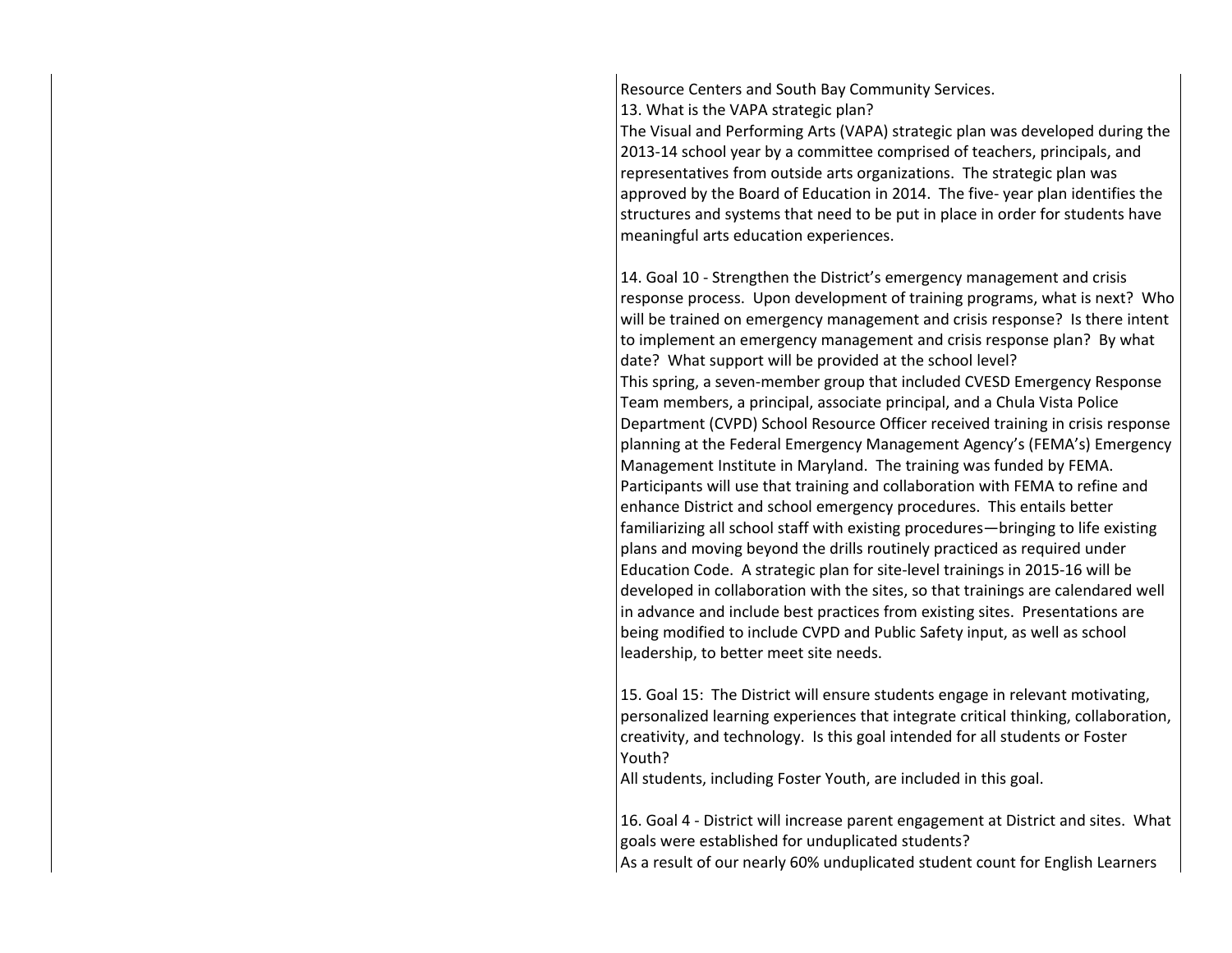Resource Centers and South Bay Community Services.

13. What is the VAPA strategic plan?

The Visual and Performing Arts (VAPA) strategic plan was developed during the 2013-14 school year by a committee comprised of teachers, principals, and representatives from outside arts organizations. The strategic plan was approved by the Board of Education in 2014. The five- year plan identifies the structures and systems that need to be put in place in order for students have meaningful arts education experiences.

14. Goal 10 - Strengthen the District's emergency management and crisis response process. Upon development of training programs, what is next? Who will be trained on emergency management and crisis response? Is there intent to implement an emergency management and crisis response plan? By what date? What support will be provided at the school level?

This spring, a seven-member group that included CVESD Emergency Response Team members, a principal, associate principal, and a Chula Vista Police Department (CVPD) School Resource Officer received training in crisis response planning at the Federal Emergency Management Agency's (FEMA's) Emergency Management Institute in Maryland. The training was funded by FEMA. Participants will use that training and collaboration with FEMA to refine and enhance District and school emergency procedures. This entails better familiarizing all school staff with existing procedures—bringing to life existing plans and moving beyond the drills routinely practiced as required under Education Code. A strategic plan for site-level trainings in 2015-16 will be developed in collaboration with the sites, so that trainings are calendared well in advance and include best practices from existing sites. Presentations are being modified to include CVPD and Public Safety input, as well as school leadership, to better meet site needs.

15. Goal 15: The District will ensure students engage in relevant motivating, personalized learning experiences that integrate critical thinking, collaboration, creativity, and technology. Is this goal intended for all students or Foster Youth?

All students, including Foster Youth, are included in this goal.

16. Goal 4 - District will increase parent engagement at District and sites. What goals were established for unduplicated students?

As a result of our nearly 60% unduplicated student count for English Learners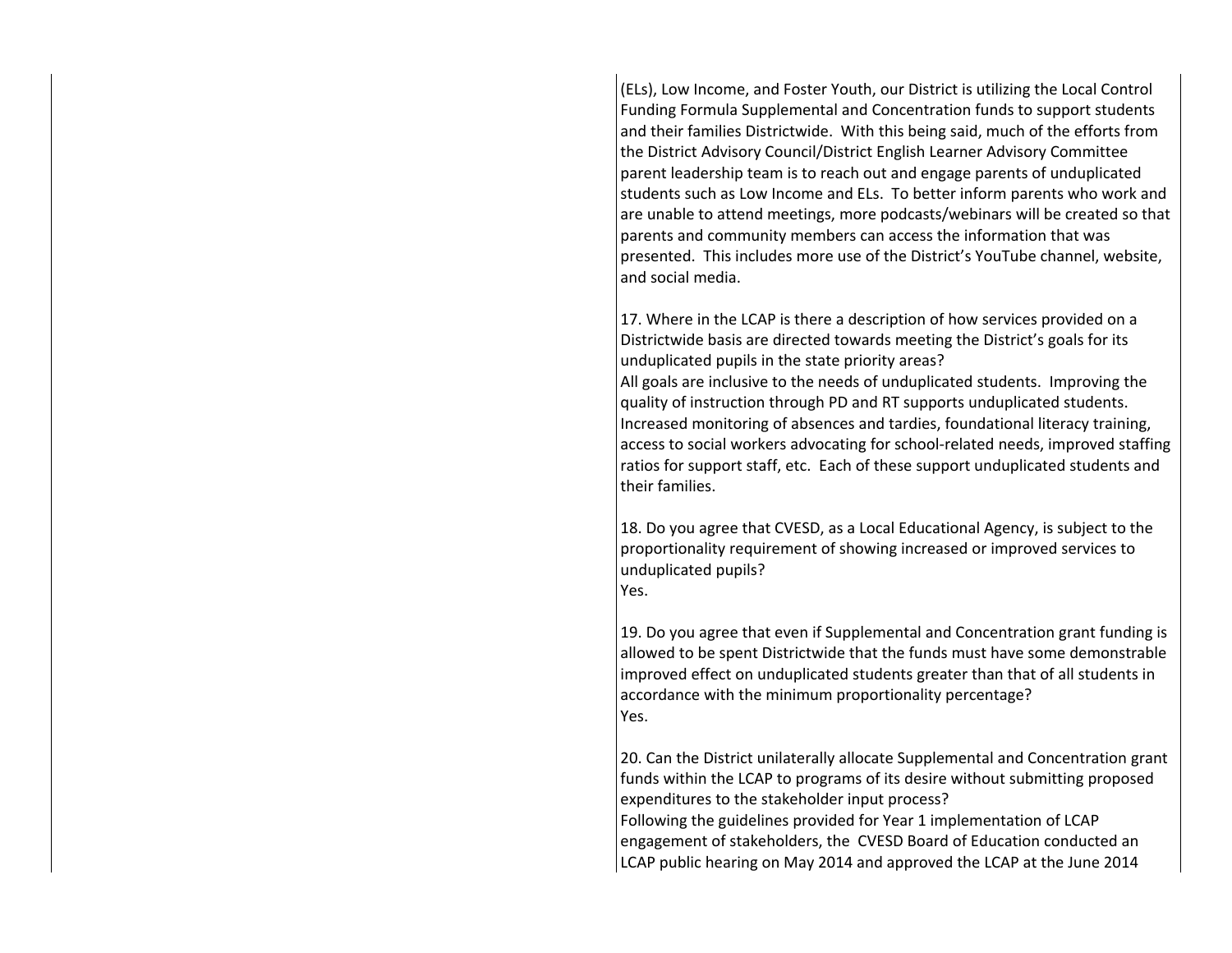(ELs), Low Income, and Foster Youth, our District is utilizing the Local Control Funding Formula Supplemental and Concentration funds to support students and their families Districtwide. With this being said, much of the efforts from the District Advisory Council/District English Learner Advisory Committee parent leadership team is to reach out and engage parents of unduplicated students such as Low Income and ELs. To better inform parents who work and are unable to attend meetings, more podcasts/webinars will be created so that parents and community members can access the information that was presented. This includes more use of the District's YouTube channel, website, and social media.

17. Where in the LCAP is there a description of how services provided on a Districtwide basis are directed towards meeting the District's goals for its unduplicated pupils in the state priority areas?
All goals are inclusive to the needs of unduplicated students. Improving the quality of instruction through PD and RT supports unduplicated students. Increased monitoring of absences and tardies, foundational literacy training, access to social workers advocating for school-related needs, improved staffing ratios for support staff, etc. Each of these support unduplicated students and their families.

18. Do you agree that CVESD, as a Local Educational Agency, is subject to the proportionality requirement of showing increased or improved services to unduplicated pupils?
Yes.

19. Do you agree that even if Supplemental and Concentration grant funding is allowed to be spent Districtwide that the funds must have some demonstrable improved effect on unduplicated students greater than that of all students in accordance with the minimum proportionality percentage?
Yes.

20. Can the District unilaterally allocate Supplemental and Concentration grant funds within the LCAP to programs of its desire without submitting proposed expenditures to the stakeholder input process?
Following the guidelines provided for Year 1 implementation of LCAP engagement of stakeholders, the CVESD Board of Education conducted an LCAP public hearing on May 2014 and approved the LCAP at the June 2014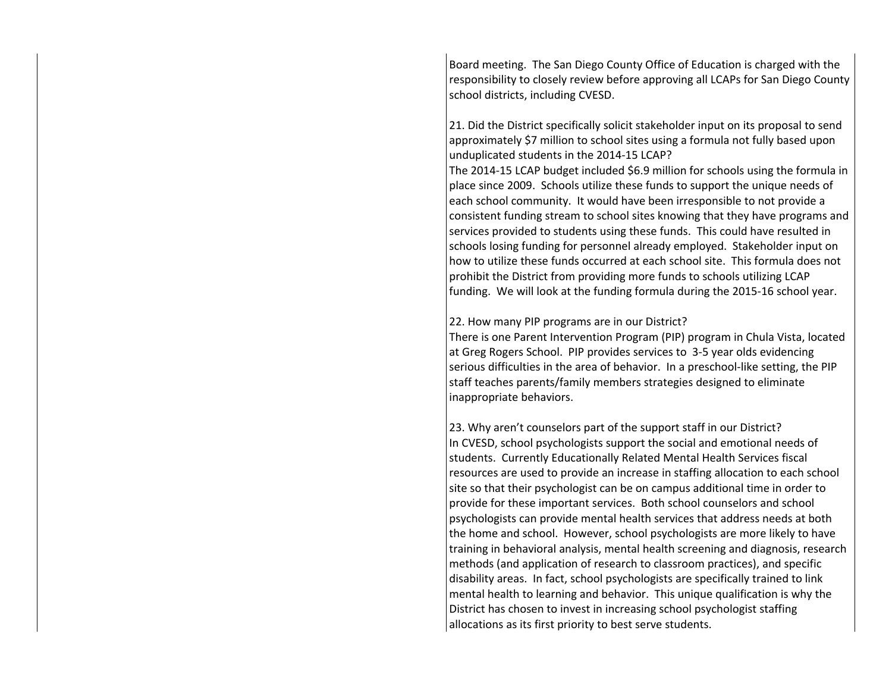Board meeting. The San Diego County Office of Education is charged with the responsibility to closely review before approving all LCAPs for San Diego County school districts, including CVESD.

21. Did the District specifically solicit stakeholder input on its proposal to send approximately $7 million to school sites using a formula not fully based upon unduplicated students in the 2014-15 LCAP?
The 2014-15 LCAP budget included $6.9 million for schools using the formula in place since 2009. Schools utilize these funds to support the unique needs of each school community. It would have been irresponsible to not provide a consistent funding stream to school sites knowing that they have programs and services provided to students using these funds. This could have resulted in schools losing funding for personnel already employed. Stakeholder input on how to utilize these funds occurred at each school site. This formula does not prohibit the District from providing more funds to schools utilizing LCAP funding. We will look at the funding formula during the 2015-16 school year.

22. How many PIP programs are in our District?
There is one Parent Intervention Program (PIP) program in Chula Vista, located at Greg Rogers School. PIP provides services to 3-5 year olds evidencing serious difficulties in the area of behavior. In a preschool-like setting, the PIP staff teaches parents/family members strategies designed to eliminate inappropriate behaviors.

23. Why aren't counselors part of the support staff in our District?
In CVESD, school psychologists support the social and emotional needs of students. Currently Educationally Related Mental Health Services fiscal resources are used to provide an increase in staffing allocation to each school site so that their psychologist can be on campus additional time in order to provide for these important services. Both school counselors and school psychologists can provide mental health services that address needs at both the home and school. However, school psychologists are more likely to have training in behavioral analysis, mental health screening and diagnosis, research methods (and application of research to classroom practices), and specific disability areas. In fact, school psychologists are specifically trained to link mental health to learning and behavior. This unique qualification is why the District has chosen to invest in increasing school psychologist staffing allocations as its first priority to best serve students.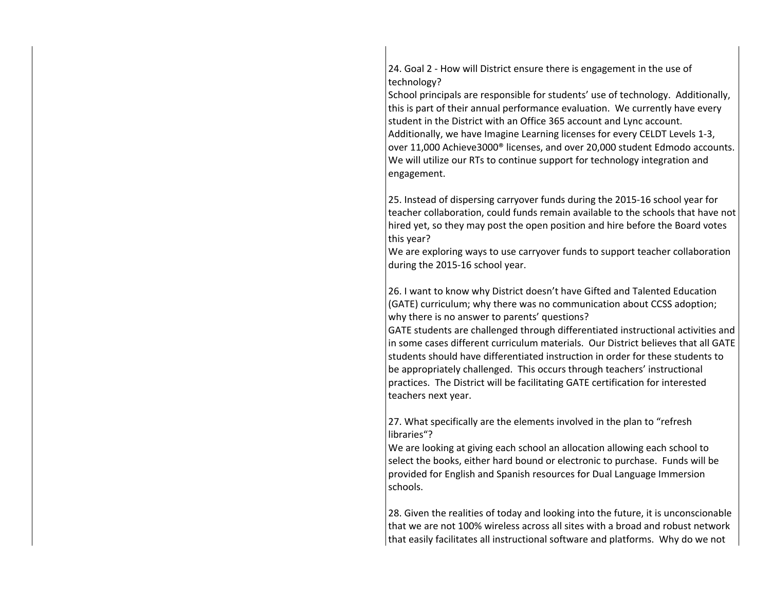24. Goal 2 - How will District ensure there is engagement in the use of technology?
School principals are responsible for students' use of technology. Additionally, this is part of their annual performance evaluation. We currently have every student in the District with an Office 365 account and Lync account. Additionally, we have Imagine Learning licenses for every CELDT Levels 1-3, over 11,000 Achieve3000® licenses, and over 20,000 student Edmodo accounts. We will utilize our RTs to continue support for technology integration and engagement.

25. Instead of dispersing carryover funds during the 2015-16 school year for teacher collaboration, could funds remain available to the schools that have not hired yet, so they may post the open position and hire before the Board votes this year?
We are exploring ways to use carryover funds to support teacher collaboration during the 2015-16 school year.

26. I want to know why District doesn't have Gifted and Talented Education (GATE) curriculum; why there was no communication about CCSS adoption; why there is no answer to parents' questions?
GATE students are challenged through differentiated instructional activities and in some cases different curriculum materials. Our District believes that all GATE students should have differentiated instruction in order for these students to be appropriately challenged. This occurs through teachers' instructional practices. The District will be facilitating GATE certification for interested teachers next year.

27. What specifically are the elements involved in the plan to "refresh libraries"?
We are looking at giving each school an allocation allowing each school to select the books, either hard bound or electronic to purchase. Funds will be provided for English and Spanish resources for Dual Language Immersion schools.

28. Given the realities of today and looking into the future, it is unconscionable that we are not 100% wireless across all sites with a broad and robust network that easily facilitates all instructional software and platforms. Why do we not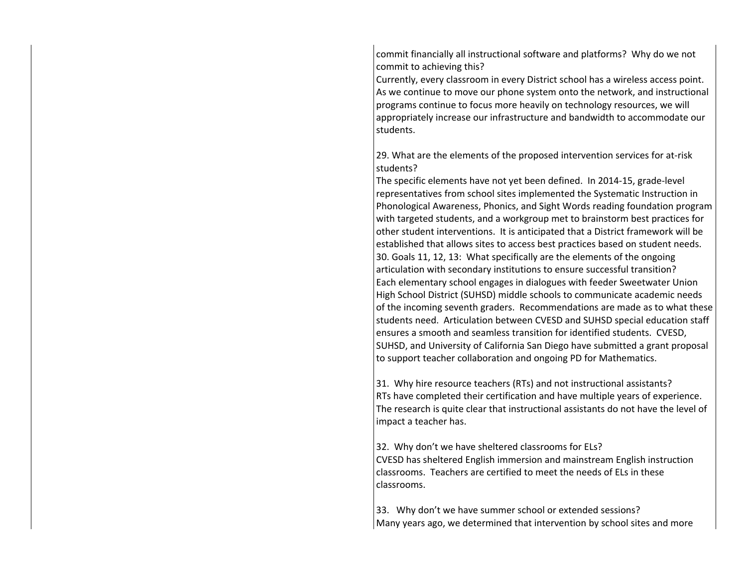commit financially all instructional software and platforms? Why do we not commit to achieving this?

Currently, every classroom in every District school has a wireless access point. As we continue to move our phone system onto the network, and instructional programs continue to focus more heavily on technology resources, we will appropriately increase our infrastructure and bandwidth to accommodate our students.

29. What are the elements of the proposed intervention services for at-risk students?

The specific elements have not yet been defined. In 2014-15, grade-level representatives from school sites implemented the Systematic Instruction in Phonological Awareness, Phonics, and Sight Words reading foundation program with targeted students, and a workgroup met to brainstorm best practices for other student interventions. It is anticipated that a District framework will be established that allows sites to access best practices based on student needs.

30. Goals 11, 12, 13: What specifically are the elements of the ongoing articulation with secondary institutions to ensure successful transition?

Each elementary school engages in dialogues with feeder Sweetwater Union High School District (SUHSD) middle schools to communicate academic needs of the incoming seventh graders. Recommendations are made as to what these students need. Articulation between CVESD and SUHSD special education staff ensures a smooth and seamless transition for identified students. CVESD, SUHSD, and University of California San Diego have submitted a grant proposal to support teacher collaboration and ongoing PD for Mathematics.

31. Why hire resource teachers (RTs) and not instructional assistants?

RTs have completed their certification and have multiple years of experience. The research is quite clear that instructional assistants do not have the level of impact a teacher has.

32. Why don't we have sheltered classrooms for ELs?

CVESD has sheltered English immersion and mainstream English instruction classrooms. Teachers are certified to meet the needs of ELs in these classrooms.

33. Why don't we have summer school or extended sessions?

Many years ago, we determined that intervention by school sites and more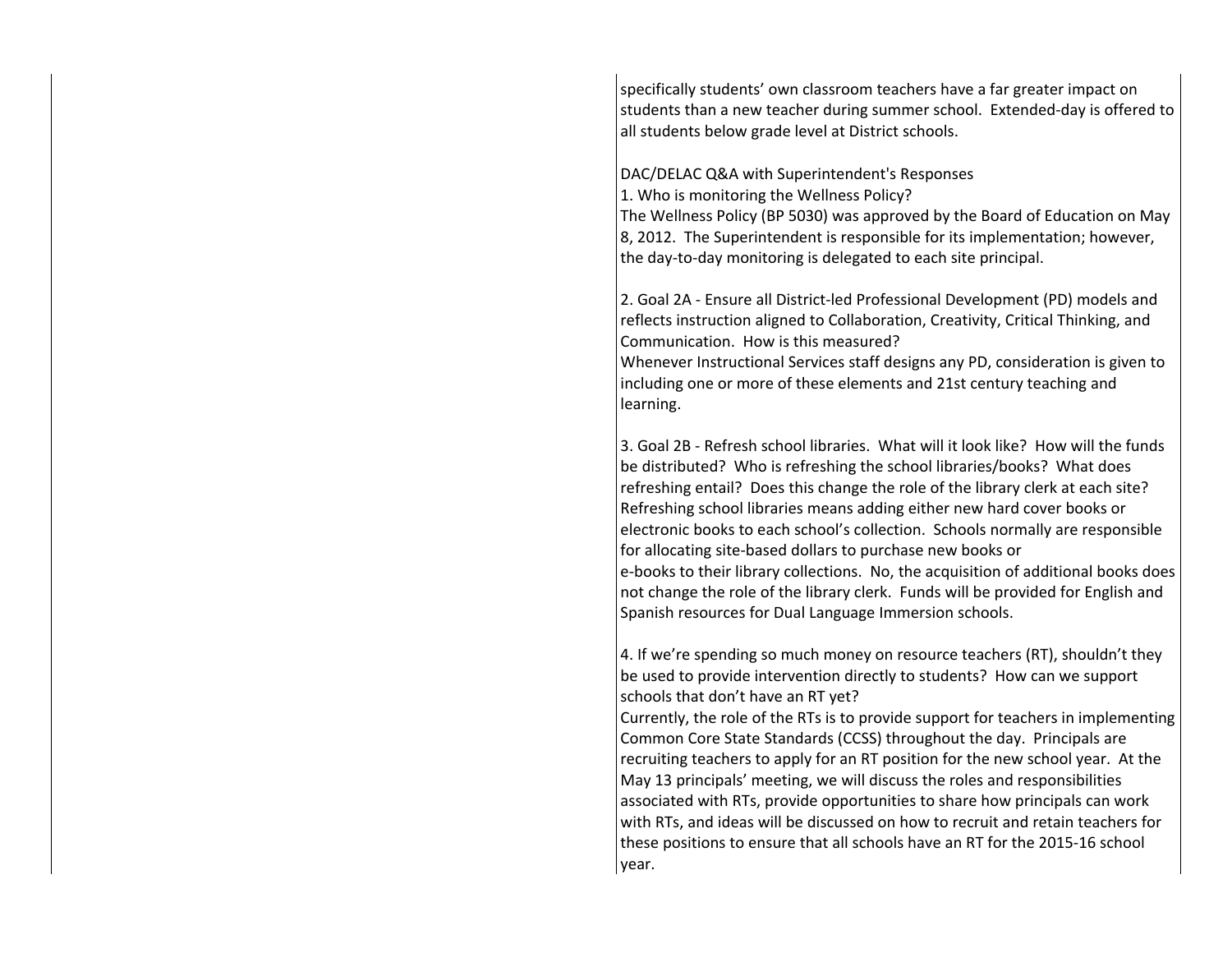specifically students' own classroom teachers have a far greater impact on students than a new teacher during summer school. Extended-day is offered to all students below grade level at District schools.

DAC/DELAC Q&A with Superintendent's Responses

1. Who is monitoring the Wellness Policy?
The Wellness Policy (BP 5030) was approved by the Board of Education on May 8, 2012. The Superintendent is responsible for its implementation; however, the day-to-day monitoring is delegated to each site principal.

2. Goal 2A - Ensure all District-led Professional Development (PD) models and reflects instruction aligned to Collaboration, Creativity, Critical Thinking, and Communication. How is this measured?
Whenever Instructional Services staff designs any PD, consideration is given to including one or more of these elements and 21st century teaching and learning.

3. Goal 2B - Refresh school libraries. What will it look like? How will the funds be distributed? Who is refreshing the school libraries/books? What does refreshing entail? Does this change the role of the library clerk at each site?
Refreshing school libraries means adding either new hard cover books or electronic books to each school's collection. Schools normally are responsible for allocating site-based dollars to purchase new books or e-books to their library collections. No, the acquisition of additional books does not change the role of the library clerk. Funds will be provided for English and Spanish resources for Dual Language Immersion schools.

4. If we're spending so much money on resource teachers (RT), shouldn't they be used to provide intervention directly to students? How can we support schools that don't have an RT yet?
Currently, the role of the RTs is to provide support for teachers in implementing Common Core State Standards (CCSS) throughout the day. Principals are recruiting teachers to apply for an RT position for the new school year. At the May 13 principals' meeting, we will discuss the roles and responsibilities associated with RTs, provide opportunities to share how principals can work with RTs, and ideas will be discussed on how to recruit and retain teachers for these positions to ensure that all schools have an RT for the 2015-16 school year.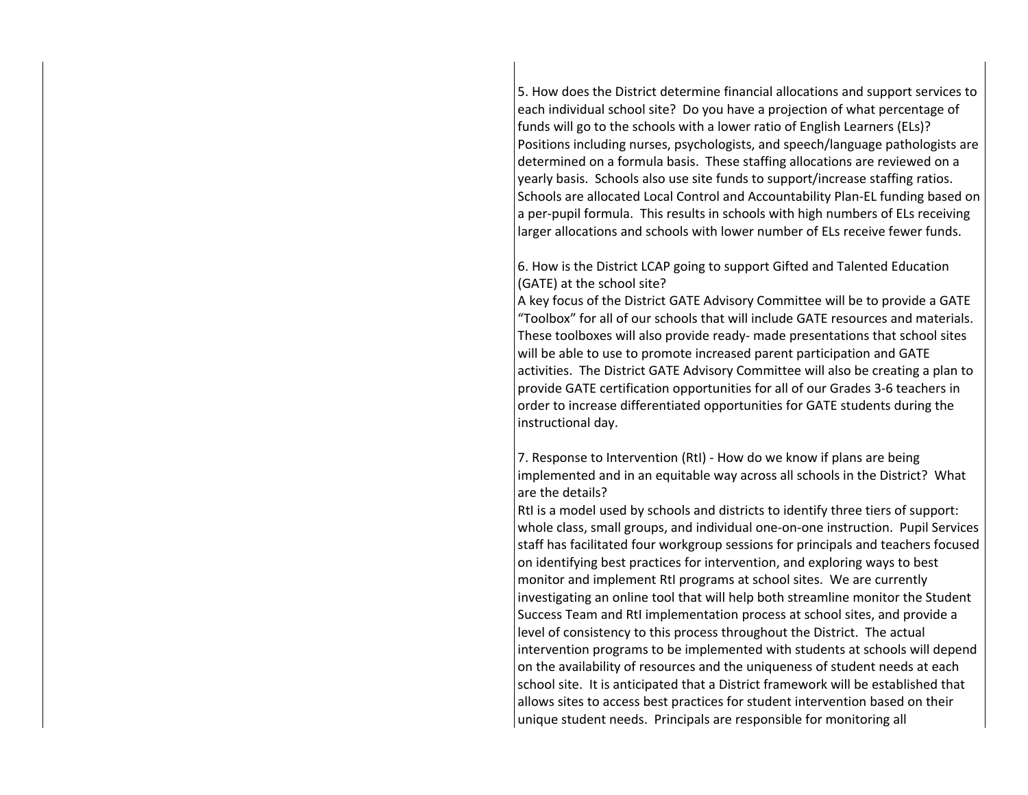5. How does the District determine financial allocations and support services to each individual school site? Do you have a projection of what percentage of funds will go to the schools with a lower ratio of English Learners (ELs)?
Positions including nurses, psychologists, and speech/language pathologists are determined on a formula basis. These staffing allocations are reviewed on a yearly basis. Schools also use site funds to support/increase staffing ratios. Schools are allocated Local Control and Accountability Plan-EL funding based on a per-pupil formula. This results in schools with high numbers of ELs receiving larger allocations and schools with lower number of ELs receive fewer funds.

6. How is the District LCAP going to support Gifted and Talented Education (GATE) at the school site?
A key focus of the District GATE Advisory Committee will be to provide a GATE "Toolbox" for all of our schools that will include GATE resources and materials. These toolboxes will also provide ready- made presentations that school sites will be able to use to promote increased parent participation and GATE activities. The District GATE Advisory Committee will also be creating a plan to provide GATE certification opportunities for all of our Grades 3-6 teachers in order to increase differentiated opportunities for GATE students during the instructional day.

7. Response to Intervention (RtI) - How do we know if plans are being implemented and in an equitable way across all schools in the District? What are the details?
RtI is a model used by schools and districts to identify three tiers of support: whole class, small groups, and individual one-on-one instruction. Pupil Services staff has facilitated four workgroup sessions for principals and teachers focused on identifying best practices for intervention, and exploring ways to best monitor and implement RtI programs at school sites. We are currently investigating an online tool that will help both streamline monitor the Student Success Team and RtI implementation process at school sites, and provide a level of consistency to this process throughout the District. The actual intervention programs to be implemented with students at schools will depend on the availability of resources and the uniqueness of student needs at each school site. It is anticipated that a District framework will be established that allows sites to access best practices for student intervention based on their unique student needs. Principals are responsible for monitoring all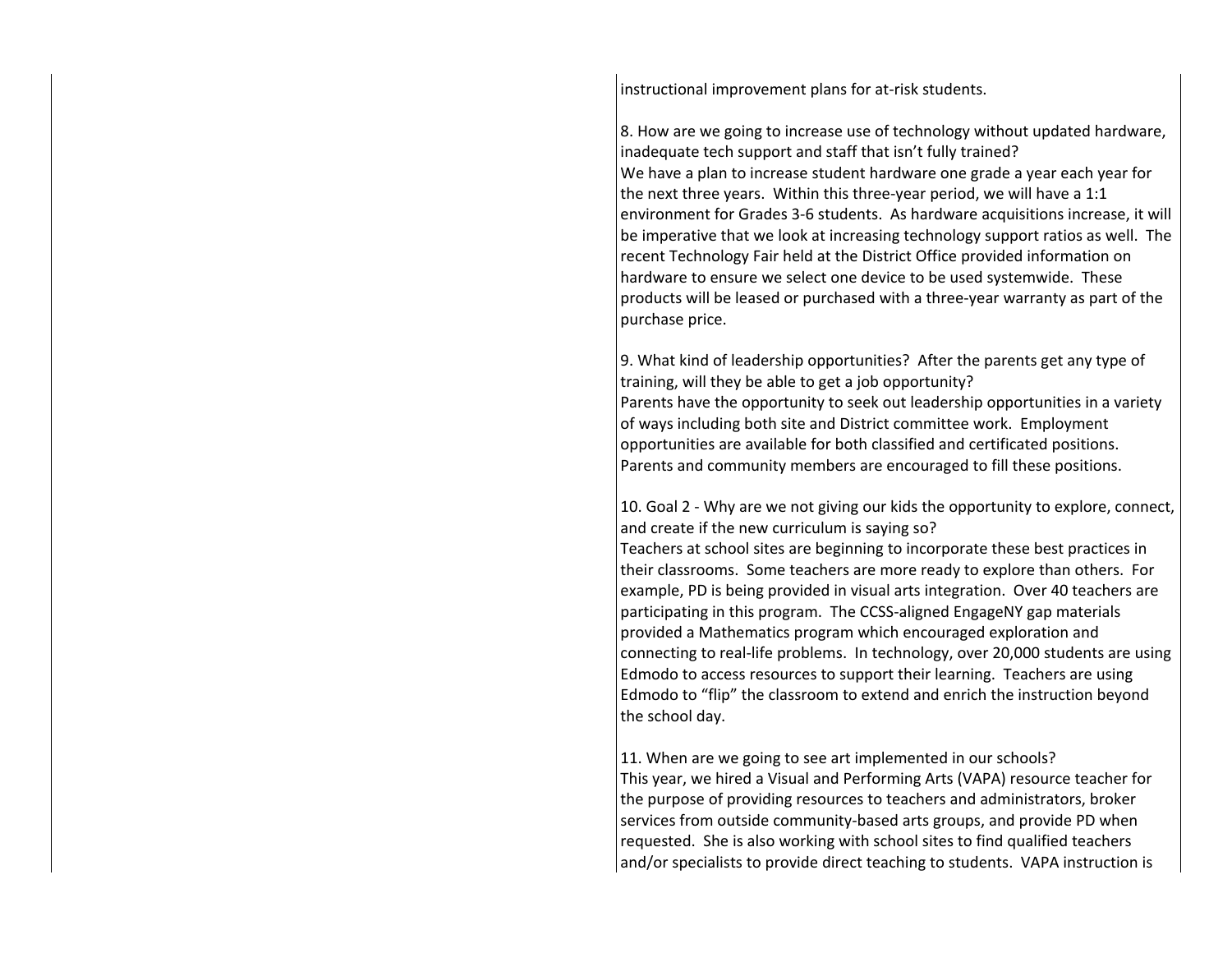instructional improvement plans for at-risk students.

8. How are we going to increase use of technology without updated hardware, inadequate tech support and staff that isn't fully trained?
We have a plan to increase student hardware one grade a year each year for the next three years. Within this three-year period, we will have a 1:1 environment for Grades 3-6 students. As hardware acquisitions increase, it will be imperative that we look at increasing technology support ratios as well. The recent Technology Fair held at the District Office provided information on hardware to ensure we select one device to be used systemwide. These products will be leased or purchased with a three-year warranty as part of the purchase price.

9. What kind of leadership opportunities? After the parents get any type of training, will they be able to get a job opportunity?
Parents have the opportunity to seek out leadership opportunities in a variety of ways including both site and District committee work. Employment opportunities are available for both classified and certificated positions. Parents and community members are encouraged to fill these positions.

10. Goal 2 - Why are we not giving our kids the opportunity to explore, connect, and create if the new curriculum is saying so?
Teachers at school sites are beginning to incorporate these best practices in their classrooms. Some teachers are more ready to explore than others. For example, PD is being provided in visual arts integration. Over 40 teachers are participating in this program. The CCSS-aligned EngageNY gap materials provided a Mathematics program which encouraged exploration and connecting to real-life problems. In technology, over 20,000 students are using Edmodo to access resources to support their learning. Teachers are using Edmodo to "flip" the classroom to extend and enrich the instruction beyond the school day.

11. When are we going to see art implemented in our schools?
This year, we hired a Visual and Performing Arts (VAPA) resource teacher for the purpose of providing resources to teachers and administrators, broker services from outside community-based arts groups, and provide PD when requested. She is also working with school sites to find qualified teachers and/or specialists to provide direct teaching to students. VAPA instruction is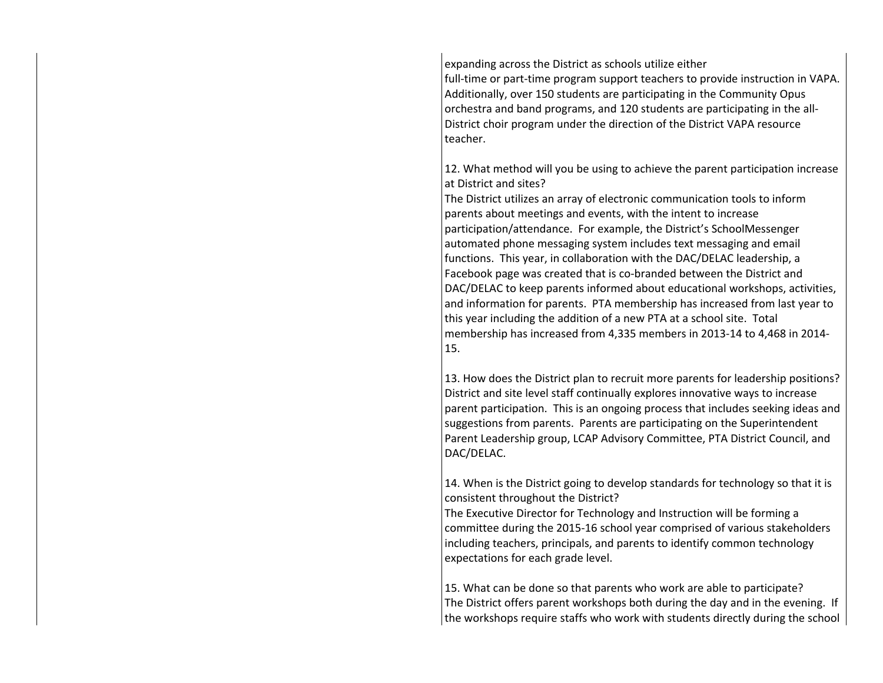expanding across the District as schools utilize either full-time or part-time program support teachers to provide instruction in VAPA. Additionally, over 150 students are participating in the Community Opus orchestra and band programs, and 120 students are participating in the all-District choir program under the direction of the District VAPA resource teacher.

12. What method will you be using to achieve the parent participation increase at District and sites?
The District utilizes an array of electronic communication tools to inform parents about meetings and events, with the intent to increase participation/attendance. For example, the District's SchoolMessenger automated phone messaging system includes text messaging and email functions. This year, in collaboration with the DAC/DELAC leadership, a Facebook page was created that is co-branded between the District and DAC/DELAC to keep parents informed about educational workshops, activities, and information for parents. PTA membership has increased from last year to this year including the addition of a new PTA at a school site. Total membership has increased from 4,335 members in 2013-14 to 4,468 in 2014-15.

13. How does the District plan to recruit more parents for leadership positions?
District and site level staff continually explores innovative ways to increase parent participation. This is an ongoing process that includes seeking ideas and suggestions from parents. Parents are participating on the Superintendent Parent Leadership group, LCAP Advisory Committee, PTA District Council, and DAC/DELAC.

14. When is the District going to develop standards for technology so that it is consistent throughout the District?
The Executive Director for Technology and Instruction will be forming a committee during the 2015-16 school year comprised of various stakeholders including teachers, principals, and parents to identify common technology expectations for each grade level.

15. What can be done so that parents who work are able to participate?
The District offers parent workshops both during the day and in the evening. If the workshops require staffs who work with students directly during the school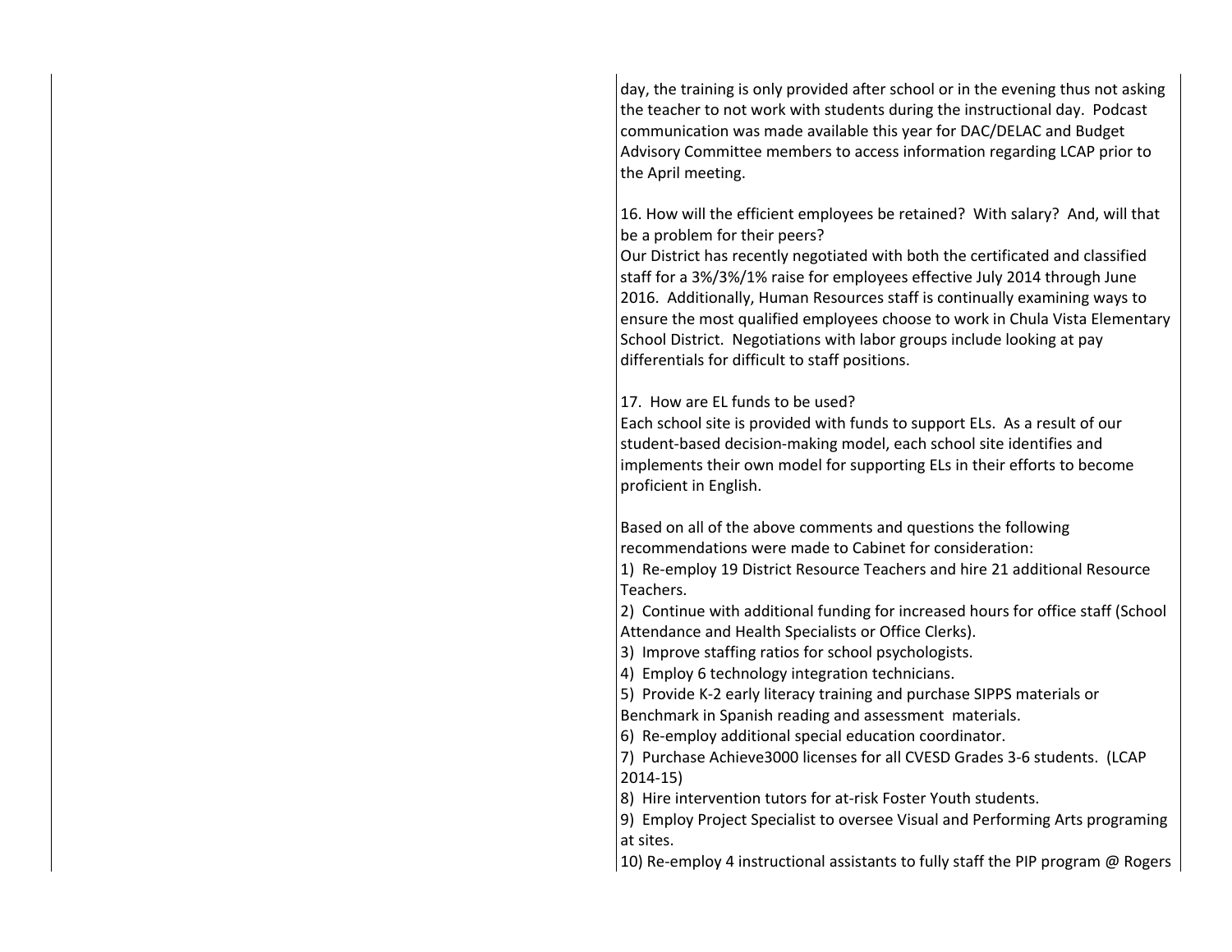day, the training is only provided after school or in the evening thus not asking the teacher to not work with students during the instructional day. Podcast communication was made available this year for DAC/DELAC and Budget Advisory Committee members to access information regarding LCAP prior to the April meeting.

16. How will the efficient employees be retained? With salary? And, will that be a problem for their peers?
Our District has recently negotiated with both the certificated and classified staff for a 3%/3%/1% raise for employees effective July 2014 through June 2016. Additionally, Human Resources staff is continually examining ways to ensure the most qualified employees choose to work in Chula Vista Elementary School District. Negotiations with labor groups include looking at pay differentials for difficult to staff positions.

17. How are EL funds to be used?
Each school site is provided with funds to support ELs. As a result of our student-based decision-making model, each school site identifies and implements their own model for supporting ELs in their efforts to become proficient in English.

Based on all of the above comments and questions the following recommendations were made to Cabinet for consideration:

1) Re-employ 19 District Resource Teachers and hire 21 additional Resource Teachers.
2) Continue with additional funding for increased hours for office staff (School Attendance and Health Specialists or Office Clerks).
3) Improve staffing ratios for school psychologists.
4) Employ 6 technology integration technicians.
5) Provide K-2 early literacy training and purchase SIPPS materials or Benchmark in Spanish reading and assessment materials.
6) Re-employ additional special education coordinator.
7) Purchase Achieve3000 licenses for all CVESD Grades 3-6 students. (LCAP 2014-15)
8) Hire intervention tutors for at-risk Foster Youth students.
9) Employ Project Specialist to oversee Visual and Performing Arts programing at sites.
10) Re-employ 4 instructional assistants to fully staff the PIP program @ Rogers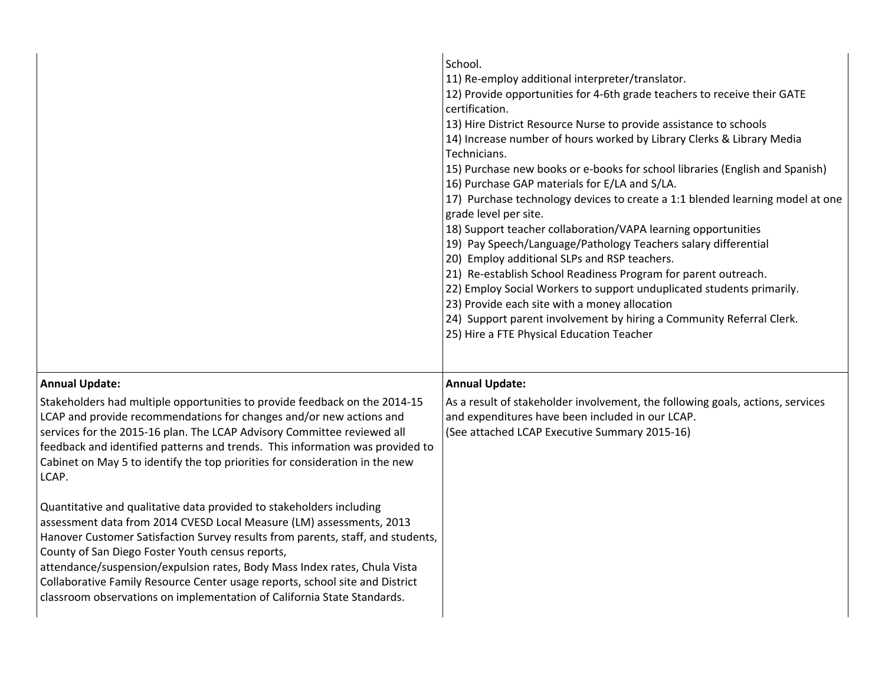| | |
|---|---|
| | School.<br>11) Re-employ additional interpreter/translator.<br>12) Provide opportunities for 4-6th grade teachers to receive their GATE certification.<br>13) Hire District Resource Nurse to provide assistance to schools<br>14) Increase number of hours worked by Library Clerks & Library Media Technicians.<br>15) Purchase new books or e-books for school libraries (English and Spanish)<br>16) Purchase GAP materials for E/LA and S/LA.<br>17) Purchase technology devices to create a 1:1 blended learning model at one grade level per site.<br>18) Support teacher collaboration/VAPA learning opportunities<br>19) Pay Speech/Language/Pathology Teachers salary differential<br>20) Employ additional SLPs and RSP teachers.<br>21) Re-establish School Readiness Program for parent outreach.<br>22) Employ Social Workers to support unduplicated students primarily.<br>23) Provide each site with a money allocation<br>24) Support parent involvement by hiring a Community Referral Clerk.<br>25) Hire a FTE Physical Education Teacher |
| **Annual Update:**<br>Stakeholders had multiple opportunities to provide feedback on the 2014-15 LCAP and provide recommendations for changes and/or new actions and services for the 2015-16 plan. The LCAP Advisory Committee reviewed all feedback and identified patterns and trends. This information was provided to Cabinet on May 5 to identify the top priorities for consideration in the new LCAP.<br><br>Quantitative and qualitative data provided to stakeholders including assessment data from 2014 CVESD Local Measure (LM) assessments, 2013 Hanover Customer Satisfaction Survey results from parents, staff, and students, County of San Diego Foster Youth census reports, attendance/suspension/expulsion rates, Body Mass Index rates, Chula Vista Collaborative Family Resource Center usage reports, school site and District classroom observations on implementation of California State Standards. | **Annual Update:**<br>As a result of stakeholder involvement, the following goals, actions, services and expenditures have been included in our LCAP.<br>(See attached LCAP Executive Summary 2015-16) |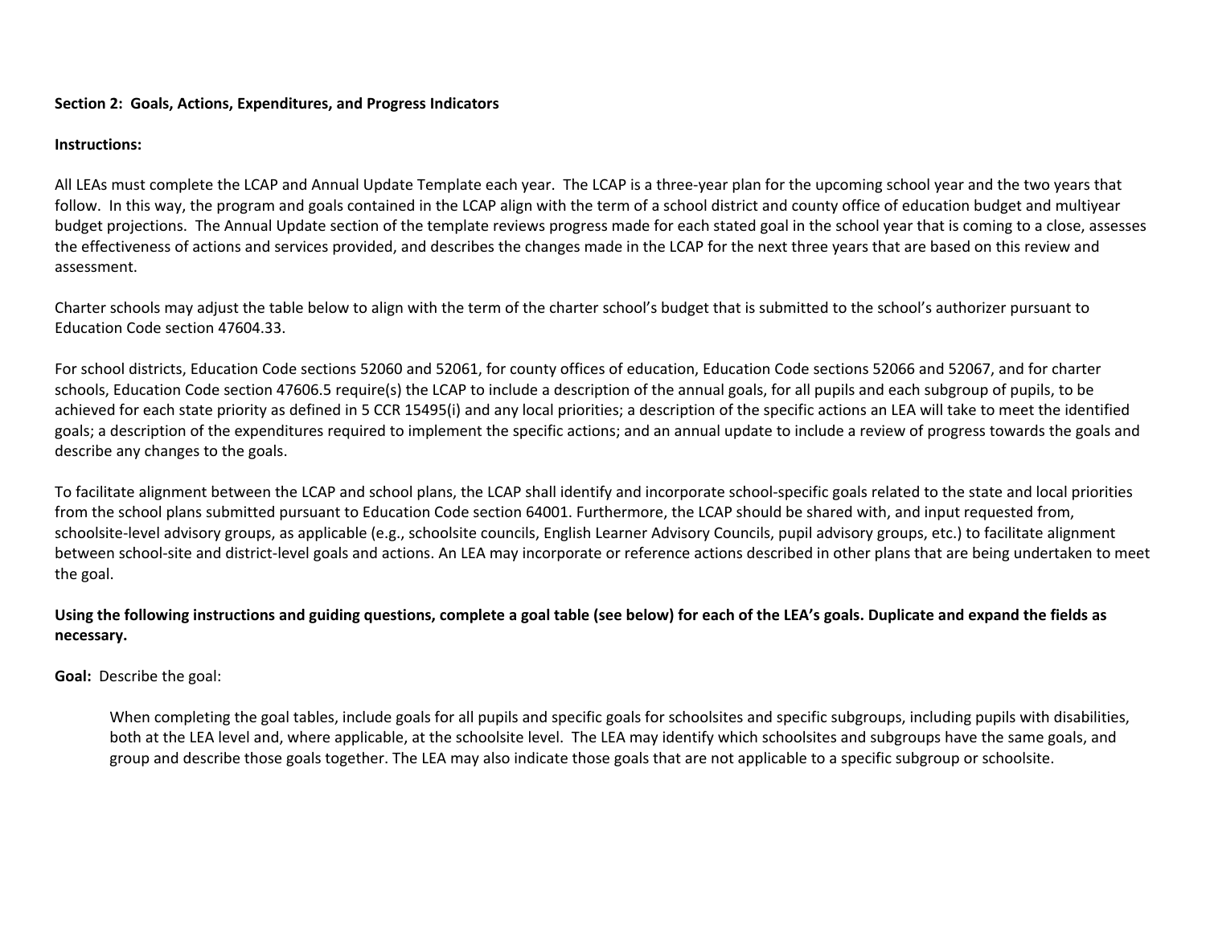**Section 2: Goals, Actions, Expenditures, and Progress Indicators**

**Instructions:**

All LEAs must complete the LCAP and Annual Update Template each year. The LCAP is a three-year plan for the upcoming school year and the two years that follow. In this way, the program and goals contained in the LCAP align with the term of a school district and county office of education budget and multiyear budget projections. The Annual Update section of the template reviews progress made for each stated goal in the school year that is coming to a close, assesses the effectiveness of actions and services provided, and describes the changes made in the LCAP for the next three years that are based on this review and assessment.

Charter schools may adjust the table below to align with the term of the charter school's budget that is submitted to the school's authorizer pursuant to Education Code section 47604.33.

For school districts, Education Code sections 52060 and 52061, for county offices of education, Education Code sections 52066 and 52067, and for charter schools, Education Code section 47606.5 require(s) the LCAP to include a description of the annual goals, for all pupils and each subgroup of pupils, to be achieved for each state priority as defined in 5 CCR 15495(i) and any local priorities; a description of the specific actions an LEA will take to meet the identified goals; a description of the expenditures required to implement the specific actions; and an annual update to include a review of progress towards the goals and describe any changes to the goals.

To facilitate alignment between the LCAP and school plans, the LCAP shall identify and incorporate school-specific goals related to the state and local priorities from the school plans submitted pursuant to Education Code section 64001. Furthermore, the LCAP should be shared with, and input requested from, schoolsite-level advisory groups, as applicable (e.g., schoolsite councils, English Learner Advisory Councils, pupil advisory groups, etc.) to facilitate alignment between school-site and district-level goals and actions. An LEA may incorporate or reference actions described in other plans that are being undertaken to meet the goal.

**Using the following instructions and guiding questions, complete a goal table (see below) for each of the LEA's goals. Duplicate and expand the fields as necessary.**

**Goal:** Describe the goal:

> When completing the goal tables, include goals for all pupils and specific goals for schoolsites and specific subgroups, including pupils with disabilities, both at the LEA level and, where applicable, at the schoolsite level. The LEA may identify which schoolsites and subgroups have the same goals, and group and describe those goals together. The LEA may also indicate those goals that are not applicable to a specific subgroup or schoolsite.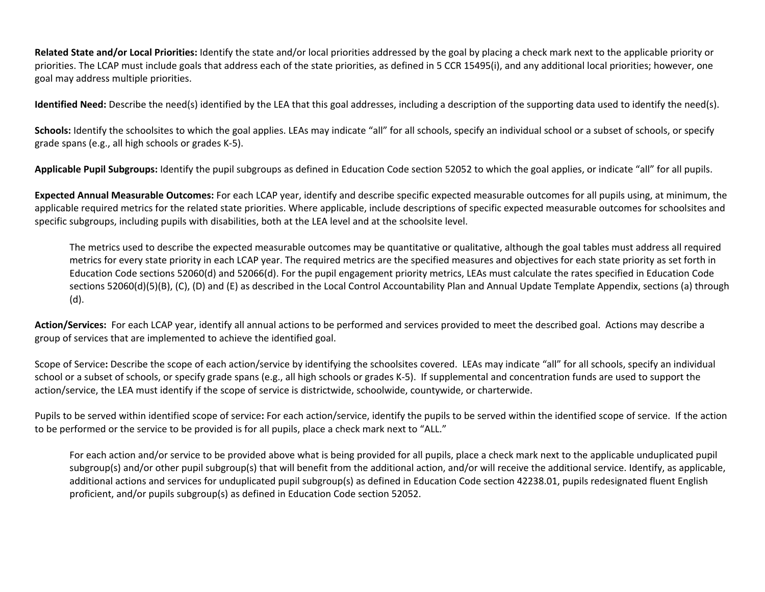**Related State and/or Local Priorities:** Identify the state and/or local priorities addressed by the goal by placing a check mark next to the applicable priority or priorities. The LCAP must include goals that address each of the state priorities, as defined in 5 CCR 15495(i), and any additional local priorities; however, one goal may address multiple priorities.

**Identified Need:** Describe the need(s) identified by the LEA that this goal addresses, including a description of the supporting data used to identify the need(s).

**Schools:** Identify the schoolsites to which the goal applies. LEAs may indicate "all" for all schools, specify an individual school or a subset of schools, or specify grade spans (e.g., all high schools or grades K-5).

**Applicable Pupil Subgroups:** Identify the pupil subgroups as defined in Education Code section 52052 to which the goal applies, or indicate "all" for all pupils.

**Expected Annual Measurable Outcomes:** For each LCAP year, identify and describe specific expected measurable outcomes for all pupils using, at minimum, the applicable required metrics for the related state priorities. Where applicable, include descriptions of specific expected measurable outcomes for schoolsites and specific subgroups, including pupils with disabilities, both at the LEA level and at the schoolsite level.

> The metrics used to describe the expected measurable outcomes may be quantitative or qualitative, although the goal tables must address all required metrics for every state priority in each LCAP year. The required metrics are the specified measures and objectives for each state priority as set forth in Education Code sections 52060(d) and 52066(d). For the pupil engagement priority metrics, LEAs must calculate the rates specified in Education Code sections 52060(d)(5)(B), (C), (D) and (E) as described in the Local Control Accountability Plan and Annual Update Template Appendix, sections (a) through (d).

**Action/Services:** For each LCAP year, identify all annual actions to be performed and services provided to meet the described goal. Actions may describe a group of services that are implemented to achieve the identified goal.

Scope of Service**:** Describe the scope of each action/service by identifying the schoolsites covered. LEAs may indicate "all" for all schools, specify an individual school or a subset of schools, or specify grade spans (e.g., all high schools or grades K-5). If supplemental and concentration funds are used to support the action/service, the LEA must identify if the scope of service is districtwide, schoolwide, countywide, or charterwide.

Pupils to be served within identified scope of service**:** For each action/service, identify the pupils to be served within the identified scope of service. If the action to be performed or the service to be provided is for all pupils, place a check mark next to "ALL."

> For each action and/or service to be provided above what is being provided for all pupils, place a check mark next to the applicable unduplicated pupil subgroup(s) and/or other pupil subgroup(s) that will benefit from the additional action, and/or will receive the additional service. Identify, as applicable, additional actions and services for unduplicated pupil subgroup(s) as defined in Education Code section 42238.01, pupils redesignated fluent English proficient, and/or pupils subgroup(s) as defined in Education Code section 52052.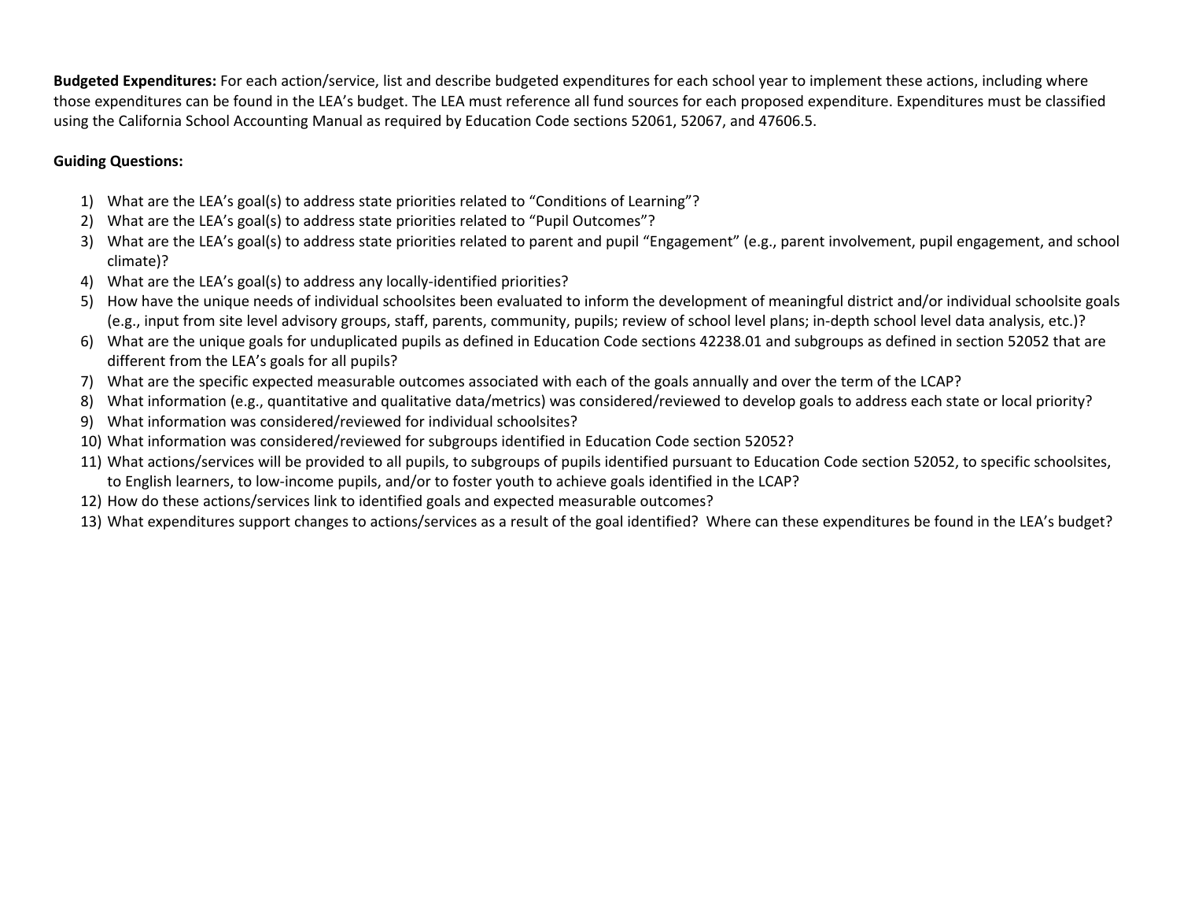**Budgeted Expenditures:** For each action/service, list and describe budgeted expenditures for each school year to implement these actions, including where those expenditures can be found in the LEA's budget. The LEA must reference all fund sources for each proposed expenditure. Expenditures must be classified using the California School Accounting Manual as required by Education Code sections 52061, 52067, and 47606.5.

**Guiding Questions:**

1) What are the LEA's goal(s) to address state priorities related to "Conditions of Learning"?
2) What are the LEA's goal(s) to address state priorities related to "Pupil Outcomes"?
3) What are the LEA's goal(s) to address state priorities related to parent and pupil "Engagement" (e.g., parent involvement, pupil engagement, and school climate)?
4) What are the LEA's goal(s) to address any locally-identified priorities?
5) How have the unique needs of individual schoolsites been evaluated to inform the development of meaningful district and/or individual schoolsite goals (e.g., input from site level advisory groups, staff, parents, community, pupils; review of school level plans; in-depth school level data analysis, etc.)?
6) What are the unique goals for unduplicated pupils as defined in Education Code sections 42238.01 and subgroups as defined in section 52052 that are different from the LEA's goals for all pupils?
7) What are the specific expected measurable outcomes associated with each of the goals annually and over the term of the LCAP?
8) What information (e.g., quantitative and qualitative data/metrics) was considered/reviewed to develop goals to address each state or local priority?
9) What information was considered/reviewed for individual schoolsites?
10) What information was considered/reviewed for subgroups identified in Education Code section 52052?
11) What actions/services will be provided to all pupils, to subgroups of pupils identified pursuant to Education Code section 52052, to specific schoolsites, to English learners, to low-income pupils, and/or to foster youth to achieve goals identified in the LCAP?
12) How do these actions/services link to identified goals and expected measurable outcomes?
13) What expenditures support changes to actions/services as a result of the goal identified? Where can these expenditures be found in the LEA's budget?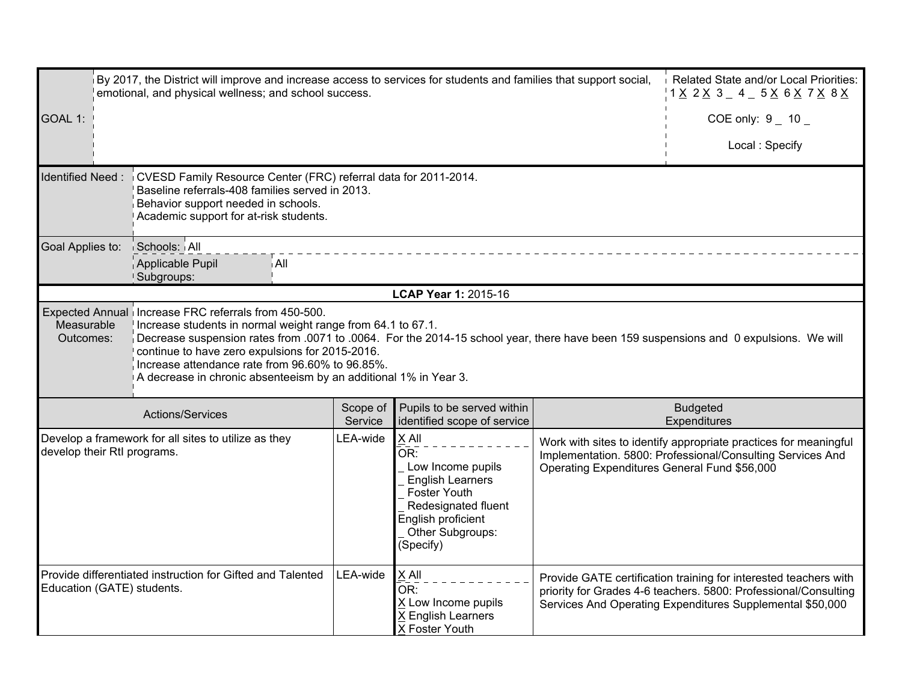| GOAL 1: | By 2017, the District will improve and increase access to services for students and families that support social, emotional, and physical wellness; and school success. | Related State and/or Local Priorities: 1 X 2 X 3 _ 4 _ 5 X 6 X 7 X 8 X<br><br>COE only: 9 _ 10 _<br><br>Local : Specify |
|---|---|---|

| Identified Need : | CVESD Family Resource Center (FRC) referral data for 2011-2014.<br>Baseline referrals-408 families served in 2013.<br>Behavior support needed in schools.<br>Academic support for at-risk students. |
|---|---|
| Goal Applies to: | Schools: All<br>Applicable Pupil Subgroups: All |

**LCAP Year 1:** 2015-16

| Expected Annual Measurable Outcomes: | Increase FRC referrals from 450-500.<br>Increase students in normal weight range from 64.1 to 67.1.<br>Decrease suspension rates from .0071 to .0064. For the 2014-15 school year, there have been 159 suspensions and 0 expulsions. We will continue to have zero expulsions for 2015-2016.<br>Increase attendance rate from 96.60% to 96.85%.<br>A decrease in chronic absenteeism by an additional 1% in Year 3. |
|---|---|

| Actions/Services | Scope of Service | Pupils to be served within identified scope of service | Budgeted Expenditures |
|---|---|---|---|
| Develop a framework for all sites to utilize as they develop their RtI programs. | LEA-wide | X All<br>OR:<br>_ Low Income pupils<br>_ English Learners<br>_ Foster Youth<br>_ Redesignated fluent English proficient<br>_ Other Subgroups: (Specify) | Work with sites to identify appropriate practices for meaningful Implementation. 5800: Professional/Consulting Services And Operating Expenditures General Fund $56,000 |
| Provide differentiated instruction for Gifted and Talented Education (GATE) students. | LEA-wide | X All<br>OR:<br>X Low Income pupils<br>X English Learners<br>X Foster Youth | Provide GATE certification training for interested teachers with priority for Grades 4-6 teachers. 5800: Professional/Consulting Services And Operating Expenditures Supplemental $50,000 |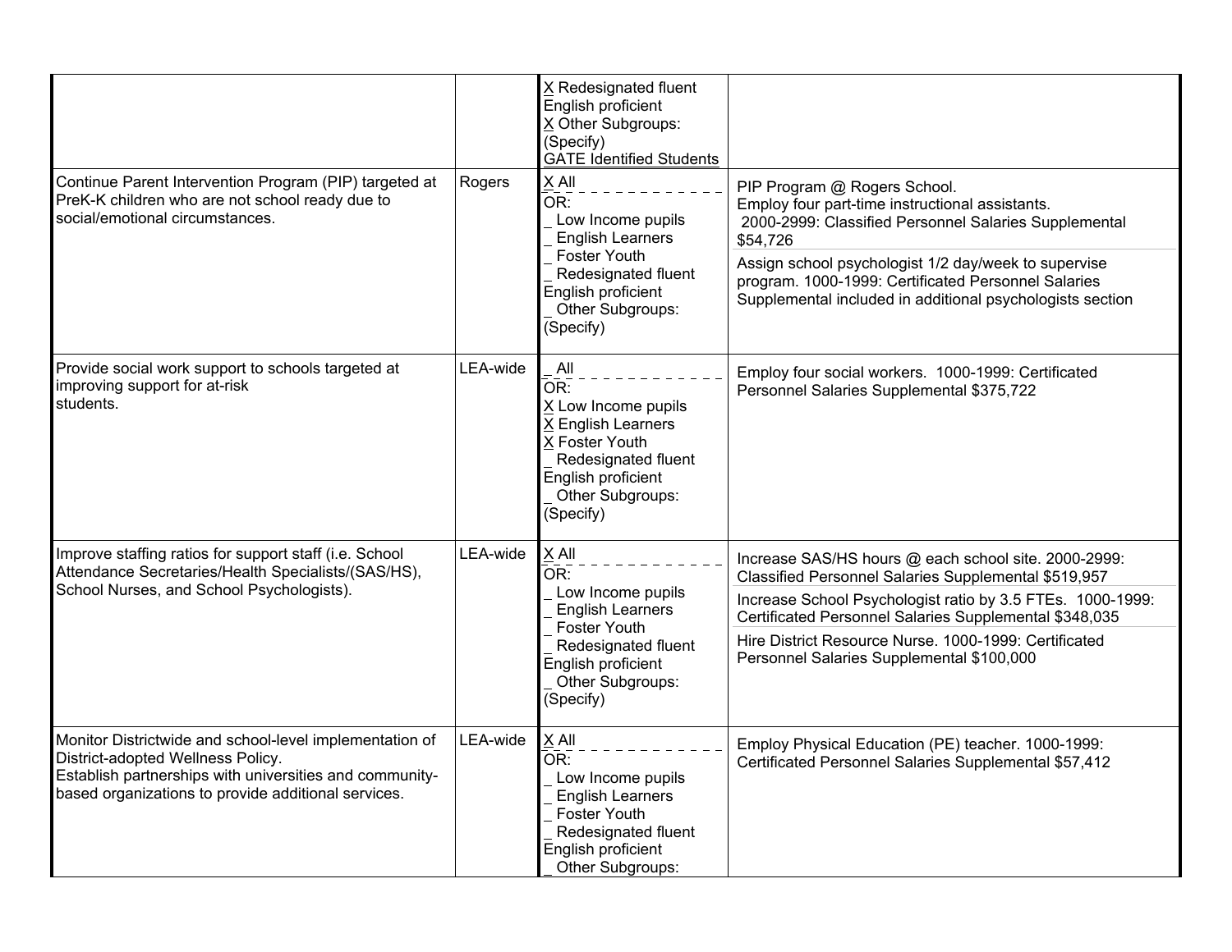| | | | |
|---|---|---|---|
| | | X Redesignated fluent English proficient<br>X Other Subgroups: (Specify)<br>GATE Identified Students | |
| Continue Parent Intervention Program (PIP) targeted at PreK-K children who are not school ready due to social/emotional circumstances. | Rogers | X All<br>OR:<br>_ Low Income pupils<br>_ English Learners<br>_ Foster Youth<br>_ Redesignated fluent English proficient<br>_ Other Subgroups: (Specify) | PIP Program @ Rogers School.<br>Employ four part-time instructional assistants.<br>2000-2999: Classified Personnel Salaries Supplemental $54,726<br><br>Assign school psychologist 1/2 day/week to supervise program. 1000-1999: Certificated Personnel Salaries Supplemental included in additional psychologists section |
| Provide social work support to schools targeted at improving support for at-risk students. | LEA-wide | _ All<br>OR:<br>X Low Income pupils<br>X English Learners<br>X Foster Youth<br>_ Redesignated fluent English proficient<br>_ Other Subgroups: (Specify) | Employ four social workers. 1000-1999: Certificated Personnel Salaries Supplemental $375,722 |
| Improve staffing ratios for support staff (i.e. School Attendance Secretaries/Health Specialists/(SAS/HS), School Nurses, and School Psychologists). | LEA-wide | X All<br>OR:<br>_ Low Income pupils<br>_ English Learners<br>_ Foster Youth<br>_ Redesignated fluent English proficient<br>_ Other Subgroups: (Specify) | Increase SAS/HS hours @ each school site. 2000-2999: Classified Personnel Salaries Supplemental $519,957<br><br>Increase School Psychologist ratio by 3.5 FTEs. 1000-1999: Certificated Personnel Salaries Supplemental $348,035<br><br>Hire District Resource Nurse. 1000-1999: Certificated Personnel Salaries Supplemental $100,000 |
| Monitor Districtwide and school-level implementation of District-adopted Wellness Policy.<br>Establish partnerships with universities and community-based organizations to provide additional services. | LEA-wide | X All<br>OR:<br>_ Low Income pupils<br>_ English Learners<br>_ Foster Youth<br>_ Redesignated fluent English proficient<br>_ Other Subgroups: | Employ Physical Education (PE) teacher. 1000-1999: Certificated Personnel Salaries Supplemental $57,412 |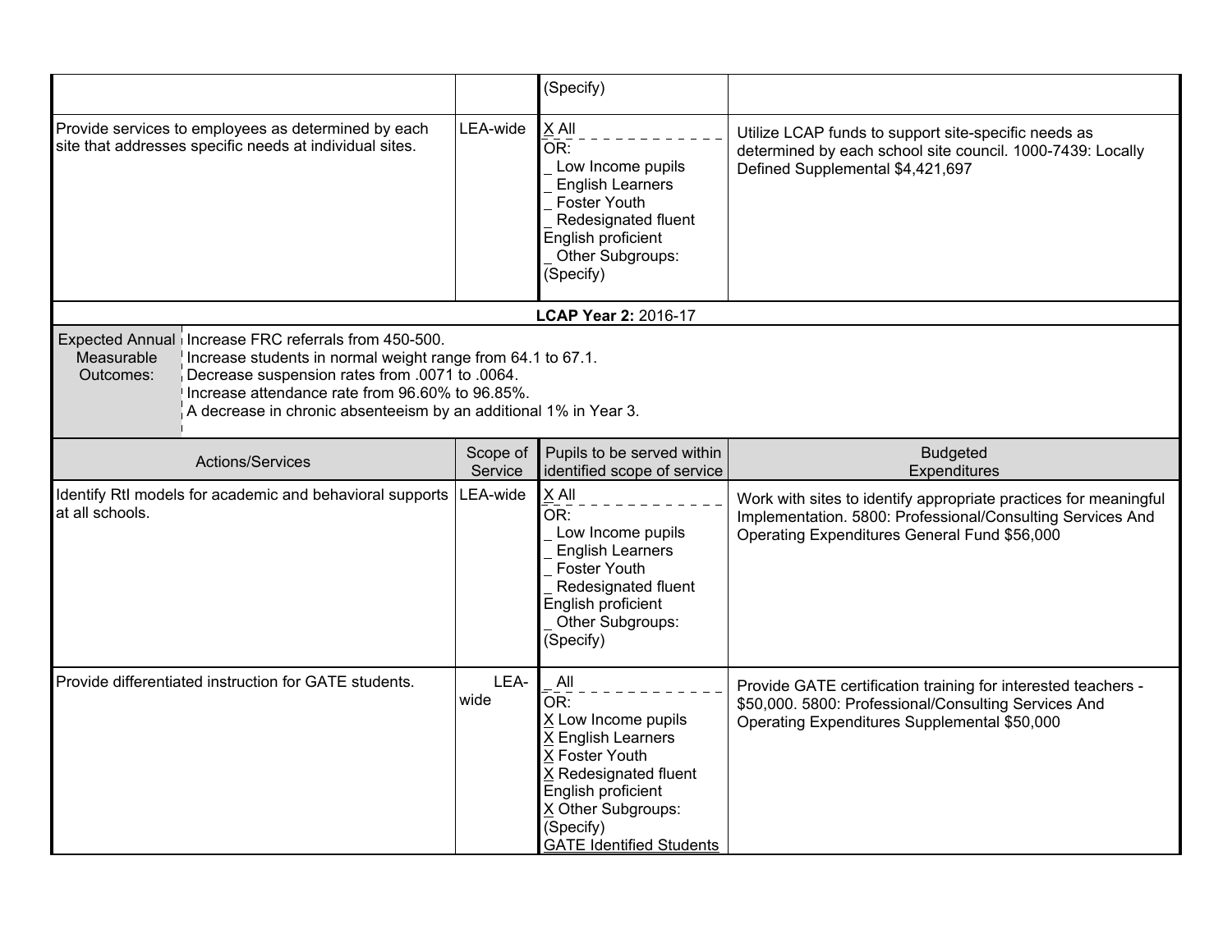| | | (Specify) | |
|---|---|---|---|
| Provide services to employees as determined by each site that addresses specific needs at individual sites. | LEA-wide | X All<br>OR:<br>_ Low Income pupils<br>_ English Learners<br>_ Foster Youth<br>_ Redesignated fluent English proficient<br>_ Other Subgroups: (Specify) | Utilize LCAP funds to support site-specific needs as determined by each school site council. 1000-7439: Locally Defined Supplemental $4,421,697 |

**LCAP Year 2:** 2016-17

| Expected Annual Measurable Outcomes: | Increase FRC referrals from 450-500.<br>Increase students in normal weight range from 64.1 to 67.1.<br>Decrease suspension rates from .0071 to .0064.<br>Increase attendance rate from 96.60% to 96.85%.<br>A decrease in chronic absenteeism by an additional 1% in Year 3. |
|---|---|

| Actions/Services | Scope of Service | Pupils to be served within identified scope of service | Budgeted Expenditures |
|---|---|---|---|
| Identify RtI models for academic and behavioral supports at all schools. | LEA-wide | X All<br>OR:<br>_ Low Income pupils<br>_ English Learners<br>_ Foster Youth<br>_ Redesignated fluent English proficient<br>_ Other Subgroups: (Specify) | Work with sites to identify appropriate practices for meaningful Implementation. 5800: Professional/Consulting Services And Operating Expenditures General Fund $56,000 |
| Provide differentiated instruction for GATE students. | LEA-wide | _ All<br>OR:<br>X Low Income pupils<br>X English Learners<br>X Foster Youth<br>X Redesignated fluent English proficient<br>X Other Subgroups: (Specify)<br>GATE Identified Students | Provide GATE certification training for interested teachers - $50,000. 5800: Professional/Consulting Services And Operating Expenditures Supplemental $50,000 |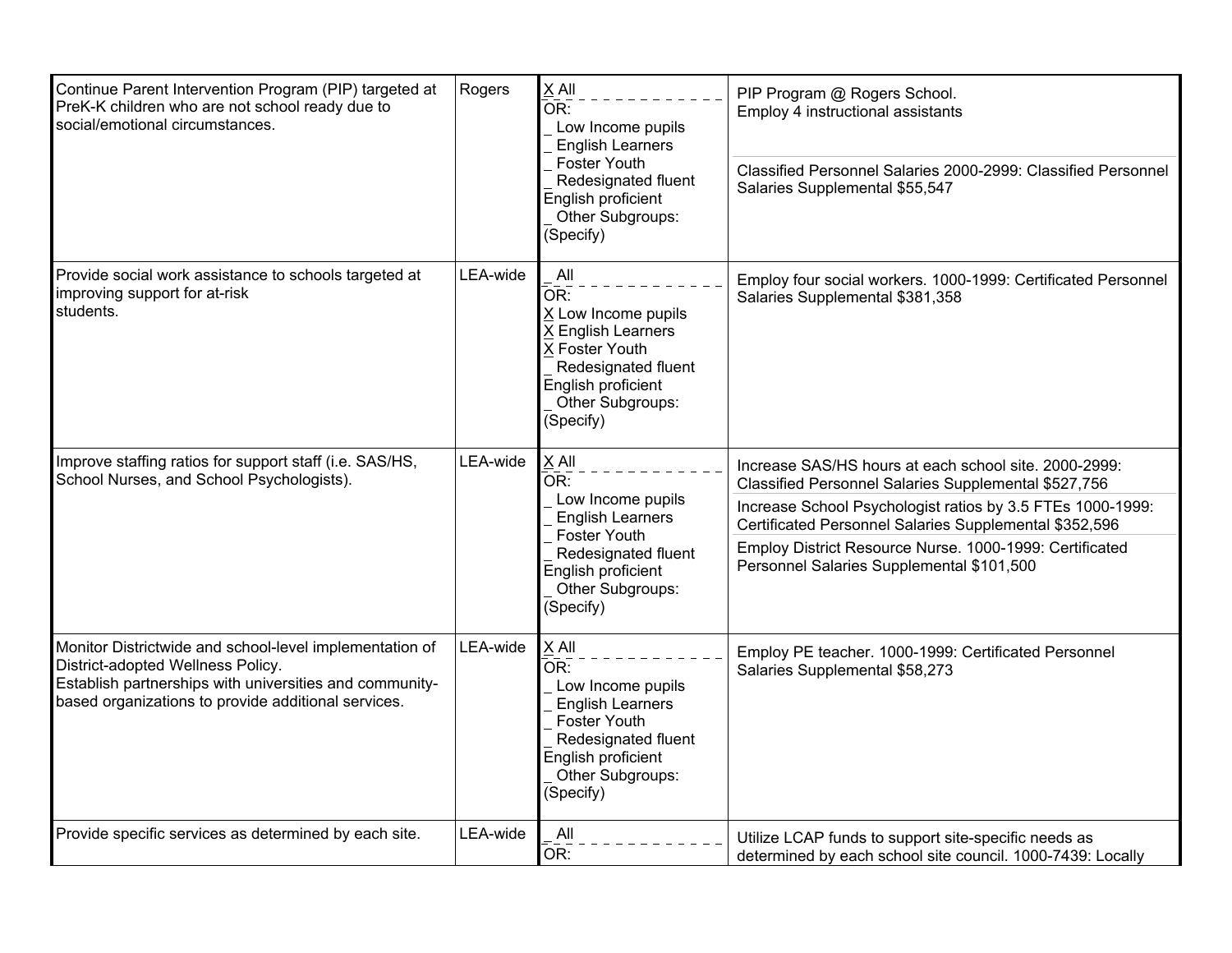| | | | |
|---|---|---|---|
| Continue Parent Intervention Program (PIP) targeted at PreK-K children who are not school ready due to social/emotional circumstances. | Rogers | X All<br>OR:<br>_ Low Income pupils<br>_ English Learners<br>_ Foster Youth<br>_ Redesignated fluent English proficient<br>_ Other Subgroups: (Specify) | PIP Program @ Rogers School.<br>Employ 4 instructional assistants<br><br>Classified Personnel Salaries 2000-2999: Classified Personnel Salaries Supplemental $55,547 |
| Provide social work assistance to schools targeted at improving support for at-risk students. | LEA-wide | _ All<br>OR:<br>X Low Income pupils<br>X English Learners<br>X Foster Youth<br>_ Redesignated fluent English proficient<br>_ Other Subgroups: (Specify) | Employ four social workers. 1000-1999: Certificated Personnel Salaries Supplemental $381,358 |
| Improve staffing ratios for support staff (i.e. SAS/HS, School Nurses, and School Psychologists). | LEA-wide | X All<br>OR:<br>_ Low Income pupils<br>_ English Learners<br>_ Foster Youth<br>_ Redesignated fluent English proficient<br>_ Other Subgroups: (Specify) | Increase SAS/HS hours at each school site. 2000-2999: Classified Personnel Salaries Supplemental $527,756<br><br>Increase School Psychologist ratios by 3.5 FTEs 1000-1999: Certificated Personnel Salaries Supplemental $352,596<br><br>Employ District Resource Nurse. 1000-1999: Certificated Personnel Salaries Supplemental $101,500 |
| Monitor Districtwide and school-level implementation of District-adopted Wellness Policy.<br>Establish partnerships with universities and community-based organizations to provide additional services. | LEA-wide | X All<br>OR:<br>_ Low Income pupils<br>_ English Learners<br>_ Foster Youth<br>_ Redesignated fluent English proficient<br>_ Other Subgroups: (Specify) | Employ PE teacher. 1000-1999: Certificated Personnel Salaries Supplemental $58,273 |
| Provide specific services as determined by each site. | LEA-wide | _ All<br>OR: | Utilize LCAP funds to support site-specific needs as determined by each school site council. 1000-7439: Locally |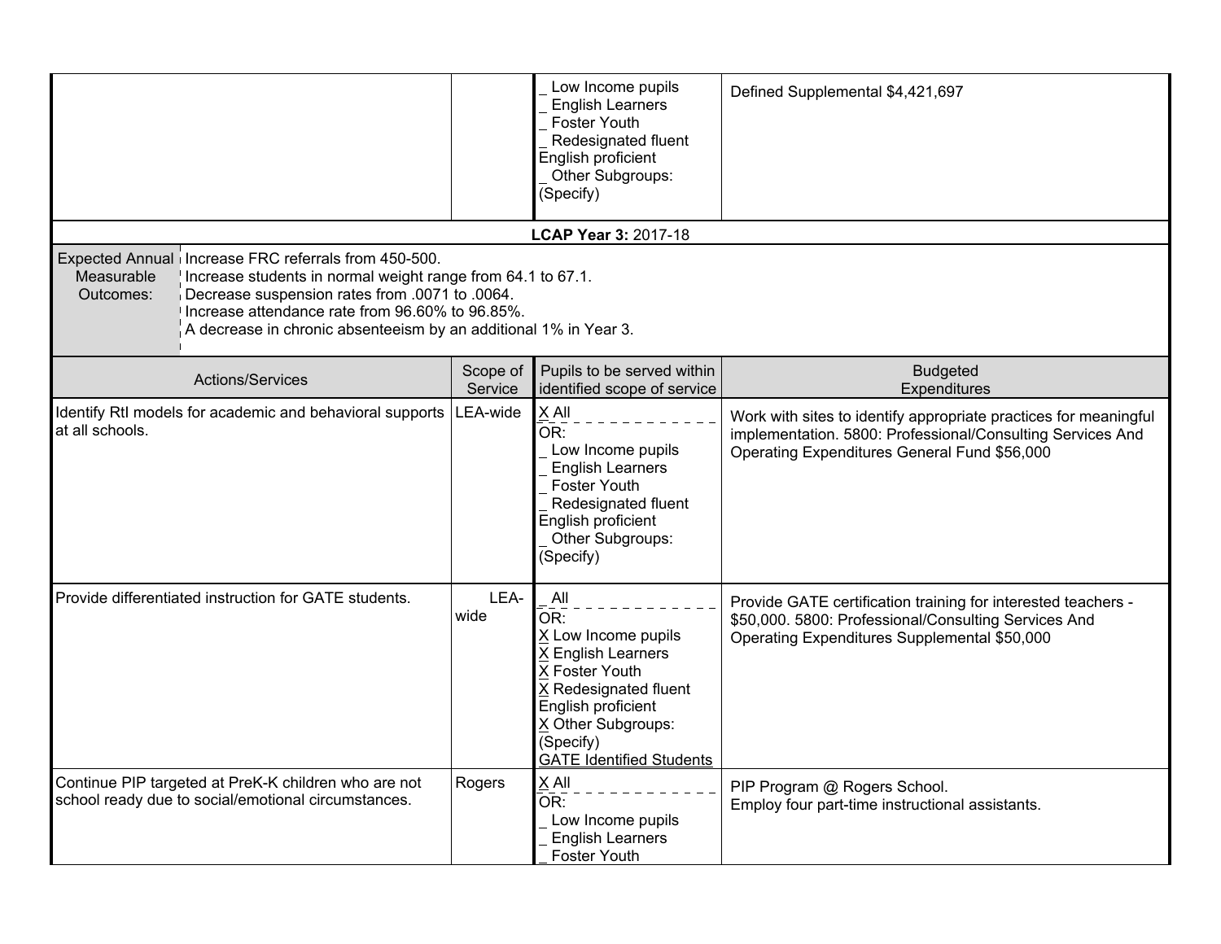| | | | |
|---|---|---|---|
| | | _ Low Income pupils<br>_ English Learners<br>_ Foster Youth<br>_ Redesignated fluent English proficient<br>_ Other Subgroups: (Specify) | Defined Supplemental $4,421,697 |

**LCAP Year 3:** 2017-18

| Expected Annual Measurable Outcomes: | Increase FRC referrals from 450-500.<br>Increase students in normal weight range from 64.1 to 67.1.<br>Decrease suspension rates from .0071 to .0064.<br>Increase attendance rate from 96.60% to 96.85%.<br>A decrease in chronic absenteeism by an additional 1% in Year 3. |
|---|---|

| Actions/Services | Scope of Service | Pupils to be served within identified scope of service | Budgeted Expenditures |
|---|---|---|---|
| Identify RtI models for academic and behavioral supports at all schools. | LEA-wide | X All<br>OR:<br>_ Low Income pupils<br>_ English Learners<br>_ Foster Youth<br>_ Redesignated fluent English proficient<br>_ Other Subgroups: (Specify) | Work with sites to identify appropriate practices for meaningful implementation. 5800: Professional/Consulting Services And Operating Expenditures General Fund $56,000 |
| Provide differentiated instruction for GATE students. | LEA-wide | _ All<br>OR:<br>X Low Income pupils<br>X English Learners<br>X Foster Youth<br>X Redesignated fluent English proficient<br>X Other Subgroups: (Specify)<br>GATE Identified Students | Provide GATE certification training for interested teachers - $50,000. 5800: Professional/Consulting Services And Operating Expenditures Supplemental $50,000 |
| Continue PIP targeted at PreK-K children who are not school ready due to social/emotional circumstances. | Rogers | X All<br>OR:<br>_ Low Income pupils<br>_ English Learners<br>_ Foster Youth | PIP Program @ Rogers School.<br>Employ four part-time instructional assistants. |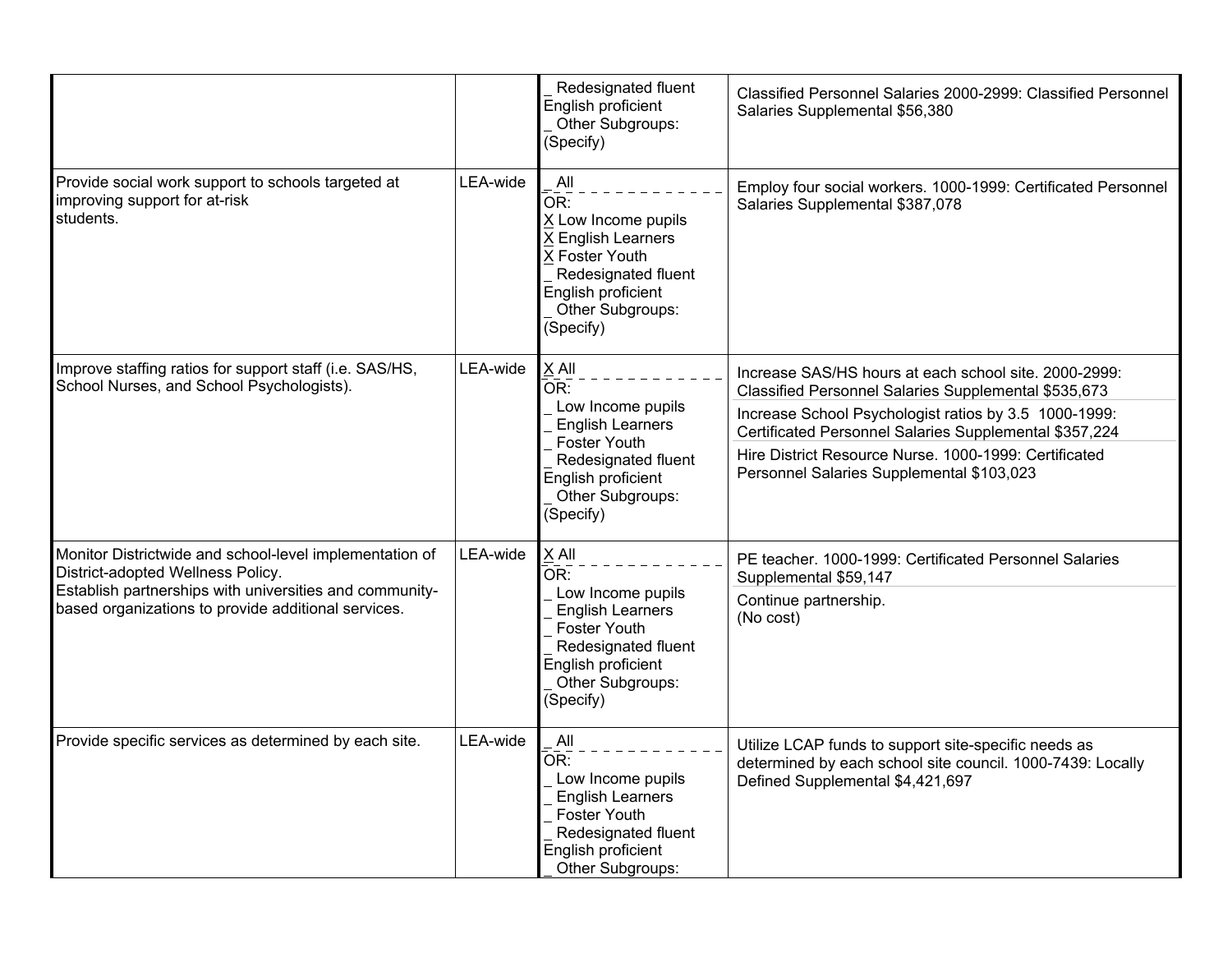| | | | |
|---|---|---|---|
| | | _ Redesignated fluent English proficient<br>_ Other Subgroups: (Specify) | Classified Personnel Salaries 2000-2999: Classified Personnel Salaries Supplemental $56,380 |
| Provide social work support to schools targeted at improving support for at-risk students. | LEA-wide | _ All<br>OR:<br>X Low Income pupils<br>X English Learners<br>X Foster Youth<br>_ Redesignated fluent English proficient<br>_ Other Subgroups: (Specify) | Employ four social workers. 1000-1999: Certificated Personnel Salaries Supplemental $387,078 |
| Improve staffing ratios for support staff (i.e. SAS/HS, School Nurses, and School Psychologists). | LEA-wide | X All<br>OR:<br>_ Low Income pupils<br>_ English Learners<br>_ Foster Youth<br>_ Redesignated fluent English proficient<br>_ Other Subgroups: (Specify) | Increase SAS/HS hours at each school site. 2000-2999: Classified Personnel Salaries Supplemental $535,673<br>Increase School Psychologist ratios by 3.5 1000-1999: Certificated Personnel Salaries Supplemental $357,224<br>Hire District Resource Nurse. 1000-1999: Certificated Personnel Salaries Supplemental $103,023 |
| Monitor Districtwide and school-level implementation of District-adopted Wellness Policy.<br>Establish partnerships with universities and community-based organizations to provide additional services. | LEA-wide | X All<br>OR:<br>_ Low Income pupils<br>_ English Learners<br>_ Foster Youth<br>_ Redesignated fluent English proficient<br>_ Other Subgroups: (Specify) | PE teacher. 1000-1999: Certificated Personnel Salaries Supplemental $59,147<br>Continue partnership.<br>(No cost) |
| Provide specific services as determined by each site. | LEA-wide | _ All<br>OR:<br>_ Low Income pupils<br>_ English Learners<br>_ Foster Youth<br>_ Redesignated fluent English proficient<br>_ Other Subgroups: | Utilize LCAP funds to support site-specific needs as determined by each school site council. 1000-7439: Locally Defined Supplemental $4,421,697 |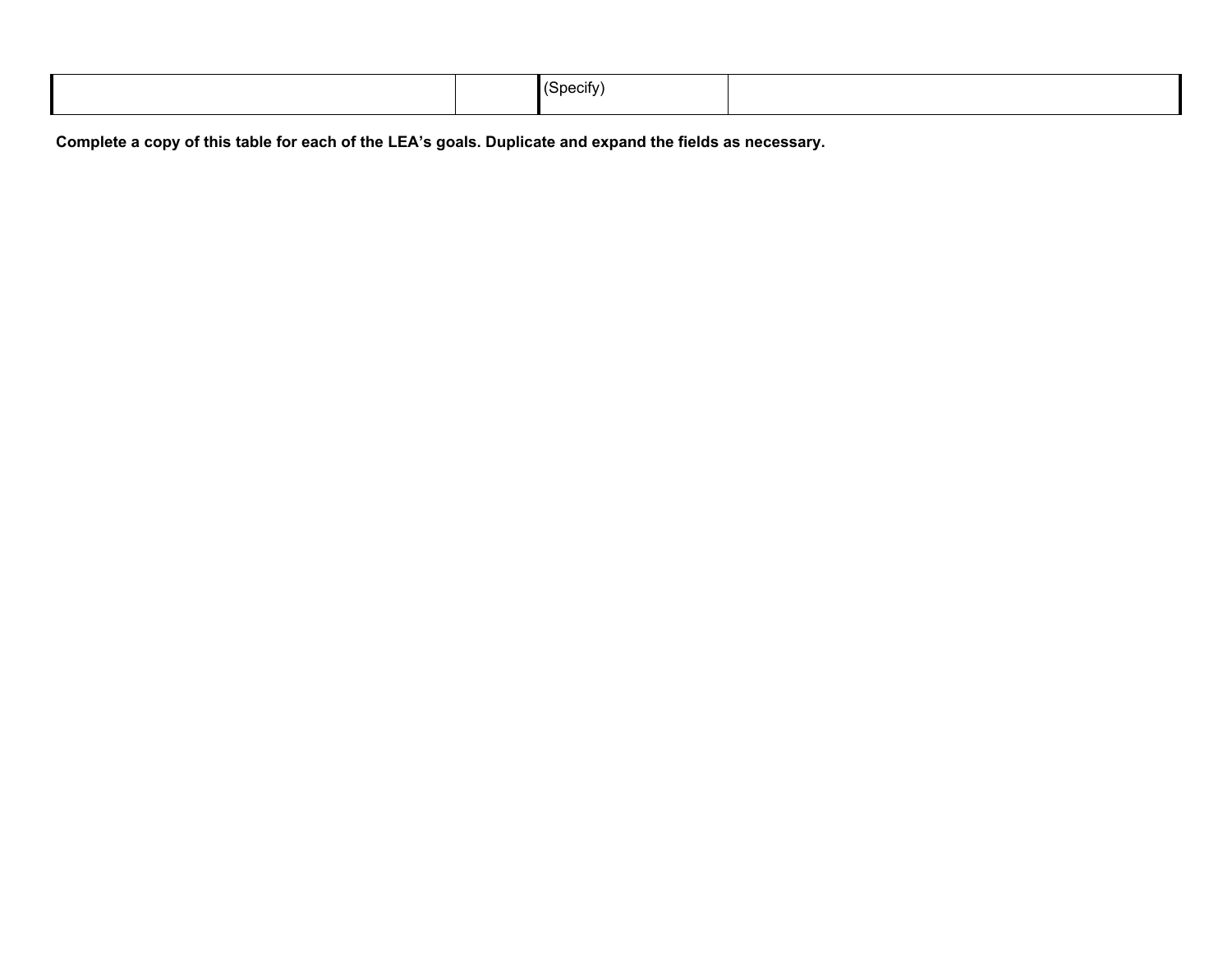| | | | |
|---|---|---|---|
| | | (Specify) | |

**Complete a copy of this table for each of the LEA's goals. Duplicate and expand the fields as necessary.**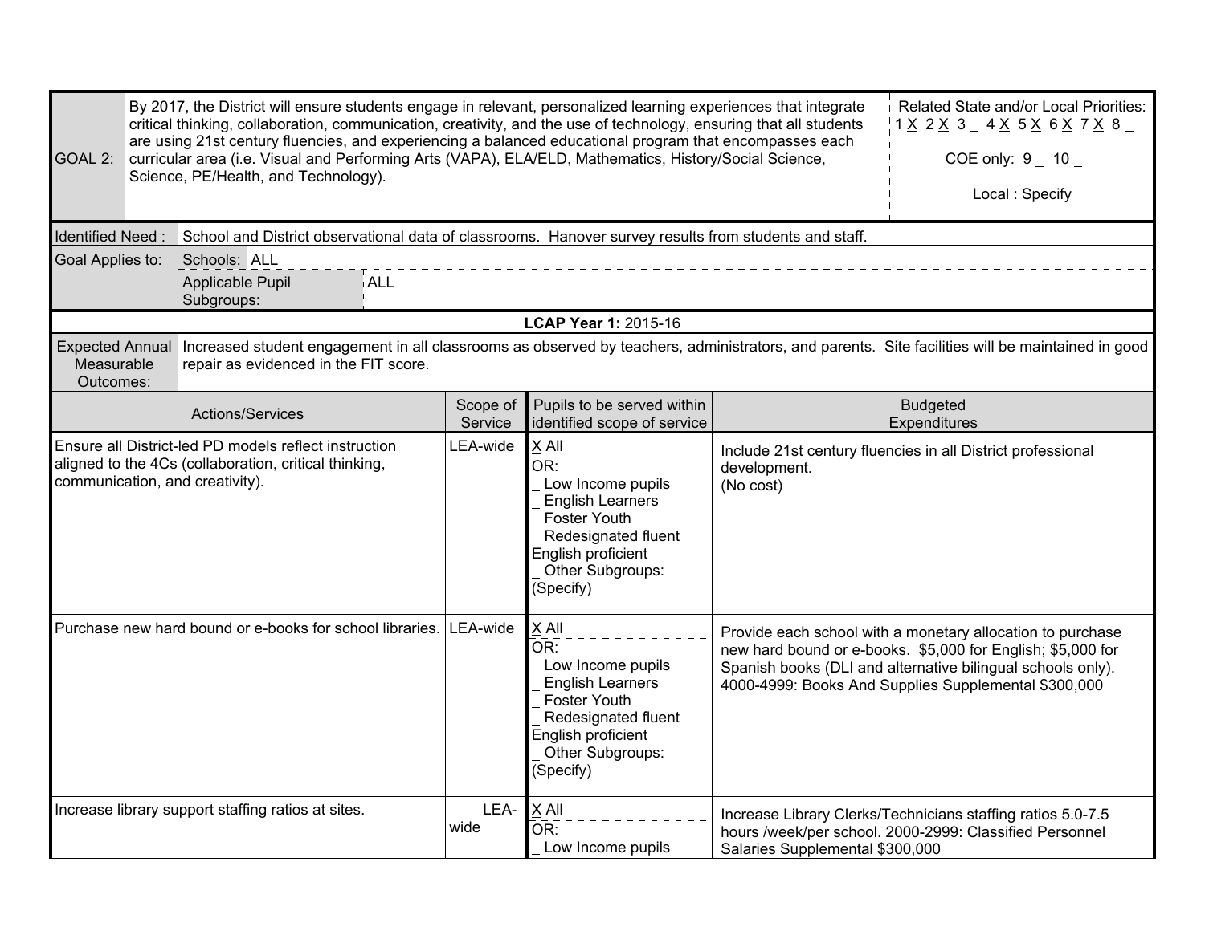| GOAL 2: | By 2017, the District will ensure students engage in relevant, personalized learning experiences that integrate critical thinking, collaboration, communication, creativity, and the use of technology, ensuring that all students are using 21st century fluencies, and experiencing a balanced educational program that encompasses each curricular area (i.e. Visual and Performing Arts (VAPA), ELA/ELD, Mathematics, History/Social Science, Science, PE/Health, and Technology). | Related State and/or Local Priorities: 1 X 2 X 3 _ 4 X 5 X 6 X 7 X 8 _ <br><br> COE only: 9 _ 10 _ <br><br> Local : Specify |
|---|---|---|

| Identified Need : | School and District observational data of classrooms. Hanover survey results from students and staff. |
|---|---|
| Goal Applies to: | Schools: ALL |
| | Applicable Pupil Subgroups: ALL |

**LCAP Year 1:** 2015-16

| Expected Annual Measurable Outcomes: | Increased student engagement in all classrooms as observed by teachers, administrators, and parents. Site facilities will be maintained in good repair as evidenced in the FIT score. |
|---|---|

| Actions/Services | Scope of Service | Pupils to be served within identified scope of service | Budgeted Expenditures |
|---|---|---|---|
| Ensure all District-led PD models reflect instruction aligned to the 4Cs (collaboration, critical thinking, communication, and creativity). | LEA-wide | X All<br>OR:<br>_ Low Income pupils<br>_ English Learners<br>_ Foster Youth<br>_ Redesignated fluent English proficient<br>_ Other Subgroups: (Specify) | Include 21st century fluencies in all District professional development.<br>(No cost) |
| Purchase new hard bound or e-books for school libraries. | LEA-wide | X All<br>OR:<br>_ Low Income pupils<br>_ English Learners<br>_ Foster Youth<br>_ Redesignated fluent English proficient<br>_ Other Subgroups: (Specify) | Provide each school with a monetary allocation to purchase new hard bound or e-books. $5,000 for English; $5,000 for Spanish books (DLI and alternative bilingual schools only). 4000-4999: Books And Supplies Supplemental $300,000 |
| Increase library support staffing ratios at sites. | LEA-wide | X All<br>OR:<br>_ Low Income pupils | Increase Library Clerks/Technicians staffing ratios 5.0-7.5 hours /week/per school. 2000-2999: Classified Personnel Salaries Supplemental $300,000 |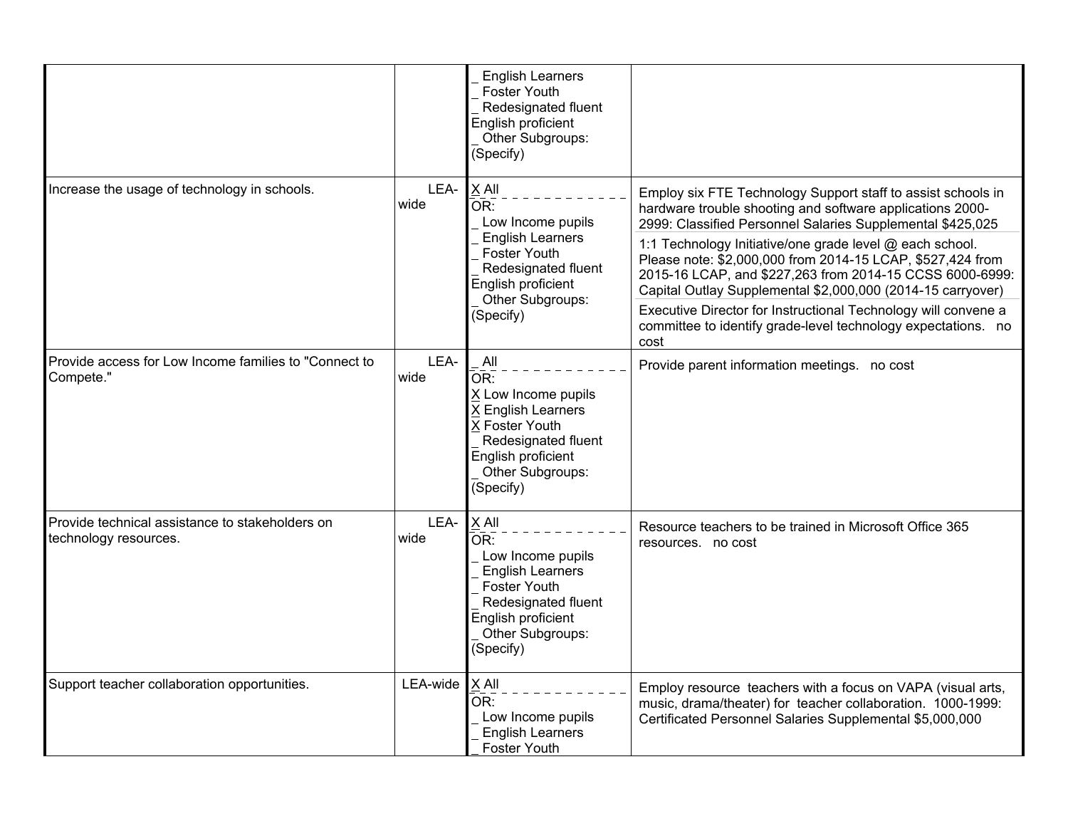| | | | |
|---|---|---|---|
| | | _ English Learners<br>_ Foster Youth<br>_ Redesignated fluent English proficient<br>_ Other Subgroups: (Specify) | |
| Increase the usage of technology in schools. | LEA-wide | X All<br>OR:<br>_ Low Income pupils<br>_ English Learners<br>_ Foster Youth<br>_ Redesignated fluent English proficient<br>_ Other Subgroups: (Specify) | Employ six FTE Technology Support staff to assist schools in hardware trouble shooting and software applications 2000-2999: Classified Personnel Salaries Supplemental $425,025<br>1:1 Technology Initiative/one grade level @ each school. Please note: $2,000,000 from 2014-15 LCAP, $527,424 from 2015-16 LCAP, and $227,263 from 2014-15 CCSS 6000-6999: Capital Outlay Supplemental $2,000,000 (2014-15 carryover)<br>Executive Director for Instructional Technology will convene a committee to identify grade-level technology expectations. no cost |
| Provide access for Low Income families to "Connect to Compete." | LEA-wide | _ All<br>OR:<br>X Low Income pupils<br>X English Learners<br>X Foster Youth<br>_ Redesignated fluent English proficient<br>_ Other Subgroups: (Specify) | Provide parent information meetings. no cost |
| Provide technical assistance to stakeholders on technology resources. | LEA-wide | X All<br>OR:<br>_ Low Income pupils<br>_ English Learners<br>_ Foster Youth<br>_ Redesignated fluent English proficient<br>_ Other Subgroups: (Specify) | Resource teachers to be trained in Microsoft Office 365 resources. no cost |
| Support teacher collaboration opportunities. | LEA-wide | X All<br>OR:<br>_ Low Income pupils<br>_ English Learners<br>_ Foster Youth | Employ resource teachers with a focus on VAPA (visual arts, music, drama/theater) for teacher collaboration. 1000-1999: Certificated Personnel Salaries Supplemental $5,000,000 |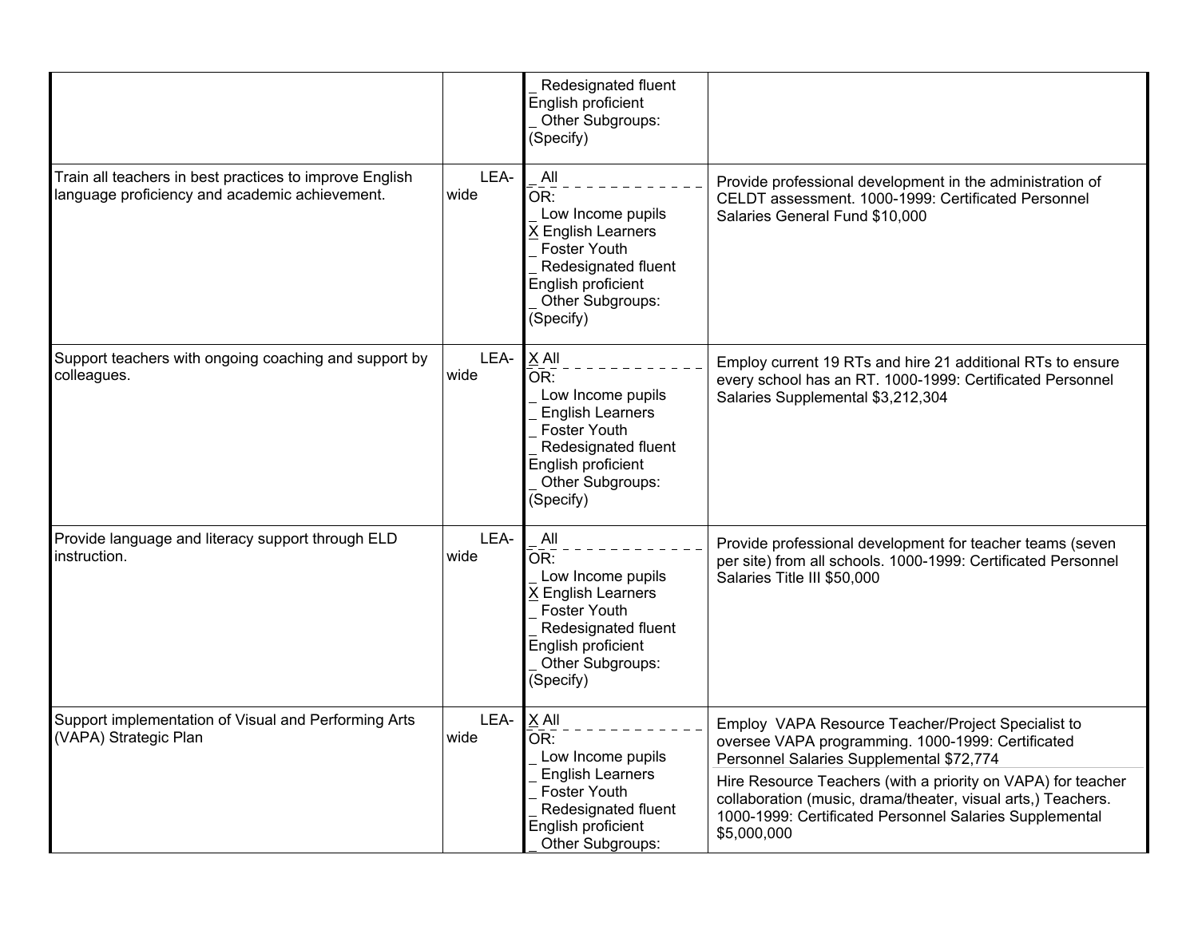| | | | |
|---|---|---|---|
| | | _ Redesignated fluent English proficient<br>_ Other Subgroups: (Specify) | |
| Train all teachers in best practices to improve English language proficiency and academic achievement. | LEA-wide | _ All<br>OR:<br>_ Low Income pupils<br>X English Learners<br>_ Foster Youth<br>_ Redesignated fluent English proficient<br>_ Other Subgroups: (Specify) | Provide professional development in the administration of CELDT assessment. 1000-1999: Certificated Personnel Salaries General Fund $10,000 |
| Support teachers with ongoing coaching and support by colleagues. | LEA-wide | X All<br>OR:<br>_ Low Income pupils<br>_ English Learners<br>_ Foster Youth<br>_ Redesignated fluent English proficient<br>_ Other Subgroups: (Specify) | Employ current 19 RTs and hire 21 additional RTs to ensure every school has an RT. 1000-1999: Certificated Personnel Salaries Supplemental $3,212,304 |
| Provide language and literacy support through ELD instruction. | LEA-wide | _ All<br>OR:<br>_ Low Income pupils<br>X English Learners<br>_ Foster Youth<br>_ Redesignated fluent English proficient<br>_ Other Subgroups: (Specify) | Provide professional development for teacher teams (seven per site) from all schools. 1000-1999: Certificated Personnel Salaries Title III $50,000 |
| Support implementation of Visual and Performing Arts (VAPA) Strategic Plan | LEA-wide | X All<br>OR:<br>_ Low Income pupils<br>_ English Learners<br>_ Foster Youth<br>_ Redesignated fluent English proficient<br>_ Other Subgroups: | Employ VAPA Resource Teacher/Project Specialist to oversee VAPA programming. 1000-1999: Certificated Personnel Salaries Supplemental $72,774<br><br>Hire Resource Teachers (with a priority on VAPA) for teacher collaboration (music, drama/theater, visual arts,) Teachers. 1000-1999: Certificated Personnel Salaries Supplemental $5,000,000 |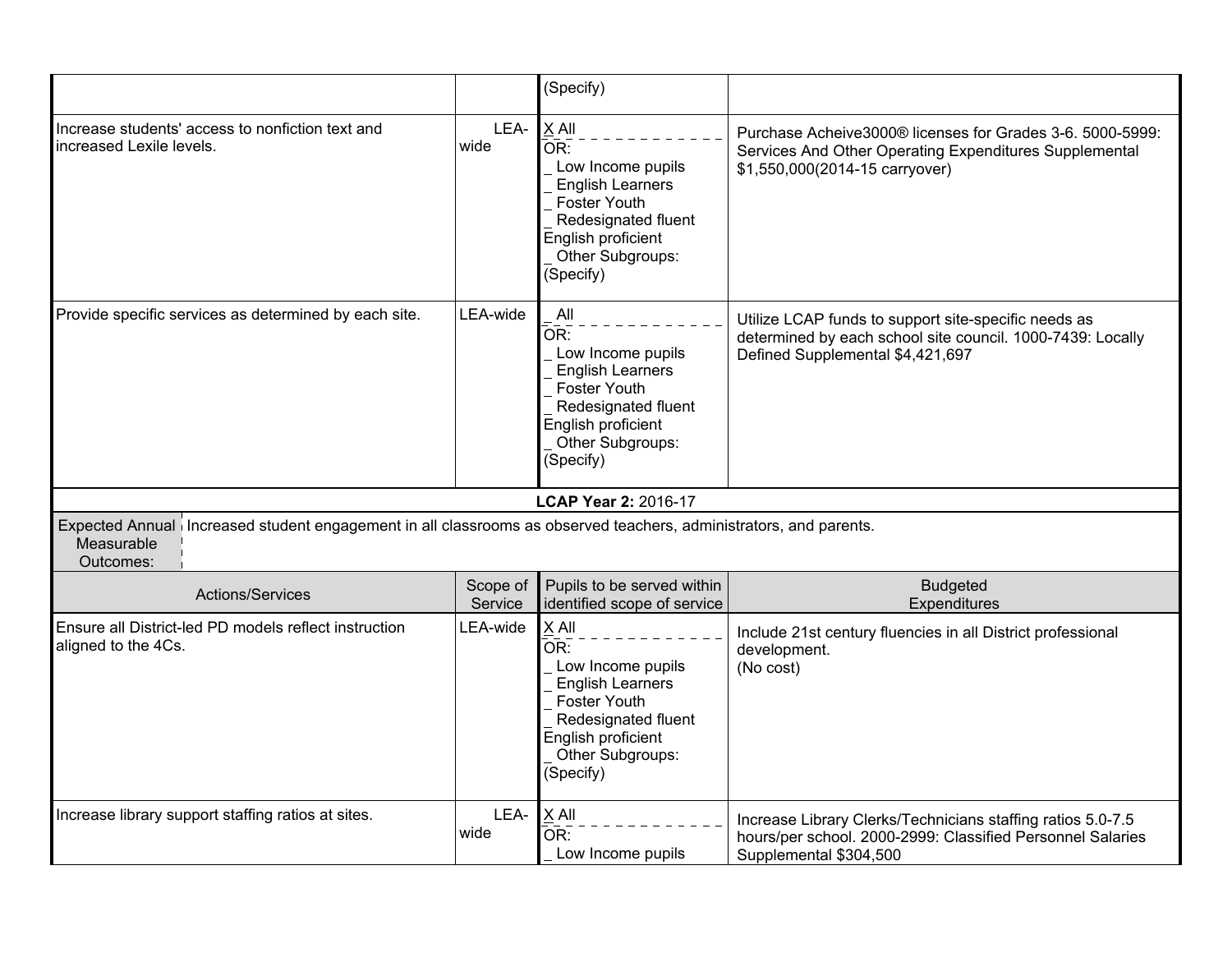| Actions/Services | Scope of Service | Pupils to be served within identified scope of service | Budgeted Expenditures |
|---|---|---|---|
| | | (Specify) | |
| Increase students' access to nonfiction text and increased Lexile levels. | LEA-wide | X All<br>OR:<br>_ Low Income pupils<br>_ English Learners<br>_ Foster Youth<br>_ Redesignated fluent English proficient<br>_ Other Subgroups: (Specify) | Purchase Acheive3000® licenses for Grades 3-6. 5000-5999: Services And Other Operating Expenditures Supplemental $1,550,000(2014-15 carryover) |
| Provide specific services as determined by each site. | LEA-wide | _ All<br>OR:<br>_ Low Income pupils<br>_ English Learners<br>_ Foster Youth<br>_ Redesignated fluent English proficient<br>_ Other Subgroups: (Specify) | Utilize LCAP funds to support site-specific needs as determined by each school site council. 1000-7439: Locally Defined Supplemental $4,421,697 |

**LCAP Year 2:** 2016-17

| Expected Annual Measurable Outcomes: | Increased student engagement in all classrooms as observed teachers, administrators, and parents. |
|---|---|

| Actions/Services | Scope of Service | Pupils to be served within identified scope of service | Budgeted Expenditures |
|---|---|---|---|
| Ensure all District-led PD models reflect instruction aligned to the 4Cs. | LEA-wide | X All<br>OR:<br>_ Low Income pupils<br>_ English Learners<br>_ Foster Youth<br>_ Redesignated fluent English proficient<br>_ Other Subgroups: (Specify) | Include 21st century fluencies in all District professional development.<br>(No cost) |
| Increase library support staffing ratios at sites. | LEA-wide | X All<br>OR:<br>_ Low Income pupils | Increase Library Clerks/Technicians staffing ratios 5.0-7.5 hours/per school. 2000-2999: Classified Personnel Salaries Supplemental $304,500 |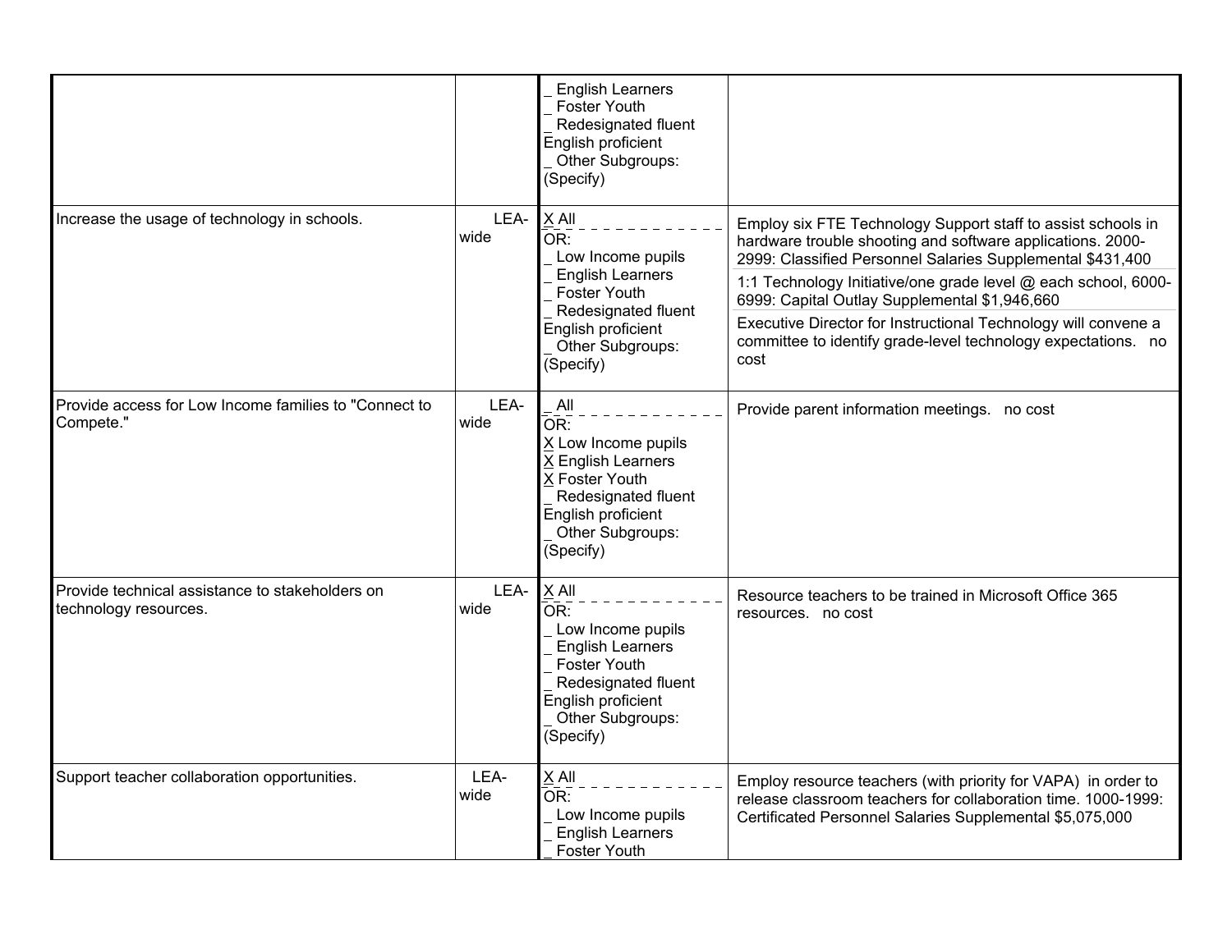| | | | |
|---|---|---|---|
| | | _ English Learners<br>_ Foster Youth<br>_ Redesignated fluent English proficient<br>_ Other Subgroups: (Specify) | |
| Increase the usage of technology in schools. | LEA-wide | X All<br>OR:<br>_ Low Income pupils<br>_ English Learners<br>_ Foster Youth<br>_ Redesignated fluent English proficient<br>_ Other Subgroups: (Specify) | Employ six FTE Technology Support staff to assist schools in hardware trouble shooting and software applications. 2000-2999: Classified Personnel Salaries Supplemental $431,400<br>1:1 Technology Initiative/one grade level @ each school, 6000-6999: Capital Outlay Supplemental $1,946,660<br>Executive Director for Instructional Technology will convene a committee to identify grade-level technology expectations. no cost |
| Provide access for Low Income families to "Connect to Compete." | LEA-wide | _ All<br>OR:<br>X Low Income pupils<br>X English Learners<br>X Foster Youth<br>_ Redesignated fluent English proficient<br>_ Other Subgroups: (Specify) | Provide parent information meetings. no cost |
| Provide technical assistance to stakeholders on technology resources. | LEA-wide | X All<br>OR:<br>_ Low Income pupils<br>_ English Learners<br>_ Foster Youth<br>_ Redesignated fluent English proficient<br>_ Other Subgroups: (Specify) | Resource teachers to be trained in Microsoft Office 365 resources. no cost |
| Support teacher collaboration opportunities. | LEA-wide | X All<br>OR:<br>_ Low Income pupils<br>_ English Learners<br>_ Foster Youth | Employ resource teachers (with priority for VAPA) in order to release classroom teachers for collaboration time. 1000-1999: Certificated Personnel Salaries Supplemental $5,075,000 |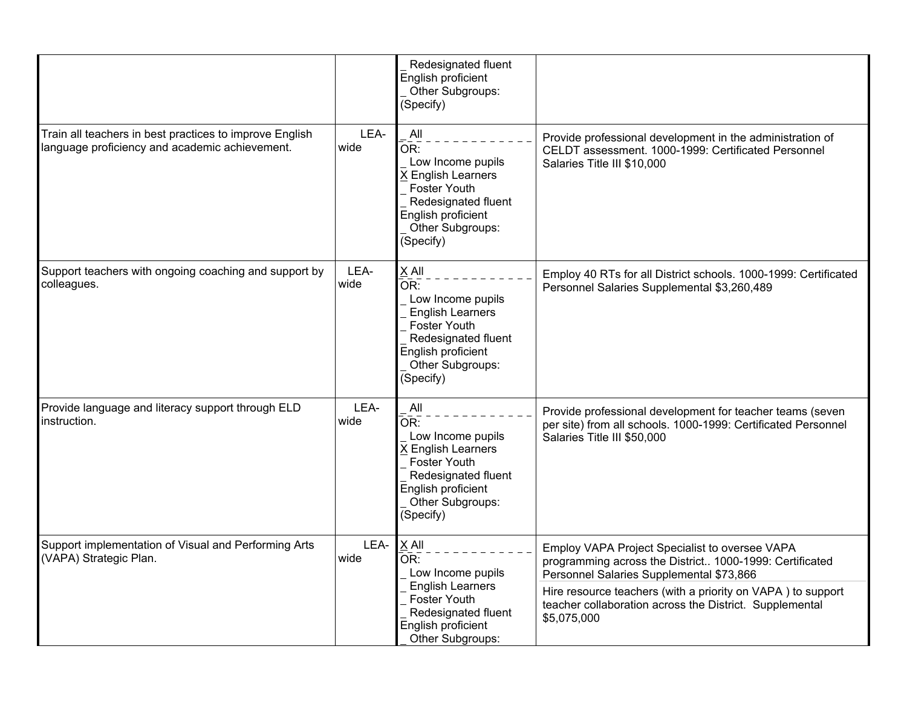| | | | |
|---|---|---|---|
| | | _ Redesignated fluent English proficient<br>_ Other Subgroups: (Specify) | |
| Train all teachers in best practices to improve English language proficiency and academic achievement. | LEA-wide | _ All<br>OR:<br>_ Low Income pupils<br>X English Learners<br>_ Foster Youth<br>_ Redesignated fluent English proficient<br>_ Other Subgroups: (Specify) | Provide professional development in the administration of CELDT assessment. 1000-1999: Certificated Personnel Salaries Title III $10,000 |
| Support teachers with ongoing coaching and support by colleagues. | LEA-wide | X All<br>OR:<br>_ Low Income pupils<br>_ English Learners<br>_ Foster Youth<br>_ Redesignated fluent English proficient<br>_ Other Subgroups: (Specify) | Employ 40 RTs for all District schools. 1000-1999: Certificated Personnel Salaries Supplemental $3,260,489 |
| Provide language and literacy support through ELD instruction. | LEA-wide | _ All<br>OR:<br>_ Low Income pupils<br>X English Learners<br>_ Foster Youth<br>_ Redesignated fluent English proficient<br>_ Other Subgroups: (Specify) | Provide professional development for teacher teams (seven per site) from all schools. 1000-1999: Certificated Personnel Salaries Title III $50,000 |
| Support implementation of Visual and Performing Arts (VAPA) Strategic Plan. | LEA-wide | X All<br>OR:<br>_ Low Income pupils<br>_ English Learners<br>_ Foster Youth<br>_ Redesignated fluent English proficient<br>_ Other Subgroups: | Employ VAPA Project Specialist to oversee VAPA programming across the District.. 1000-1999: Certificated Personnel Salaries Supplemental $73,866<br><br>Hire resource teachers (with a priority on VAPA ) to support teacher collaboration across the District. Supplemental $5,075,000 |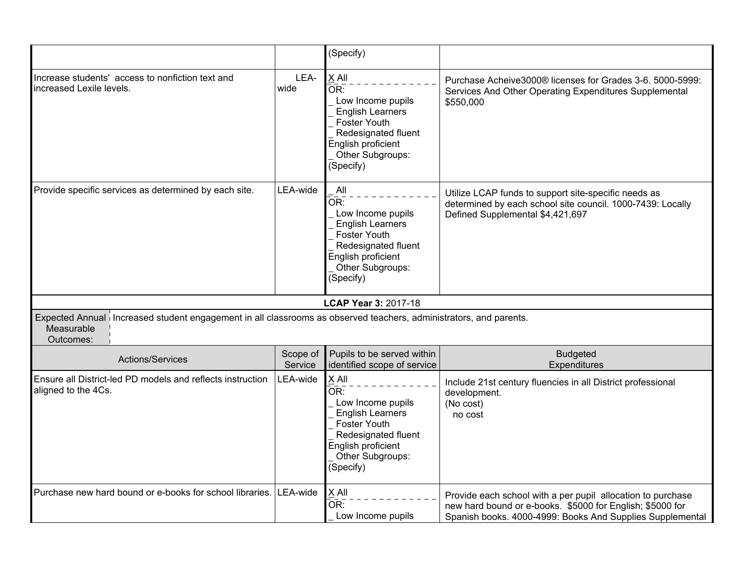| Actions/Services | Scope of Service | Pupils to be served within identified scope of service | Budgeted Expenditures |
|---|---|---|---|
| | | (Specify) | |
| Increase students' access to nonfiction text and increased Lexile levels. | LEA-wide | X All<br>OR:<br>_ Low Income pupils<br>_ English Learners<br>_ Foster Youth<br>_ Redesignated fluent English proficient<br>_ Other Subgroups: (Specify) | Purchase Acheive3000® licenses for Grades 3-6. 5000-5999: Services And Other Operating Expenditures Supplemental $550,000 |
| Provide specific services as determined by each site. | LEA-wide | _ All<br>OR:<br>_ Low Income pupils<br>_ English Learners<br>_ Foster Youth<br>_ Redesignated fluent English proficient<br>_ Other Subgroups: (Specify) | Utilize LCAP funds to support site-specific needs as determined by each school site council. 1000-7439: Locally Defined Supplemental $4,421,697 |

**LCAP Year 3:** 2017-18

| Expected Annual Measurable Outcomes: | Increased student engagement in all classrooms as observed teachers, administrators, and parents. |
|---|---|

| Actions/Services | Scope of Service | Pupils to be served within identified scope of service | Budgeted Expenditures |
|---|---|---|---|
| Ensure all District-led PD models and reflects instruction aligned to the 4Cs. | LEA-wide | X All<br>OR:<br>_ Low Income pupils<br>_ English Learners<br>_ Foster Youth<br>_ Redesignated fluent English proficient<br>_ Other Subgroups: (Specify) | Include 21st century fluencies in all District professional development.<br>(No cost)<br>no cost |
| Purchase new hard bound or e-books for school libraries. | LEA-wide | X All<br>OR:<br>_ Low Income pupils | Provide each school with a per pupil allocation to purchase new hard bound or e-books. $5000 for English; $5000 for Spanish books. 4000-4999: Books And Supplies Supplemental |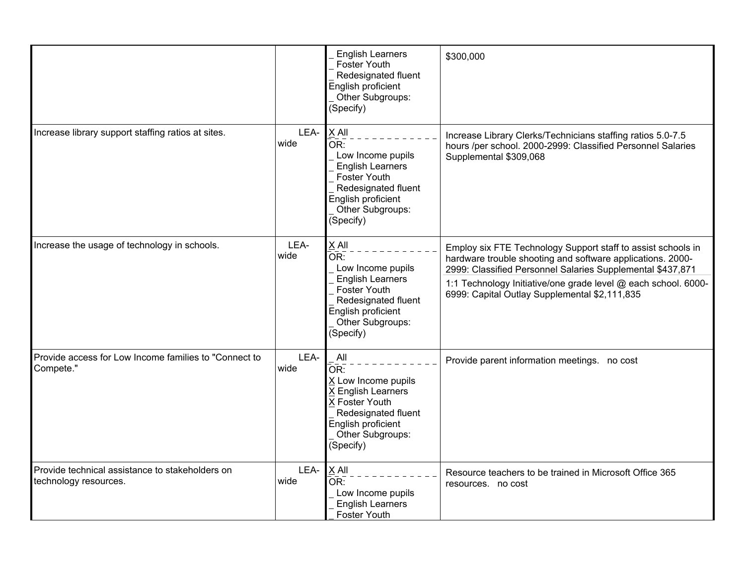|  |  |  |  |
|---|---|---|---|
|  |  | _ English Learners<br>_ Foster Youth<br>_ Redesignated fluent English proficient<br>_ Other Subgroups: (Specify) | $300,000 |
| Increase library support staffing ratios at sites. | LEA-wide | X All<br>OR:<br>_ Low Income pupils<br>_ English Learners<br>_ Foster Youth<br>_ Redesignated fluent English proficient<br>_ Other Subgroups: (Specify) | Increase Library Clerks/Technicians staffing ratios 5.0-7.5 hours /per school. 2000-2999: Classified Personnel Salaries Supplemental $309,068 |
| Increase the usage of technology in schools. | LEA-wide | X All<br>OR:<br>_ Low Income pupils<br>_ English Learners<br>_ Foster Youth<br>_ Redesignated fluent English proficient<br>_ Other Subgroups: (Specify) | Employ six FTE Technology Support staff to assist schools in hardware trouble shooting and software applications. 2000-2999: Classified Personnel Salaries Supplemental $437,871<br>1:1 Technology Initiative/one grade level @ each school. 6000-6999: Capital Outlay Supplemental $2,111,835 |
| Provide access for Low Income families to "Connect to Compete." | LEA-wide | _ All<br>OR:<br>X Low Income pupils<br>X English Learners<br>X Foster Youth<br>_ Redesignated fluent English proficient<br>_ Other Subgroups: (Specify) | Provide parent information meetings. no cost |
| Provide technical assistance to stakeholders on technology resources. | LEA-wide | X All<br>OR:<br>_ Low Income pupils<br>_ English Learners<br>_ Foster Youth | Resource teachers to be trained in Microsoft Office 365 resources. no cost |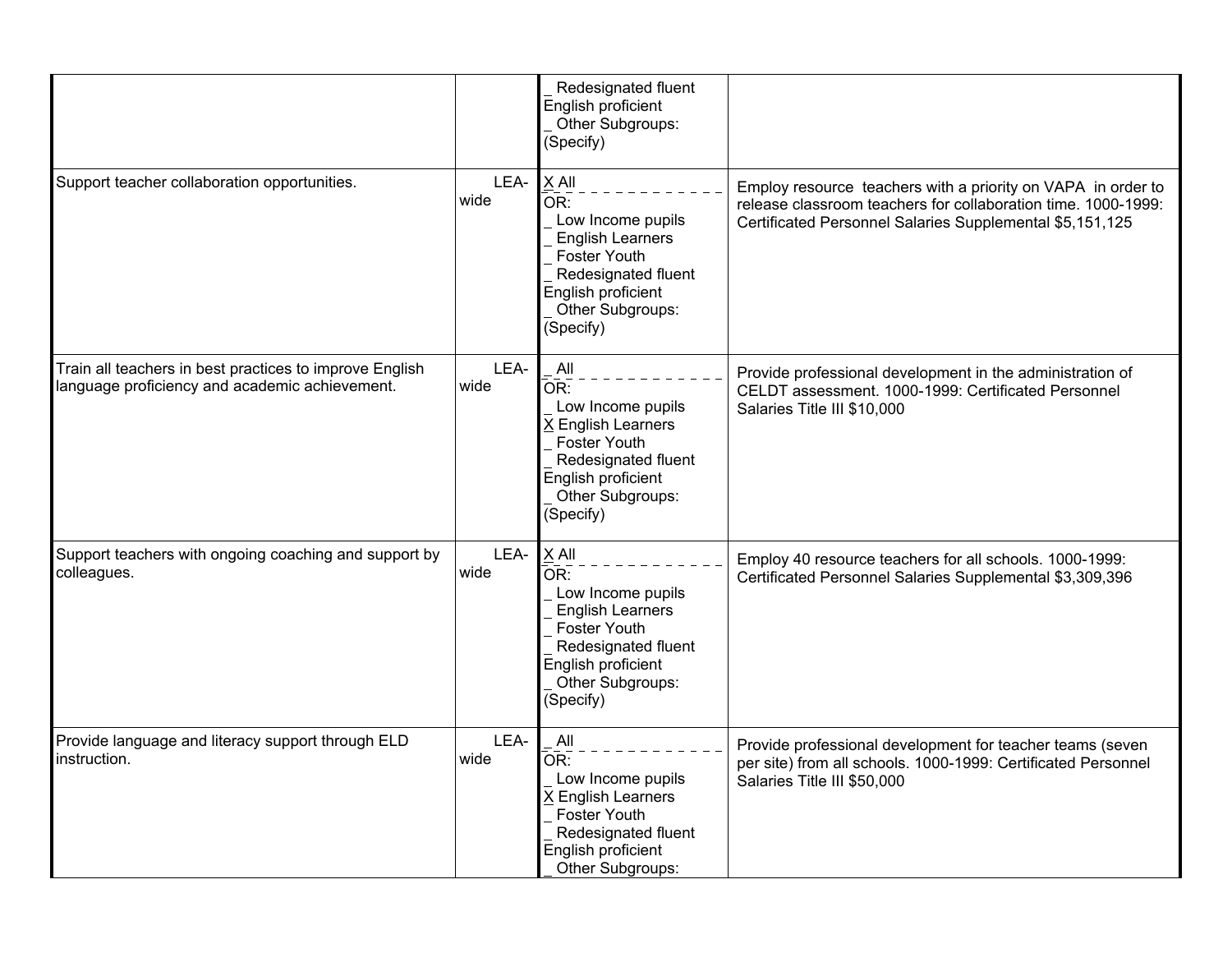| | | | |
|---|---|---|---|
| | | _ Redesignated fluent English proficient<br>_ Other Subgroups: (Specify) | |
| Support teacher collaboration opportunities. | LEA-wide | X All<br>OR:<br>_ Low Income pupils<br>_ English Learners<br>_ Foster Youth<br>_ Redesignated fluent English proficient<br>_ Other Subgroups: (Specify) | Employ resource teachers with a priority on VAPA in order to release classroom teachers for collaboration time. 1000-1999: Certificated Personnel Salaries Supplemental $5,151,125 |
| Train all teachers in best practices to improve English language proficiency and academic achievement. | LEA-wide | _ All<br>OR:<br>_ Low Income pupils<br>X English Learners<br>_ Foster Youth<br>_ Redesignated fluent English proficient<br>_ Other Subgroups: (Specify) | Provide professional development in the administration of CELDT assessment. 1000-1999: Certificated Personnel Salaries Title III $10,000 |
| Support teachers with ongoing coaching and support by colleagues. | LEA-wide | X All<br>OR:<br>_ Low Income pupils<br>_ English Learners<br>_ Foster Youth<br>_ Redesignated fluent English proficient<br>_ Other Subgroups: (Specify) | Employ 40 resource teachers for all schools. 1000-1999: Certificated Personnel Salaries Supplemental $3,309,396 |
| Provide language and literacy support through ELD instruction. | LEA-wide | _ All<br>OR:<br>_ Low Income pupils<br>X English Learners<br>_ Foster Youth<br>_ Redesignated fluent English proficient<br>_ Other Subgroups: | Provide professional development for teacher teams (seven per site) from all schools. 1000-1999: Certificated Personnel Salaries Title III $50,000 |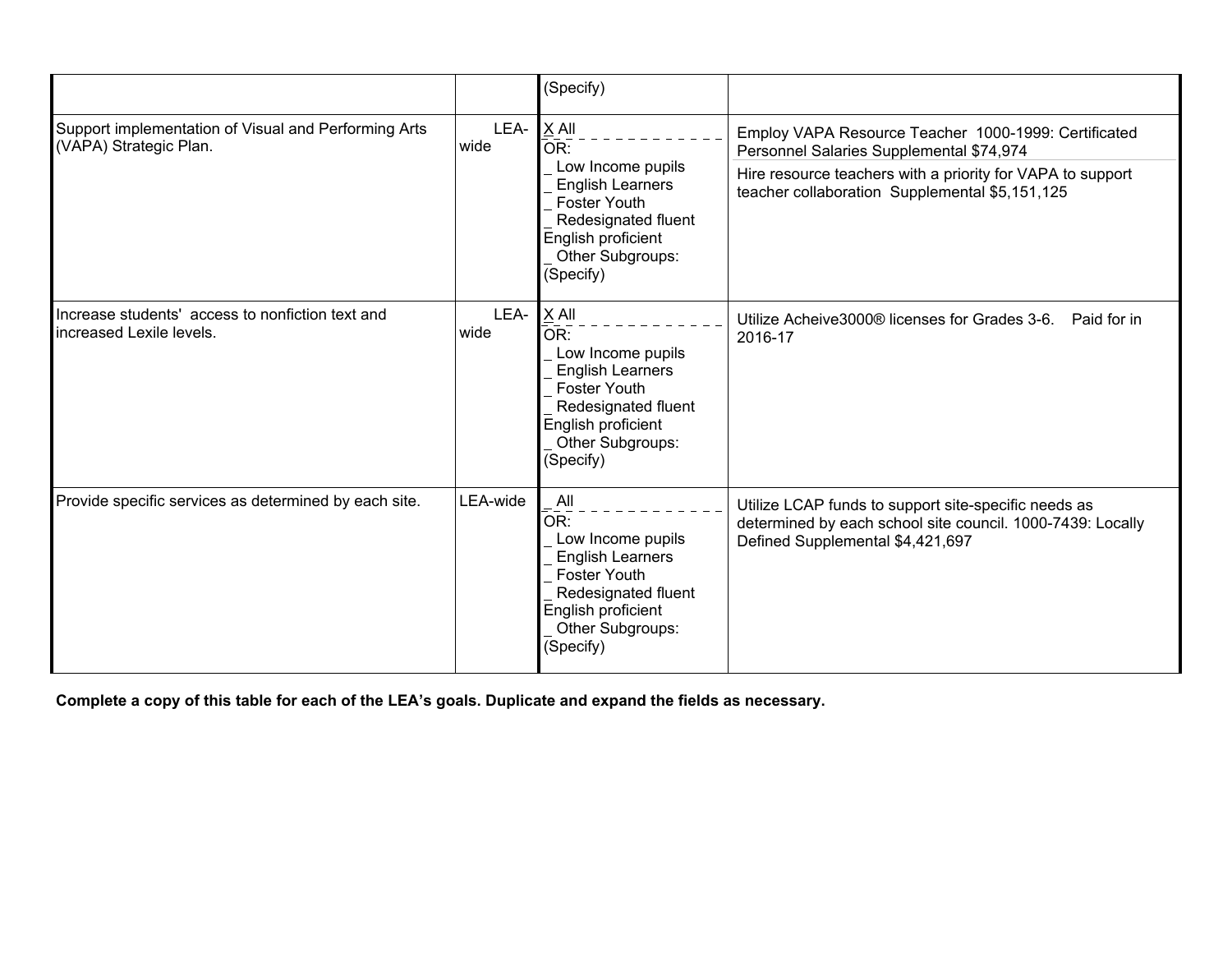| | | | |
|---|---|---|---|
| | | (Specify) | |
| Support implementation of Visual and Performing Arts (VAPA) Strategic Plan. | LEA-wide | X All<br>OR:<br>_ Low Income pupils<br>_ English Learners<br>_ Foster Youth<br>_ Redesignated fluent English proficient<br>_ Other Subgroups: (Specify) | Employ VAPA Resource Teacher 1000-1999: Certificated Personnel Salaries Supplemental $74,974<br>Hire resource teachers with a priority for VAPA to support teacher collaboration Supplemental $5,151,125 |
| Increase students' access to nonfiction text and increased Lexile levels. | LEA-wide | X All<br>OR:<br>_ Low Income pupils<br>_ English Learners<br>_ Foster Youth<br>_ Redesignated fluent English proficient<br>_ Other Subgroups: (Specify) | Utilize Acheive3000® licenses for Grades 3-6. Paid for in 2016-17 |
| Provide specific services as determined by each site. | LEA-wide | _ All<br>OR:<br>_ Low Income pupils<br>_ English Learners<br>_ Foster Youth<br>_ Redesignated fluent English proficient<br>_ Other Subgroups: (Specify) | Utilize LCAP funds to support site-specific needs as determined by each school site council. 1000-7439: Locally Defined Supplemental $4,421,697 |

**Complete a copy of this table for each of the LEA's goals. Duplicate and expand the fields as necessary.**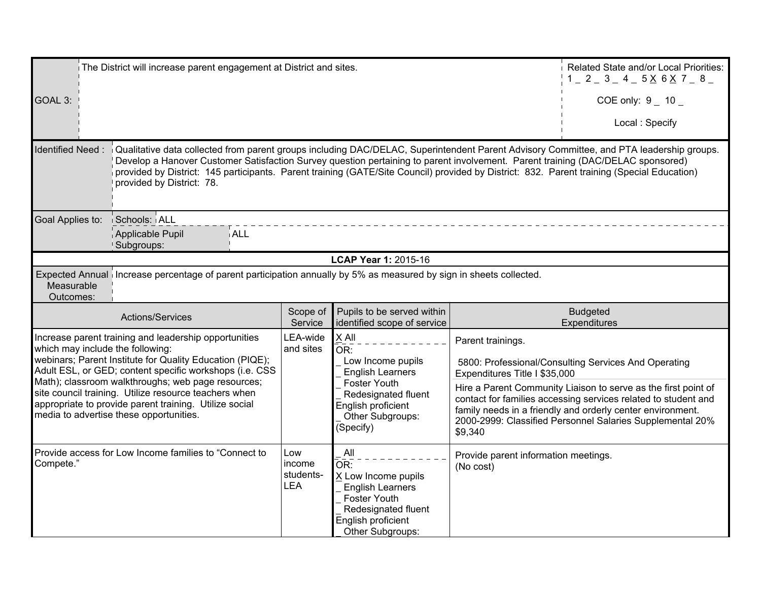| GOAL 3: | The District will increase parent engagement at District and sites. | Related State and/or Local Priorities: 1 _ 2 _ 3 _ 4 _ 5 X 6 X 7 _ 8 _ <br> COE only: 9 _ 10 _ <br> Local : Specify |
|---|---|---|

| Identified Need : | Qualitative data collected from parent groups including DAC/DELAC, Superintendent Parent Advisory Committee, and PTA leadership groups. Develop a Hanover Customer Satisfaction Survey question pertaining to parent involvement. Parent training (DAC/DELAC sponsored) provided by District: 145 participants. Parent training (GATE/Site Council) provided by District: 832. Parent training (Special Education) provided by District: 78. |
|---|---|

| Goal Applies to: | Schools: | ALL |
|---|---|---|
| | Applicable Pupil Subgroups: | ALL |

**LCAP Year 1:** 2015-16

| Expected Annual Measurable Outcomes: | Increase percentage of parent participation annually by 5% as measured by sign in sheets collected. |
|---|---|

| Actions/Services | Scope of Service | Pupils to be served within identified scope of service | Budgeted Expenditures |
|---|---|---|---|
| Increase parent training and leadership opportunities which may include the following: webinars; Parent Institute for Quality Education (PIQE); Adult ESL, or GED; content specific workshops (i.e. CSS Math); classroom walkthroughs; web page resources; site council training. Utilize resource teachers when appropriate to provide parent training. Utilize social media to advertise these opportunities. | LEA-wide and sites | X All <br> OR: <br> _ Low Income pupils <br> _ English Learners <br> _ Foster Youth <br> _ Redesignated fluent English proficient <br> _ Other Subgroups: (Specify) | Parent trainings. <br> 5800: Professional/Consulting Services And Operating Expenditures Title I $35,000 <br> Hire a Parent Community Liaison to serve as the first point of contact for families accessing services related to student and family needs in a friendly and orderly center environment. 2000-2999: Classified Personnel Salaries Supplemental 20% $9,340 |
| Provide access for Low Income families to "Connect to Compete." | Low income students-LEA | _ All <br> OR: <br> X Low Income pupils <br> _ English Learners <br> _ Foster Youth <br> _ Redesignated fluent English proficient <br> _ Other Subgroups: | Provide parent information meetings. <br> (No cost) |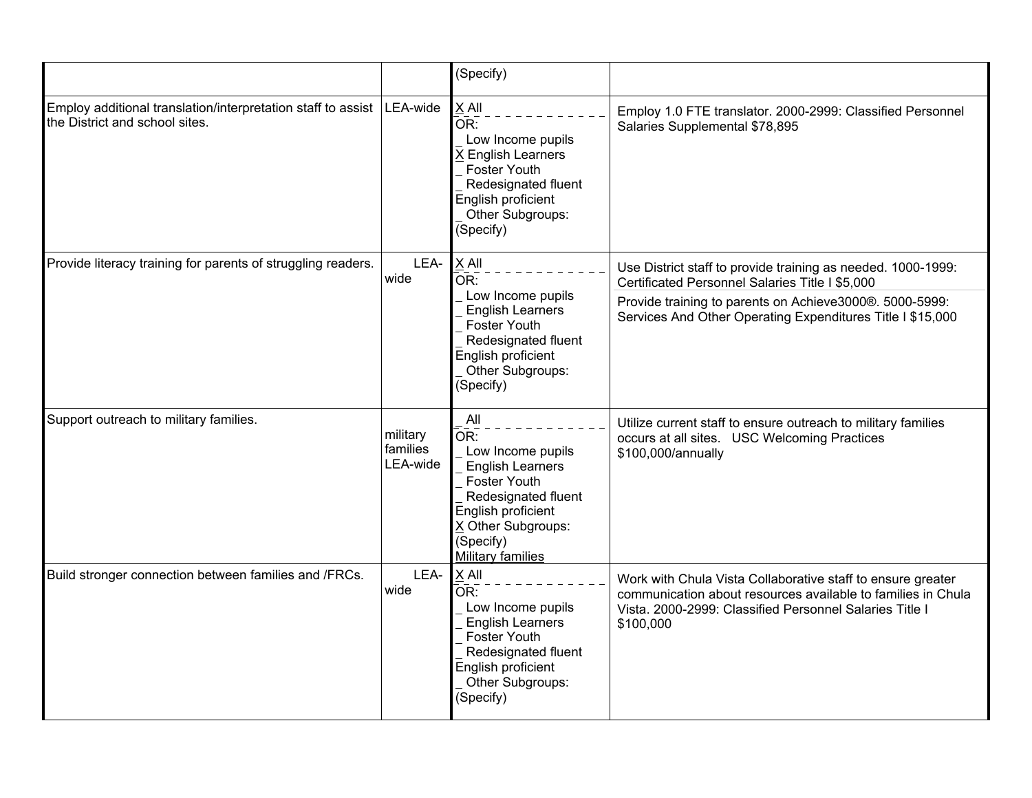| | | | |
|---|---|---|---|
| | | (Specify) | |
| Employ additional translation/interpretation staff to assist the District and school sites. | LEA-wide | X All<br>OR:<br>_ Low Income pupils<br>X English Learners<br>_ Foster Youth<br>_ Redesignated fluent English proficient<br>_ Other Subgroups: (Specify) | Employ 1.0 FTE translator. 2000-2999: Classified Personnel Salaries Supplemental $78,895 |
| Provide literacy training for parents of struggling readers. | LEA-wide | X All<br>OR:<br>_ Low Income pupils<br>_ English Learners<br>_ Foster Youth<br>_ Redesignated fluent English proficient<br>_ Other Subgroups: (Specify) | Use District staff to provide training as needed. 1000-1999: Certificated Personnel Salaries Title I $5,000<br><br>Provide training to parents on Achieve3000®. 5000-5999: Services And Other Operating Expenditures Title I $15,000 |
| Support outreach to military families. | military families LEA-wide | _ All<br>OR:<br>_ Low Income pupils<br>_ English Learners<br>_ Foster Youth<br>_ Redesignated fluent English proficient<br>X Other Subgroups: (Specify)<br>Military families | Utilize current staff to ensure outreach to military families occurs at all sites. USC Welcoming Practices $100,000/annually |
| Build stronger connection between families and /FRCs. | LEA-wide | X All<br>OR:<br>_ Low Income pupils<br>_ English Learners<br>_ Foster Youth<br>_ Redesignated fluent English proficient<br>_ Other Subgroups: (Specify) | Work with Chula Vista Collaborative staff to ensure greater communication about resources available to families in Chula Vista. 2000-2999: Classified Personnel Salaries Title I $100,000 |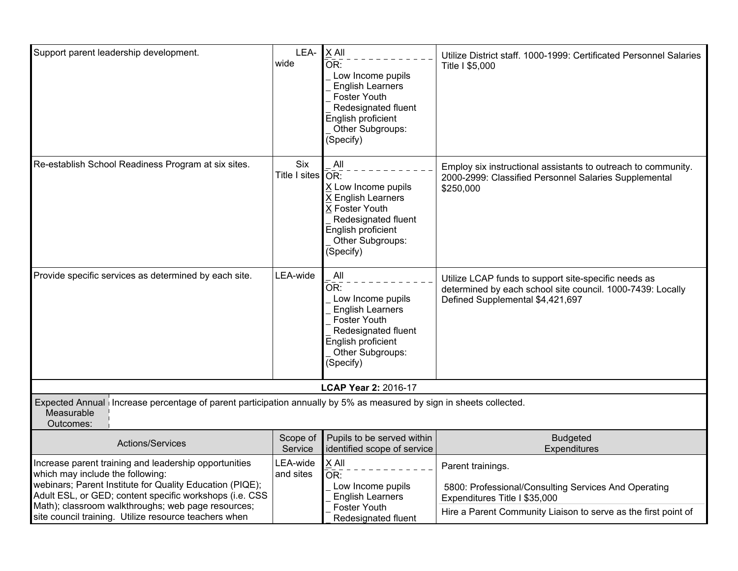| Actions/Services | Scope of Service | Pupils to be served within identified scope of service | Budgeted Expenditures |
|---|---|---|---|
| Support parent leadership development. | LEA-wide | X All<br>OR:<br>_ Low Income pupils<br>_ English Learners<br>_ Foster Youth<br>_ Redesignated fluent English proficient<br>_ Other Subgroups: (Specify) | Utilize District staff. 1000-1999: Certificated Personnel Salaries Title I $5,000 |
| Re-establish School Readiness Program at six sites. | Six Title I sites | _ All<br>OR:<br>X Low Income pupils<br>X English Learners<br>X Foster Youth<br>_ Redesignated fluent English proficient<br>_ Other Subgroups: (Specify) | Employ six instructional assistants to outreach to community. 2000-2999: Classified Personnel Salaries Supplemental $250,000 |
| Provide specific services as determined by each site. | LEA-wide | _ All<br>OR:<br>_ Low Income pupils<br>_ English Learners<br>_ Foster Youth<br>_ Redesignated fluent English proficient<br>_ Other Subgroups: (Specify) | Utilize LCAP funds to support site-specific needs as determined by each school site council. 1000-7439: Locally Defined Supplemental $4,421,697 |

**LCAP Year 2:** 2016-17

| Expected Annual Measurable Outcomes: | Increase percentage of parent participation annually by 5% as measured by sign in sheets collected. |
|---|---|

| Actions/Services | Scope of Service | Pupils to be served within identified scope of service | Budgeted Expenditures |
|---|---|---|---|
| Increase parent training and leadership opportunities which may include the following: webinars; Parent Institute for Quality Education (PIQE); Adult ESL, or GED; content specific workshops (i.e. CSS Math); classroom walkthroughs; web page resources; site council training. Utilize resource teachers when | LEA-wide and sites | X All<br>OR:<br>_ Low Income pupils<br>_ English Learners<br>_ Foster Youth<br>_ Redesignated fluent | Parent trainings.<br><br>5800: Professional/Consulting Services And Operating Expenditures Title I $35,000<br><br>Hire a Parent Community Liaison to serve as the first point of |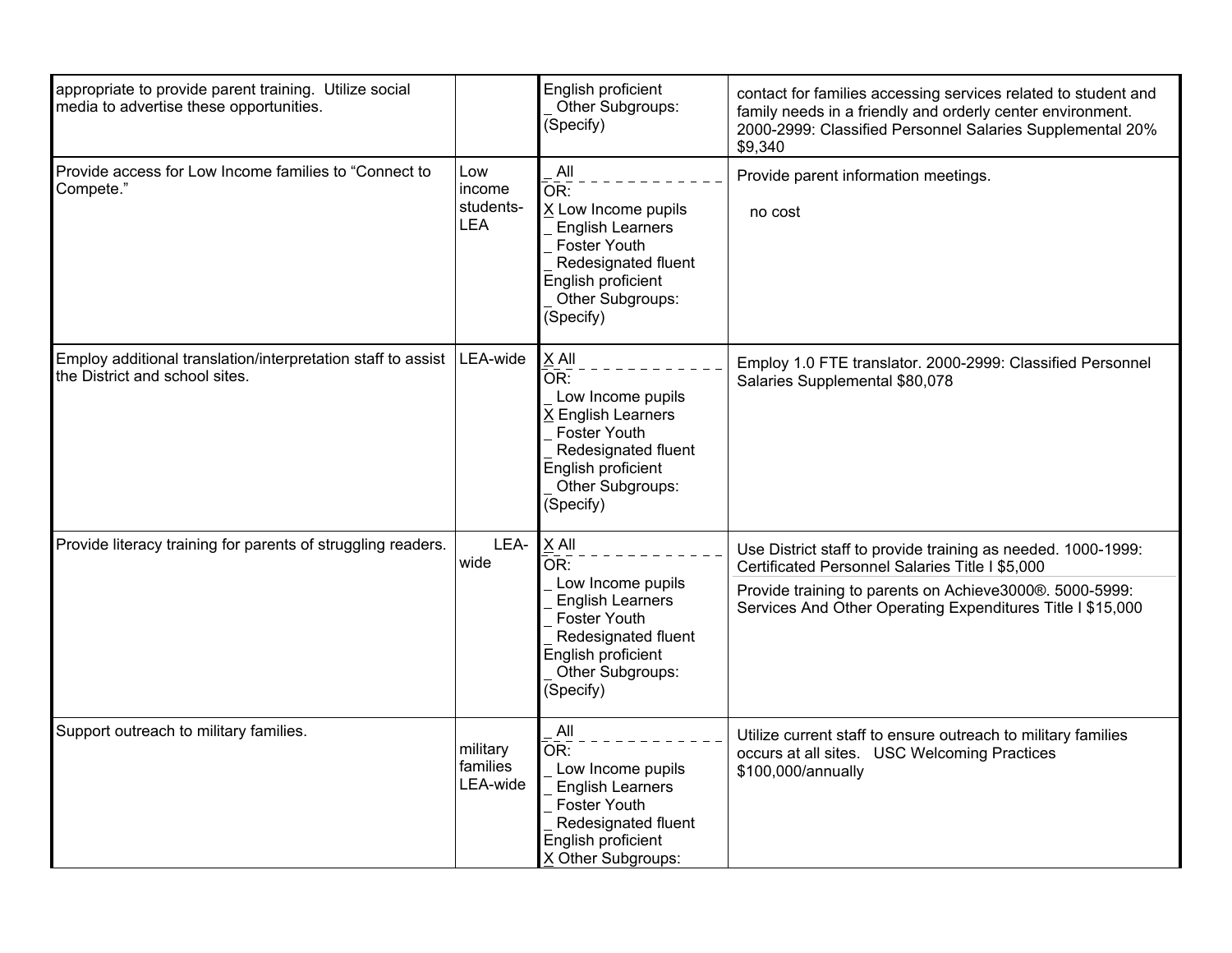| | | | |
|---|---|---|---|
| appropriate to provide parent training. Utilize social media to advertise these opportunities. | | English proficient<br>_ Other Subgroups: (Specify) | contact for families accessing services related to student and family needs in a friendly and orderly center environment. 2000-2999: Classified Personnel Salaries Supplemental 20% $9,340 |
| Provide access for Low Income families to "Connect to Compete." | Low income students-LEA | _ All<br>OR:<br>X Low Income pupils<br>_ English Learners<br>_ Foster Youth<br>_ Redesignated fluent English proficient<br>_ Other Subgroups: (Specify) | Provide parent information meetings.<br><br>no cost |
| Employ additional translation/interpretation staff to assist the District and school sites. | LEA-wide | X All<br>OR:<br>_ Low Income pupils<br>X English Learners<br>_ Foster Youth<br>_ Redesignated fluent English proficient<br>_ Other Subgroups: (Specify) | Employ 1.0 FTE translator. 2000-2999: Classified Personnel Salaries Supplemental $80,078 |
| Provide literacy training for parents of struggling readers. | LEA-wide | X All<br>OR:<br>_ Low Income pupils<br>_ English Learners<br>_ Foster Youth<br>_ Redesignated fluent English proficient<br>_ Other Subgroups: (Specify) | Use District staff to provide training as needed. 1000-1999: Certificated Personnel Salaries Title I $5,000<br><br>Provide training to parents on Achieve3000®. 5000-5999: Services And Other Operating Expenditures Title I $15,000 |
| Support outreach to military families. | military families LEA-wide | _ All<br>OR:<br>_ Low Income pupils<br>_ English Learners<br>_ Foster Youth<br>_ Redesignated fluent English proficient<br>X Other Subgroups: | Utilize current staff to ensure outreach to military families occurs at all sites. USC Welcoming Practices $100,000/annually |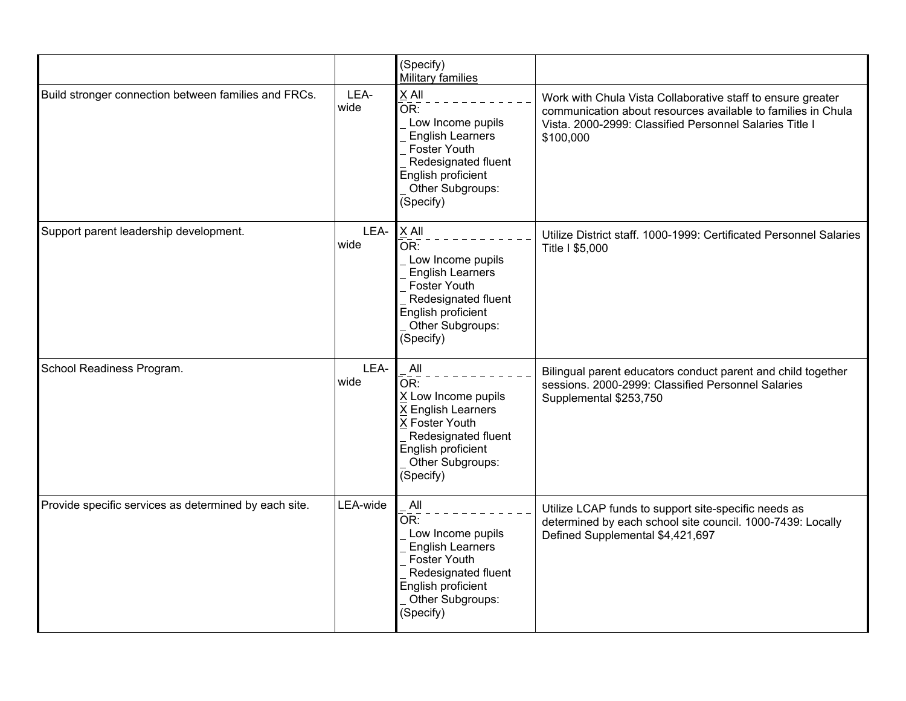| | | | |
|---|---|---|---|
| | | (Specify)<br>Military families | |
| Build stronger connection between families and FRCs. | LEA-wide | X All<br>OR:<br>_ Low Income pupils<br>_ English Learners<br>_ Foster Youth<br>_ Redesignated fluent English proficient<br>_ Other Subgroups: (Specify) | Work with Chula Vista Collaborative staff to ensure greater communication about resources available to families in Chula Vista. 2000-2999: Classified Personnel Salaries Title I $100,000 |
| Support parent leadership development. | LEA-wide | X All<br>OR:<br>_ Low Income pupils<br>_ English Learners<br>_ Foster Youth<br>_ Redesignated fluent English proficient<br>_ Other Subgroups: (Specify) | Utilize District staff. 1000-1999: Certificated Personnel Salaries Title I $5,000 |
| School Readiness Program. | LEA-wide | _ All<br>OR:<br>X Low Income pupils<br>X English Learners<br>X Foster Youth<br>_ Redesignated fluent English proficient<br>_ Other Subgroups: (Specify) | Bilingual parent educators conduct parent and child together sessions. 2000-2999: Classified Personnel Salaries Supplemental $253,750 |
| Provide specific services as determined by each site. | LEA-wide | _ All<br>OR:<br>_ Low Income pupils<br>_ English Learners<br>_ Foster Youth<br>_ Redesignated fluent English proficient<br>_ Other Subgroups: (Specify) | Utilize LCAP funds to support site-specific needs as determined by each school site council. 1000-7439: Locally Defined Supplemental $4,421,697 |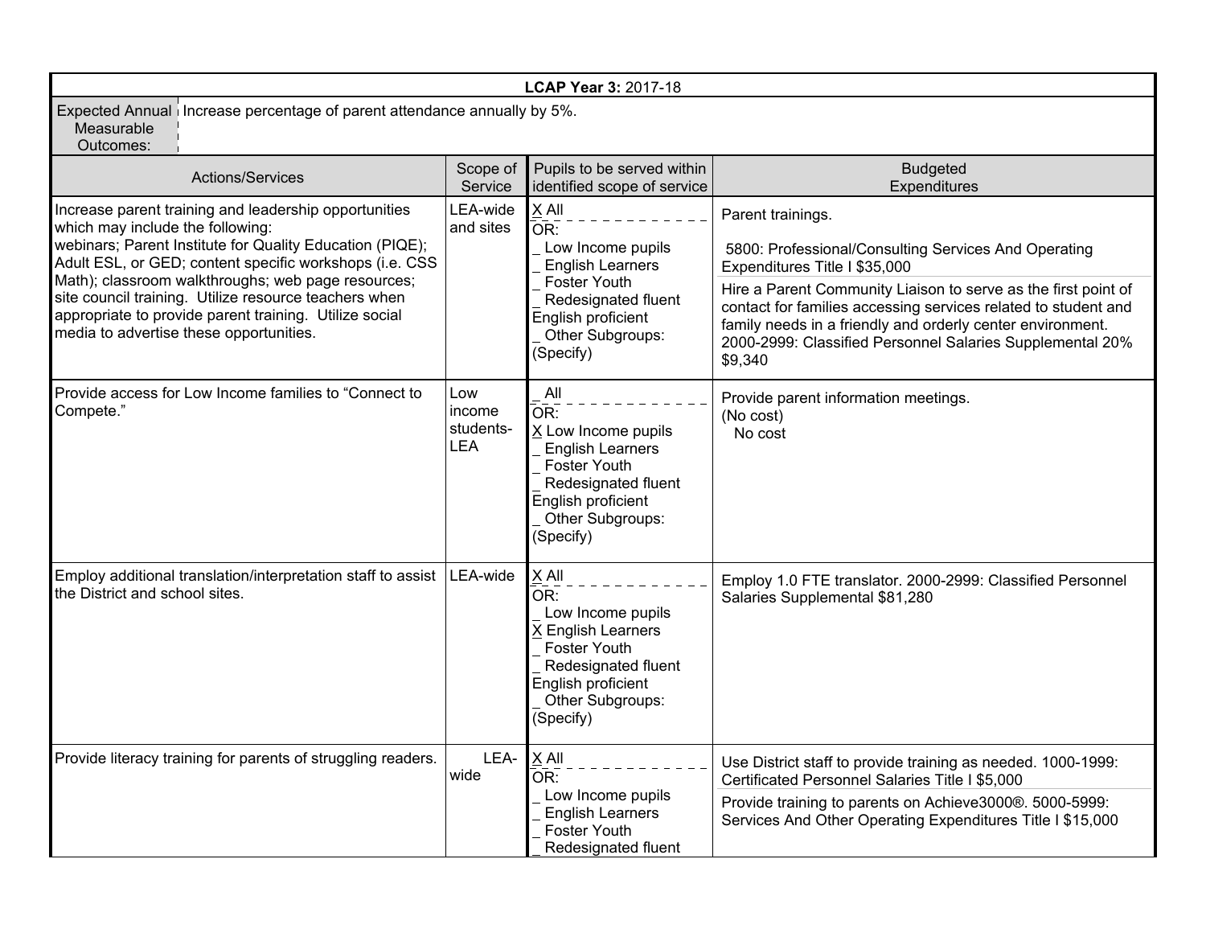**LCAP Year 3:** 2017-18

| Expected Annual Measurable Outcomes: | Increase percentage of parent attendance annually by 5%. | | |
|---|---|---|---|
| **Actions/Services** | **Scope of Service** | **Pupils to be served within identified scope of service** | **Budgeted Expenditures** |
| Increase parent training and leadership opportunities which may include the following: webinars; Parent Institute for Quality Education (PIQE); Adult ESL, or GED; content specific workshops (i.e. CSS Math); classroom walkthroughs; web page resources; site council training. Utilize resource teachers when appropriate to provide parent training. Utilize social media to advertise these opportunities. | LEA-wide and sites | X All<br>OR:<br>_ Low Income pupils<br>_ English Learners<br>_ Foster Youth<br>_ Redesignated fluent English proficient<br>_ Other Subgroups: (Specify) | Parent trainings.<br><br>5800: Professional/Consulting Services And Operating Expenditures Title I $35,000<br><br>Hire a Parent Community Liaison to serve as the first point of contact for families accessing services related to student and family needs in a friendly and orderly center environment. 2000-2999: Classified Personnel Salaries Supplemental 20% $9,340 |
| Provide access for Low Income families to "Connect to Compete." | Low income students-LEA | _ All<br>OR:<br>X Low Income pupils<br>_ English Learners<br>_ Foster Youth<br>_ Redesignated fluent English proficient<br>_ Other Subgroups: (Specify) | Provide parent information meetings.<br>(No cost)<br>No cost |
| Employ additional translation/interpretation staff to assist the District and school sites. | LEA-wide | X All<br>OR:<br>_ Low Income pupils<br>X English Learners<br>_ Foster Youth<br>_ Redesignated fluent English proficient<br>_ Other Subgroups: (Specify) | Employ 1.0 FTE translator. 2000-2999: Classified Personnel Salaries Supplemental $81,280 |
| Provide literacy training for parents of struggling readers. | LEA-wide | X All<br>OR:<br>_ Low Income pupils<br>_ English Learners<br>_ Foster Youth<br>_ Redesignated fluent | Use District staff to provide training as needed. 1000-1999: Certificated Personnel Salaries Title I $5,000<br><br>Provide training to parents on Achieve3000®. 5000-5999: Services And Other Operating Expenditures Title I $15,000 |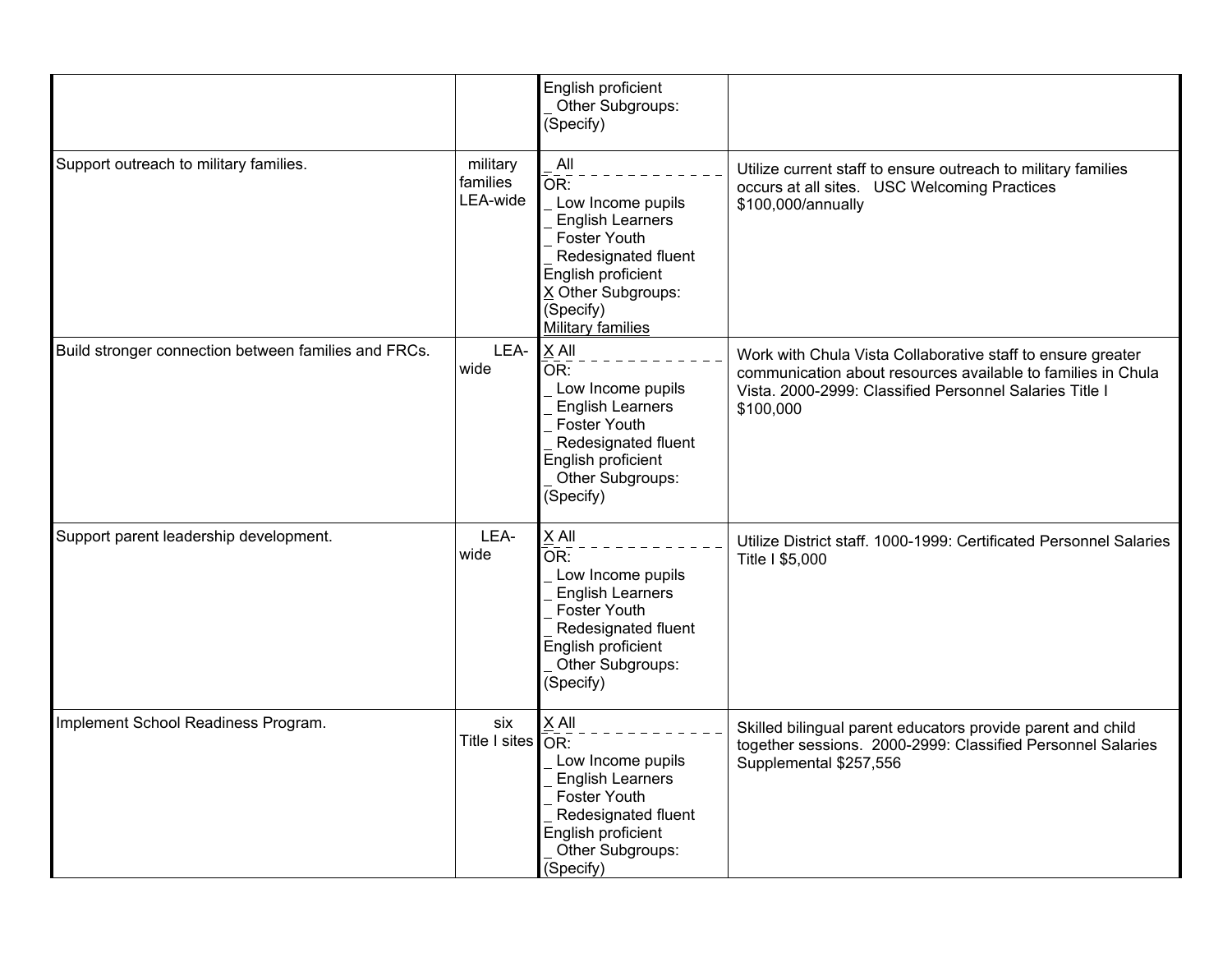| | | | |
|---|---|---|---|
| | | English proficient<br>_ Other Subgroups: (Specify) | |
| Support outreach to military families. | military families LEA-wide | _ All<br>OR:<br>_ Low Income pupils<br>_ English Learners<br>_ Foster Youth<br>_ Redesignated fluent English proficient<br>X Other Subgroups: (Specify)<br>Military families | Utilize current staff to ensure outreach to military families occurs at all sites. USC Welcoming Practices $100,000/annually |
| Build stronger connection between families and FRCs. | LEA-wide | X All<br>OR:<br>_ Low Income pupils<br>_ English Learners<br>_ Foster Youth<br>_ Redesignated fluent English proficient<br>_ Other Subgroups: (Specify) | Work with Chula Vista Collaborative staff to ensure greater communication about resources available to families in Chula Vista. 2000-2999: Classified Personnel Salaries Title I $100,000 |
| Support parent leadership development. | LEA-wide | X All<br>OR:<br>_ Low Income pupils<br>_ English Learners<br>_ Foster Youth<br>_ Redesignated fluent English proficient<br>_ Other Subgroups: (Specify) | Utilize District staff. 1000-1999: Certificated Personnel Salaries Title I $5,000 |
| Implement School Readiness Program. | six Title I sites | X All<br>OR:<br>_ Low Income pupils<br>_ English Learners<br>_ Foster Youth<br>_ Redesignated fluent English proficient<br>_ Other Subgroups: (Specify) | Skilled bilingual parent educators provide parent and child together sessions. 2000-2999: Classified Personnel Salaries Supplemental $257,556 |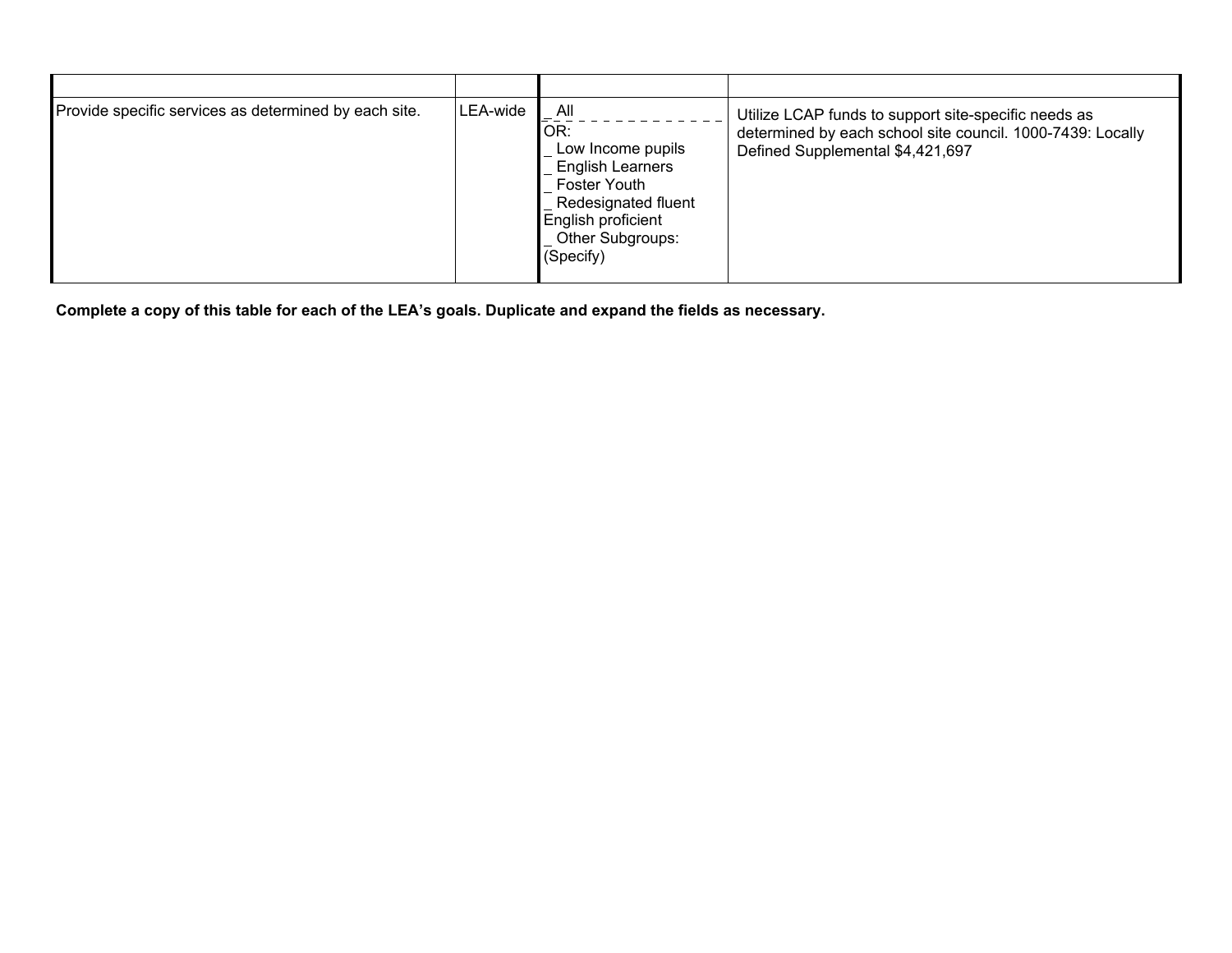| | | | |
|---|---|---|---|
| Provide specific services as determined by each site. | LEA-wide | _ All<br>OR:<br>_ Low Income pupils<br>_ English Learners<br>_ Foster Youth<br>_ Redesignated fluent English proficient<br>_ Other Subgroups: (Specify) | Utilize LCAP funds to support site-specific needs as determined by each school site council. 1000-7439: Locally Defined Supplemental $4,421,697 |

**Complete a copy of this table for each of the LEA's goals. Duplicate and expand the fields as necessary.**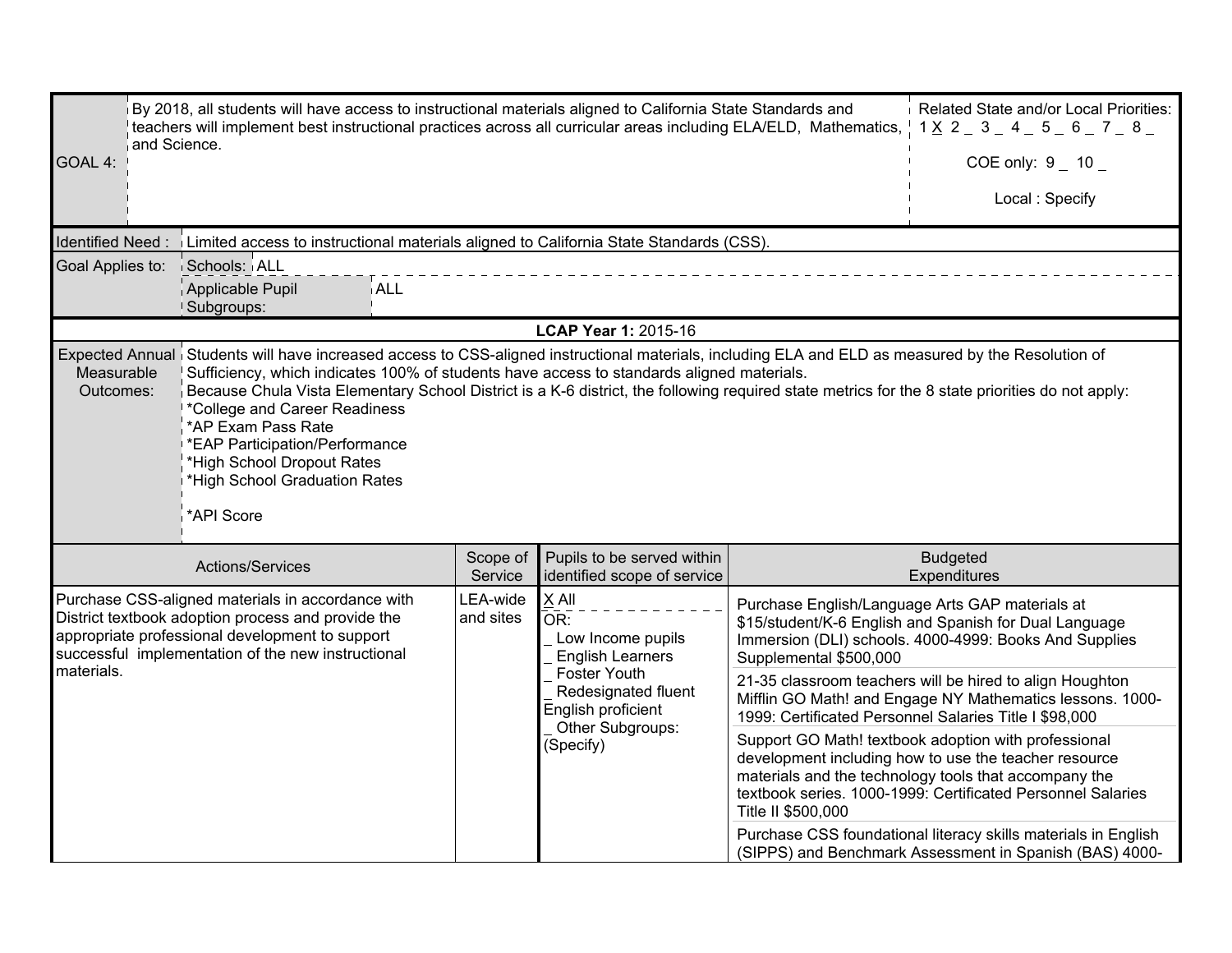| GOAL 4: | By 2018, all students will have access to instructional materials aligned to California State Standards and teachers will implement best instructional practices across all curricular areas including ELA/ELD, Mathematics, and Science. | Related State and/or Local Priorities: 1 X 2 _ 3 _ 4 _ 5 _ 6 _ 7 _ 8 _ <br><br> COE only: 9 _ 10 _ <br><br> Local : Specify |
|---|---|---|

| Identified Need : | Limited access to instructional materials aligned to California State Standards (CSS). | |
|---|---|---|
| Goal Applies to: | Schools: | ALL |
| | Applicable Pupil Subgroups: | ALL |

**LCAP Year 1:** 2015-16

| Expected Annual Measurable Outcomes: | Students will have increased access to CSS-aligned instructional materials, including ELA and ELD as measured by the Resolution of Sufficiency, which indicates 100% of students have access to standards aligned materials.<br>Because Chula Vista Elementary School District is a K-6 district, the following required state metrics for the 8 state priorities do not apply:<br>*College and Career Readiness<br>*AP Exam Pass Rate<br>*EAP Participation/Performance<br>*High School Dropout Rates<br>*High School Graduation Rates<br><br>*API Score |
|---|---|

| Actions/Services | Scope of Service | Pupils to be served within identified scope of service | Budgeted Expenditures |
|---|---|---|---|
| Purchase CSS-aligned materials in accordance with District textbook adoption process and provide the appropriate professional development to support successful implementation of the new instructional materials. | LEA-wide and sites | X All<br>OR:<br>_ Low Income pupils<br>_ English Learners<br>_ Foster Youth<br>_ Redesignated fluent English proficient<br>_ Other Subgroups: (Specify) | Purchase English/Language Arts GAP materials at $15/student/K-6 English and Spanish for Dual Language Immersion (DLI) schools. 4000-4999: Books And Supplies Supplemental $500,000 |
| | | | 21-35 classroom teachers will be hired to align Houghton Mifflin GO Math! and Engage NY Mathematics lessons. 1000-1999: Certificated Personnel Salaries Title I $98,000 |
| | | | Support GO Math! textbook adoption with professional development including how to use the teacher resource materials and the technology tools that accompany the textbook series. 1000-1999: Certificated Personnel Salaries Title II $500,000 |
| | | | Purchase CSS foundational literacy skills materials in English (SIPPS) and Benchmark Assessment in Spanish (BAS) 4000- |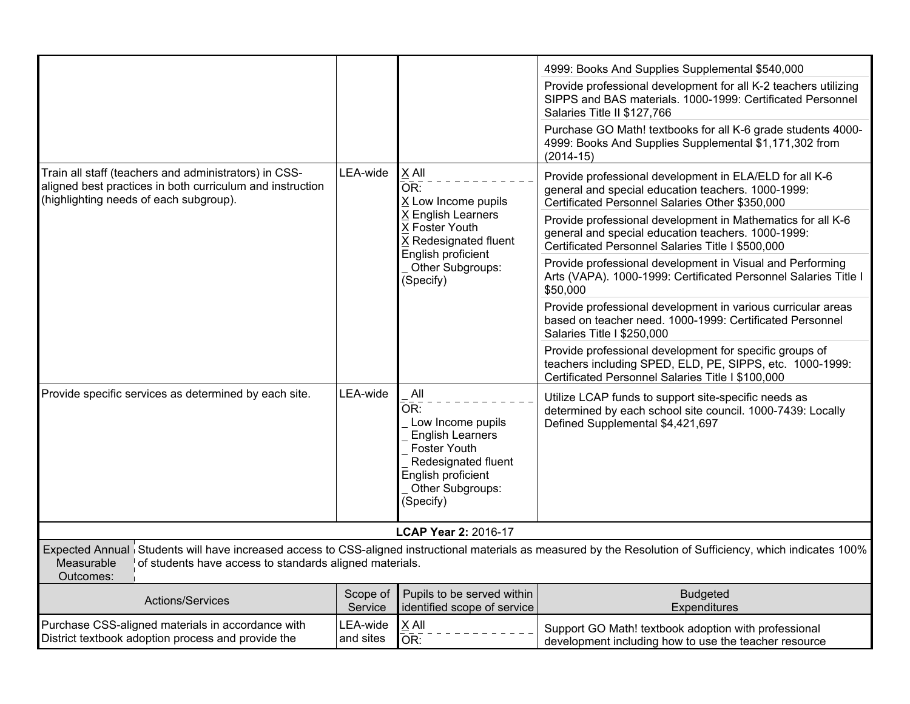| Actions/Services | Scope of Service | Pupils to be served within identified scope of service | Budgeted Expenditures |
|---|---|---|---|
| | | | 4999: Books And Supplies Supplemental $540,000<br>Provide professional development for all K-2 teachers utilizing SIPPS and BAS materials. 1000-1999: Certificated Personnel Salaries Title II $127,766<br>Purchase GO Math! textbooks for all K-6 grade students 4000-4999: Books And Supplies Supplemental $1,171,302 from (2014-15) |
| Train all staff (teachers and administrators) in CSS-aligned best practices in both curriculum and instruction (highlighting needs of each subgroup). | LEA-wide | X All<br>OR:<br>X Low Income pupils<br>X English Learners<br>X Foster Youth<br>X Redesignated fluent English proficient<br>_ Other Subgroups: (Specify) | Provide professional development in ELA/ELD for all K-6 general and special education teachers. 1000-1999: Certificated Personnel Salaries Other $350,000<br>Provide professional development in Mathematics for all K-6 general and special education teachers. 1000-1999: Certificated Personnel Salaries Title I $500,000<br>Provide professional development in Visual and Performing Arts (VAPA). 1000-1999: Certificated Personnel Salaries Title I $50,000<br>Provide professional development in various curricular areas based on teacher need. 1000-1999: Certificated Personnel Salaries Title I $250,000<br>Provide professional development for specific groups of teachers including SPED, ELD, PE, SIPPS, etc. 1000-1999: Certificated Personnel Salaries Title I $100,000 |
| Provide specific services as determined by each site. | LEA-wide | _ All<br>OR:<br>_ Low Income pupils<br>_ English Learners<br>_ Foster Youth<br>_ Redesignated fluent English proficient<br>_ Other Subgroups: (Specify) | Utilize LCAP funds to support site-specific needs as determined by each school site council. 1000-7439: Locally Defined Supplemental $4,421,697 |

**LCAP Year 2:** 2016-17

| Expected Annual Measurable Outcomes: | Students will have increased access to CSS-aligned instructional materials as measured by the Resolution of Sufficiency, which indicates 100% of students have access to standards aligned materials. |
|---|---|

| Actions/Services | Scope of Service | Pupils to be served within identified scope of service | Budgeted Expenditures |
|---|---|---|---|
| Purchase CSS-aligned materials in accordance with District textbook adoption process and provide the | LEA-wide and sites | X All<br>OR: | Support GO Math! textbook adoption with professional development including how to use the teacher resource |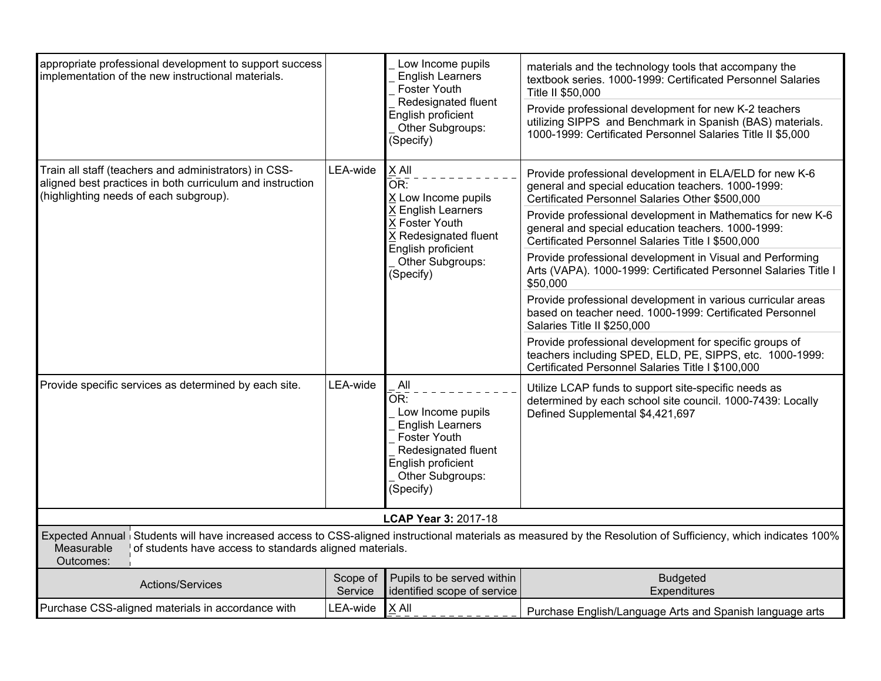| Actions/Services | Scope of Service | Pupils to be served within identified scope of service | Budgeted Expenditures |
|---|---|---|---|
| appropriate professional development to support success implementation of the new instructional materials. | | _ Low Income pupils<br>_ English Learners<br>_ Foster Youth<br>_ Redesignated fluent English proficient<br>_ Other Subgroups: (Specify) | materials and the technology tools that accompany the textbook series. 1000-1999: Certificated Personnel Salaries Title II $50,000<br><br>Provide professional development for new K-2 teachers utilizing SIPPS and Benchmark in Spanish (BAS) materials. 1000-1999: Certificated Personnel Salaries Title II $5,000 |
| Train all staff (teachers and administrators) in CSS-aligned best practices in both curriculum and instruction (highlighting needs of each subgroup). | LEA-wide | X All<br>OR:<br>X Low Income pupils<br>X English Learners<br>X Foster Youth<br>X Redesignated fluent English proficient<br>_ Other Subgroups: (Specify) | Provide professional development in ELA/ELD for new K-6 general and special education teachers. 1000-1999: Certificated Personnel Salaries Other $500,000<br><br>Provide professional development in Mathematics for new K-6 general and special education teachers. 1000-1999: Certificated Personnel Salaries Title I $500,000<br><br>Provide professional development in Visual and Performing Arts (VAPA). 1000-1999: Certificated Personnel Salaries Title I $50,000<br><br>Provide professional development in various curricular areas based on teacher need. 1000-1999: Certificated Personnel Salaries Title II $250,000<br><br>Provide professional development for specific groups of teachers including SPED, ELD, PE, SIPPS, etc. 1000-1999: Certificated Personnel Salaries Title I $100,000 |
| Provide specific services as determined by each site. | LEA-wide | _ All<br>OR:<br>_ Low Income pupils<br>_ English Learners<br>_ Foster Youth<br>_ Redesignated fluent English proficient<br>_ Other Subgroups: (Specify) | Utilize LCAP funds to support site-specific needs as determined by each school site council. 1000-7439: Locally Defined Supplemental $4,421,697 |

**LCAP Year 3:** 2017-18

| Expected Annual Measurable Outcomes: | Students will have increased access to CSS-aligned instructional materials as measured by the Resolution of Sufficiency, which indicates 100% of students have access to standards aligned materials. |
|---|---|

| Actions/Services | Scope of Service | Pupils to be served within identified scope of service | Budgeted Expenditures |
|---|---|---|---|
| Purchase CSS-aligned materials in accordance with | LEA-wide | X All | Purchase English/Language Arts and Spanish language arts |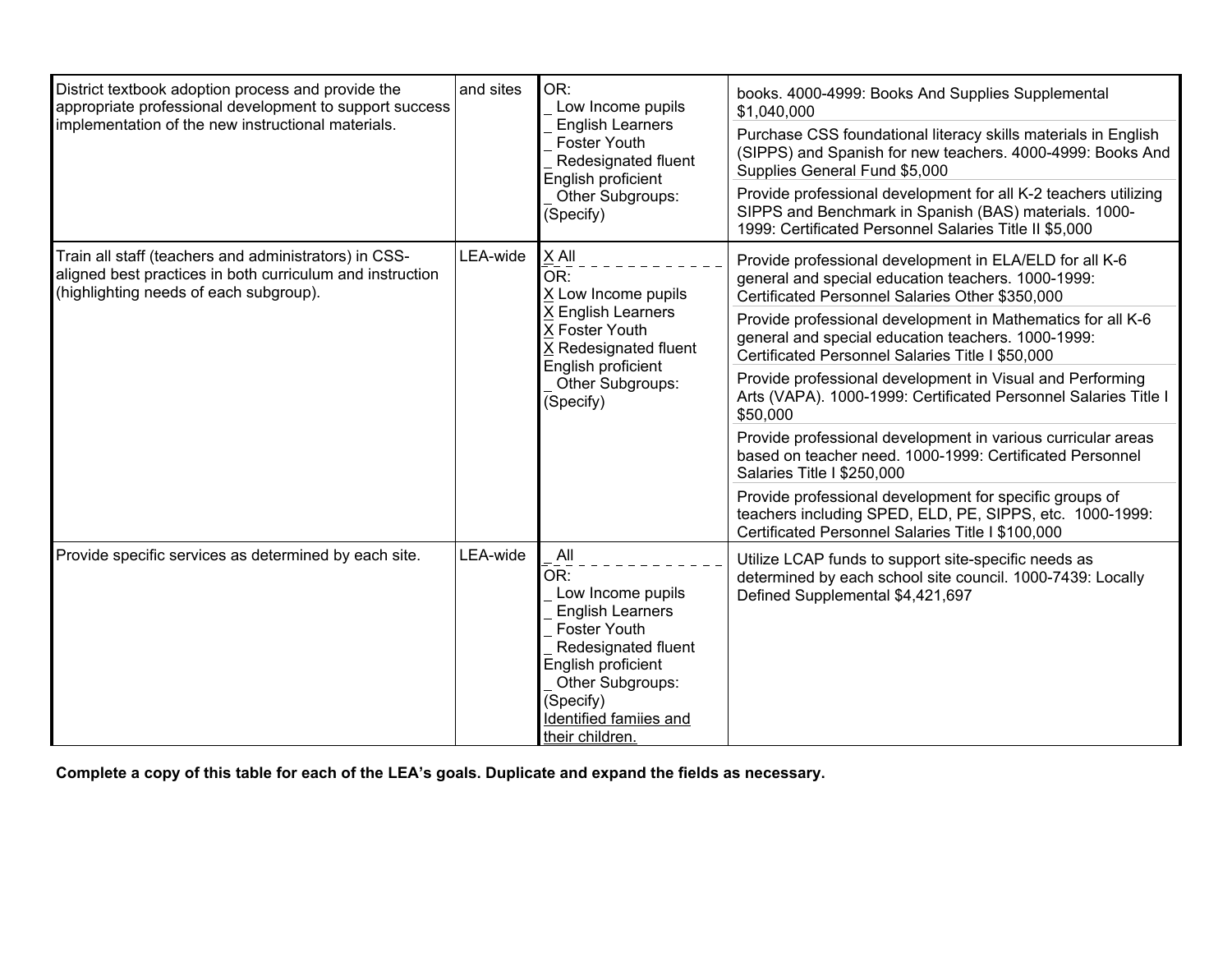| | | | |
|---|---|---|---|
| District textbook adoption process and provide the appropriate professional development to support success implementation of the new instructional materials. | and sites | OR:<br>_ Low Income pupils<br>_ English Learners<br>_ Foster Youth<br>_ Redesignated fluent English proficient<br>_ Other Subgroups: (Specify) | books. 4000-4999: Books And Supplies Supplemental $1,040,000<br><br>Purchase CSS foundational literacy skills materials in English (SIPPS) and Spanish for new teachers. 4000-4999: Books And Supplies General Fund $5,000<br><br>Provide professional development for all K-2 teachers utilizing SIPPS and Benchmark in Spanish (BAS) materials. 1000-1999: Certificated Personnel Salaries Title II $5,000 |
| Train all staff (teachers and administrators) in CSS-aligned best practices in both curriculum and instruction (highlighting needs of each subgroup). | LEA-wide | X All<br>OR:<br>X Low Income pupils<br>X English Learners<br>X Foster Youth<br>X Redesignated fluent English proficient<br>_ Other Subgroups: (Specify) | Provide professional development in ELA/ELD for all K-6 general and special education teachers. 1000-1999: Certificated Personnel Salaries Other $350,000<br><br>Provide professional development in Mathematics for all K-6 general and special education teachers. 1000-1999: Certificated Personnel Salaries Title I $50,000<br><br>Provide professional development in Visual and Performing Arts (VAPA). 1000-1999: Certificated Personnel Salaries Title I $50,000<br><br>Provide professional development in various curricular areas based on teacher need. 1000-1999: Certificated Personnel Salaries Title I $250,000<br><br>Provide professional development for specific groups of teachers including SPED, ELD, PE, SIPPS, etc. 1000-1999: Certificated Personnel Salaries Title I $100,000 |
| Provide specific services as determined by each site. | LEA-wide | _ All<br>OR:<br>_ Low Income pupils<br>_ English Learners<br>_ Foster Youth<br>_ Redesignated fluent English proficient<br>_ Other Subgroups: (Specify)<br>Identified famiies and their children. | Utilize LCAP funds to support site-specific needs as determined by each school site council. 1000-7439: Locally Defined Supplemental $4,421,697 |

**Complete a copy of this table for each of the LEA's goals. Duplicate and expand the fields as necessary.**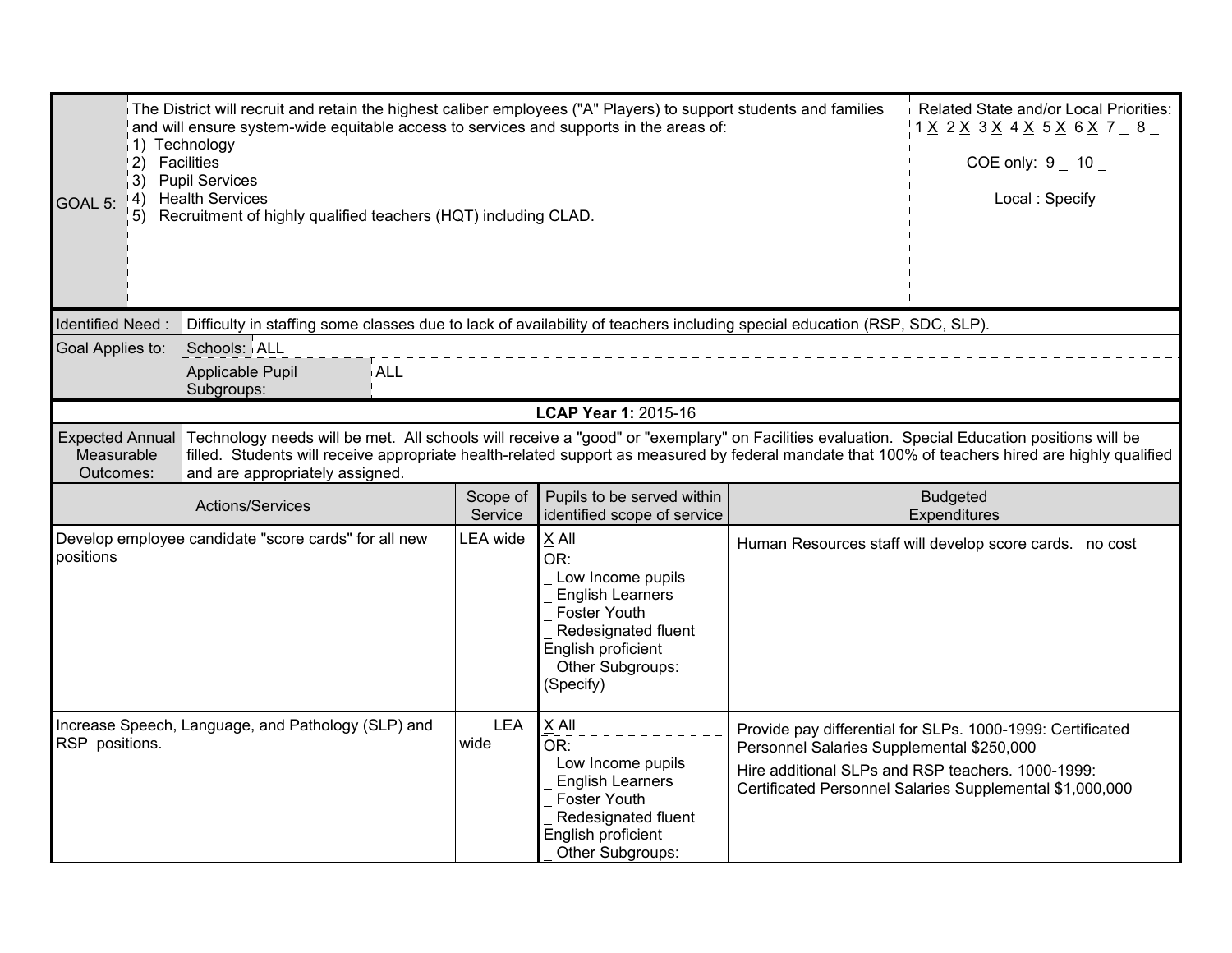| GOAL 5: | The District will recruit and retain the highest caliber employees ("A" Players) to support students and families and will ensure system-wide equitable access to services and supports in the areas of:<br>1) Technology<br>2) Facilities<br>3) Pupil Services<br>4) Health Services<br>5) Recruitment of highly qualified teachers (HQT) including CLAD. | Related State and/or Local Priorities:<br>1 X 2 X 3 X 4 X 5 X 6 X 7 _ 8 _<br><br>COE only: 9 _ 10 _<br><br>Local : Specify |
|---|---|---|

| | |
|---|---|
| Identified Need : | Difficulty in staffing some classes due to lack of availability of teachers including special education (RSP, SDC, SLP). |
| Goal Applies to: | Schools: ALL |
| | Applicable Pupil Subgroups: ALL |

**LCAP Year 1:** 2015-16

| | |
|---|---|
| Expected Annual Measurable Outcomes: | Technology needs will be met. All schools will receive a "good" or "exemplary" on Facilities evaluation. Special Education positions will be filled. Students will receive appropriate health-related support as measured by federal mandate that 100% of teachers hired are highly qualified and are appropriately assigned. |

| Actions/Services | Scope of Service | Pupils to be served within identified scope of service | Budgeted Expenditures |
|---|---|---|---|
| Develop employee candidate "score cards" for all new positions | LEA wide | X All<br>OR:<br>_ Low Income pupils<br>_ English Learners<br>_ Foster Youth<br>_ Redesignated fluent English proficient<br>_ Other Subgroups: (Specify) | Human Resources staff will develop score cards. no cost |
| Increase Speech, Language, and Pathology (SLP) and RSP positions. | LEA wide | X All<br>OR:<br>_ Low Income pupils<br>_ English Learners<br>_ Foster Youth<br>_ Redesignated fluent English proficient<br>_ Other Subgroups: | Provide pay differential for SLPs. 1000-1999: Certificated Personnel Salaries Supplemental $250,000<br><br>Hire additional SLPs and RSP teachers. 1000-1999: Certificated Personnel Salaries Supplemental $1,000,000 |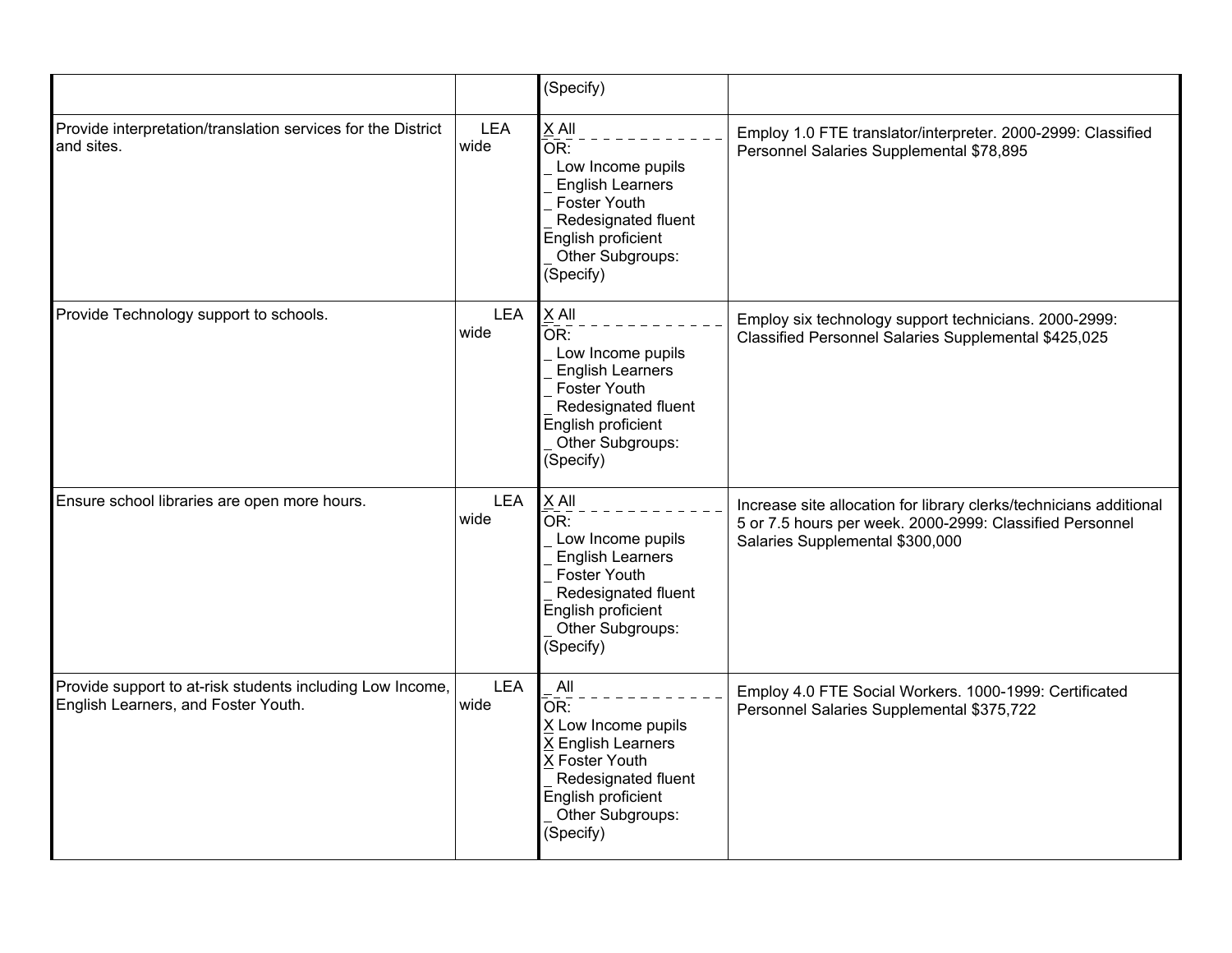| | | | |
|---|---|---|---|
| | | (Specify) | |
| Provide interpretation/translation services for the District and sites. | LEA wide | X All<br>OR:<br>_ Low Income pupils<br>_ English Learners<br>_ Foster Youth<br>_ Redesignated fluent English proficient<br>_ Other Subgroups: (Specify) | Employ 1.0 FTE translator/interpreter. 2000-2999: Classified Personnel Salaries Supplemental $78,895 |
| Provide Technology support to schools. | LEA wide | X All<br>OR:<br>_ Low Income pupils<br>_ English Learners<br>_ Foster Youth<br>_ Redesignated fluent English proficient<br>_ Other Subgroups: (Specify) | Employ six technology support technicians. 2000-2999: Classified Personnel Salaries Supplemental $425,025 |
| Ensure school libraries are open more hours. | LEA wide | X All<br>OR:<br>_ Low Income pupils<br>_ English Learners<br>_ Foster Youth<br>_ Redesignated fluent English proficient<br>_ Other Subgroups: (Specify) | Increase site allocation for library clerks/technicians additional 5 or 7.5 hours per week. 2000-2999: Classified Personnel Salaries Supplemental $300,000 |
| Provide support to at-risk students including Low Income, English Learners, and Foster Youth. | LEA wide | _ All<br>OR:<br>X Low Income pupils<br>X English Learners<br>X Foster Youth<br>_ Redesignated fluent English proficient<br>_ Other Subgroups: (Specify) | Employ 4.0 FTE Social Workers. 1000-1999: Certificated Personnel Salaries Supplemental $375,722 |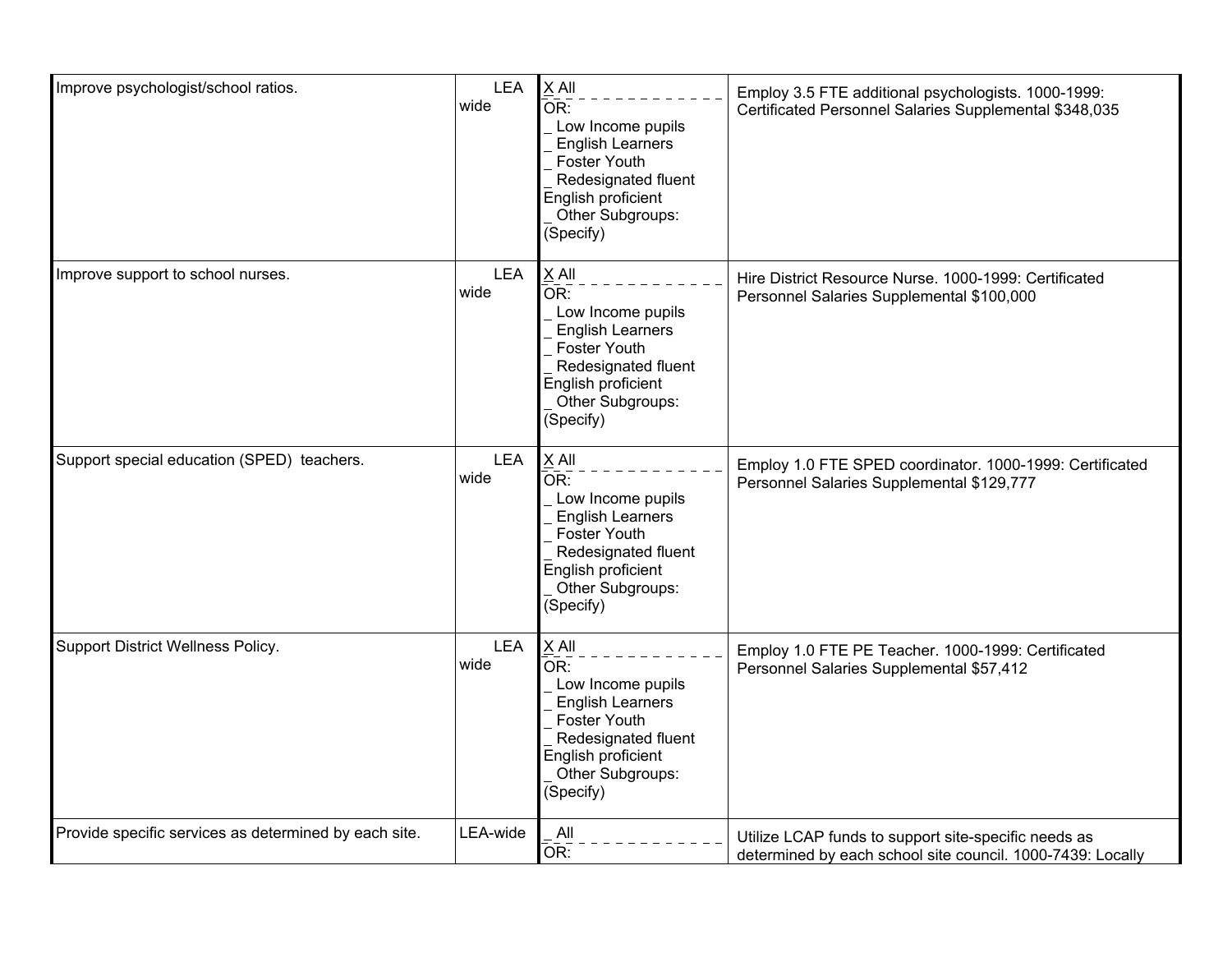| | | | |
|---|---|---|---|
| Improve psychologist/school ratios. | LEA wide | X All<br>OR:<br>_ Low Income pupils<br>_ English Learners<br>_ Foster Youth<br>_ Redesignated fluent English proficient<br>_ Other Subgroups: (Specify) | Employ 3.5 FTE additional psychologists. 1000-1999: Certificated Personnel Salaries Supplemental $348,035 |
| Improve support to school nurses. | LEA wide | X All<br>OR:<br>_ Low Income pupils<br>_ English Learners<br>_ Foster Youth<br>_ Redesignated fluent English proficient<br>_ Other Subgroups: (Specify) | Hire District Resource Nurse. 1000-1999: Certificated Personnel Salaries Supplemental $100,000 |
| Support special education (SPED) teachers. | LEA wide | X All<br>OR:<br>_ Low Income pupils<br>_ English Learners<br>_ Foster Youth<br>_ Redesignated fluent English proficient<br>_ Other Subgroups: (Specify) | Employ 1.0 FTE SPED coordinator. 1000-1999: Certificated Personnel Salaries Supplemental $129,777 |
| Support District Wellness Policy. | LEA wide | X All<br>OR:<br>_ Low Income pupils<br>_ English Learners<br>_ Foster Youth<br>_ Redesignated fluent English proficient<br>_ Other Subgroups: (Specify) | Employ 1.0 FTE PE Teacher. 1000-1999: Certificated Personnel Salaries Supplemental $57,412 |
| Provide specific services as determined by each site. | LEA-wide | _ All<br>OR: | Utilize LCAP funds to support site-specific needs as determined by each school site council. 1000-7439: Locally |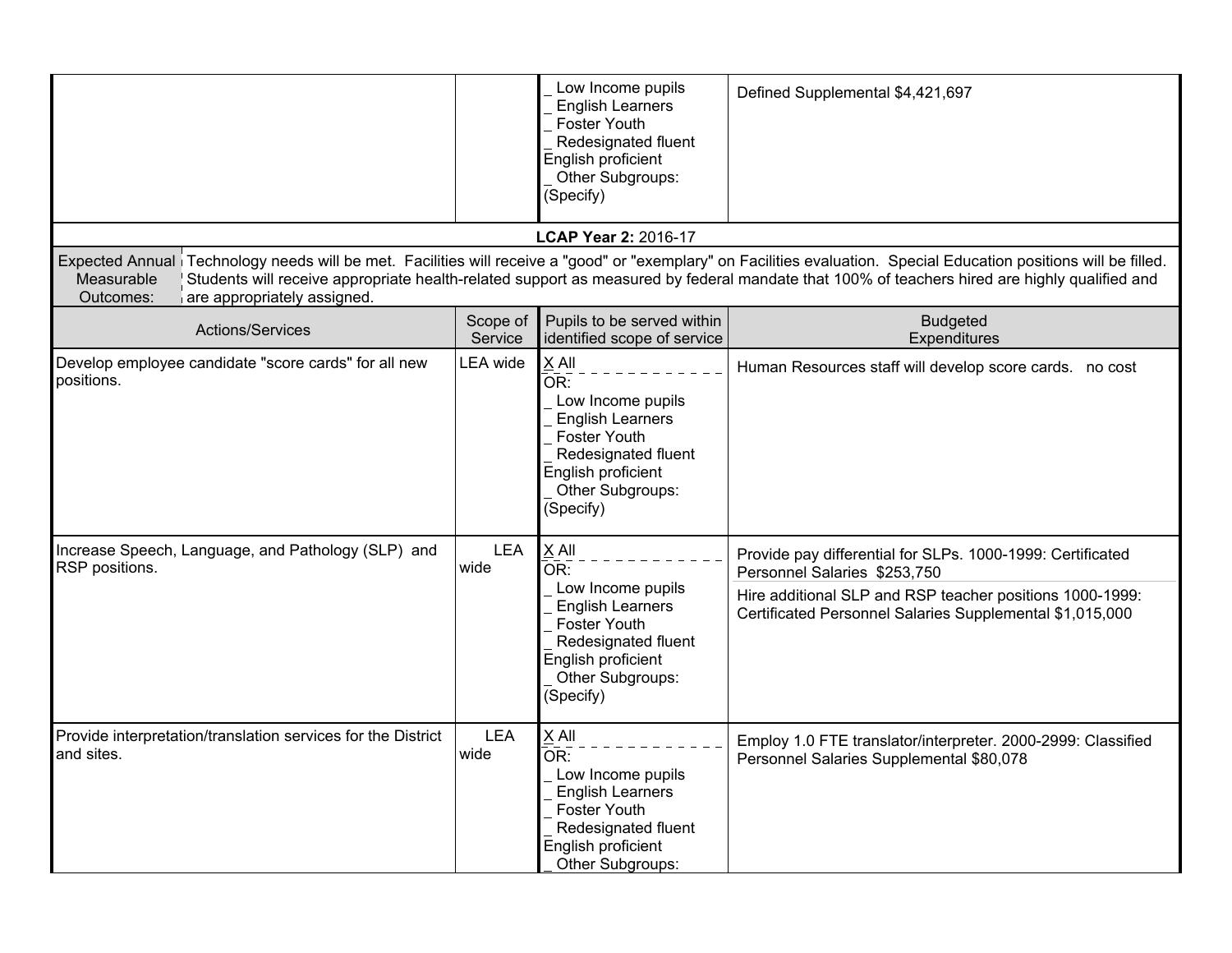| | | | |
|---|---|---|---|
| | | _ Low Income pupils<br>_ English Learners<br>_ Foster Youth<br>_ Redesignated fluent English proficient<br>_ Other Subgroups: (Specify) | Defined Supplemental $4,421,697 |

**LCAP Year 2:** 2016-17

| | |
|---|---|
| Expected Annual Measurable Outcomes: | Technology needs will be met. Facilities will receive a "good" or "exemplary" on Facilities evaluation. Special Education positions will be filled. Students will receive appropriate health-related support as measured by federal mandate that 100% of teachers hired are highly qualified and are appropriately assigned. |

| Actions/Services | Scope of Service | Pupils to be served within identified scope of service | Budgeted Expenditures |
|---|---|---|---|
| Develop employee candidate "score cards" for all new positions. | LEA wide | X All<br>OR:<br>_ Low Income pupils<br>_ English Learners<br>_ Foster Youth<br>_ Redesignated fluent English proficient<br>_ Other Subgroups: (Specify) | Human Resources staff will develop score cards. no cost |
| Increase Speech, Language, and Pathology (SLP) and RSP positions. | LEA wide | X All<br>OR:<br>_ Low Income pupils<br>_ English Learners<br>_ Foster Youth<br>_ Redesignated fluent English proficient<br>_ Other Subgroups: (Specify) | Provide pay differential for SLPs. 1000-1999: Certificated Personnel Salaries $253,750<br>Hire additional SLP and RSP teacher positions 1000-1999: Certificated Personnel Salaries Supplemental $1,015,000 |
| Provide interpretation/translation services for the District and sites. | LEA wide | X All<br>OR:<br>_ Low Income pupils<br>_ English Learners<br>_ Foster Youth<br>_ Redesignated fluent English proficient<br>_ Other Subgroups: | Employ 1.0 FTE translator/interpreter. 2000-2999: Classified Personnel Salaries Supplemental $80,078 |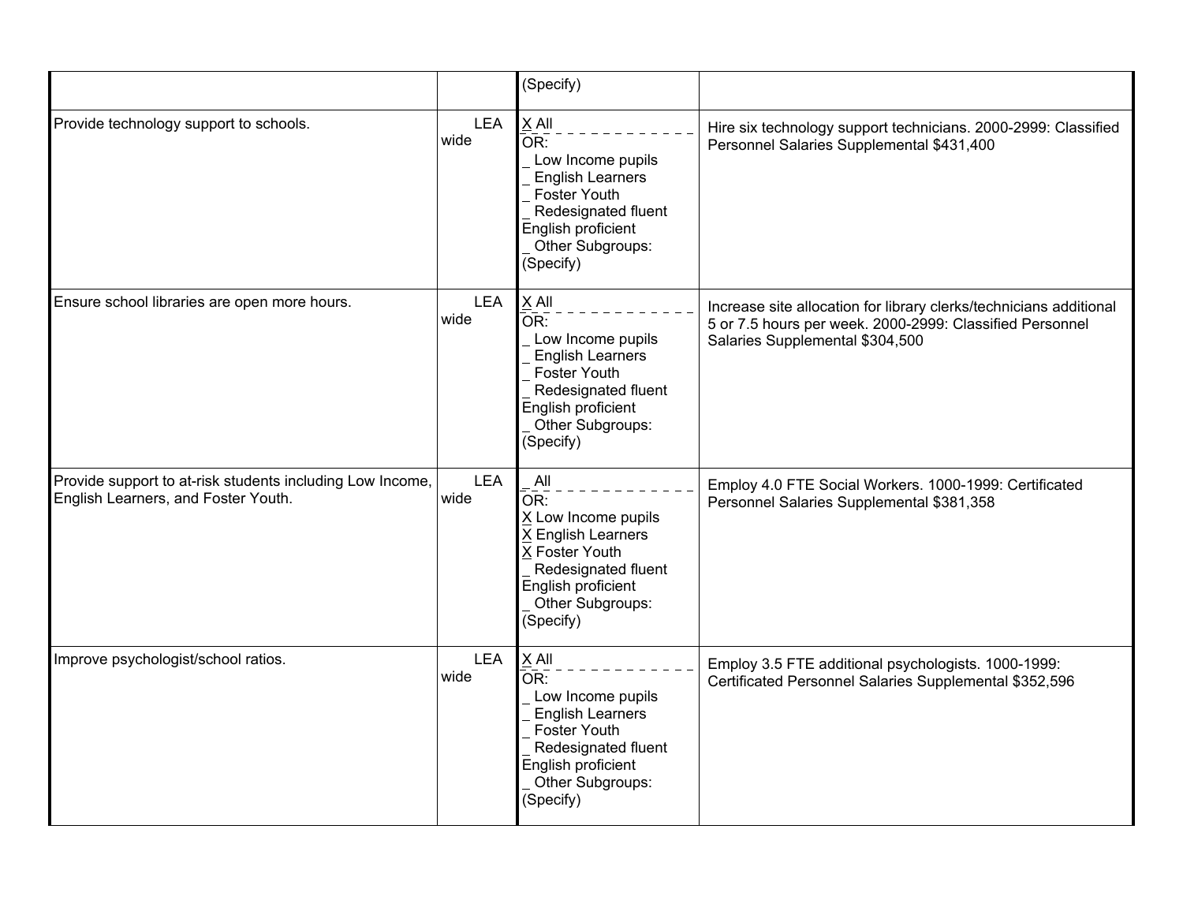| | | | |
|---|---|---|---|
| | | (Specify) | |
| Provide technology support to schools. | LEA wide | X All<br>OR:<br>_ Low Income pupils<br>_ English Learners<br>_ Foster Youth<br>_ Redesignated fluent English proficient<br>_ Other Subgroups: (Specify) | Hire six technology support technicians. 2000-2999: Classified Personnel Salaries Supplemental $431,400 |
| Ensure school libraries are open more hours. | LEA wide | X All<br>OR:<br>_ Low Income pupils<br>_ English Learners<br>_ Foster Youth<br>_ Redesignated fluent English proficient<br>_ Other Subgroups: (Specify) | Increase site allocation for library clerks/technicians additional 5 or 7.5 hours per week. 2000-2999: Classified Personnel Salaries Supplemental $304,500 |
| Provide support to at-risk students including Low Income, English Learners, and Foster Youth. | LEA wide | _ All<br>OR:<br>X Low Income pupils<br>X English Learners<br>X Foster Youth<br>_ Redesignated fluent English proficient<br>_ Other Subgroups: (Specify) | Employ 4.0 FTE Social Workers. 1000-1999: Certificated Personnel Salaries Supplemental $381,358 |
| Improve psychologist/school ratios. | LEA wide | X All<br>OR:<br>_ Low Income pupils<br>_ English Learners<br>_ Foster Youth<br>_ Redesignated fluent English proficient<br>_ Other Subgroups: (Specify) | Employ 3.5 FTE additional psychologists. 1000-1999: Certificated Personnel Salaries Supplemental $352,596 |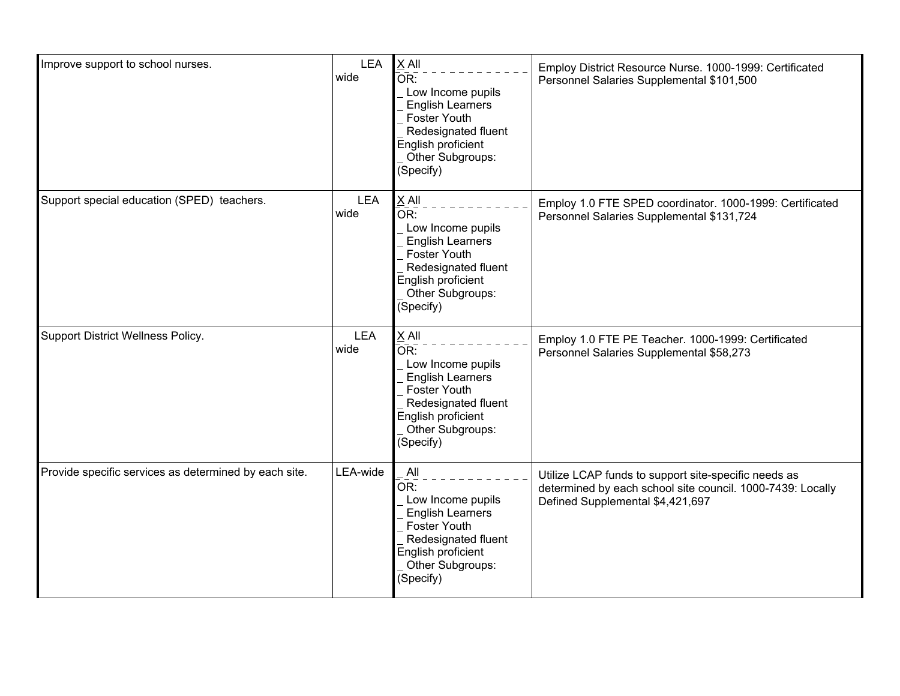| | | | |
|---|---|---|---|
| Improve support to school nurses. | LEA wide | X All<br>OR:<br>_ Low Income pupils<br>_ English Learners<br>_ Foster Youth<br>_ Redesignated fluent English proficient<br>_ Other Subgroups: (Specify) | Employ District Resource Nurse. 1000-1999: Certificated Personnel Salaries Supplemental $101,500 |
| Support special education (SPED) teachers. | LEA wide | X All<br>OR:<br>_ Low Income pupils<br>_ English Learners<br>_ Foster Youth<br>_ Redesignated fluent English proficient<br>_ Other Subgroups: (Specify) | Employ 1.0 FTE SPED coordinator. 1000-1999: Certificated Personnel Salaries Supplemental $131,724 |
| Support District Wellness Policy. | LEA wide | X All<br>OR:<br>_ Low Income pupils<br>_ English Learners<br>_ Foster Youth<br>_ Redesignated fluent English proficient<br>_ Other Subgroups: (Specify) | Employ 1.0 FTE PE Teacher. 1000-1999: Certificated Personnel Salaries Supplemental $58,273 |
| Provide specific services as determined by each site. | LEA-wide | _ All<br>OR:<br>_ Low Income pupils<br>_ English Learners<br>_ Foster Youth<br>_ Redesignated fluent English proficient<br>_ Other Subgroups: (Specify) | Utilize LCAP funds to support site-specific needs as determined by each school site council. 1000-7439: Locally Defined Supplemental $4,421,697 |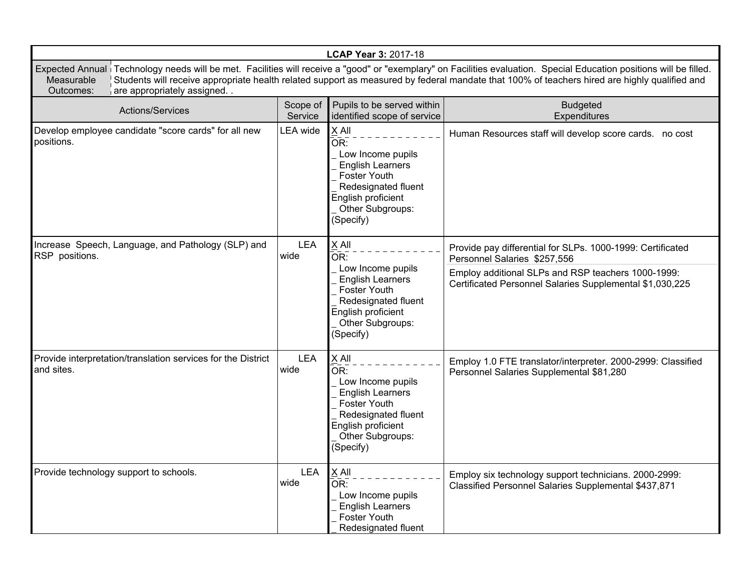**LCAP Year 3:** 2017-18

| Expected Annual Measurable Outcomes: | Technology needs will be met. Facilities will receive a "good" or "exemplary" on Facilities evaluation. Special Education positions will be filled. Students will receive appropriate health related support as measured by federal mandate that 100% of teachers hired are highly qualified and are appropriately assigned. . | | |
|---|---|---|---|
| **Actions/Services** | **Scope of Service** | **Pupils to be served within identified scope of service** | **Budgeted Expenditures** |
| Develop employee candidate "score cards" for all new positions. | LEA wide | X All<br>OR:<br>_ Low Income pupils<br>_ English Learners<br>_ Foster Youth<br>_ Redesignated fluent English proficient<br>_ Other Subgroups: (Specify) | Human Resources staff will develop score cards. no cost |
| Increase Speech, Language, and Pathology (SLP) and RSP positions. | LEA wide | X All<br>OR:<br>_ Low Income pupils<br>_ English Learners<br>_ Foster Youth<br>_ Redesignated fluent English proficient<br>_ Other Subgroups: (Specify) | Provide pay differential for SLPs. 1000-1999: Certificated Personnel Salaries $257,556<br>Employ additional SLPs and RSP teachers 1000-1999: Certificated Personnel Salaries Supplemental $1,030,225 |
| Provide interpretation/translation services for the District and sites. | LEA wide | X All<br>OR:<br>_ Low Income pupils<br>_ English Learners<br>_ Foster Youth<br>_ Redesignated fluent English proficient<br>_ Other Subgroups: (Specify) | Employ 1.0 FTE translator/interpreter. 2000-2999: Classified Personnel Salaries Supplemental $81,280 |
| Provide technology support to schools. | LEA wide | X All<br>OR:<br>_ Low Income pupils<br>_ English Learners<br>_ Foster Youth<br>_ Redesignated fluent | Employ six technology support technicians. 2000-2999: Classified Personnel Salaries Supplemental $437,871 |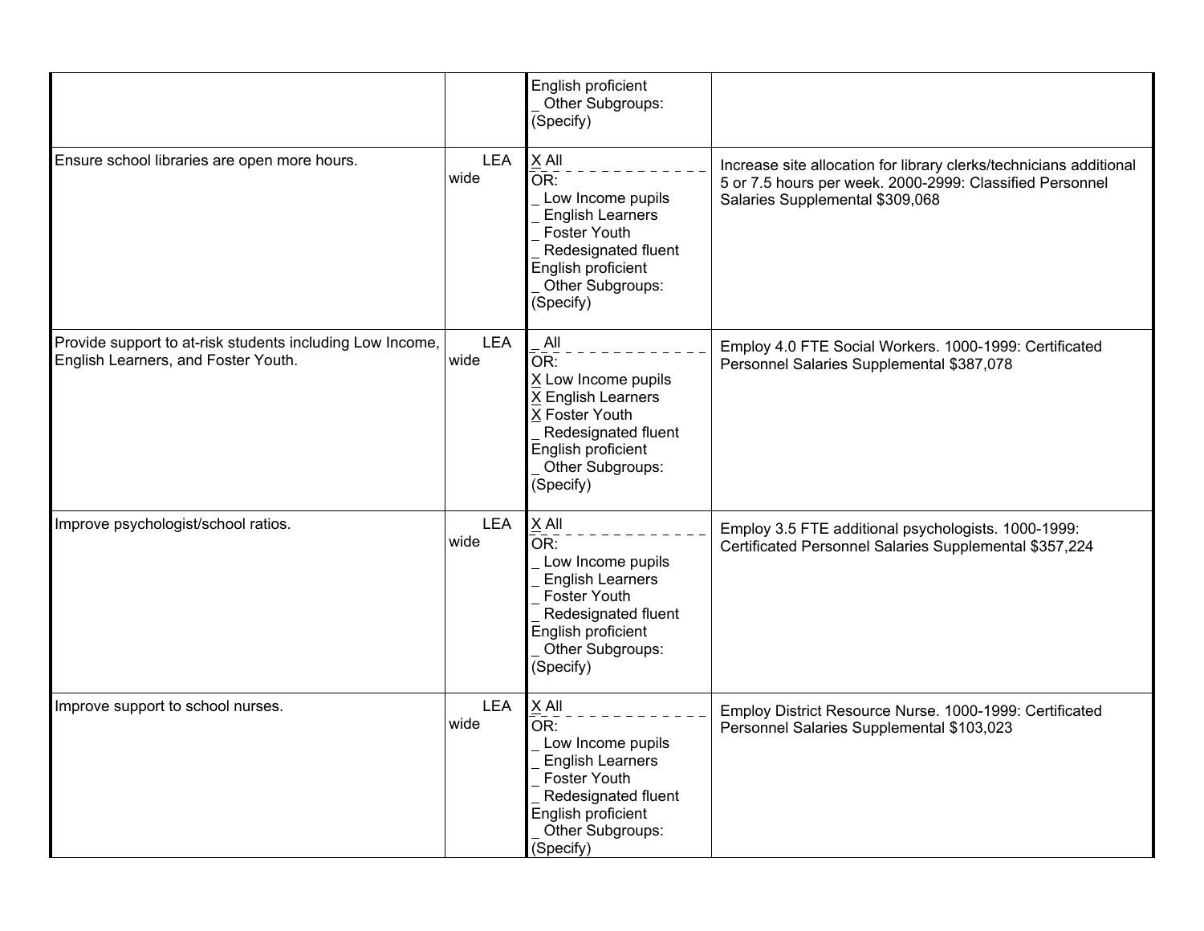| | | | |
|---|---|---|---|
| | | English proficient<br>_ Other Subgroups: (Specify) | |
| Ensure school libraries are open more hours. | LEA wide | X All<br>OR:<br>_ Low Income pupils<br>_ English Learners<br>_ Foster Youth<br>_ Redesignated fluent English proficient<br>_ Other Subgroups: (Specify) | Increase site allocation for library clerks/technicians additional 5 or 7.5 hours per week. 2000-2999: Classified Personnel Salaries Supplemental $309,068 |
| Provide support to at-risk students including Low Income, English Learners, and Foster Youth. | LEA wide | _ All<br>OR:<br>X Low Income pupils<br>X English Learners<br>X Foster Youth<br>_ Redesignated fluent English proficient<br>_ Other Subgroups: (Specify) | Employ 4.0 FTE Social Workers. 1000-1999: Certificated Personnel Salaries Supplemental $387,078 |
| Improve psychologist/school ratios. | LEA wide | X All<br>OR:<br>_ Low Income pupils<br>_ English Learners<br>_ Foster Youth<br>_ Redesignated fluent English proficient<br>_ Other Subgroups: (Specify) | Employ 3.5 FTE additional psychologists. 1000-1999: Certificated Personnel Salaries Supplemental $357,224 |
| Improve support to school nurses. | LEA wide | X All<br>OR:<br>_ Low Income pupils<br>_ English Learners<br>_ Foster Youth<br>_ Redesignated fluent English proficient<br>_ Other Subgroups: (Specify) | Employ District Resource Nurse. 1000-1999: Certificated Personnel Salaries Supplemental $103,023 |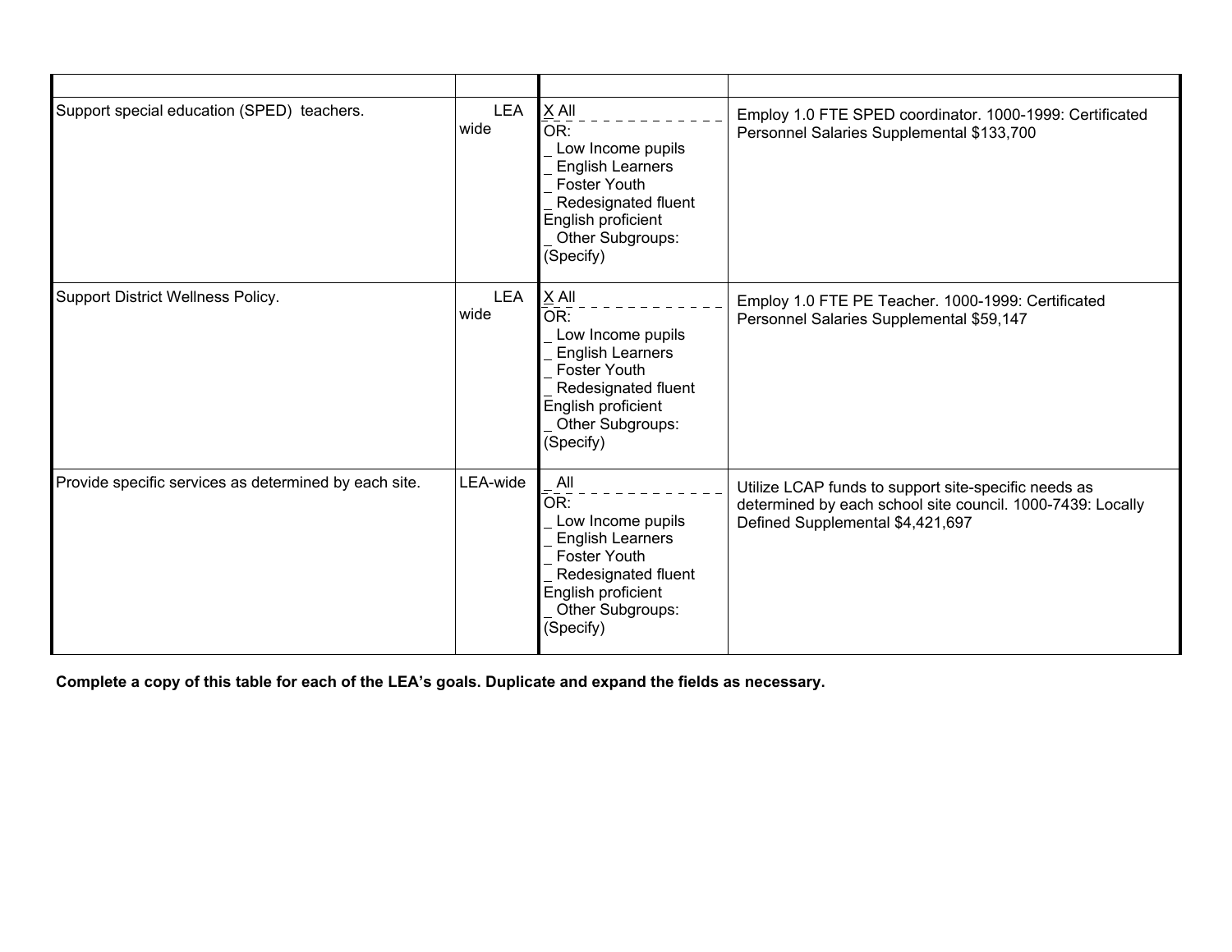| | | | |
|---|---|---|---|
| Support special education (SPED) teachers. | LEA wide | X All<br>OR:<br>_ Low Income pupils<br>_ English Learners<br>_ Foster Youth<br>_ Redesignated fluent English proficient<br>_ Other Subgroups: (Specify) | Employ 1.0 FTE SPED coordinator. 1000-1999: Certificated Personnel Salaries Supplemental $133,700 |
| Support District Wellness Policy. | LEA wide | X All<br>OR:<br>_ Low Income pupils<br>_ English Learners<br>_ Foster Youth<br>_ Redesignated fluent English proficient<br>_ Other Subgroups: (Specify) | Employ 1.0 FTE PE Teacher. 1000-1999: Certificated Personnel Salaries Supplemental $59,147 |
| Provide specific services as determined by each site. | LEA-wide | _ All<br>OR:<br>_ Low Income pupils<br>_ English Learners<br>_ Foster Youth<br>_ Redesignated fluent English proficient<br>_ Other Subgroups: (Specify) | Utilize LCAP funds to support site-specific needs as determined by each school site council. 1000-7439: Locally Defined Supplemental $4,421,697 |

**Complete a copy of this table for each of the LEA's goals. Duplicate and expand the fields as necessary.**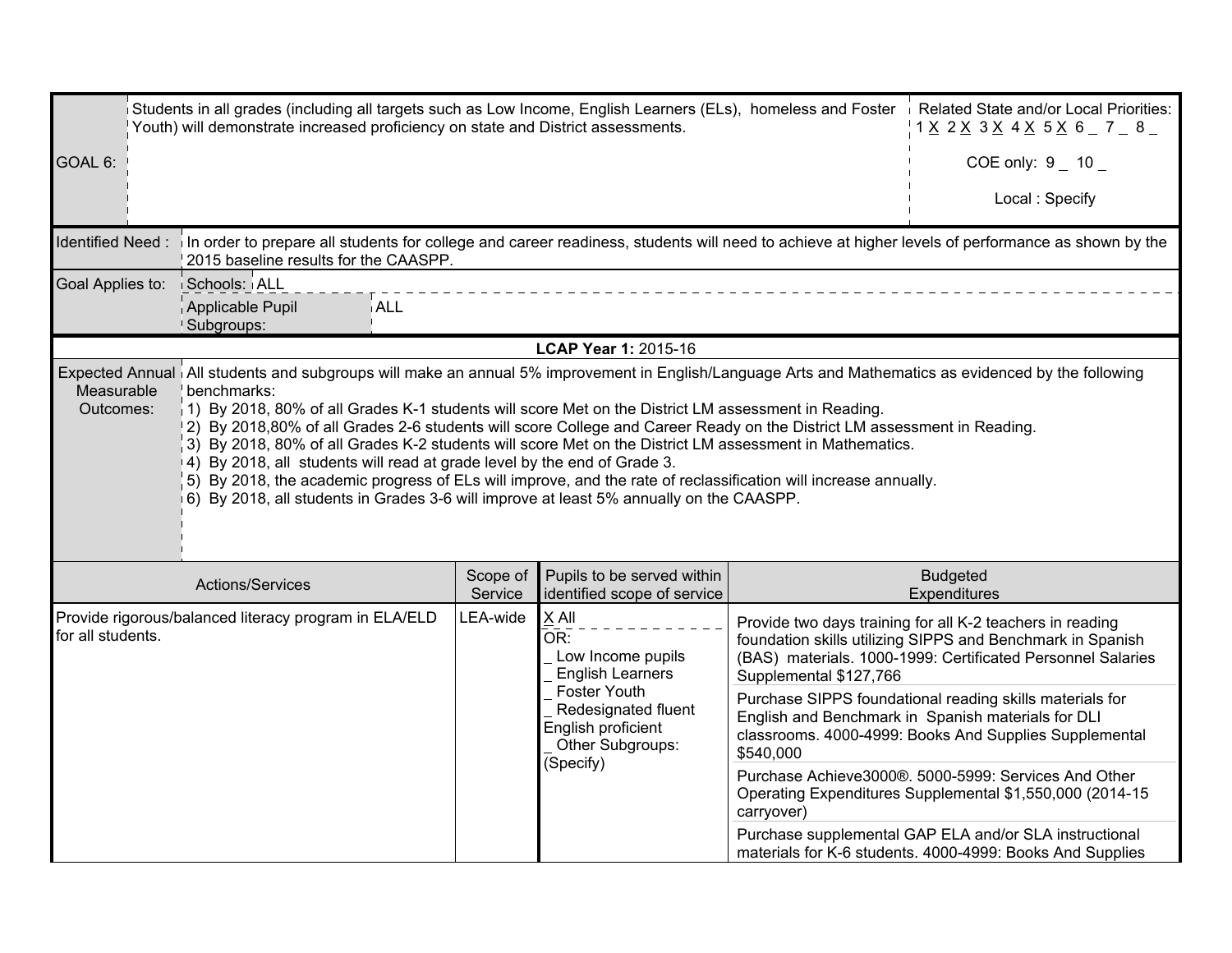| GOAL 6: | Students in all grades (including all targets such as Low Income, English Learners (ELs), homeless and Foster Youth) will demonstrate increased proficiency on state and District assessments. | Related State and/or Local Priorities: 1 X 2 X 3 X 4 X 5 X 6 _ 7 _ 8 _<br><br>COE only: 9 _ 10 _<br><br>Local : Specify |
|---|---|---|

| Identified Need : | In order to prepare all students for college and career readiness, students will need to achieve at higher levels of performance as shown by the 2015 baseline results for the CAASPP. | |
|---|---|---|
| Goal Applies to: | Schools: ALL | |
| | Applicable Pupil Subgroups: | ALL |

**LCAP Year 1:** 2015-16

| Expected Annual Measurable Outcomes: | All students and subgroups will make an annual 5% improvement in English/Language Arts and Mathematics as evidenced by the following benchmarks:<br>1) By 2018, 80% of all Grades K-1 students will score Met on the District LM assessment in Reading.<br>2) By 2018,80% of all Grades 2-6 students will score College and Career Ready on the District LM assessment in Reading.<br>3) By 2018, 80% of all Grades K-2 students will score Met on the District LM assessment in Mathematics.<br>4) By 2018, all students will read at grade level by the end of Grade 3.<br>5) By 2018, the academic progress of ELs will improve, and the rate of reclassification will increase annually.<br>6) By 2018, all students in Grades 3-6 will improve at least 5% annually on the CAASPP. |
|---|---|

| Actions/Services | Scope of Service | Pupils to be served within identified scope of service | Budgeted Expenditures |
|---|---|---|---|
| Provide rigorous/balanced literacy program in ELA/ELD for all students. | LEA-wide | X All<br>OR:<br>_ Low Income pupils<br>_ English Learners<br>_ Foster Youth<br>_ Redesignated fluent English proficient<br>_ Other Subgroups: (Specify) | Provide two days training for all K-2 teachers in reading foundation skills utilizing SIPPS and Benchmark in Spanish (BAS) materials. 1000-1999: Certificated Personnel Salaries Supplemental $127,766 |
| | | | Purchase SIPPS foundational reading skills materials for English and Benchmark in Spanish materials for DLI classrooms. 4000-4999: Books And Supplies Supplemental $540,000 |
| | | | Purchase Achieve3000®. 5000-5999: Services And Other Operating Expenditures Supplemental $1,550,000 (2014-15 carryover) |
| | | | Purchase supplemental GAP ELA and/or SLA instructional materials for K-6 students. 4000-4999: Books And Supplies |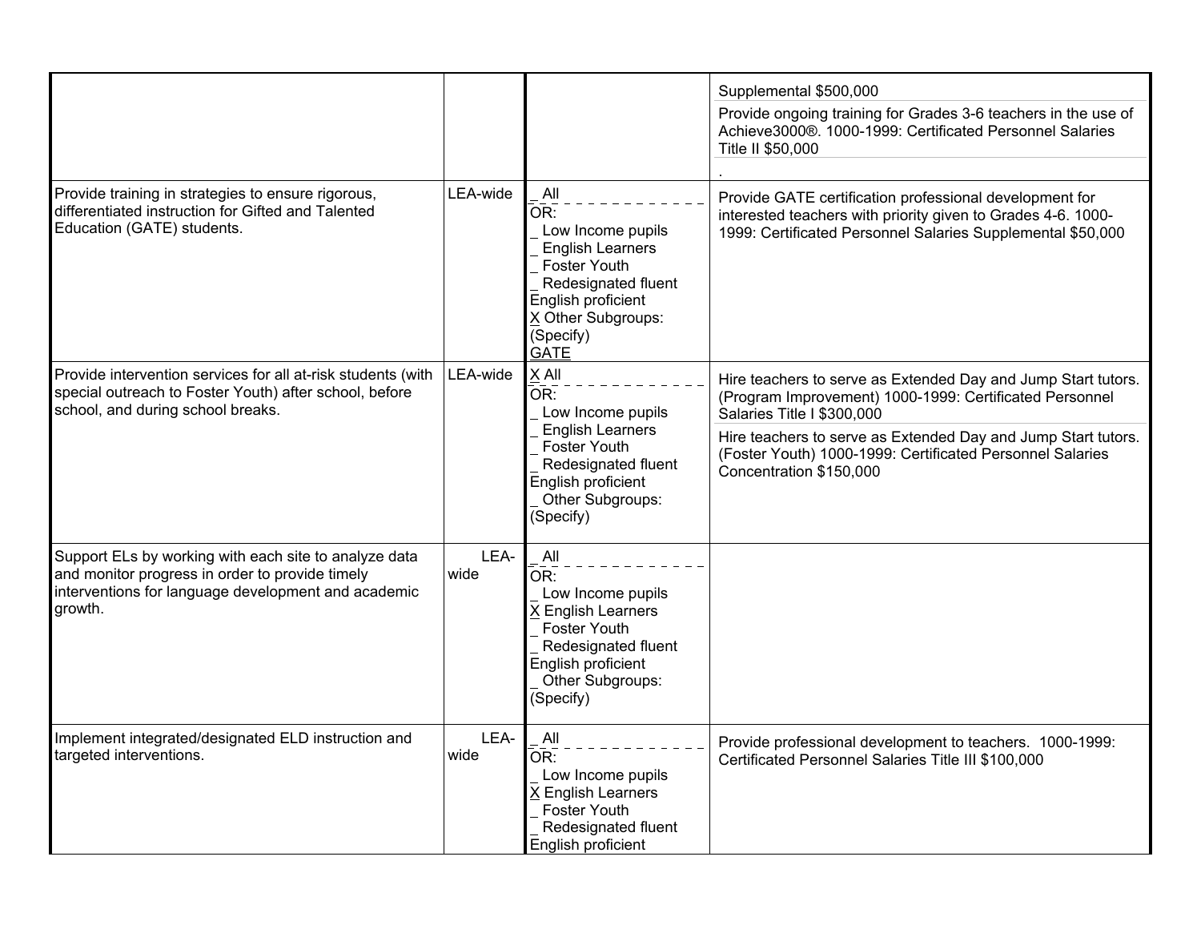| | | | |
|---|---|---|---|
| | | | Supplemental $500,000<br>Provide ongoing training for Grades 3-6 teachers in the use of Achieve3000®. 1000-1999: Certificated Personnel Salaries Title II $50,000<br>. |
| Provide training in strategies to ensure rigorous, differentiated instruction for Gifted and Talented Education (GATE) students. | LEA-wide | _ All<br>OR:<br>_ Low Income pupils<br>_ English Learners<br>_ Foster Youth<br>_ Redesignated fluent English proficient<br>X Other Subgroups: (Specify)<br>GATE | Provide GATE certification professional development for interested teachers with priority given to Grades 4-6. 1000-1999: Certificated Personnel Salaries Supplemental $50,000 |
| Provide intervention services for all at-risk students (with special outreach to Foster Youth) after school, before school, and during school breaks. | LEA-wide | X All<br>OR:<br>_ Low Income pupils<br>_ English Learners<br>_ Foster Youth<br>_ Redesignated fluent English proficient<br>_ Other Subgroups: (Specify) | Hire teachers to serve as Extended Day and Jump Start tutors. (Program Improvement) 1000-1999: Certificated Personnel Salaries Title I $300,000<br>Hire teachers to serve as Extended Day and Jump Start tutors. (Foster Youth) 1000-1999: Certificated Personnel Salaries Concentration $150,000 |
| Support ELs by working with each site to analyze data and monitor progress in order to provide timely interventions for language development and academic growth. | LEA-wide | _ All<br>OR:<br>_ Low Income pupils<br>X English Learners<br>_ Foster Youth<br>_ Redesignated fluent English proficient<br>_ Other Subgroups: (Specify) | |
| Implement integrated/designated ELD instruction and targeted interventions. | LEA-wide | _ All<br>OR:<br>_ Low Income pupils<br>X English Learners<br>_ Foster Youth<br>_ Redesignated fluent English proficient | Provide professional development to teachers. 1000-1999: Certificated Personnel Salaries Title III $100,000 |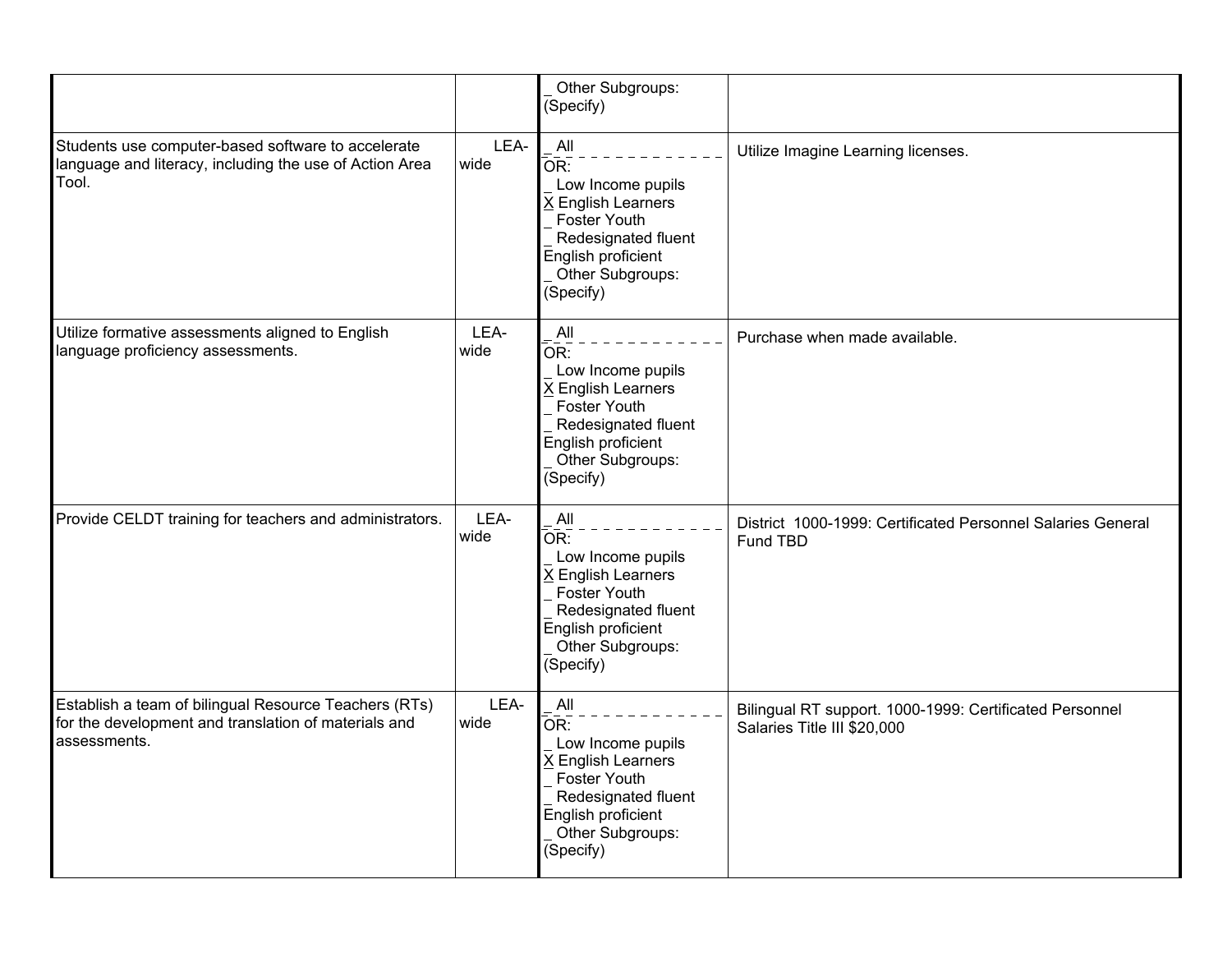| | | | |
|---|---|---|---|
| | | _ Other Subgroups: (Specify) | |
| Students use computer-based software to accelerate language and literacy, including the use of Action Area Tool. | LEA-wide | _ All<br>OR:<br>_ Low Income pupils<br>X English Learners<br>_ Foster Youth<br>_ Redesignated fluent English proficient<br>_ Other Subgroups: (Specify) | Utilize Imagine Learning licenses. |
| Utilize formative assessments aligned to English language proficiency assessments. | LEA-wide | _ All<br>OR:<br>_ Low Income pupils<br>X English Learners<br>_ Foster Youth<br>_ Redesignated fluent English proficient<br>_ Other Subgroups: (Specify) | Purchase when made available. |
| Provide CELDT training for teachers and administrators. | LEA-wide | _ All<br>OR:<br>_ Low Income pupils<br>X English Learners<br>_ Foster Youth<br>_ Redesignated fluent English proficient<br>_ Other Subgroups: (Specify) | District 1000-1999: Certificated Personnel Salaries General Fund TBD |
| Establish a team of bilingual Resource Teachers (RTs) for the development and translation of materials and assessments. | LEA-wide | _ All<br>OR:<br>_ Low Income pupils<br>X English Learners<br>_ Foster Youth<br>_ Redesignated fluent English proficient<br>_ Other Subgroups: (Specify) | Bilingual RT support. 1000-1999: Certificated Personnel Salaries Title III $20,000 |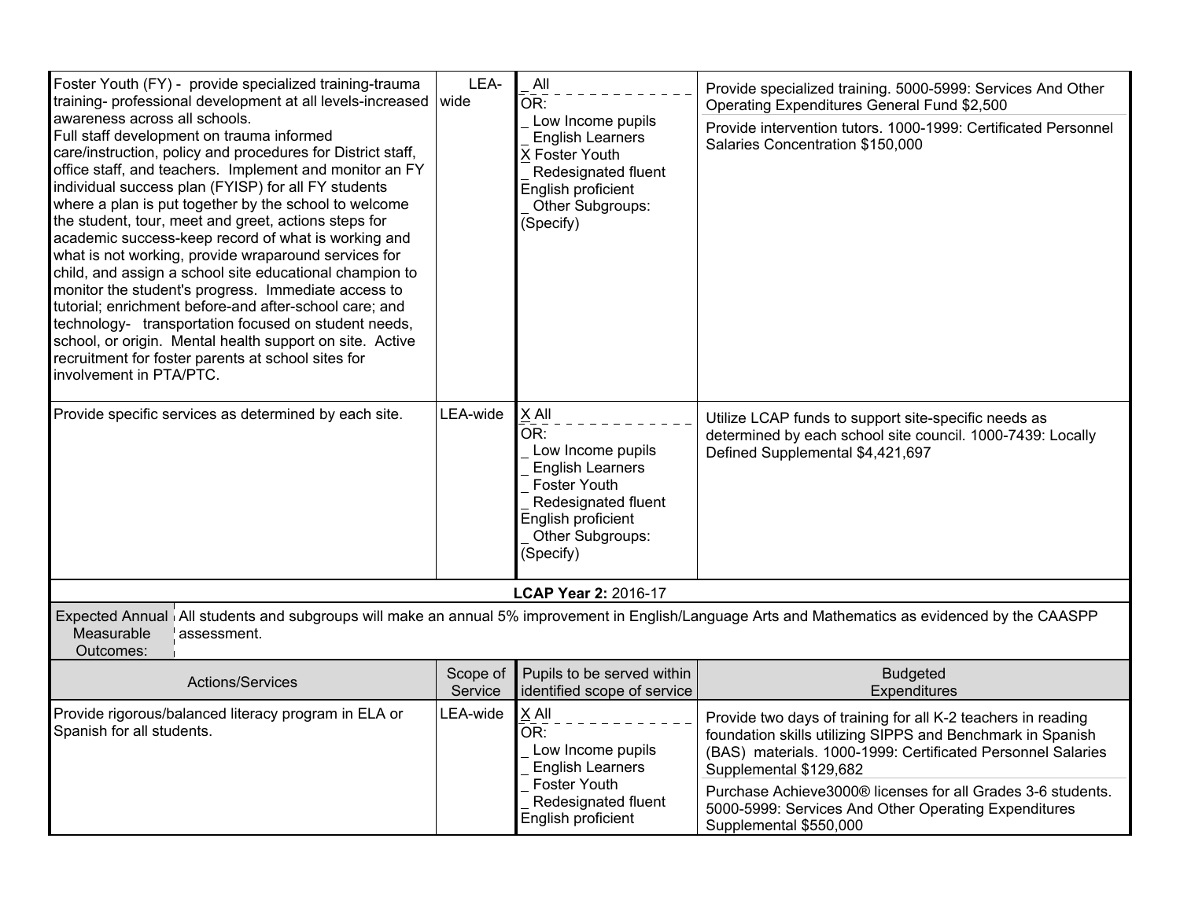| Actions/Services | Scope of Service | Pupils to be served within identified scope of service | Budgeted Expenditures |
|---|---|---|---|
| Foster Youth (FY) - provide specialized training-trauma training- professional development at all levels-increased awareness across all schools.<br>Full staff development on trauma informed care/instruction, policy and procedures for District staff, office staff, and teachers. Implement and monitor an FY individual success plan (FYISP) for all FY students where a plan is put together by the school to welcome the student, tour, meet and greet, actions steps for academic success-keep record of what is working and what is not working, provide wraparound services for child, and assign a school site educational champion to monitor the student's progress. Immediate access to tutorial; enrichment before-and after-school care; and technology- transportation focused on student needs, school, or origin. Mental health support on site. Active recruitment for foster parents at school sites for involvement in PTA/PTC. | LEA-wide | _ All<br>OR:<br>_ Low Income pupils<br>_ English Learners<br>X Foster Youth<br>_ Redesignated fluent English proficient<br>_ Other Subgroups: (Specify) | Provide specialized training. 5000-5999: Services And Other Operating Expenditures General Fund $2,500<br><br>Provide intervention tutors. 1000-1999: Certificated Personnel Salaries Concentration $150,000 |
| Provide specific services as determined by each site. | LEA-wide | X All<br>OR:<br>_ Low Income pupils<br>_ English Learners<br>_ Foster Youth<br>_ Redesignated fluent English proficient<br>_ Other Subgroups: (Specify) | Utilize LCAP funds to support site-specific needs as determined by each school site council. 1000-7439: Locally Defined Supplemental $4,421,697 |

**LCAP Year 2:** 2016-17

| Expected Annual Measurable Outcomes: | All students and subgroups will make an annual 5% improvement in English/Language Arts and Mathematics as evidenced by the CAASPP assessment. |
|---|---|

| Actions/Services | Scope of Service | Pupils to be served within identified scope of service | Budgeted Expenditures |
|---|---|---|---|
| Provide rigorous/balanced literacy program in ELA or Spanish for all students. | LEA-wide | X All<br>OR:<br>_ Low Income pupils<br>_ English Learners<br>_ Foster Youth<br>_ Redesignated fluent English proficient | Provide two days of training for all K-2 teachers in reading foundation skills utilizing SIPPS and Benchmark in Spanish (BAS) materials. 1000-1999: Certificated Personnel Salaries Supplemental $129,682<br><br>Purchase Achieve3000® licenses for all Grades 3-6 students. 5000-5999: Services And Other Operating Expenditures Supplemental $550,000 |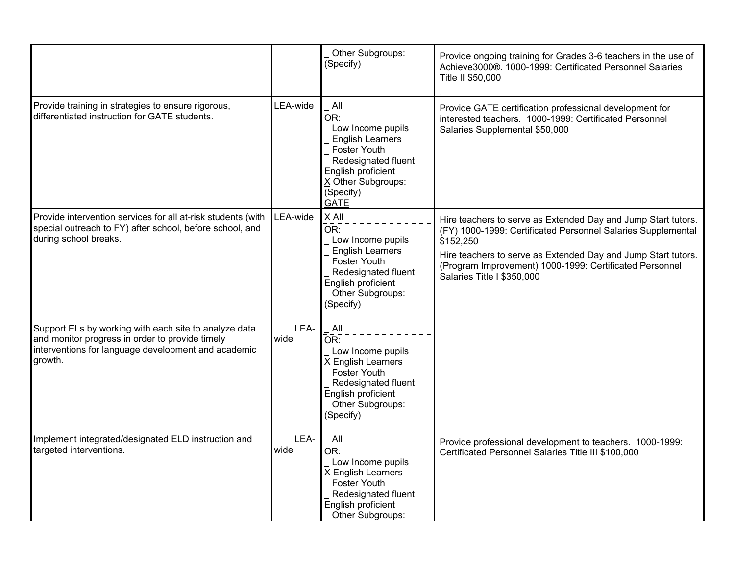| | | | |
|---|---|---|---|
| | | _ Other Subgroups: (Specify) | Provide ongoing training for Grades 3-6 teachers in the use of Achieve3000®. 1000-1999: Certificated Personnel Salaries Title II $50,000<br>. |
| Provide training in strategies to ensure rigorous, differentiated instruction for GATE students. | LEA-wide | _ All<br>OR:<br>_ Low Income pupils<br>_ English Learners<br>_ Foster Youth<br>_ Redesignated fluent English proficient<br>X Other Subgroups: (Specify)<br>GATE | Provide GATE certification professional development for interested teachers. 1000-1999: Certificated Personnel Salaries Supplemental $50,000 |
| Provide intervention services for all at-risk students (with special outreach to FY) after school, before school, and during school breaks. | LEA-wide | X All<br>OR:<br>_ Low Income pupils<br>_ English Learners<br>_ Foster Youth<br>_ Redesignated fluent English proficient<br>_ Other Subgroups: (Specify) | Hire teachers to serve as Extended Day and Jump Start tutors. (FY) 1000-1999: Certificated Personnel Salaries Supplemental $152,250<br>Hire teachers to serve as Extended Day and Jump Start tutors. (Program Improvement) 1000-1999: Certificated Personnel Salaries Title I $350,000 |
| Support ELs by working with each site to analyze data and monitor progress in order to provide timely interventions for language development and academic growth. | LEA-wide | _ All<br>OR:<br>_ Low Income pupils<br>X English Learners<br>_ Foster Youth<br>_ Redesignated fluent English proficient<br>_ Other Subgroups: (Specify) | |
| Implement integrated/designated ELD instruction and targeted interventions. | LEA-wide | _ All<br>OR:<br>_ Low Income pupils<br>X English Learners<br>_ Foster Youth<br>_ Redesignated fluent English proficient<br>_ Other Subgroups: | Provide professional development to teachers. 1000-1999: Certificated Personnel Salaries Title III $100,000 |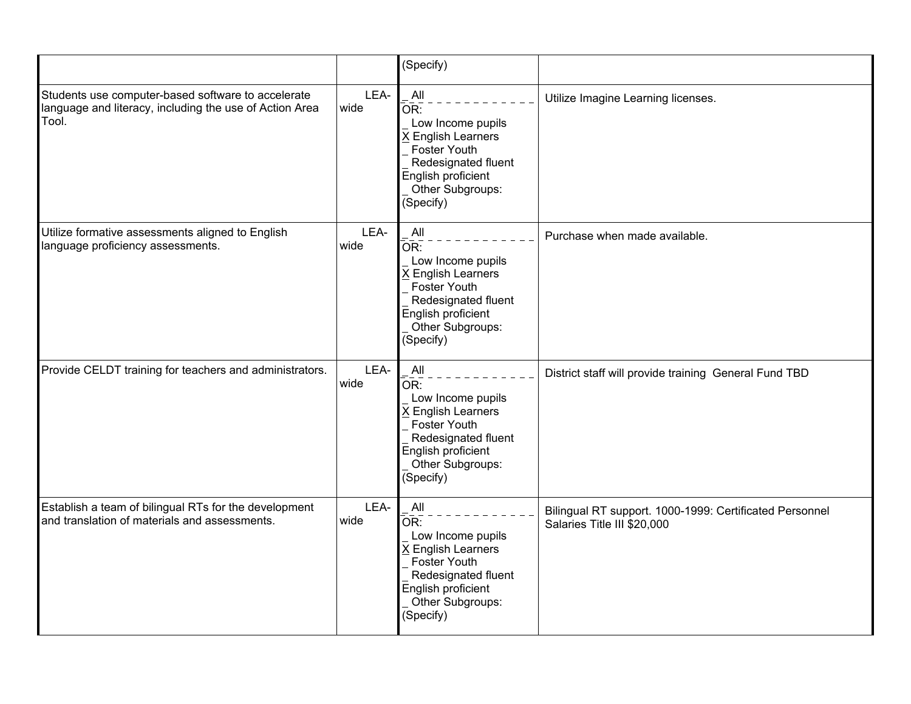| | | | |
|---|---|---|---|
| | | (Specify) | |
| Students use computer-based software to accelerate language and literacy, including the use of Action Area Tool. | LEA-wide | _ All<br>OR:<br>_ Low Income pupils<br>X English Learners<br>_ Foster Youth<br>_ Redesignated fluent English proficient<br>_ Other Subgroups: (Specify) | Utilize Imagine Learning licenses. |
| Utilize formative assessments aligned to English language proficiency assessments. | LEA-wide | _ All<br>OR:<br>_ Low Income pupils<br>X English Learners<br>_ Foster Youth<br>_ Redesignated fluent English proficient<br>_ Other Subgroups: (Specify) | Purchase when made available. |
| Provide CELDT training for teachers and administrators. | LEA-wide | _ All<br>OR:<br>_ Low Income pupils<br>X English Learners<br>_ Foster Youth<br>_ Redesignated fluent English proficient<br>_ Other Subgroups: (Specify) | District staff will provide training General Fund TBD |
| Establish a team of bilingual RTs for the development and translation of materials and assessments. | LEA-wide | _ All<br>OR:<br>_ Low Income pupils<br>X English Learners<br>_ Foster Youth<br>_ Redesignated fluent English proficient<br>_ Other Subgroups: (Specify) | Bilingual RT support. 1000-1999: Certificated Personnel Salaries Title III $20,000 |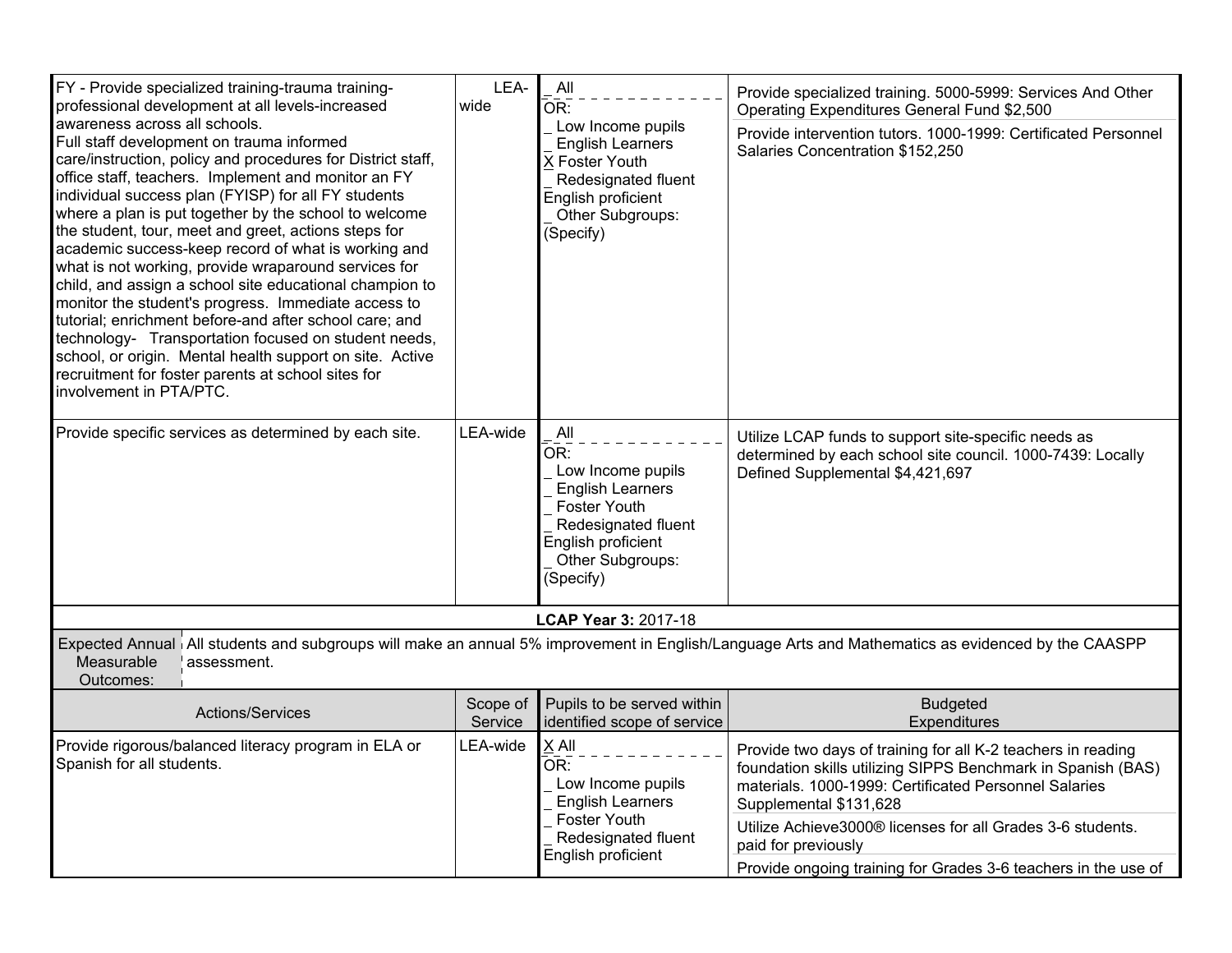| Actions/Services | Scope of Service | Pupils to be served within identified scope of service | Budgeted Expenditures |
|---|---|---|---|
| FY - Provide specialized training-trauma training-professional development at all levels-increased awareness across all schools.<br>Full staff development on trauma informed care/instruction, policy and procedures for District staff, office staff, teachers. Implement and monitor an FY individual success plan (FYISP) for all FY students where a plan is put together by the school to welcome the student, tour, meet and greet, actions steps for academic success-keep record of what is working and what is not working, provide wraparound services for child, and assign a school site educational champion to monitor the student's progress. Immediate access to tutorial; enrichment before-and after school care; and technology- Transportation focused on student needs, school, or origin. Mental health support on site. Active recruitment for foster parents at school sites for involvement in PTA/PTC. | LEA-wide | _ All<br>OR:<br>_ Low Income pupils<br>_ English Learners<br>X Foster Youth<br>_ Redesignated fluent English proficient<br>_ Other Subgroups: (Specify) | Provide specialized training. 5000-5999: Services And Other Operating Expenditures General Fund $2,500<br><br>Provide intervention tutors. 1000-1999: Certificated Personnel Salaries Concentration $152,250 |
| Provide specific services as determined by each site. | LEA-wide | _ All<br>OR:<br>_ Low Income pupils<br>_ English Learners<br>_ Foster Youth<br>_ Redesignated fluent English proficient<br>_ Other Subgroups: (Specify) | Utilize LCAP funds to support site-specific needs as determined by each school site council. 1000-7439: Locally Defined Supplemental $4,421,697 |

**LCAP Year 3:** 2017-18

| Expected Annual Measurable Outcomes: | All students and subgroups will make an annual 5% improvement in English/Language Arts and Mathematics as evidenced by the CAASPP assessment. |
|---|---|

| Actions/Services | Scope of Service | Pupils to be served within identified scope of service | Budgeted Expenditures |
|---|---|---|---|
| Provide rigorous/balanced literacy program in ELA or Spanish for all students. | LEA-wide | X All<br>OR:<br>_ Low Income pupils<br>_ English Learners<br>_ Foster Youth<br>_ Redesignated fluent English proficient | Provide two days of training for all K-2 teachers in reading foundation skills utilizing SIPPS Benchmark in Spanish (BAS) materials. 1000-1999: Certificated Personnel Salaries Supplemental $131,628<br><br>Utilize Achieve3000® licenses for all Grades 3-6 students. paid for previously<br><br>Provide ongoing training for Grades 3-6 teachers in the use of |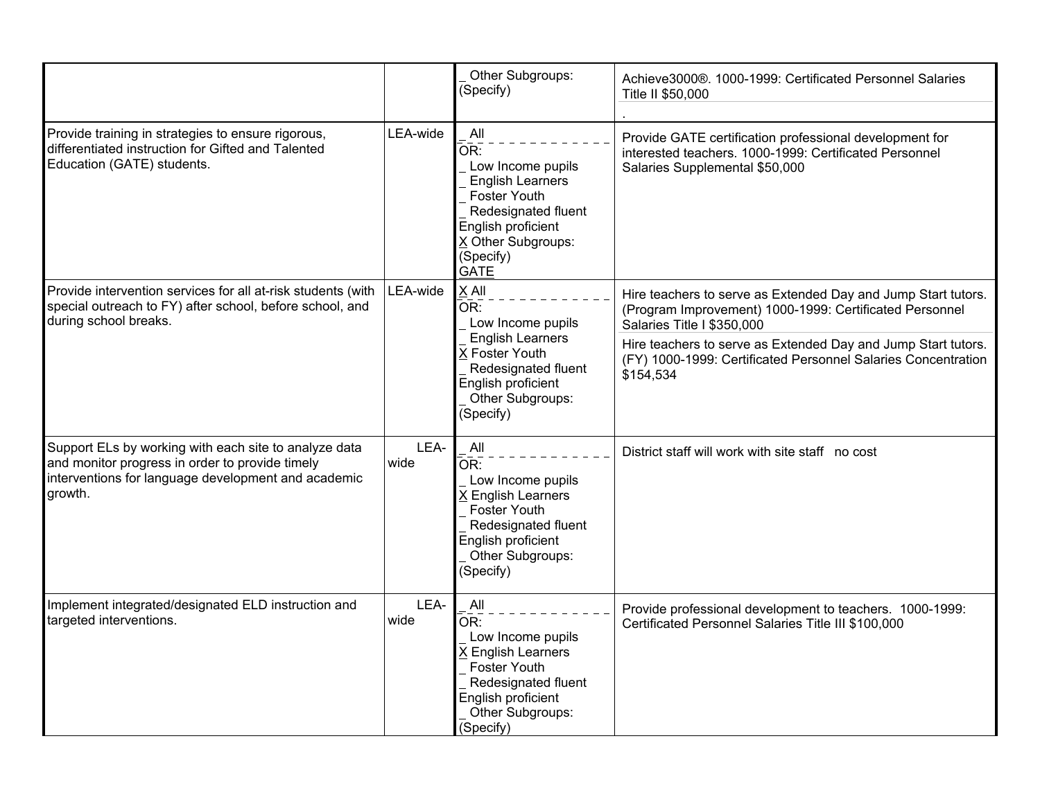| | | | |
|---|---|---|---|
| | | _ Other Subgroups: (Specify) | Achieve3000®. 1000-1999: Certificated Personnel Salaries Title II $50,000<br>. |
| Provide training in strategies to ensure rigorous, differentiated instruction for Gifted and Talented Education (GATE) students. | LEA-wide | _ All<br>OR:<br>_ Low Income pupils<br>_ English Learners<br>_ Foster Youth<br>_ Redesignated fluent English proficient<br>X Other Subgroups: (Specify)<br>GATE | Provide GATE certification professional development for interested teachers. 1000-1999: Certificated Personnel Salaries Supplemental $50,000 |
| Provide intervention services for all at-risk students (with special outreach to FY) after school, before school, and during school breaks. | LEA-wide | X All<br>OR:<br>_ Low Income pupils<br>_ English Learners<br>X Foster Youth<br>_ Redesignated fluent English proficient<br>_ Other Subgroups: (Specify) | Hire teachers to serve as Extended Day and Jump Start tutors. (Program Improvement) 1000-1999: Certificated Personnel Salaries Title I $350,000<br>Hire teachers to serve as Extended Day and Jump Start tutors. (FY) 1000-1999: Certificated Personnel Salaries Concentration $154,534 |
| Support ELs by working with each site to analyze data and monitor progress in order to provide timely interventions for language development and academic growth. | LEA-wide | _ All<br>OR:<br>_ Low Income pupils<br>X English Learners<br>_ Foster Youth<br>_ Redesignated fluent English proficient<br>_ Other Subgroups: (Specify) | District staff will work with site staff no cost |
| Implement integrated/designated ELD instruction and targeted interventions. | LEA-wide | _ All<br>OR:<br>_ Low Income pupils<br>X English Learners<br>_ Foster Youth<br>_ Redesignated fluent English proficient<br>_ Other Subgroups: (Specify) | Provide professional development to teachers. 1000-1999: Certificated Personnel Salaries Title III $100,000 |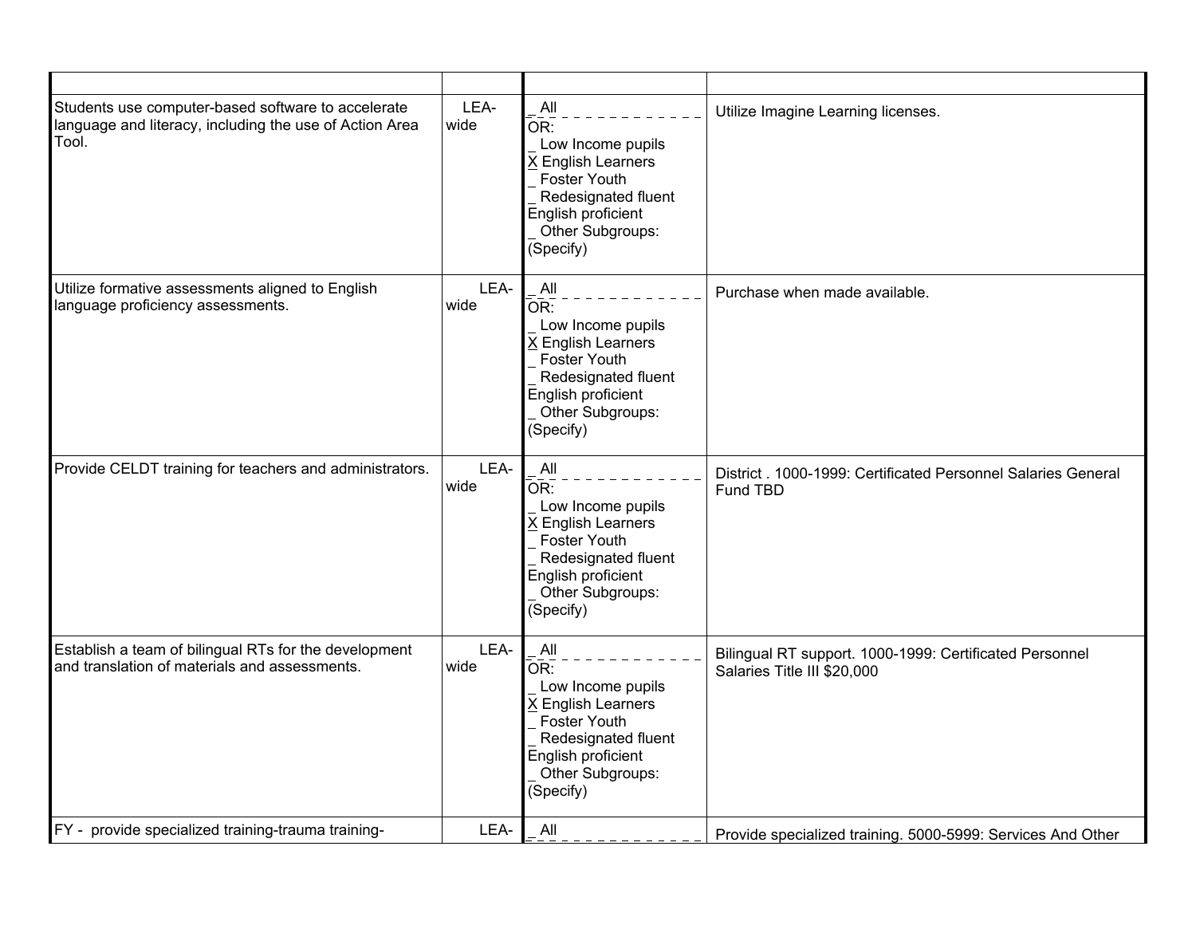| | | | |
|---|---|---|---|
| Students use computer-based software to accelerate language and literacy, including the use of Action Area Tool. | LEA-wide | _ All<br>OR:<br>_ Low Income pupils<br>X English Learners<br>_ Foster Youth<br>_ Redesignated fluent English proficient<br>_ Other Subgroups: (Specify) | Utilize Imagine Learning licenses. |
| Utilize formative assessments aligned to English language proficiency assessments. | LEA-wide | _ All<br>OR:<br>_ Low Income pupils<br>X English Learners<br>_ Foster Youth<br>_ Redesignated fluent English proficient<br>_ Other Subgroups: (Specify) | Purchase when made available. |
| Provide CELDT training for teachers and administrators. | LEA-wide | _ All<br>OR:<br>_ Low Income pupils<br>X English Learners<br>_ Foster Youth<br>_ Redesignated fluent English proficient<br>_ Other Subgroups: (Specify) | District . 1000-1999: Certificated Personnel Salaries General Fund TBD |
| Establish a team of bilingual RTs for the development and translation of materials and assessments. | LEA-wide | _ All<br>OR:<br>_ Low Income pupils<br>X English Learners<br>_ Foster Youth<br>_ Redesignated fluent English proficient<br>_ Other Subgroups: (Specify) | Bilingual RT support. 1000-1999: Certificated Personnel Salaries Title III $20,000 |
| FY - provide specialized training-trauma training- | LEA- | _ All | Provide specialized training. 5000-5999: Services And Other |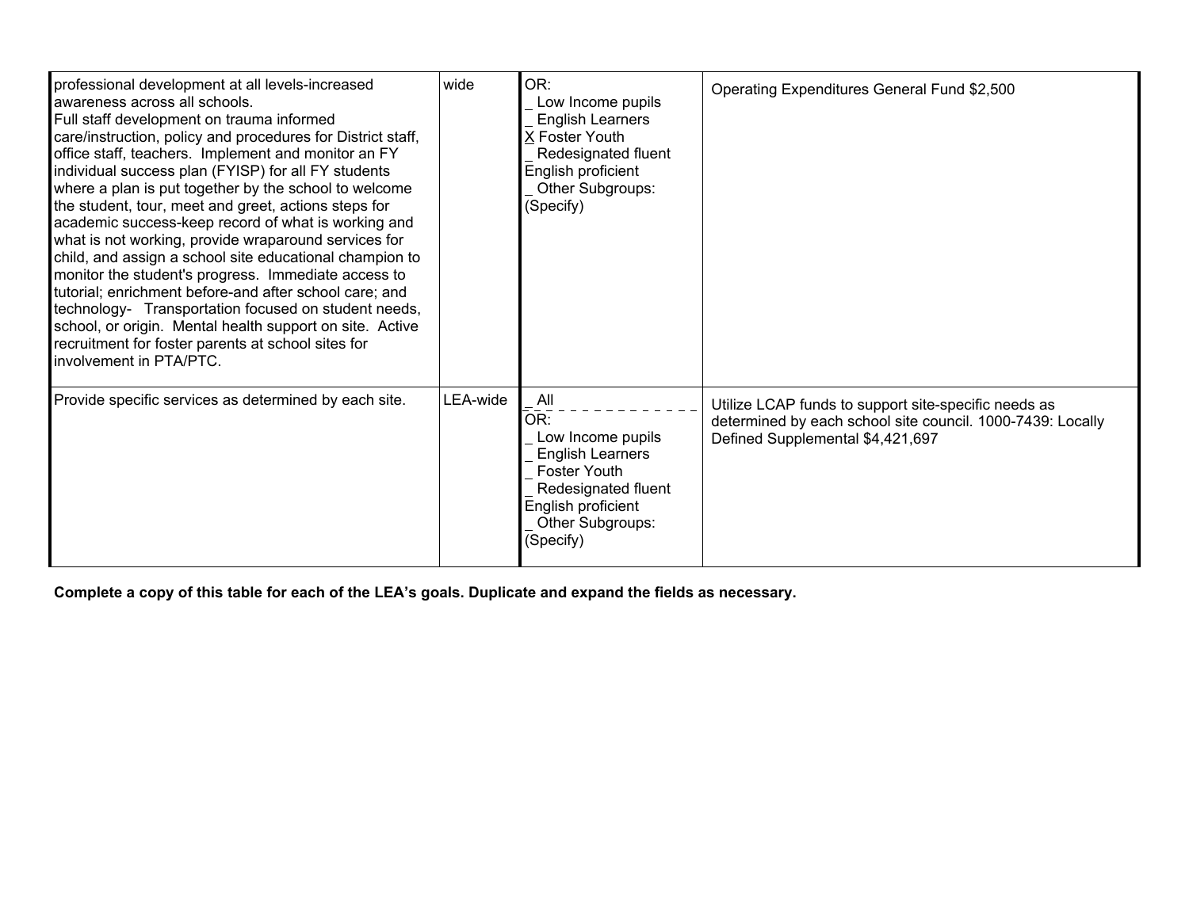| | | | |
|---|---|---|---|
| professional development at all levels-increased awareness across all schools.<br>Full staff development on trauma informed care/instruction, policy and procedures for District staff, office staff, teachers. Implement and monitor an FY individual success plan (FYISP) for all FY students where a plan is put together by the school to welcome the student, tour, meet and greet, actions steps for academic success-keep record of what is working and what is not working, provide wraparound services for child, and assign a school site educational champion to monitor the student's progress. Immediate access to tutorial; enrichment before-and after school care; and technology- Transportation focused on student needs, school, or origin. Mental health support on site. Active recruitment for foster parents at school sites for involvement in PTA/PTC. | wide | OR:<br>_ Low Income pupils<br>_ English Learners<br>X Foster Youth<br>_ Redesignated fluent English proficient<br>_ Other Subgroups: (Specify) | Operating Expenditures General Fund $2,500 |
| Provide specific services as determined by each site. | LEA-wide | _ All<br>OR:<br>_ Low Income pupils<br>_ English Learners<br>_ Foster Youth<br>_ Redesignated fluent English proficient<br>_ Other Subgroups: (Specify) | Utilize LCAP funds to support site-specific needs as determined by each school site council. 1000-7439: Locally Defined Supplemental $4,421,697 |

**Complete a copy of this table for each of the LEA's goals. Duplicate and expand the fields as necessary.**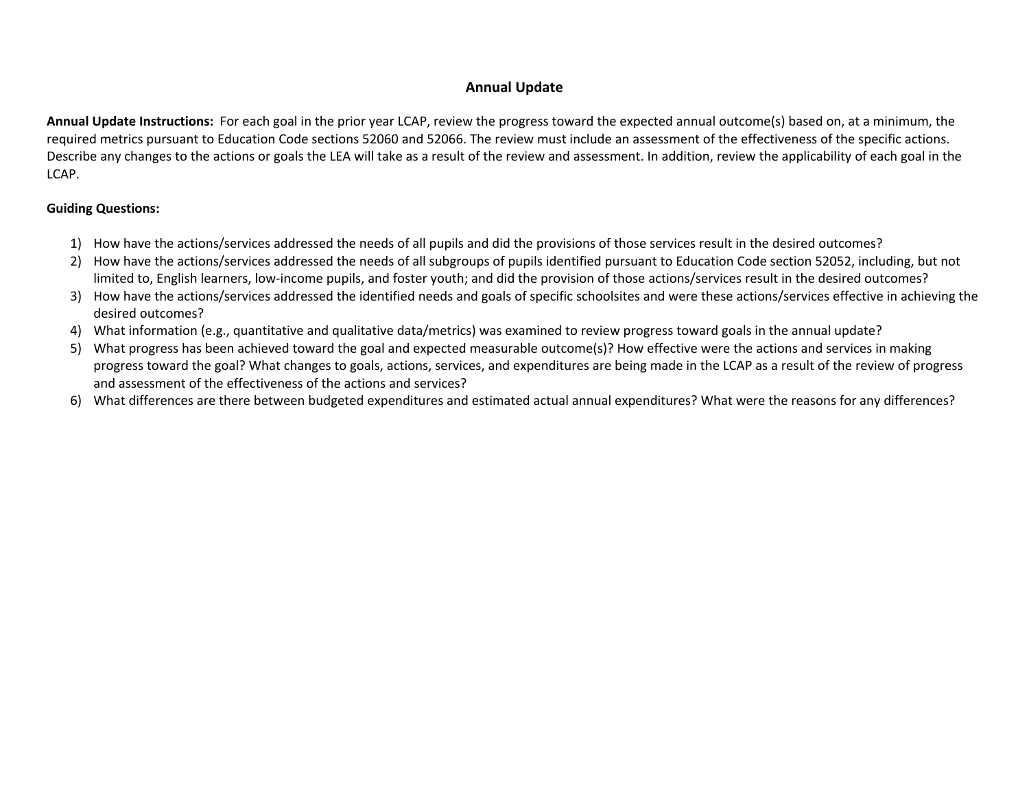## Annual Update

**Annual Update Instructions:** For each goal in the prior year LCAP, review the progress toward the expected annual outcome(s) based on, at a minimum, the required metrics pursuant to Education Code sections 52060 and 52066. The review must include an assessment of the effectiveness of the specific actions. Describe any changes to the actions or goals the LEA will take as a result of the review and assessment. In addition, review the applicability of each goal in the LCAP.

**Guiding Questions:**

1) How have the actions/services addressed the needs of all pupils and did the provisions of those services result in the desired outcomes?
2) How have the actions/services addressed the needs of all subgroups of pupils identified pursuant to Education Code section 52052, including, but not limited to, English learners, low-income pupils, and foster youth; and did the provision of those actions/services result in the desired outcomes?
3) How have the actions/services addressed the identified needs and goals of specific schoolsites and were these actions/services effective in achieving the desired outcomes?
4) What information (e.g., quantitative and qualitative data/metrics) was examined to review progress toward goals in the annual update?
5) What progress has been achieved toward the goal and expected measurable outcome(s)? How effective were the actions and services in making progress toward the goal? What changes to goals, actions, services, and expenditures are being made in the LCAP as a result of the review of progress and assessment of the effectiveness of the actions and services?
6) What differences are there between budgeted expenditures and estimated actual annual expenditures? What were the reasons for any differences?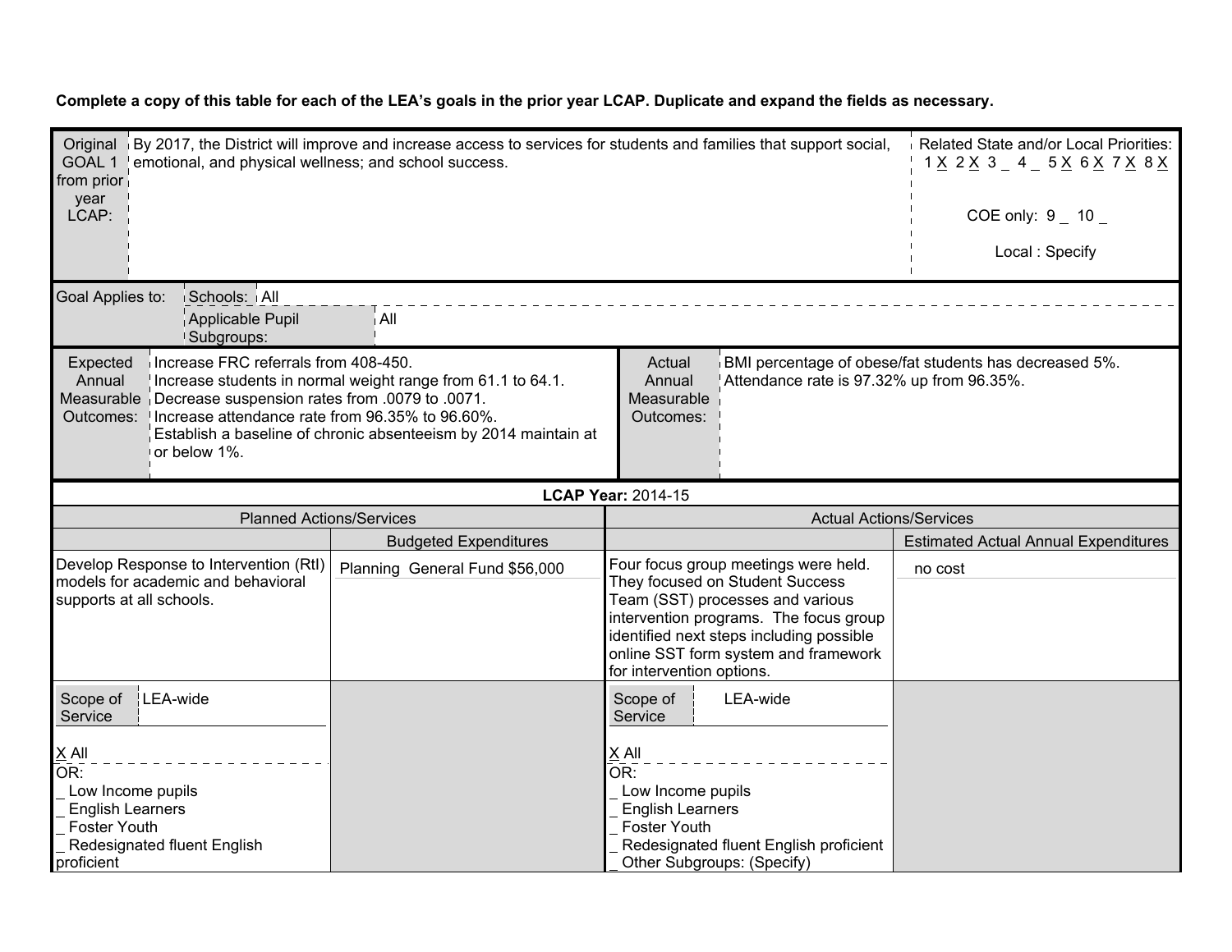**Complete a copy of this table for each of the LEA's goals in the prior year LCAP. Duplicate and expand the fields as necessary.**

| Original GOAL 1 from prior year LCAP: | By 2017, the District will improve and increase access to services for students and families that support social, emotional, and physical wellness; and school success. | Related State and/or Local Priorities: 1 X 2 X 3 _ 4 _ 5 X 6 X 7 X 8 X<br><br>COE only: 9 _ 10 _<br><br>Local : Specify |
|---|---|---|

| Goal Applies to: | Schools: | All |
|---|---|---|
| | Applicable Pupil Subgroups: | All |

| Expected Annual Measurable Outcomes: | Increase FRC referrals from 408-450.<br>Increase students in normal weight range from 61.1 to 64.1.<br>Decrease suspension rates from .0079 to .0071.<br>Increase attendance rate from 96.35% to 96.60%.<br>Establish a baseline of chronic absenteeism by 2014 maintain at or below 1%. | Actual Annual Measurable Outcomes: | BMI percentage of obese/fat students has decreased 5%.<br>Attendance rate is 97.32% up from 96.35%. |
|---|---|---|---|

**LCAP Year:** 2014-15

| Planned Actions/Services | | Actual Actions/Services | |
|---|---|---|---|
| | Budgeted Expenditures | | Estimated Actual Annual Expenditures |
| Develop Response to Intervention (RtI) models for academic and behavioral supports at all schools. | Planning General Fund $56,000 | Four focus group meetings were held. They focused on Student Success Team (SST) processes and various intervention programs. The focus group identified next steps including possible online SST form system and framework for intervention options. | no cost |
| Scope of Service: LEA-wide<br><br>X All<br>OR:<br>_ Low Income pupils<br>_ English Learners<br>_ Foster Youth<br>_ Redesignated fluent English proficient | | Scope of Service: LEA-wide<br><br>X All<br>OR:<br>_ Low Income pupils<br>_ English Learners<br>_ Foster Youth<br>_ Redesignated fluent English proficient<br>_ Other Subgroups: (Specify) | |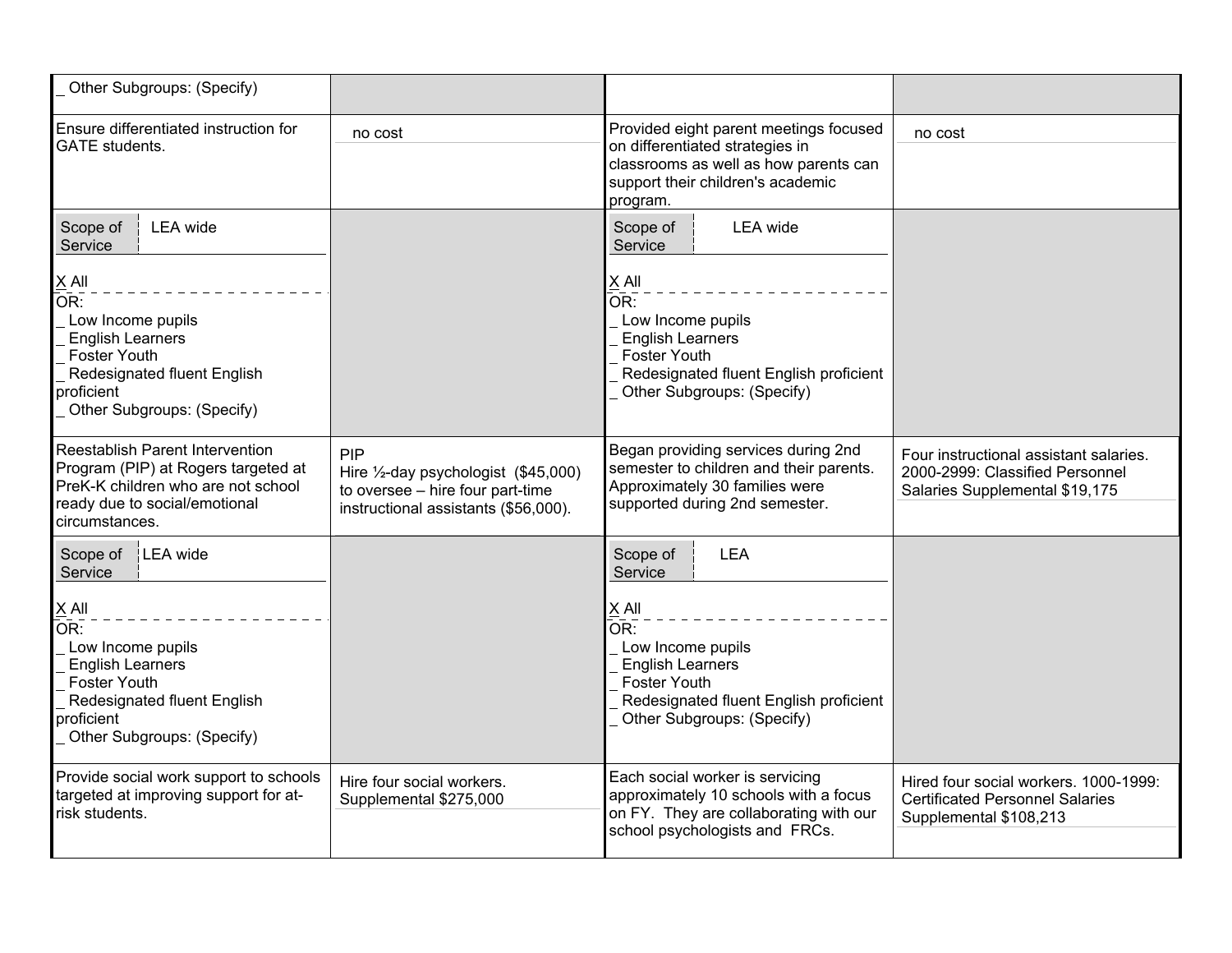| | | | |
|---|---|---|---|
| _ Other Subgroups: (Specify) | | | |
| Ensure differentiated instruction for GATE students. | no cost | Provided eight parent meetings focused on differentiated strategies in classrooms as well as how parents can support their children's academic program. | no cost |
| Scope of Service: LEA wide<br><br>X All<br>OR:<br>_ Low Income pupils<br>_ English Learners<br>_ Foster Youth<br>_ Redesignated fluent English proficient<br>_ Other Subgroups: (Specify) | | Scope of Service: LEA wide<br><br>X All<br>OR:<br>_ Low Income pupils<br>_ English Learners<br>_ Foster Youth<br>_ Redesignated fluent English proficient<br>_ Other Subgroups: (Specify) | |
| Reestablish Parent Intervention Program (PIP) at Rogers targeted at PreK-K children who are not school ready due to social/emotional circumstances. | PIP<br>Hire ½-day psychologist ($45,000) to oversee – hire four part-time instructional assistants ($56,000). | Began providing services during 2nd semester to children and their parents. Approximately 30 families were supported during 2nd semester. | Four instructional assistant salaries. 2000-2999: Classified Personnel Salaries Supplemental $19,175 |
| Scope of Service: LEA wide<br><br>X All<br>OR:<br>_ Low Income pupils<br>_ English Learners<br>_ Foster Youth<br>_ Redesignated fluent English proficient<br>_ Other Subgroups: (Specify) | | Scope of Service: LEA<br><br>X All<br>OR:<br>_ Low Income pupils<br>_ English Learners<br>_ Foster Youth<br>_ Redesignated fluent English proficient<br>_ Other Subgroups: (Specify) | |
| Provide social work support to schools targeted at improving support for at-risk students. | Hire four social workers. Supplemental $275,000 | Each social worker is servicing approximately 10 schools with a focus on FY. They are collaborating with our school psychologists and FRCs. | Hired four social workers. 1000-1999: Certificated Personnel Salaries Supplemental $108,213 |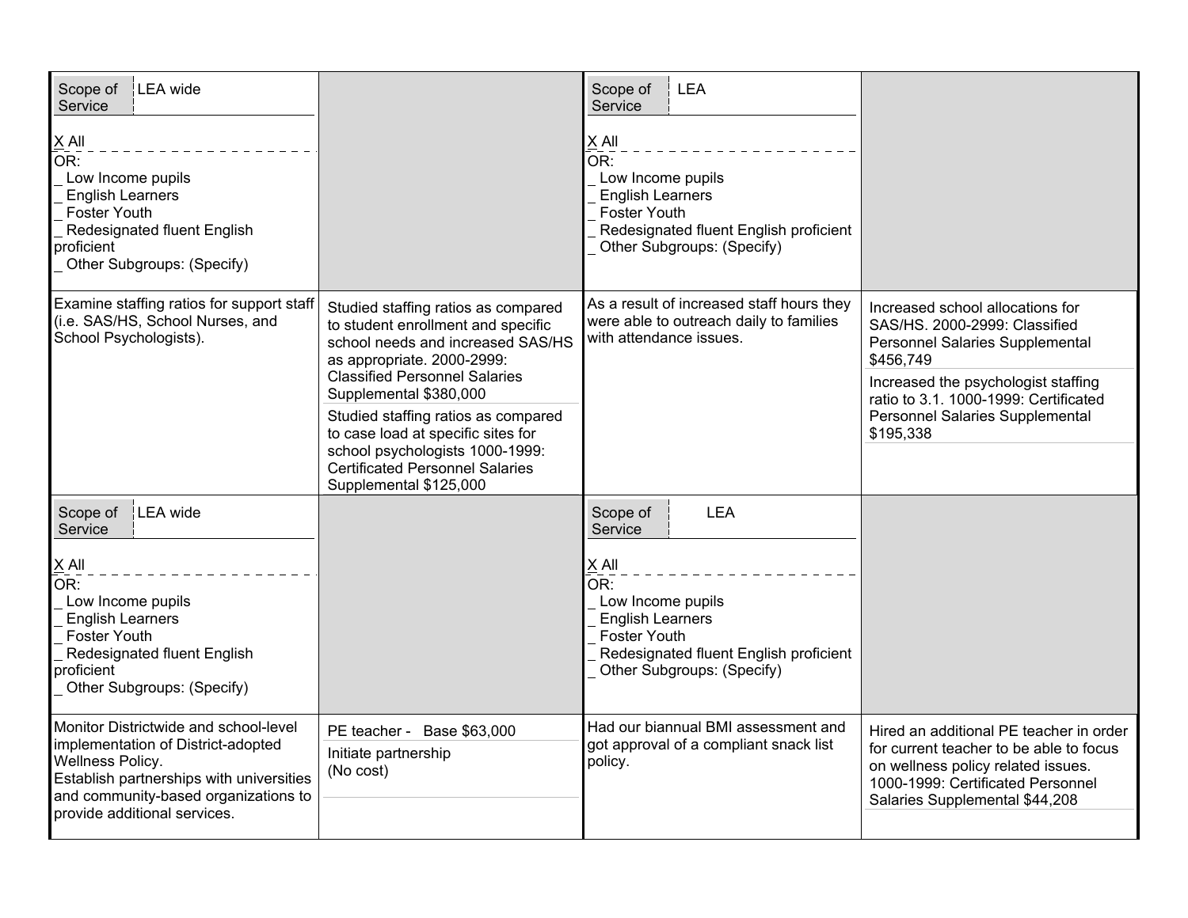| | | | |
|---|---|---|---|
| Scope of Service: LEA wide<br><br>X All<br>OR:<br>_ Low Income pupils<br>_ English Learners<br>_ Foster Youth<br>_ Redesignated fluent English proficient<br>_ Other Subgroups: (Specify) | | Scope of Service: LEA<br><br>X All<br>OR:<br>_ Low Income pupils<br>_ English Learners<br>_ Foster Youth<br>_ Redesignated fluent English proficient<br>_ Other Subgroups: (Specify) | |
| Examine staffing ratios for support staff (i.e. SAS/HS, School Nurses, and School Psychologists). | Studied staffing ratios as compared to student enrollment and specific school needs and increased SAS/HS as appropriate. 2000-2999: Classified Personnel Salaries Supplemental $380,000<br><br>Studied staffing ratios as compared to case load at specific sites for school psychologists 1000-1999: Certificated Personnel Salaries Supplemental $125,000 | As a result of increased staff hours they were able to outreach daily to families with attendance issues. | Increased school allocations for SAS/HS. 2000-2999: Classified Personnel Salaries Supplemental $456,749<br><br>Increased the psychologist staffing ratio to 3.1. 1000-1999: Certificated Personnel Salaries Supplemental $195,338 |
| Scope of Service: LEA wide<br><br>X All<br>OR:<br>_ Low Income pupils<br>_ English Learners<br>_ Foster Youth<br>_ Redesignated fluent English proficient<br>_ Other Subgroups: (Specify) | | Scope of Service: LEA<br><br>X All<br>OR:<br>_ Low Income pupils<br>_ English Learners<br>_ Foster Youth<br>_ Redesignated fluent English proficient<br>_ Other Subgroups: (Specify) | |
| Monitor Districtwide and school-level implementation of District-adopted Wellness Policy.<br>Establish partnerships with universities and community-based organizations to provide additional services. | PE teacher - Base $63,000<br><br>Initiate partnership (No cost) | Had our biannual BMI assessment and got approval of a compliant snack list policy. | Hired an additional PE teacher in order for current teacher to be able to focus on wellness policy related issues. 1000-1999: Certificated Personnel Salaries Supplemental $44,208 |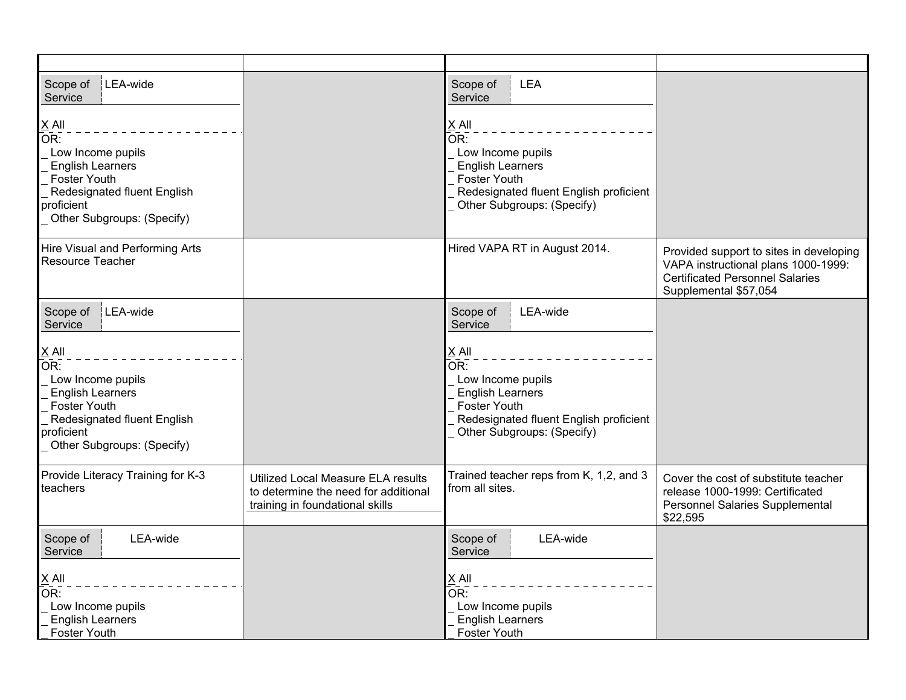| | | | |
|---|---|---|---|
| Scope of Service: LEA-wide<br><br>X All<br>OR:<br>_ Low Income pupils<br>_ English Learners<br>_ Foster Youth<br>_ Redesignated fluent English proficient<br>_ Other Subgroups: (Specify) | | Scope of Service: LEA<br><br>X All<br>OR:<br>_ Low Income pupils<br>_ English Learners<br>_ Foster Youth<br>_ Redesignated fluent English proficient<br>_ Other Subgroups: (Specify) | |
| Hire Visual and Performing Arts Resource Teacher | | Hired VAPA RT in August 2014. | Provided support to sites in developing VAPA instructional plans 1000-1999: Certificated Personnel Salaries Supplemental $57,054 |
| Scope of Service: LEA-wide<br><br>X All<br>OR:<br>_ Low Income pupils<br>_ English Learners<br>_ Foster Youth<br>_ Redesignated fluent English proficient<br>_ Other Subgroups: (Specify) | | Scope of Service: LEA-wide<br><br>X All<br>OR:<br>_ Low Income pupils<br>_ English Learners<br>_ Foster Youth<br>_ Redesignated fluent English proficient<br>_ Other Subgroups: (Specify) | |
| Provide Literacy Training for K-3 teachers | Utilized Local Measure ELA results to determine the need for additional training in foundational skills | Trained teacher reps from K, 1,2, and 3 from all sites. | Cover the cost of substitute teacher release 1000-1999: Certificated Personnel Salaries Supplemental $22,595 |
| Scope of Service: LEA-wide<br><br>X All<br>OR:<br>_ Low Income pupils<br>_ English Learners<br>_ Foster Youth | | Scope of Service: LEA-wide<br><br>X All<br>OR:<br>_ Low Income pupils<br>_ English Learners<br>_ Foster Youth | |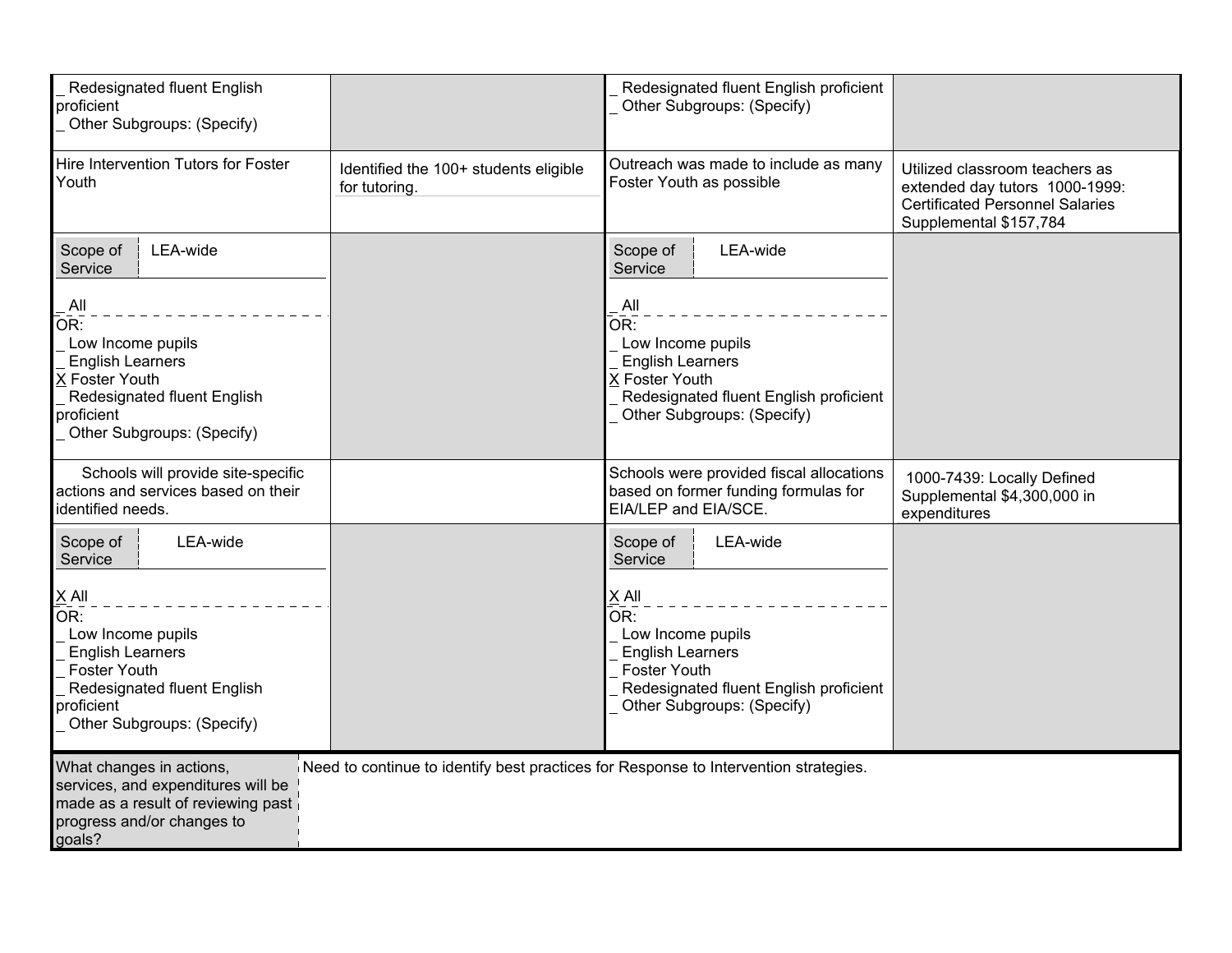| | | | |
|---|---|---|---|
| _ Redesignated fluent English proficient<br>_ Other Subgroups: (Specify) | | _ Redesignated fluent English proficient<br>_ Other Subgroups: (Specify) | |
| Hire Intervention Tutors for Foster Youth | Identified the 100+ students eligible for tutoring. | Outreach was made to include as many Foster Youth as possible | Utilized classroom teachers as extended day tutors 1000-1999: Certificated Personnel Salaries Supplemental $157,784 |
| Scope of Service: LEA-wide<br>_ All<br>OR:<br>_ Low Income pupils<br>_ English Learners<br>X Foster Youth<br>_ Redesignated fluent English proficient<br>_ Other Subgroups: (Specify) | | Scope of Service: LEA-wide<br>_ All<br>OR:<br>_ Low Income pupils<br>_ English Learners<br>X Foster Youth<br>_ Redesignated fluent English proficient<br>_ Other Subgroups: (Specify) | |
| Schools will provide site-specific actions and services based on their identified needs. | | Schools were provided fiscal allocations based on former funding formulas for EIA/LEP and EIA/SCE. | 1000-7439: Locally Defined Supplemental $4,300,000 in expenditures |
| Scope of Service: LEA-wide<br>X All<br>OR:<br>_ Low Income pupils<br>_ English Learners<br>_ Foster Youth<br>_ Redesignated fluent English proficient<br>_ Other Subgroups: (Specify) | | Scope of Service: LEA-wide<br>X All<br>OR:<br>_ Low Income pupils<br>_ English Learners<br>_ Foster Youth<br>_ Redesignated fluent English proficient<br>_ Other Subgroups: (Specify) | |

| What changes in actions, services, and expenditures will be made as a result of reviewing past progress and/or changes to goals? | Need to continue to identify best practices for Response to Intervention strategies. |
|---|---|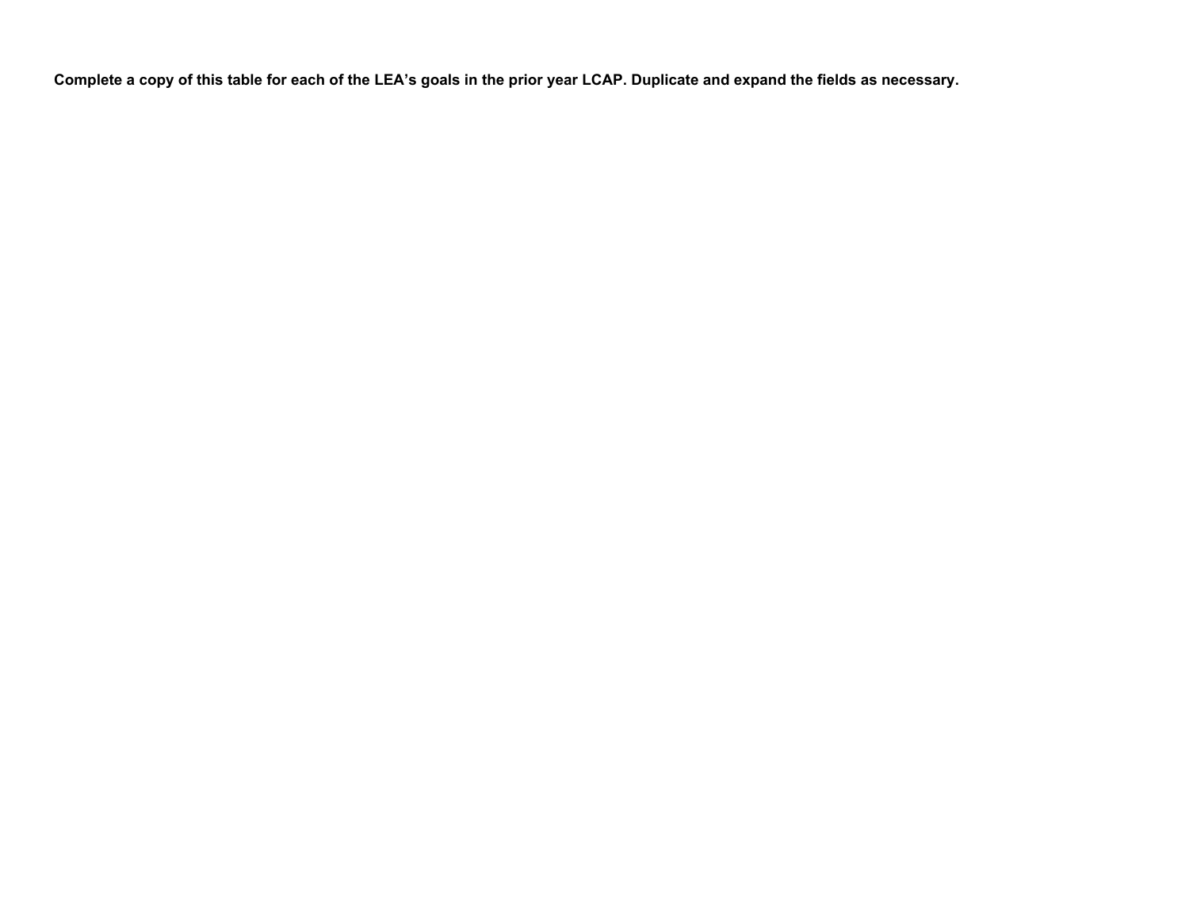**Complete a copy of this table for each of the LEA's goals in the prior year LCAP. Duplicate and expand the fields as necessary.**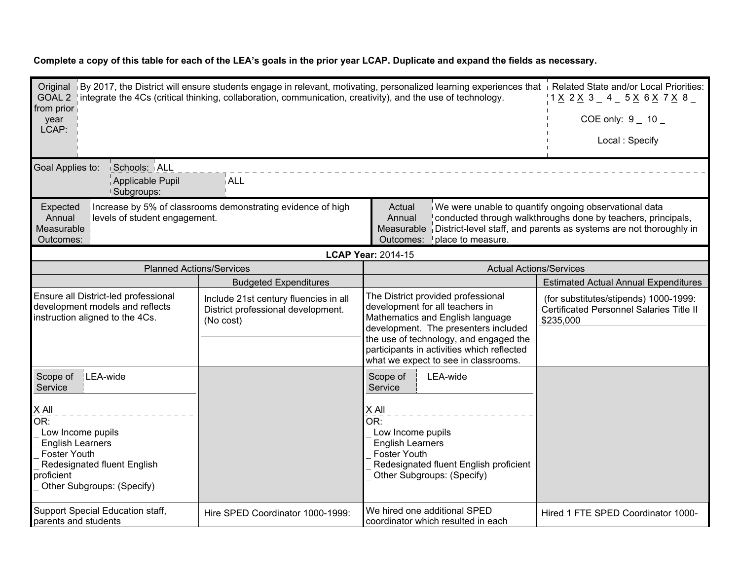**Complete a copy of this table for each of the LEA's goals in the prior year LCAP. Duplicate and expand the fields as necessary.**

| Original GOAL 2 from prior year LCAP: | By 2017, the District will ensure students engage in relevant, motivating, personalized learning experiences that integrate the 4Cs (critical thinking, collaboration, communication, creativity), and the use of technology. | Related State and/or Local Priorities: 1 X 2 X 3 _ 4 _ 5 X 6 X 7 X 8 _ <br><br> COE only: 9 _ 10 _ <br><br> Local : Specify |
|---|---|---|

| Goal Applies to: | Schools: | ALL |
|---|---|---|
| | Applicable Pupil Subgroups: | ALL |

| Expected Annual Measurable Outcomes: | Increase by 5% of classrooms demonstrating evidence of high levels of student engagement. | Actual Annual Measurable Outcomes: | We were unable to quantify ongoing observational data conducted through walkthroughs done by teachers, principals, District-level staff, and parents as systems are not thoroughly in place to measure. |
|---|---|---|---|

**LCAP Year:** 2014-15

| Planned Actions/Services | | Actual Actions/Services | |
|---|---|---|---|
| | Budgeted Expenditures | | Estimated Actual Annual Expenditures |
| Ensure all District-led professional development models and reflects instruction aligned to the 4Cs. | Include 21st century fluencies in all District professional development. (No cost) | The District provided professional development for all teachers in Mathematics and English language development. The presenters included the use of technology, and engaged the participants in activities which reflected what we expect to see in classrooms. | (for substitutes/stipends) 1000-1999: Certificated Personnel Salaries Title II $235,000 |
| Scope of Service: LEA-wide <br><br> X All <br> OR: <br> _ Low Income pupils <br> _ English Learners <br> _ Foster Youth <br> _ Redesignated fluent English proficient <br> _ Other Subgroups: (Specify) | | Scope of Service: LEA-wide <br><br> X All <br> OR: <br> _ Low Income pupils <br> _ English Learners <br> _ Foster Youth <br> _ Redesignated fluent English proficient <br> _ Other Subgroups: (Specify) | |
| Support Special Education staff, parents and students | Hire SPED Coordinator 1000-1999: | We hired one additional SPED coordinator which resulted in each | Hired 1 FTE SPED Coordinator 1000- |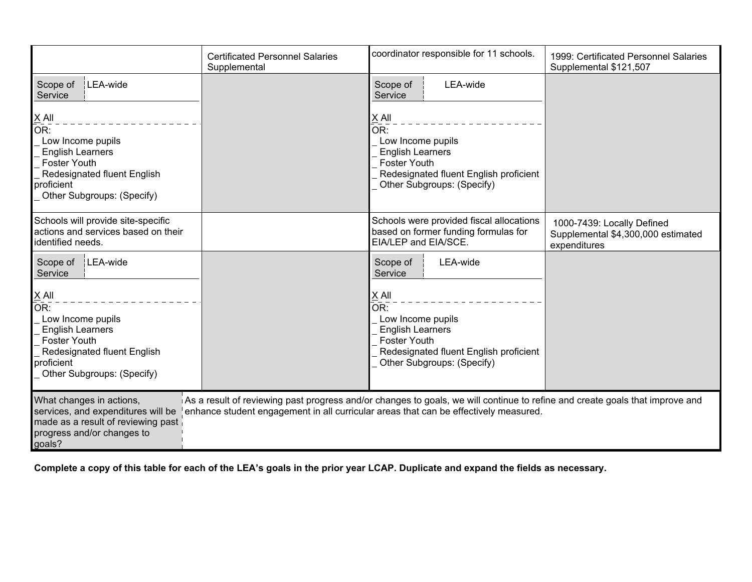| | | | |
|---|---|---|---|
| | Certificated Personnel Salaries Supplemental | coordinator responsible for 11 schools. | 1999: Certificated Personnel Salaries Supplemental $121,507 |
| Scope of Service: LEA-wide<br><br>X All<br>OR:<br>_ Low Income pupils<br>_ English Learners<br>_ Foster Youth<br>_ Redesignated fluent English proficient<br>_ Other Subgroups: (Specify) | | Scope of Service: LEA-wide<br><br>X All<br>OR:<br>_ Low Income pupils<br>_ English Learners<br>_ Foster Youth<br>_ Redesignated fluent English proficient<br>_ Other Subgroups: (Specify) | |
| Schools will provide site-specific actions and services based on their identified needs. | | Schools were provided fiscal allocations based on former funding formulas for EIA/LEP and EIA/SCE. | 1000-7439: Locally Defined Supplemental $4,300,000 estimated expenditures |
| Scope of Service: LEA-wide<br><br>X All<br>OR:<br>_ Low Income pupils<br>_ English Learners<br>_ Foster Youth<br>_ Redesignated fluent English proficient<br>_ Other Subgroups: (Specify) | | Scope of Service: LEA-wide<br><br>X All<br>OR:<br>_ Low Income pupils<br>_ English Learners<br>_ Foster Youth<br>_ Redesignated fluent English proficient<br>_ Other Subgroups: (Specify) | |

| | |
|---|---|
| What changes in actions, services, and expenditures will be made as a result of reviewing past progress and/or changes to goals? | As a result of reviewing past progress and/or changes to goals, we will continue to refine and create goals that improve and enhance student engagement in all curricular areas that can be effectively measured. |

**Complete a copy of this table for each of the LEA's goals in the prior year LCAP. Duplicate and expand the fields as necessary.**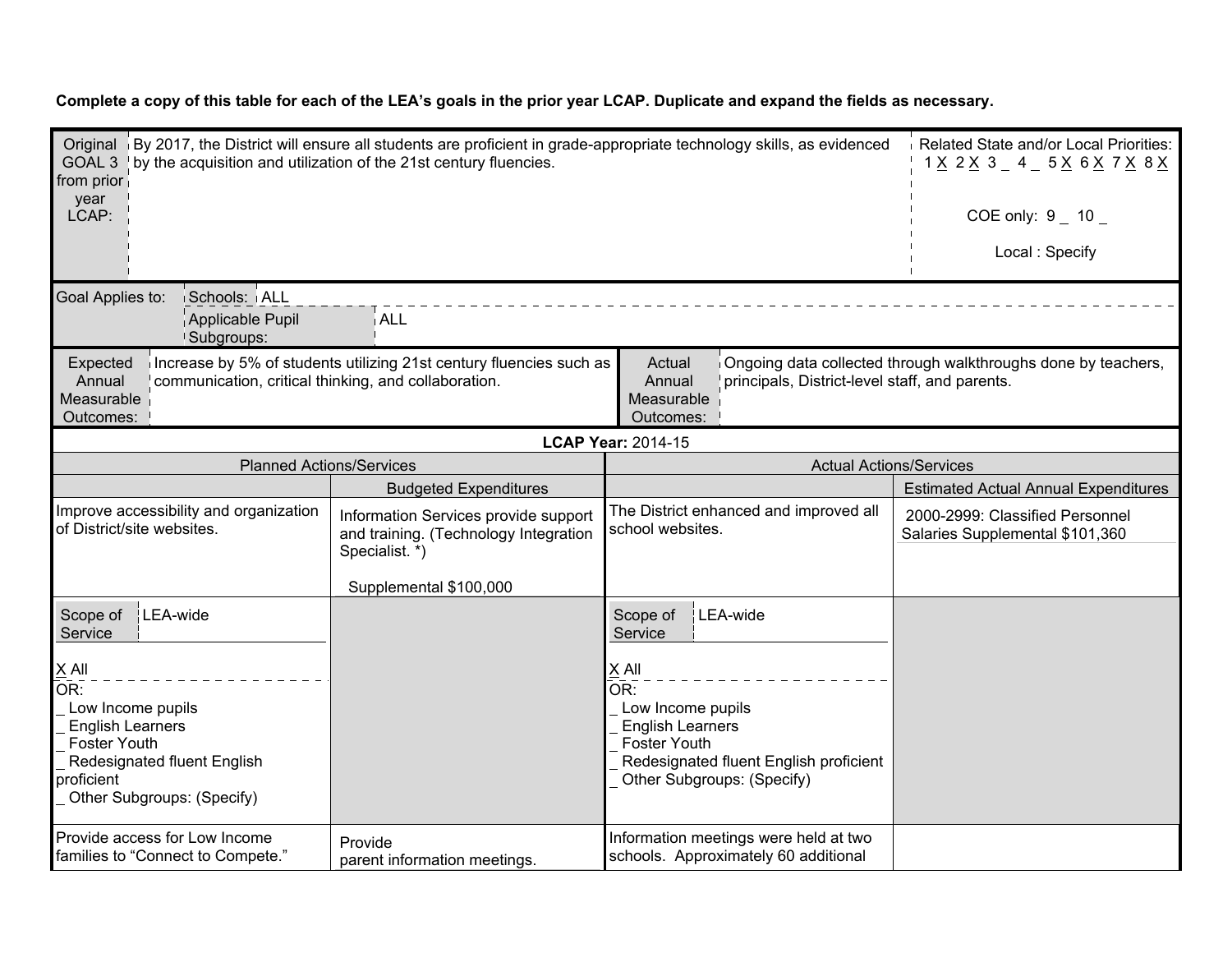**Complete a copy of this table for each of the LEA's goals in the prior year LCAP. Duplicate and expand the fields as necessary.**

| Original GOAL 3 from prior year LCAP: | By 2017, the District will ensure all students are proficient in grade-appropriate technology skills, as evidenced by the acquisition and utilization of the 21st century fluencies. | Related State and/or Local Priorities: 1 X 2 X 3 _ 4 _ 5 X 6 X 7 X 8 X<br><br>COE only: 9 _ 10 _<br><br>Local : Specify |
|---|---|---|

| Goal Applies to: | Schools: ALL |
|---|---|
| | Applicable Pupil Subgroups: ALL |

| Expected Annual Measurable Outcomes: | Increase by 5% of students utilizing 21st century fluencies such as communication, critical thinking, and collaboration. | Actual Annual Measurable Outcomes: | Ongoing data collected through walkthroughs done by teachers, principals, District-level staff, and parents. |
|---|---|---|---|

**LCAP Year:** 2014-15

| Planned Actions/Services | | Actual Actions/Services | |
|---|---|---|---|
| | Budgeted Expenditures | | Estimated Actual Annual Expenditures |
| Improve accessibility and organization of District/site websites. | Information Services provide support and training. (Technology Integration Specialist. *)<br><br>Supplemental $100,000 | The District enhanced and improved all school websites. | 2000-2999: Classified Personnel Salaries Supplemental $101,360 |
| Scope of Service: LEA-wide<br><br>X All<br>OR:<br>_ Low Income pupils<br>_ English Learners<br>_ Foster Youth<br>_ Redesignated fluent English proficient<br>_ Other Subgroups: (Specify) | | Scope of Service: LEA-wide<br><br>X All<br>OR:<br>_ Low Income pupils<br>_ English Learners<br>_ Foster Youth<br>_ Redesignated fluent English proficient<br>_ Other Subgroups: (Specify) | |
| Provide access for Low Income families to "Connect to Compete." | Provide parent information meetings. | Information meetings were held at two schools. Approximately 60 additional | |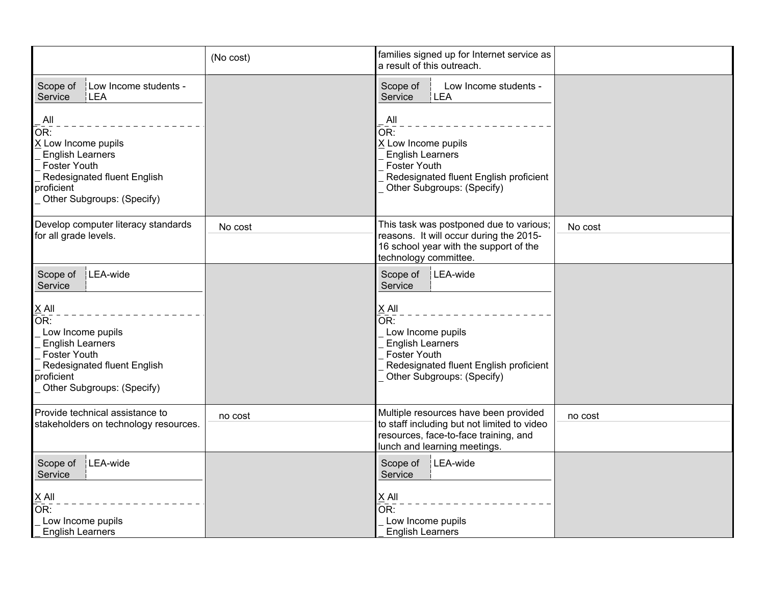| | | | |
|---|---|---|---|
| | (No cost) | families signed up for Internet service as a result of this outreach. | |
| Scope of Service: Low Income students - LEA<br><br>_ All<br>OR:<br>X Low Income pupils<br>_ English Learners<br>_ Foster Youth<br>_ Redesignated fluent English proficient<br>_ Other Subgroups: (Specify) | | Scope of Service: Low Income students - LEA<br><br>_ All<br>OR:<br>X Low Income pupils<br>_ English Learners<br>_ Foster Youth<br>_ Redesignated fluent English proficient<br>_ Other Subgroups: (Specify) | |
| Develop computer literacy standards for all grade levels. | No cost | This task was postponed due to various; reasons. It will occur during the 2015-16 school year with the support of the technology committee. | No cost |
| Scope of Service: LEA-wide<br><br>X All<br>OR:<br>_ Low Income pupils<br>_ English Learners<br>_ Foster Youth<br>_ Redesignated fluent English proficient<br>_ Other Subgroups: (Specify) | | Scope of Service: LEA-wide<br><br>X All<br>OR:<br>_ Low Income pupils<br>_ English Learners<br>_ Foster Youth<br>_ Redesignated fluent English proficient<br>_ Other Subgroups: (Specify) | |
| Provide technical assistance to stakeholders on technology resources. | no cost | Multiple resources have been provided to staff including but not limited to video resources, face-to-face training, and lunch and learning meetings. | no cost |
| Scope of Service: LEA-wide<br><br>X All<br>OR:<br>_ Low Income pupils<br>_ English Learners | | Scope of Service: LEA-wide<br><br>X All<br>OR:<br>_ Low Income pupils<br>_ English Learners | |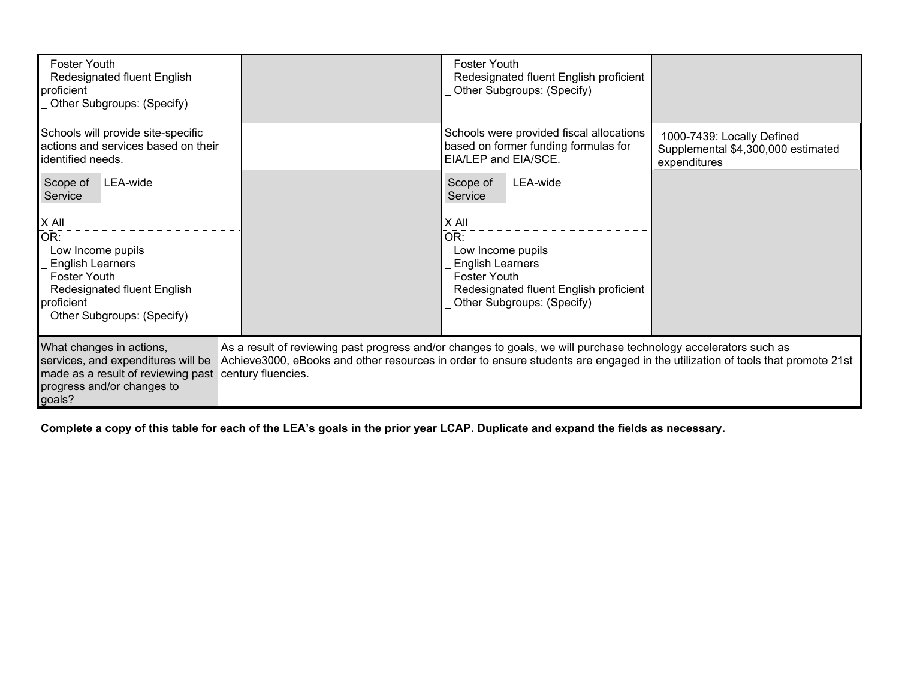| | | | |
|---|---|---|---|
| _ Foster Youth<br>_ Redesignated fluent English proficient<br>_ Other Subgroups: (Specify) | | _ Foster Youth<br>_ Redesignated fluent English proficient<br>_ Other Subgroups: (Specify) | |
| Schools will provide site-specific actions and services based on their identified needs. | | Schools were provided fiscal allocations based on former funding formulas for EIA/LEP and EIA/SCE. | 1000-7439: Locally Defined Supplemental $4,300,000 estimated expenditures |
| Scope of Service: LEA-wide<br><br>X All<br>OR:<br>_ Low Income pupils<br>_ English Learners<br>_ Foster Youth<br>_ Redesignated fluent English proficient<br>_ Other Subgroups: (Specify) | | Scope of Service: LEA-wide<br><br>X All<br>OR:<br>_ Low Income pupils<br>_ English Learners<br>_ Foster Youth<br>_ Redesignated fluent English proficient<br>_ Other Subgroups: (Specify) | |

| | |
|---|---|
| What changes in actions, services, and expenditures will be made as a result of reviewing past progress and/or changes to goals? | As a result of reviewing past progress and/or changes to goals, we will purchase technology accelerators such as Achieve3000, eBooks and other resources in order to ensure students are engaged in the utilization of tools that promote 21st century fluencies. |

**Complete a copy of this table for each of the LEA's goals in the prior year LCAP. Duplicate and expand the fields as necessary.**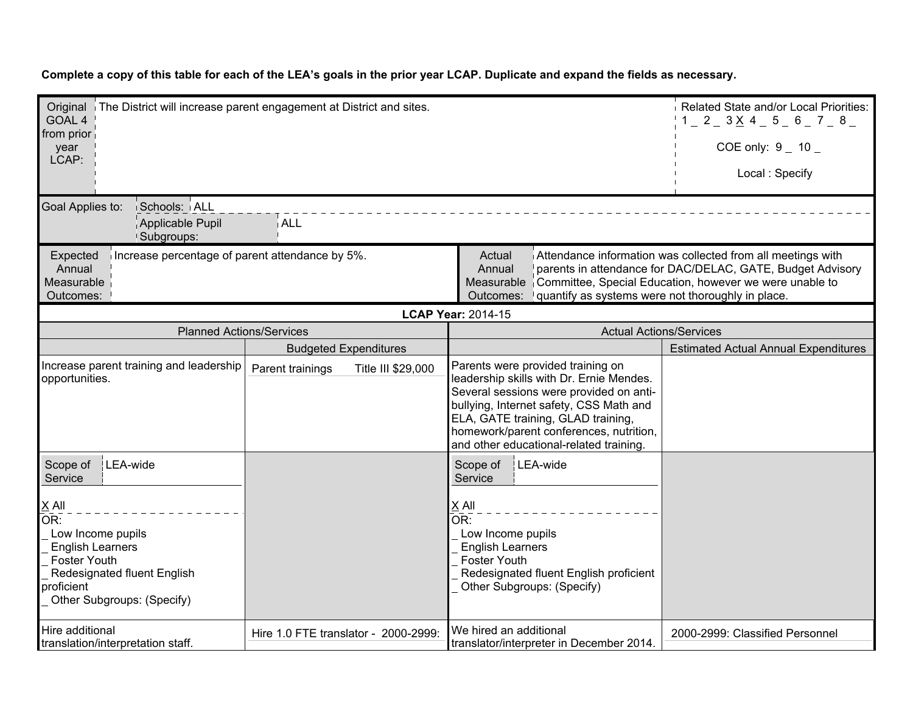**Complete a copy of this table for each of the LEA's goals in the prior year LCAP. Duplicate and expand the fields as necessary.**

| Original GOAL 4 from prior year LCAP: | The District will increase parent engagement at District and sites. | Related State and/or Local Priorities: 1 _ 2 _ 3 X 4 _ 5 _ 6 _ 7 _ 8 _ <br> COE only: 9 _ 10 _ <br> Local : Specify |
|---|---|---|
| Goal Applies to: | Schools: ALL <br> Applicable Pupil Subgroups: ALL | |

| Expected Annual Measurable Outcomes: | Increase percentage of parent attendance by 5%. | Actual Annual Measurable Outcomes: | Attendance information was collected from all meetings with parents in attendance for DAC/DELAC, GATE, Budget Advisory Committee, Special Education, however we were unable to quantify as systems were not thoroughly in place. |
|---|---|---|---|

**LCAP Year:** 2014-15

| Planned Actions/Services | | Actual Actions/Services | |
|---|---|---|---|
| | Budgeted Expenditures | | Estimated Actual Annual Expenditures |
| Increase parent training and leadership opportunities. | Parent trainings Title III $29,000 | Parents were provided training on leadership skills with Dr. Ernie Mendes. Several sessions were provided on anti-bullying, Internet safety, CSS Math and ELA, GATE training, GLAD training, homework/parent conferences, nutrition, and other educational-related training. | |
| Scope of Service: LEA-wide <br> X All <br> OR: <br> _ Low Income pupils <br> _ English Learners <br> _ Foster Youth <br> _ Redesignated fluent English proficient <br> _ Other Subgroups: (Specify) | | Scope of Service: LEA-wide <br> X All <br> OR: <br> _ Low Income pupils <br> _ English Learners <br> _ Foster Youth <br> _ Redesignated fluent English proficient <br> _ Other Subgroups: (Specify) | |
| Hire additional translation/interpretation staff. | Hire 1.0 FTE translator - 2000-2999: | We hired an additional translator/interpreter in December 2014. | 2000-2999: Classified Personnel |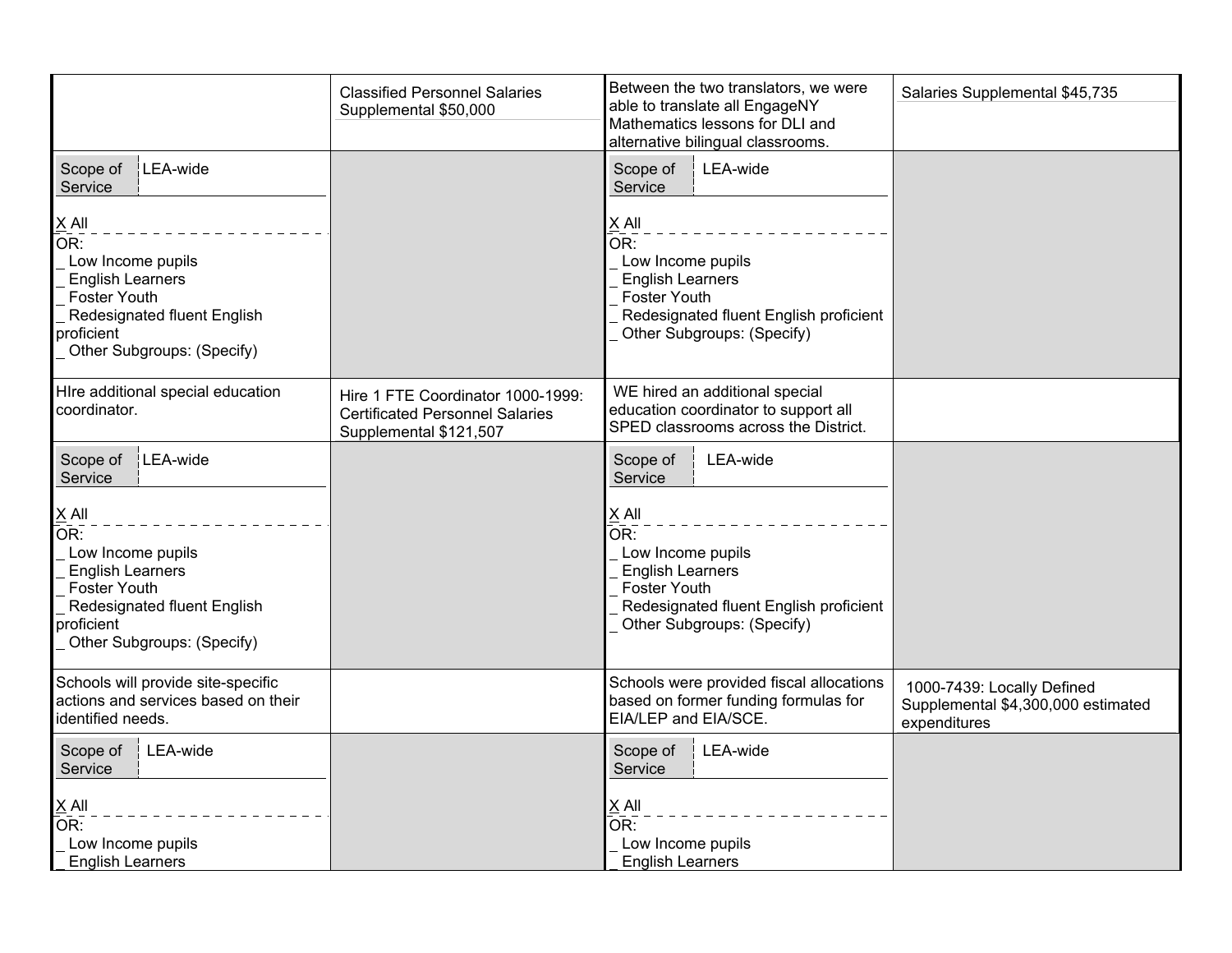| | | | |
|---|---|---|---|
| | Classified Personnel Salaries Supplemental $50,000 | Between the two translators, we were able to translate all EngageNY Mathematics lessons for DLI and alternative bilingual classrooms. | Salaries Supplemental $45,735 |
| Scope of Service: LEA-wide<br><br>X All<br>OR:<br>_ Low Income pupils<br>_ English Learners<br>_ Foster Youth<br>_ Redesignated fluent English proficient<br>_ Other Subgroups: (Specify) | | Scope of Service: LEA-wide<br><br>X All<br>OR:<br>_ Low Income pupils<br>_ English Learners<br>_ Foster Youth<br>_ Redesignated fluent English proficient<br>_ Other Subgroups: (Specify) | |
| HIre additional special education coordinator. | Hire 1 FTE Coordinator 1000-1999: Certificated Personnel Salaries Supplemental $121,507 | WE hired an additional special education coordinator to support all SPED classrooms across the District. | |
| Scope of Service: LEA-wide<br><br>X All<br>OR:<br>_ Low Income pupils<br>_ English Learners<br>_ Foster Youth<br>_ Redesignated fluent English proficient<br>_ Other Subgroups: (Specify) | | Scope of Service: LEA-wide<br><br>X All<br>OR:<br>_ Low Income pupils<br>_ English Learners<br>_ Foster Youth<br>_ Redesignated fluent English proficient<br>_ Other Subgroups: (Specify) | |
| Schools will provide site-specific actions and services based on their identified needs. | | Schools were provided fiscal allocations based on former funding formulas for EIA/LEP and EIA/SCE. | 1000-7439: Locally Defined Supplemental $4,300,000 estimated expenditures |
| Scope of Service: LEA-wide<br><br>X All<br>OR:<br>_ Low Income pupils<br>_ English Learners | | Scope of Service: LEA-wide<br><br>X All<br>OR:<br>_ Low Income pupils<br>_ English Learners | |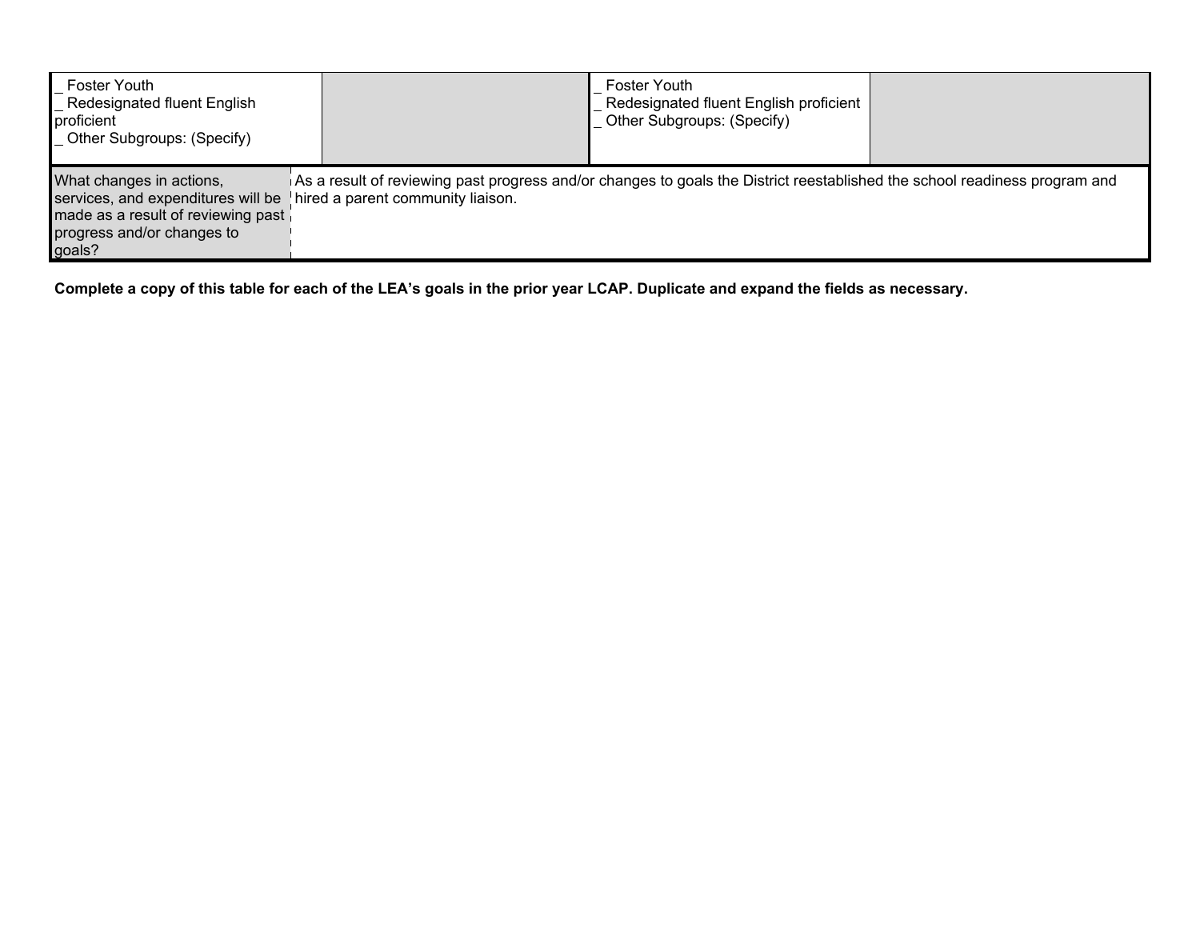| _ Foster Youth<br>_ Redesignated fluent English proficient<br>_ Other Subgroups: (Specify) | | _ Foster Youth<br>_ Redesignated fluent English proficient<br>_ Other Subgroups: (Specify) | |
|---|---|---|---|

| What changes in actions, services, and expenditures will be made as a result of reviewing past progress and/or changes to goals? | As a result of reviewing past progress and/or changes to goals the District reestablished the school readiness program and hired a parent community liaison. |
|---|---|

**Complete a copy of this table for each of the LEA's goals in the prior year LCAP. Duplicate and expand the fields as necessary.**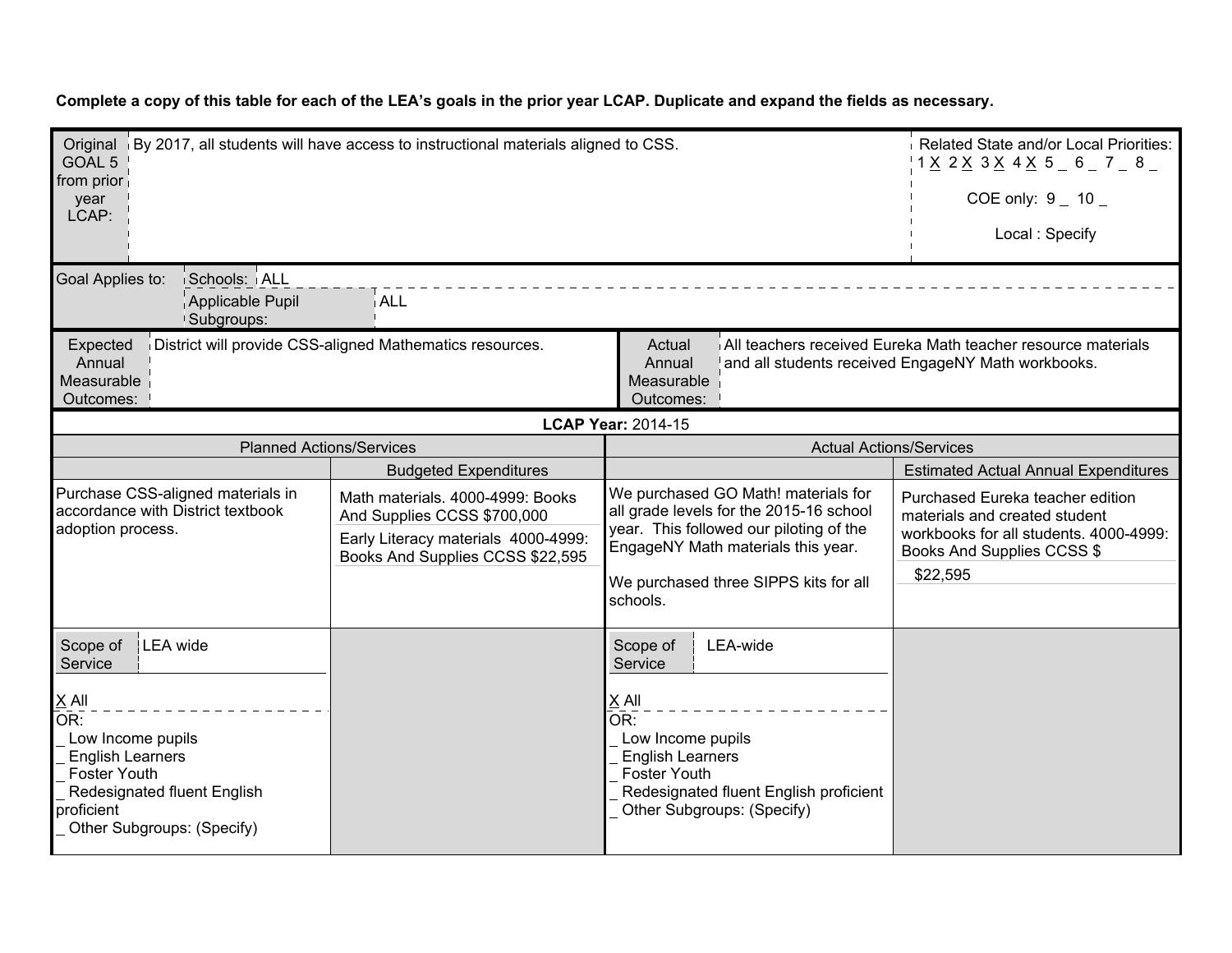**Complete a copy of this table for each of the LEA's goals in the prior year LCAP. Duplicate and expand the fields as necessary.**

| Original GOAL 5 from prior year LCAP: | By 2017, all students will have access to instructional materials aligned to CSS. | Related State and/or Local Priorities: 1 X 2 X 3 X 4 X 5 _ 6 _ 7 _ 8 _ <br> COE only: 9 _ 10 _ <br> Local : Specify |
|---|---|---|

| Goal Applies to: | Schools: ALL |
|---|---|
| | Applicable Pupil Subgroups: ALL |

| Expected Annual Measurable Outcomes: | District will provide CSS-aligned Mathematics resources. | Actual Annual Measurable Outcomes: | All teachers received Eureka Math teacher resource materials and all students received EngageNY Math workbooks. |
|---|---|---|---|

**LCAP Year:** 2014-15

| Planned Actions/Services | | Actual Actions/Services | |
|---|---|---|---|
| | Budgeted Expenditures | | Estimated Actual Annual Expenditures |
| Purchase CSS-aligned materials in accordance with District textbook adoption process. | Math materials. 4000-4999: Books And Supplies CCSS $700,000 <br> Early Literacy materials 4000-4999: Books And Supplies CCSS $22,595 | We purchased GO Math! materials for all grade levels for the 2015-16 school year. This followed our piloting of the EngageNY Math materials this year. <br><br> We purchased three SIPPS kits for all schools. | Purchased Eureka teacher edition materials and created student workbooks for all students. 4000-4999: Books And Supplies CCSS $ <br> $22,595 |
| Scope of Service: LEA wide <br><br> X All <br> OR: <br> _ Low Income pupils <br> _ English Learners <br> _ Foster Youth <br> _ Redesignated fluent English proficient <br> _ Other Subgroups: (Specify) | | Scope of Service: LEA-wide <br><br> X All <br> OR: <br> _ Low Income pupils <br> _ English Learners <br> _ Foster Youth <br> _ Redesignated fluent English proficient <br> _ Other Subgroups: (Specify) | |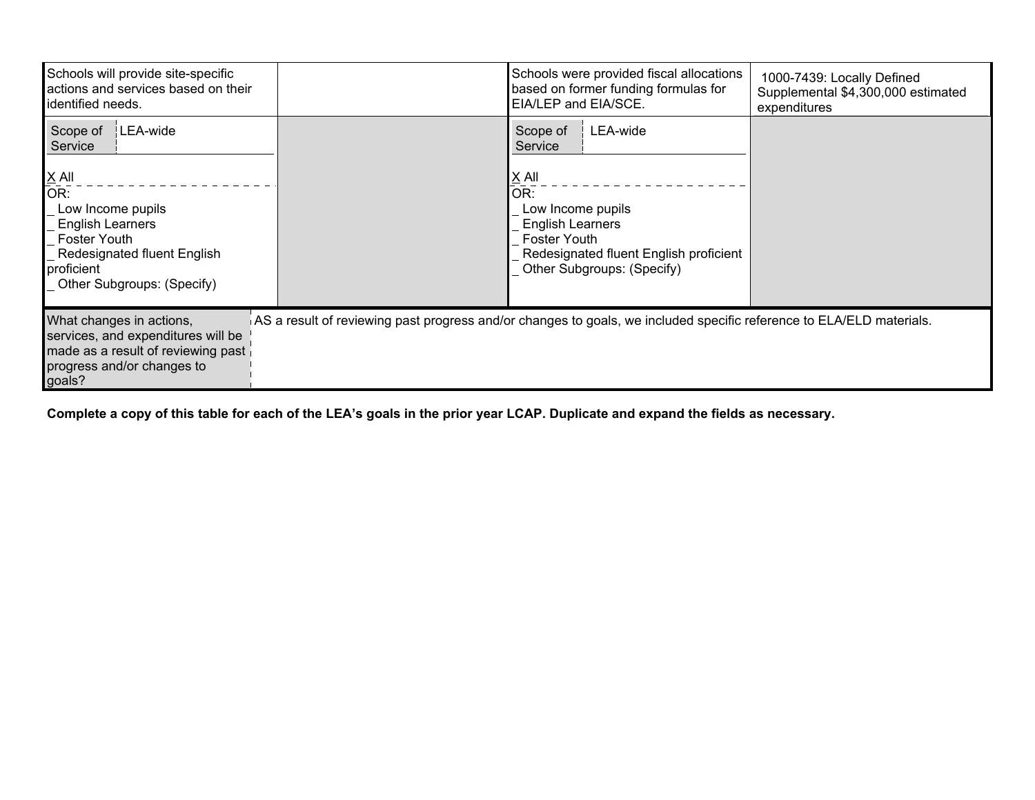| Planned Actions/Services | Budgeted Expenditures | Actual Actions/Services | Estimated Actual Annual Expenditures |
|---|---|---|---|
| Schools will provide site-specific actions and services based on their identified needs. | | Schools were provided fiscal allocations based on former funding formulas for EIA/LEP and EIA/SCE. | 1000-7439: Locally Defined Supplemental $4,300,000 estimated expenditures |
| Scope of Service: LEA-wide<br><br>X All<br>OR:<br>_ Low Income pupils<br>_ English Learners<br>_ Foster Youth<br>_ Redesignated fluent English proficient<br>_ Other Subgroups: (Specify) | | Scope of Service: LEA-wide<br><br>X All<br>OR:<br>_ Low Income pupils<br>_ English Learners<br>_ Foster Youth<br>_ Redesignated fluent English proficient<br>_ Other Subgroups: (Specify) | |

| What changes in actions, services, and expenditures will be made as a result of reviewing past progress and/or changes to goals? | AS a result of reviewing past progress and/or changes to goals, we included specific reference to ELA/ELD materials. |
|---|---|

**Complete a copy of this table for each of the LEA's goals in the prior year LCAP. Duplicate and expand the fields as necessary.**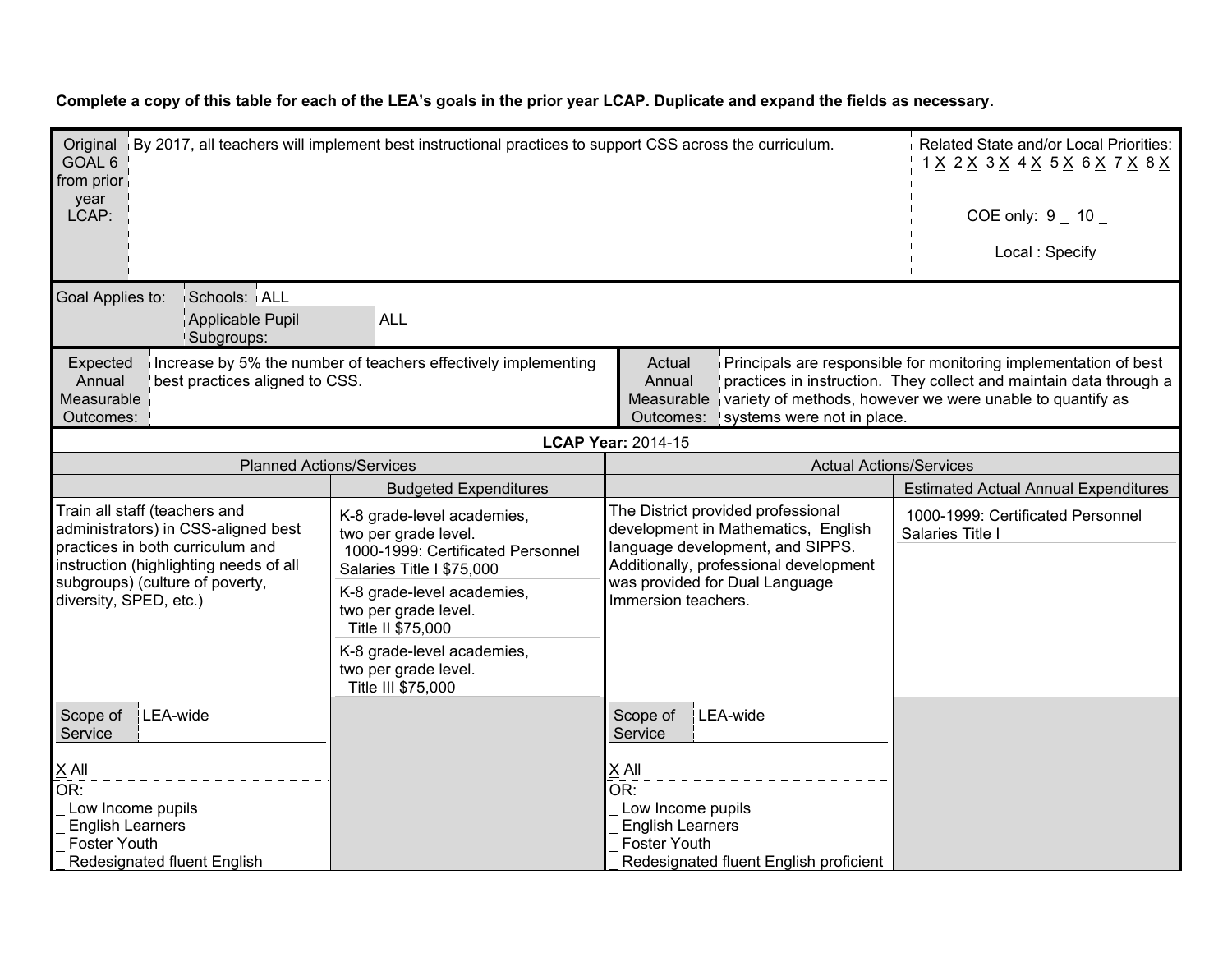**Complete a copy of this table for each of the LEA's goals in the prior year LCAP. Duplicate and expand the fields as necessary.**

| Original GOAL 6 from prior year LCAP: | By 2017, all teachers will implement best instructional practices to support CSS across the curriculum. | Related State and/or Local Priorities: 1 X 2 X 3 X 4 X 5 X 6 X 7 X 8 X<br><br>COE only: 9 _ 10 _<br><br>Local : Specify |
|---|---|---|

| Goal Applies to: | Schools: | ALL |
|---|---|---|
| | Applicable Pupil Subgroups: | ALL |

| Expected Annual Measurable Outcomes: | Increase by 5% the number of teachers effectively implementing best practices aligned to CSS. | Actual Annual Measurable Outcomes: | Principals are responsible for monitoring implementation of best practices in instruction. They collect and maintain data through a variety of methods, however we were unable to quantify as systems were not in place. |
|---|---|---|---|

**LCAP Year:** 2014-15

| Planned Actions/Services | | Actual Actions/Services | |
|---|---|---|---|
| | Budgeted Expenditures | | Estimated Actual Annual Expenditures |
| Train all staff (teachers and administrators) in CSS-aligned best practices in both curriculum and instruction (highlighting needs of all subgroups) (culture of poverty, diversity, SPED, etc.) | K-8 grade-level academies, two per grade level. 1000-1999: Certificated Personnel Salaries Title I $75,000<br><br>K-8 grade-level academies, two per grade level. Title II $75,000<br><br>K-8 grade-level academies, two per grade level. Title III $75,000 | The District provided professional development in Mathematics, English language development, and SIPPS. Additionally, professional development was provided for Dual Language Immersion teachers. | 1000-1999: Certificated Personnel Salaries Title I |
| Scope of Service: LEA-wide<br><br>X All<br>OR:<br>_ Low Income pupils<br>_ English Learners<br>_ Foster Youth<br>_ Redesignated fluent English | | Scope of Service: LEA-wide<br><br>X All<br>OR:<br>_ Low Income pupils<br>_ English Learners<br>_ Foster Youth<br>_ Redesignated fluent English proficient | |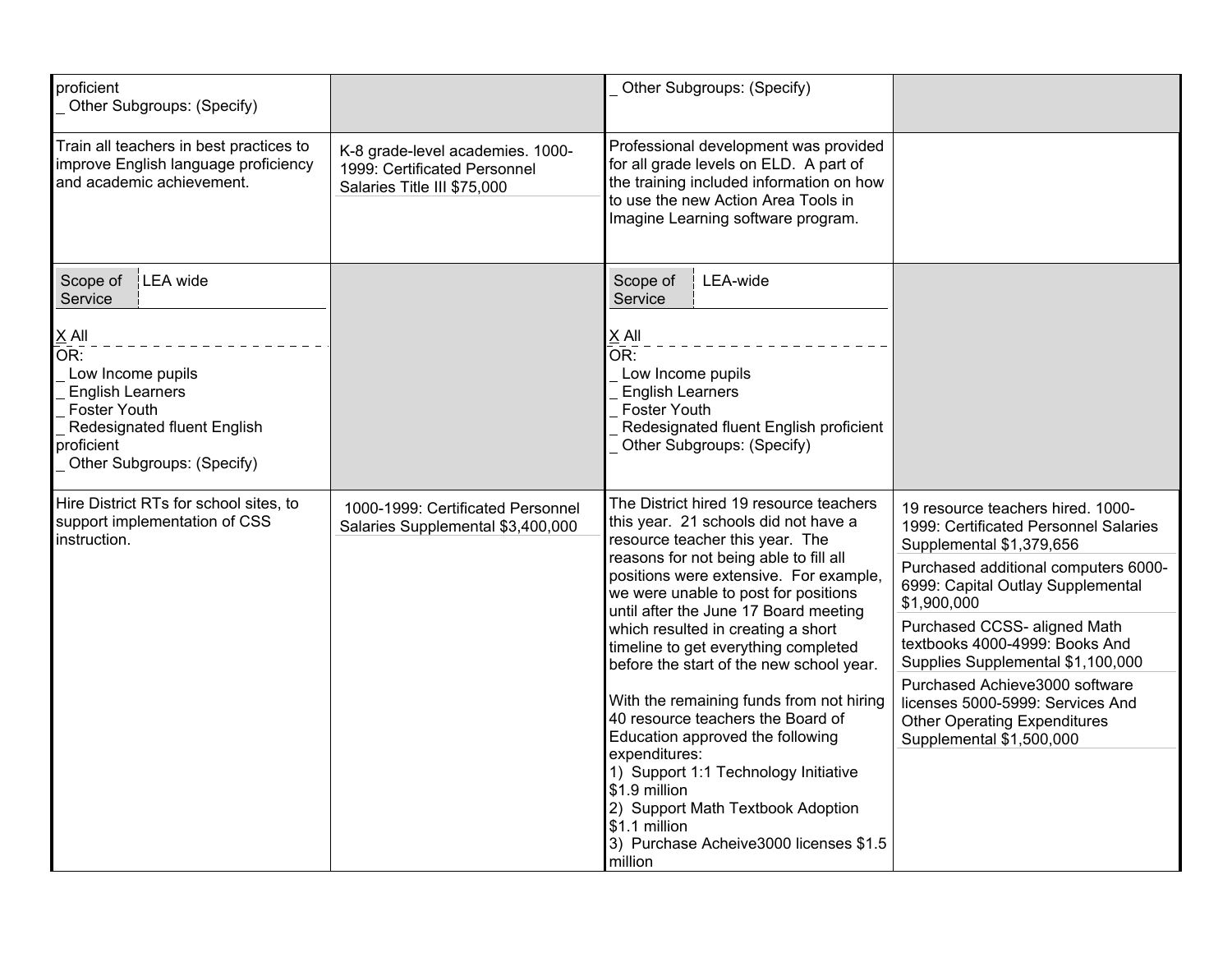| | | | |
|---|---|---|---|
| proficient<br>_ Other Subgroups: (Specify) | | _ Other Subgroups: (Specify) | |
| Train all teachers in best practices to improve English language proficiency and academic achievement. | K-8 grade-level academies. 1000-1999: Certificated Personnel Salaries Title III $75,000 | Professional development was provided for all grade levels on ELD. A part of the training included information on how to use the new Action Area Tools in Imagine Learning software program. | |
| Scope of Service: LEA wide<br><br>X All<br>OR:<br>_ Low Income pupils<br>_ English Learners<br>_ Foster Youth<br>_ Redesignated fluent English proficient<br>_ Other Subgroups: (Specify) | | Scope of Service: LEA-wide<br><br>X All<br>OR:<br>_ Low Income pupils<br>_ English Learners<br>_ Foster Youth<br>_ Redesignated fluent English proficient<br>_ Other Subgroups: (Specify) | |
| Hire District RTs for school sites, to support implementation of CSS instruction. | 1000-1999: Certificated Personnel Salaries Supplemental $3,400,000 | The District hired 19 resource teachers this year. 21 schools did not have a resource teacher this year. The reasons for not being able to fill all positions were extensive. For example, we were unable to post for positions until after the June 17 Board meeting which resulted in creating a short timeline to get everything completed before the start of the new school year.<br><br>With the remaining funds from not hiring 40 resource teachers the Board of Education approved the following expenditures:<br>1) Support 1:1 Technology Initiative $1.9 million<br>2) Support Math Textbook Adoption $1.1 million<br>3) Purchase Acheive3000 licenses $1.5 million | 19 resource teachers hired. 1000-1999: Certificated Personnel Salaries Supplemental $1,379,656<br><br>Purchased additional computers 6000-6999: Capital Outlay Supplemental $1,900,000<br><br>Purchased CCSS- aligned Math textbooks 4000-4999: Books And Supplies Supplemental $1,100,000<br><br>Purchased Achieve3000 software licenses 5000-5999: Services And Other Operating Expenditures Supplemental $1,500,000 |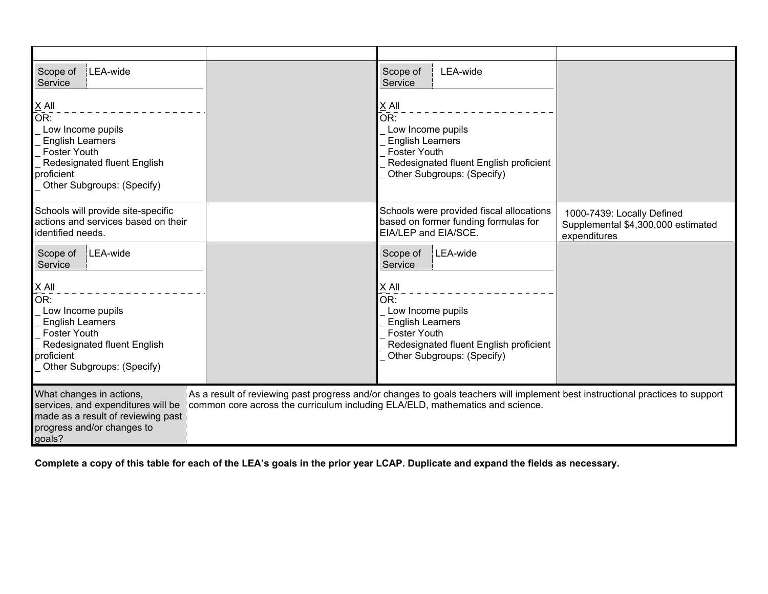| | | | |
|---|---|---|---|
| | | | |
| Scope of Service: LEA-wide<br><br>X All<br>OR:<br>_ Low Income pupils<br>_ English Learners<br>_ Foster Youth<br>_ Redesignated fluent English proficient<br>_ Other Subgroups: (Specify) | | Scope of Service: LEA-wide<br><br>X All<br>OR:<br>_ Low Income pupils<br>_ English Learners<br>_ Foster Youth<br>_ Redesignated fluent English proficient<br>_ Other Subgroups: (Specify) | |
| Schools will provide site-specific actions and services based on their identified needs. | | Schools were provided fiscal allocations based on former funding formulas for EIA/LEP and EIA/SCE. | 1000-7439: Locally Defined Supplemental $4,300,000 estimated expenditures |
| Scope of Service: LEA-wide<br><br>X All<br>OR:<br>_ Low Income pupils<br>_ English Learners<br>_ Foster Youth<br>_ Redesignated fluent English proficient<br>_ Other Subgroups: (Specify) | | Scope of Service: LEA-wide<br><br>X All<br>OR:<br>_ Low Income pupils<br>_ English Learners<br>_ Foster Youth<br>_ Redesignated fluent English proficient<br>_ Other Subgroups: (Specify) | |

| What changes in actions, services, and expenditures will be made as a result of reviewing past progress and/or changes to goals? | As a result of reviewing past progress and/or changes to goals teachers will implement best instructional practices to support common core across the curriculum including ELA/ELD, mathematics and science. |
|---|---|

**Complete a copy of this table for each of the LEA's goals in the prior year LCAP. Duplicate and expand the fields as necessary.**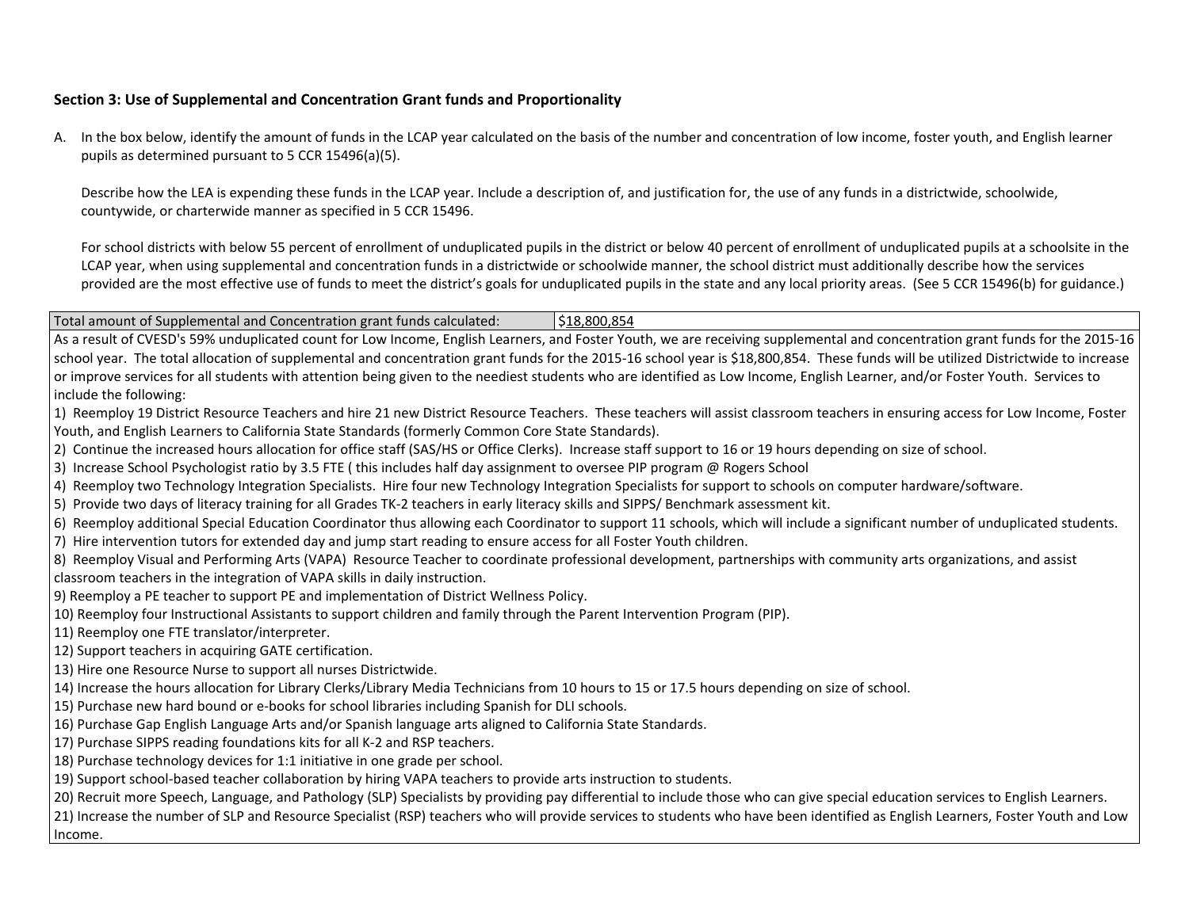**Section 3: Use of Supplemental and Concentration Grant funds and Proportionality**

A. In the box below, identify the amount of funds in the LCAP year calculated on the basis of the number and concentration of low income, foster youth, and English learner pupils as determined pursuant to 5 CCR 15496(a)(5).

Describe how the LEA is expending these funds in the LCAP year. Include a description of, and justification for, the use of any funds in a districtwide, schoolwide, countywide, or charterwide manner as specified in 5 CCR 15496.

For school districts with below 55 percent of enrollment of unduplicated pupils in the district or below 40 percent of enrollment of unduplicated pupils at a schoolsite in the LCAP year, when using supplemental and concentration funds in a districtwide or schoolwide manner, the school district must additionally describe how the services provided are the most effective use of funds to meet the district's goals for unduplicated pupils in the state and any local priority areas. (See 5 CCR 15496(b) for guidance.)

| Total amount of Supplemental and Concentration grant funds calculated: | $18,800,854 |
|---|---|

As a result of CVESD's 59% unduplicated count for Low Income, English Learners, and Foster Youth, we are receiving supplemental and concentration grant funds for the 2015-16 school year. The total allocation of supplemental and concentration grant funds for the 2015-16 school year is $18,800,854. These funds will be utilized Districtwide to increase or improve services for all students with attention being given to the neediest students who are identified as Low Income, English Learner, and/or Foster Youth. Services to include the following:

1) Reemploy 19 District Resource Teachers and hire 21 new District Resource Teachers. These teachers will assist classroom teachers in ensuring access for Low Income, Foster Youth, and English Learners to California State Standards (formerly Common Core State Standards).
2) Continue the increased hours allocation for office staff (SAS/HS or Office Clerks). Increase staff support to 16 or 19 hours depending on size of school.
3) Increase School Psychologist ratio by 3.5 FTE ( this includes half day assignment to oversee PIP program @ Rogers School
4) Reemploy two Technology Integration Specialists. Hire four new Technology Integration Specialists for support to schools on computer hardware/software.
5) Provide two days of literacy training for all Grades TK-2 teachers in early literacy skills and SIPPS/ Benchmark assessment kit.
6) Reemploy additional Special Education Coordinator thus allowing each Coordinator to support 11 schools, which will include a significant number of unduplicated students.
7) Hire intervention tutors for extended day and jump start reading to ensure access for all Foster Youth children.
8) Reemploy Visual and Performing Arts (VAPA) Resource Teacher to coordinate professional development, partnerships with community arts organizations, and assist classroom teachers in the integration of VAPA skills in daily instruction.
9) Reemploy a PE teacher to support PE and implementation of District Wellness Policy.
10) Reemploy four Instructional Assistants to support children and family through the Parent Intervention Program (PIP).
11) Reemploy one FTE translator/interpreter.
12) Support teachers in acquiring GATE certification.
13) Hire one Resource Nurse to support all nurses Districtwide.
14) Increase the hours allocation for Library Clerks/Library Media Technicians from 10 hours to 15 or 17.5 hours depending on size of school.
15) Purchase new hard bound or e-books for school libraries including Spanish for DLI schools.
16) Purchase Gap English Language Arts and/or Spanish language arts aligned to California State Standards.
17) Purchase SIPPS reading foundations kits for all K-2 and RSP teachers.
18) Purchase technology devices for 1:1 initiative in one grade per school.
19) Support school-based teacher collaboration by hiring VAPA teachers to provide arts instruction to students.
20) Recruit more Speech, Language, and Pathology (SLP) Specialists by providing pay differential to include those who can give special education services to English Learners.
21) Increase the number of SLP and Resource Specialist (RSP) teachers who will provide services to students who have been identified as English Learners, Foster Youth and Low Income.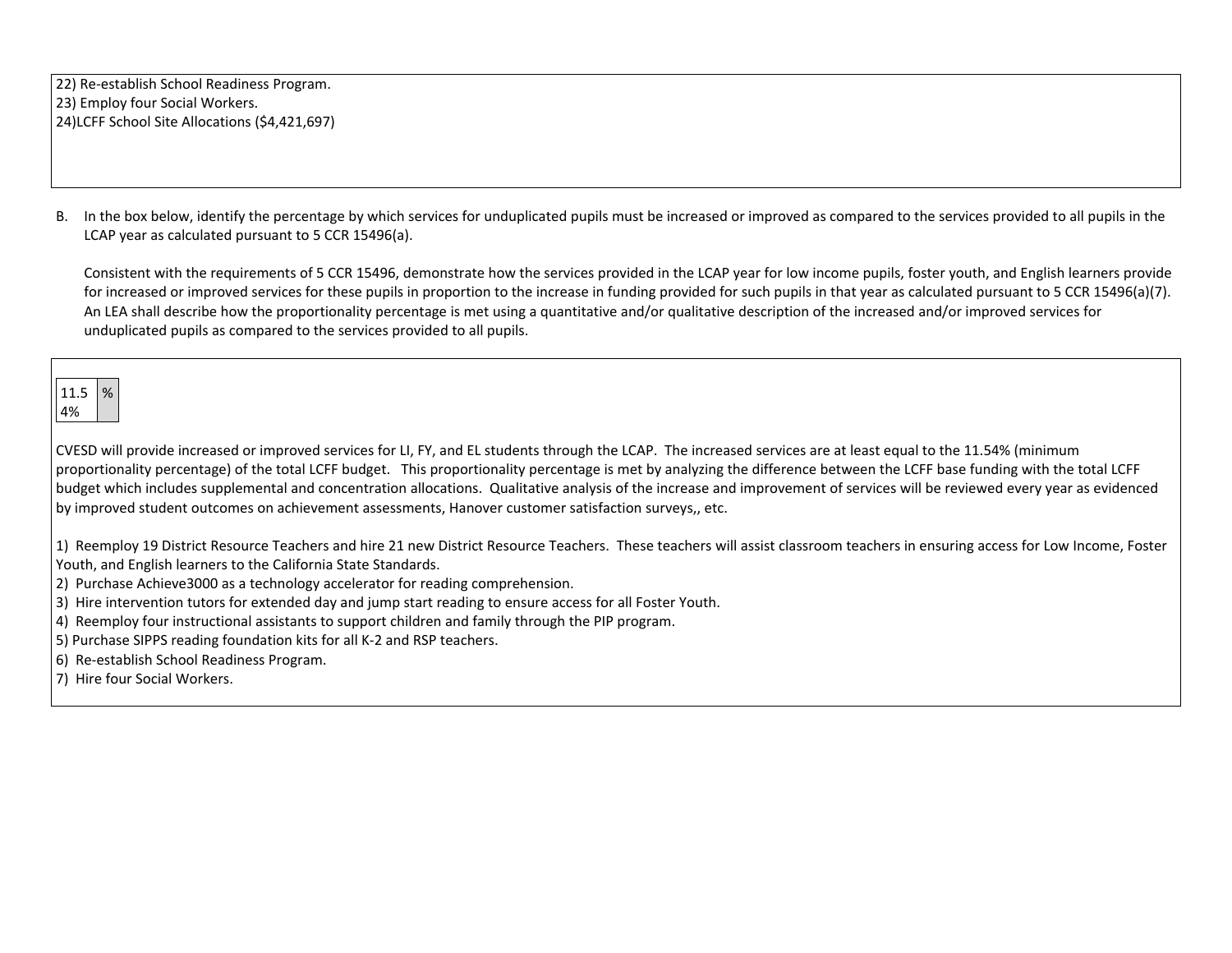22) Re-establish School Readiness Program.
23) Employ four Social Workers.
24)LCFF School Site Allocations ($4,421,697)

B. In the box below, identify the percentage by which services for unduplicated pupils must be increased or improved as compared to the services provided to all pupils in the LCAP year as calculated pursuant to 5 CCR 15496(a).

Consistent with the requirements of 5 CCR 15496, demonstrate how the services provided in the LCAP year for low income pupils, foster youth, and English learners provide for increased or improved services for these pupils in proportion to the increase in funding provided for such pupils in that year as calculated pursuant to 5 CCR 15496(a)(7). An LEA shall describe how the proportionality percentage is met using a quantitative and/or qualitative description of the increased and/or improved services for unduplicated pupils as compared to the services provided to all pupils.

| 11.54% | % |
|---|---|

CVESD will provide increased or improved services for LI, FY, and EL students through the LCAP. The increased services are at least equal to the 11.54% (minimum proportionality percentage) of the total LCFF budget. This proportionality percentage is met by analyzing the difference between the LCFF base funding with the total LCFF budget which includes supplemental and concentration allocations. Qualitative analysis of the increase and improvement of services will be reviewed every year as evidenced by improved student outcomes on achievement assessments, Hanover customer satisfaction surveys,, etc.

1) Reemploy 19 District Resource Teachers and hire 21 new District Resource Teachers. These teachers will assist classroom teachers in ensuring access for Low Income, Foster Youth, and English learners to the California State Standards.
2) Purchase Achieve3000 as a technology accelerator for reading comprehension.
3) Hire intervention tutors for extended day and jump start reading to ensure access for all Foster Youth.
4) Reemploy four instructional assistants to support children and family through the PIP program.
5) Purchase SIPPS reading foundation kits for all K-2 and RSP teachers.
6) Re-establish School Readiness Program.
7) Hire four Social Workers.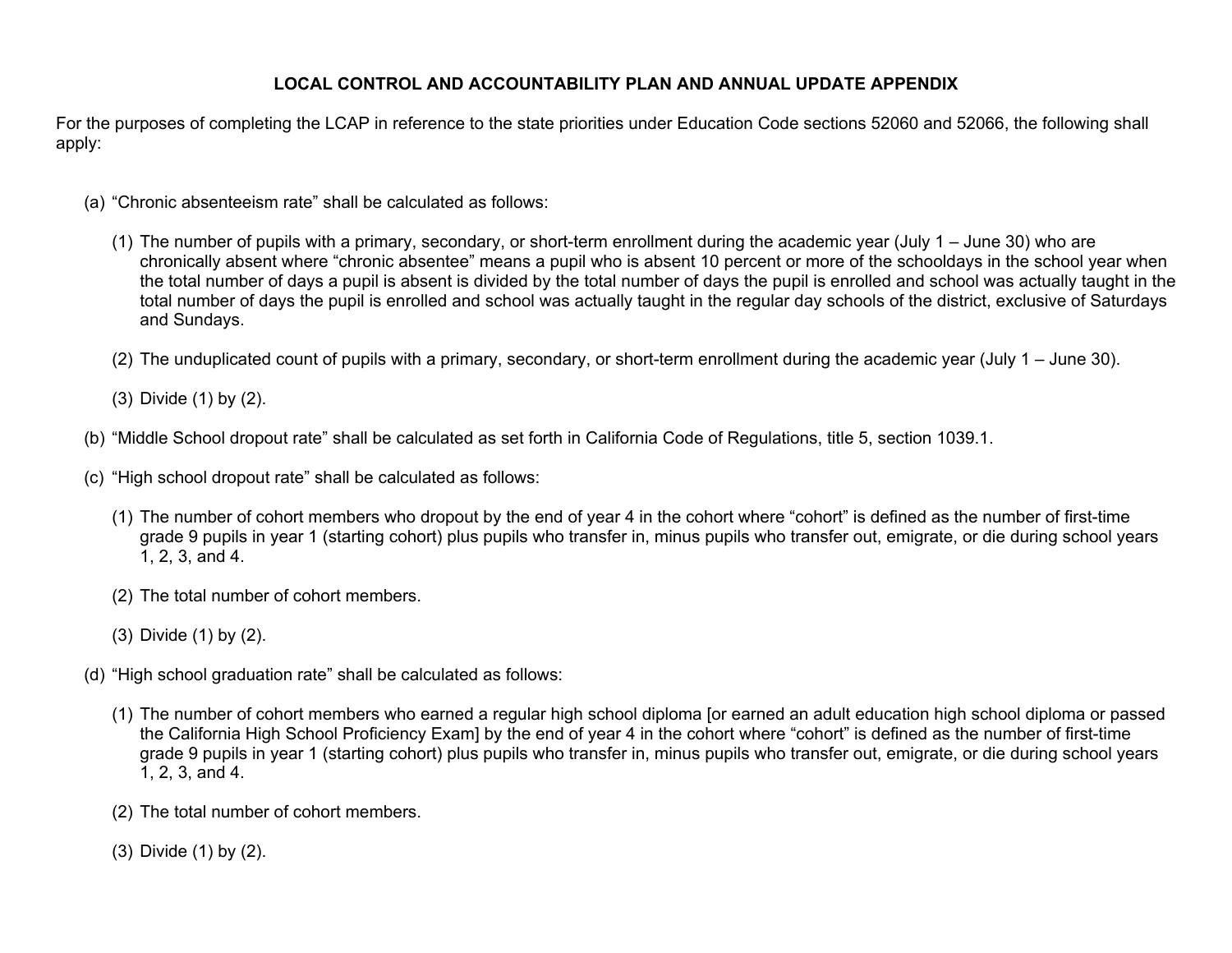# LOCAL CONTROL AND ACCOUNTABILITY PLAN AND ANNUAL UPDATE APPENDIX

For the purposes of completing the LCAP in reference to the state priorities under Education Code sections 52060 and 52066, the following shall apply:

(a) "Chronic absenteeism rate" shall be calculated as follows:

  (1) The number of pupils with a primary, secondary, or short-term enrollment during the academic year (July 1 – June 30) who are chronically absent where "chronic absentee" means a pupil who is absent 10 percent or more of the schooldays in the school year when the total number of days a pupil is absent is divided by the total number of days the pupil is enrolled and school was actually taught in the total number of days the pupil is enrolled and school was actually taught in the regular day schools of the district, exclusive of Saturdays and Sundays.

  (2) The unduplicated count of pupils with a primary, secondary, or short-term enrollment during the academic year (July 1 – June 30).

  (3) Divide (1) by (2).

(b) "Middle School dropout rate" shall be calculated as set forth in California Code of Regulations, title 5, section 1039.1.

(c) "High school dropout rate" shall be calculated as follows:

  (1) The number of cohort members who dropout by the end of year 4 in the cohort where "cohort" is defined as the number of first-time grade 9 pupils in year 1 (starting cohort) plus pupils who transfer in, minus pupils who transfer out, emigrate, or die during school years 1, 2, 3, and 4.

  (2) The total number of cohort members.

  (3) Divide (1) by (2).

(d) "High school graduation rate" shall be calculated as follows:

  (1) The number of cohort members who earned a regular high school diploma [or earned an adult education high school diploma or passed the California High School Proficiency Exam] by the end of year 4 in the cohort where "cohort" is defined as the number of first-time grade 9 pupils in year 1 (starting cohort) plus pupils who transfer in, minus pupils who transfer out, emigrate, or die during school years 1, 2, 3, and 4.

  (2) The total number of cohort members.

  (3) Divide (1) by (2).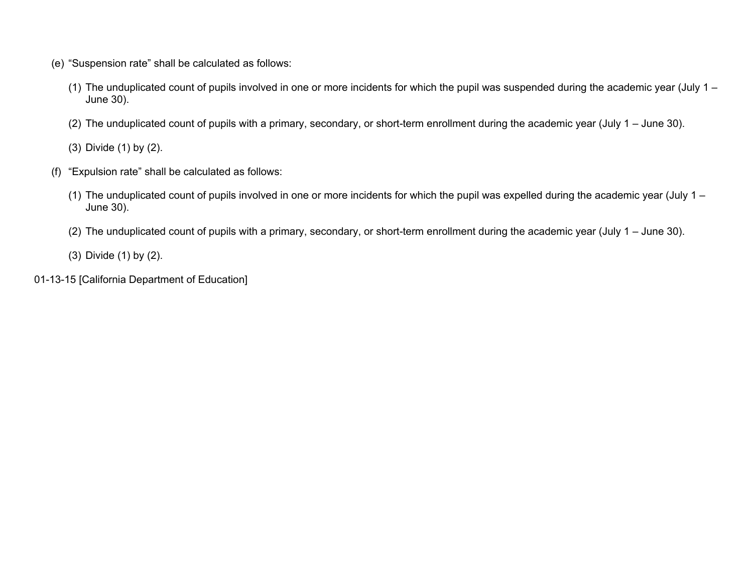(e) "Suspension rate" shall be calculated as follows:

   (1) The unduplicated count of pupils involved in one or more incidents for which the pupil was suspended during the academic year (July 1 – June 30).

   (2) The unduplicated count of pupils with a primary, secondary, or short-term enrollment during the academic year (July 1 – June 30).

   (3) Divide (1) by (2).

(f) "Expulsion rate" shall be calculated as follows:

   (1) The unduplicated count of pupils involved in one or more incidents for which the pupil was expelled during the academic year (July 1 – June 30).

   (2) The unduplicated count of pupils with a primary, secondary, or short-term enrollment during the academic year (July 1 – June 30).

   (3) Divide (1) by (2).

01-13-15 [California Department of Education]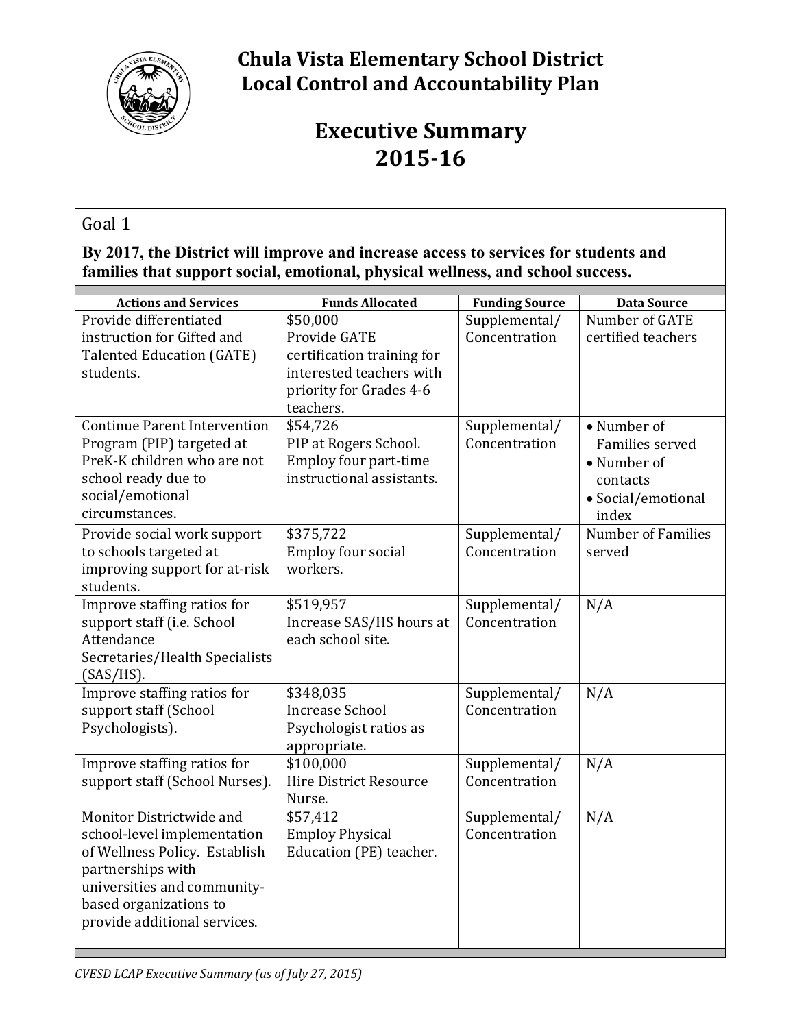# Chula Vista Elementary School District
# Local Control and Accountability Plan

## Executive Summary 2015-16

### Goal 1

**By 2017, the District will improve and increase access to services for students and families that support social, emotional, physical wellness, and school success.**

| Actions and Services | Funds Allocated | Funding Source | Data Source |
|---|---|---|---|
| Provide differentiated instruction for Gifted and Talented Education (GATE) students. | $50,000<br>Provide GATE certification training for interested teachers with priority for Grades 4-6 teachers. | Supplemental/ Concentration | Number of GATE certified teachers |
| Continue Parent Intervention Program (PIP) targeted at PreK-K children who are not school ready due to social/emotional circumstances. | $54,726<br>PIP at Rogers School. Employ four part-time instructional assistants. | Supplemental/ Concentration | • Number of Families served<br>• Number of contacts<br>• Social/emotional index |
| Provide social work support to schools targeted at improving support for at-risk students. | $375,722<br>Employ four social workers. | Supplemental/ Concentration | Number of Families served |
| Improve staffing ratios for support staff (i.e. School Attendance Secretaries/Health Specialists (SAS/HS). | $519,957<br>Increase SAS/HS hours at each school site. | Supplemental/ Concentration | N/A |
| Improve staffing ratios for support staff (School Psychologists). | $348,035<br>Increase School Psychologist ratios as appropriate. | Supplemental/ Concentration | N/A |
| Improve staffing ratios for support staff (School Nurses). | $100,000<br>Hire District Resource Nurse. | Supplemental/ Concentration | N/A |
| Monitor Districtwide and school-level implementation of Wellness Policy. Establish partnerships with universities and community-based organizations to provide additional services. | $57,412<br>Employ Physical Education (PE) teacher. | Supplemental/ Concentration | N/A |

*CVESD LCAP Executive Summary (as of July 27, 2015)*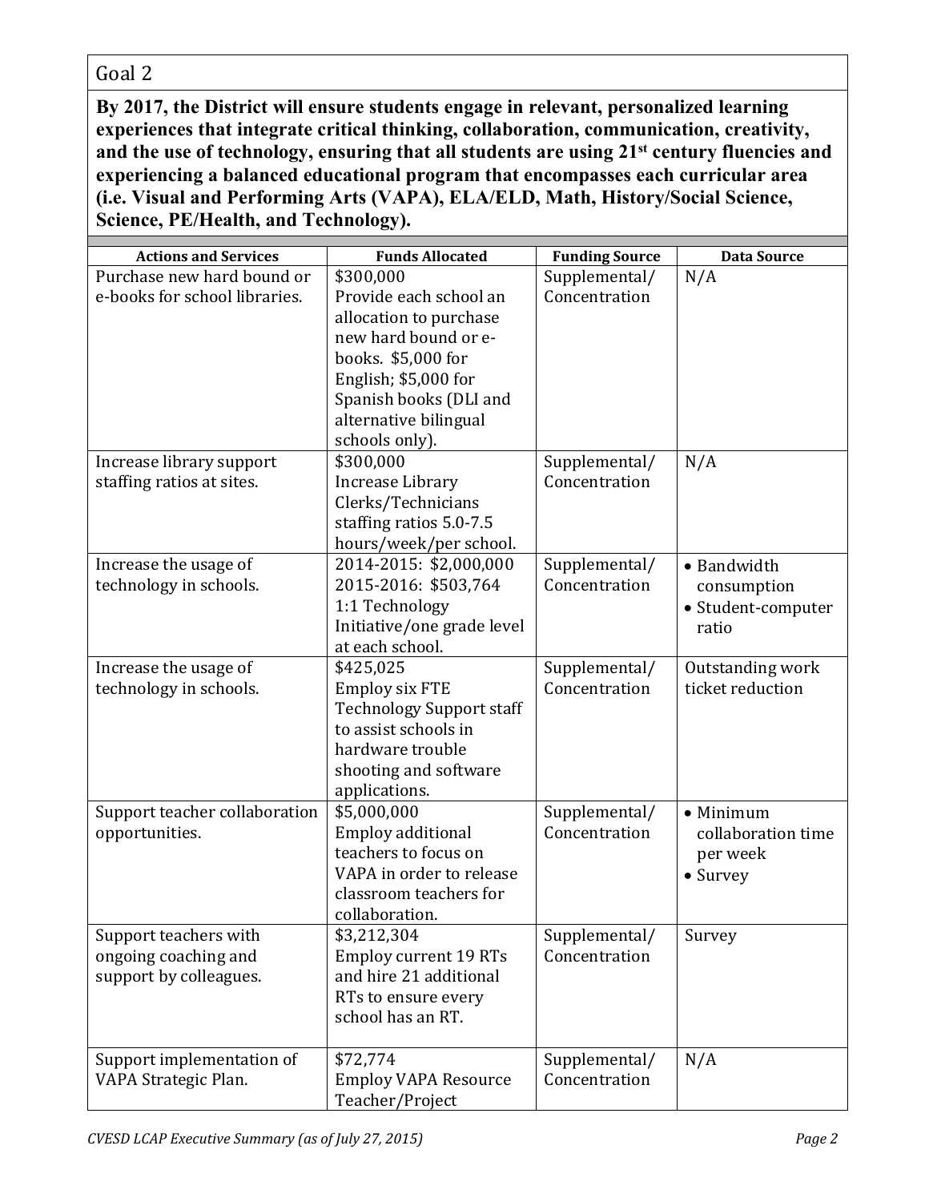## Goal 2

**By 2017, the District will ensure students engage in relevant, personalized learning experiences that integrate critical thinking, collaboration, communication, creativity, and the use of technology, ensuring that all students are using 21st century fluencies and experiencing a balanced educational program that encompasses each curricular area (i.e. Visual and Performing Arts (VAPA), ELA/ELD, Math, History/Social Science, Science, PE/Health, and Technology).**

| Actions and Services | Funds Allocated | Funding Source | Data Source |
|---|---|---|---|
| Purchase new hard bound or e-books for school libraries. | $300,000<br>Provide each school an allocation to purchase new hard bound or e-books. $5,000 for English; $5,000 for Spanish books (DLI and alternative bilingual schools only). | Supplemental/ Concentration | N/A |
| Increase library support staffing ratios at sites. | $300,000<br>Increase Library Clerks/Technicians staffing ratios 5.0-7.5 hours/week/per school. | Supplemental/ Concentration | N/A |
| Increase the usage of technology in schools. | 2014-2015: $2,000,000<br>2015-2016: $503,764<br>1:1 Technology Initiative/one grade level at each school. | Supplemental/ Concentration | • Bandwidth consumption<br>• Student-computer ratio |
| Increase the usage of technology in schools. | $425,025<br>Employ six FTE Technology Support staff to assist schools in hardware trouble shooting and software applications. | Supplemental/ Concentration | Outstanding work ticket reduction |
| Support teacher collaboration opportunities. | $5,000,000<br>Employ additional teachers to focus on VAPA in order to release classroom teachers for collaboration. | Supplemental/ Concentration | • Minimum collaboration time per week<br>• Survey |
| Support teachers with ongoing coaching and support by colleagues. | $3,212,304<br>Employ current 19 RTs and hire 21 additional RTs to ensure every school has an RT. | Supplemental/ Concentration | Survey |
| Support implementation of VAPA Strategic Plan. | $72,774<br>Employ VAPA Resource Teacher/Project | Supplemental/ Concentration | N/A |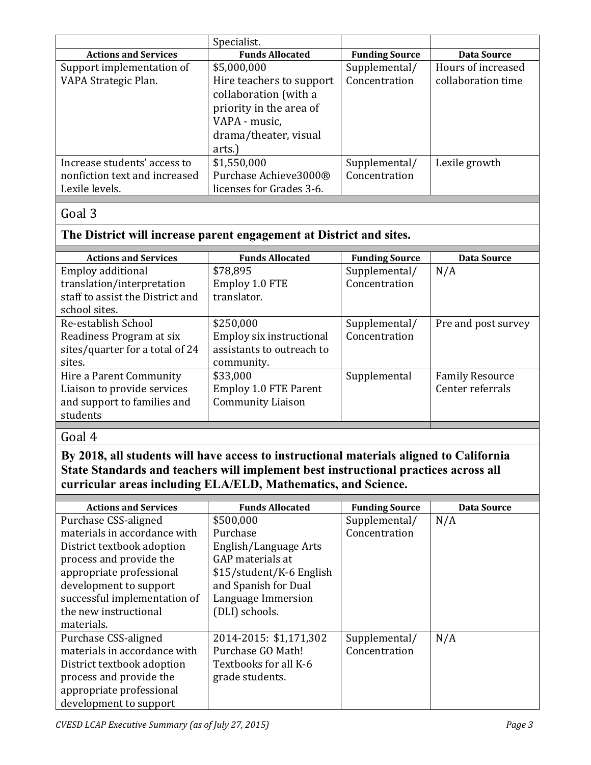| | Specialist. | | |
|---|---|---|---|
| **Actions and Services** | **Funds Allocated** | **Funding Source** | **Data Source** |
| Support implementation of VAPA Strategic Plan. | $5,000,000 Hire teachers to support collaboration (with a priority in the area of VAPA - music, drama/theater, visual arts.) | Supplemental/ Concentration | Hours of increased collaboration time |
| Increase students' access to nonfiction text and increased Lexile levels. | $1,550,000 Purchase Achieve3000® licenses for Grades 3-6. | Supplemental/ Concentration | Lexile growth |

## Goal 3

**The District will increase parent engagement at District and sites.**

| Actions and Services | Funds Allocated | Funding Source | Data Source |
|---|---|---|---|
| Employ additional translation/interpretation staff to assist the District and school sites. | $78,895 Employ 1.0 FTE translator. | Supplemental/ Concentration | N/A |
| Re-establish School Readiness Program at six sites/quarter for a total of 24 sites. | $250,000 Employ six instructional assistants to outreach to community. | Supplemental/ Concentration | Pre and post survey |
| Hire a Parent Community Liaison to provide services and support to families and students | $33,000 Employ 1.0 FTE Parent Community Liaison | Supplemental | Family Resource Center referrals |

## Goal 4

**By 2018, all students will have access to instructional materials aligned to California State Standards and teachers will implement best instructional practices across all curricular areas including ELA/ELD, Mathematics, and Science.**

| Actions and Services | Funds Allocated | Funding Source | Data Source |
|---|---|---|---|
| Purchase CSS-aligned materials in accordance with District textbook adoption process and provide the appropriate professional development to support successful implementation of the new instructional materials. | $500,000 Purchase English/Language Arts GAP materials at $15/student/K-6 English and Spanish for Dual Language Immersion (DLI) schools. | Supplemental/ Concentration | N/A |
| Purchase CSS-aligned materials in accordance with District textbook adoption process and provide the appropriate professional development to support | 2014-2015: $1,171,302 Purchase GO Math! Textbooks for all K-6 grade students. | Supplemental/ Concentration | N/A |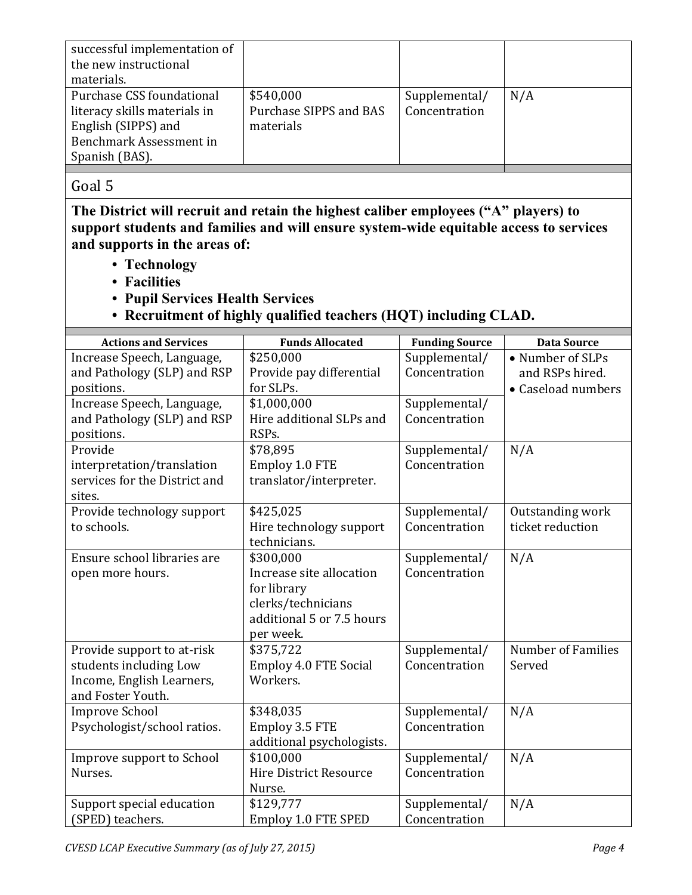| | | | |
|---|---|---|---|
| successful implementation of the new instructional materials. | | | |
| Purchase CSS foundational literacy skills materials in English (SIPPS) and Benchmark Assessment in Spanish (BAS). | \$540,000 Purchase SIPPS and BAS materials | Supplemental/ Concentration | N/A |

## Goal 5

**The District will recruit and retain the highest caliber employees ("A" players) to support students and families and will ensure system-wide equitable access to services and supports in the areas of:**

- **Technology**
- **Facilities**
- **Pupil Services Health Services**
- **Recruitment of highly qualified teachers (HQT) including CLAD.**

| Actions and Services | Funds Allocated | Funding Source | Data Source |
|---|---|---|---|
| Increase Speech, Language, and Pathology (SLP) and RSP positions. | \$250,000 Provide pay differential for SLPs. | Supplemental/ Concentration | • Number of SLPs and RSPs hired. • Caseload numbers |
| Increase Speech, Language, and Pathology (SLP) and RSP positions. | \$1,000,000 Hire additional SLPs and RSPs. | Supplemental/ Concentration | |
| Provide interpretation/translation services for the District and sites. | \$78,895 Employ 1.0 FTE translator/interpreter. | Supplemental/ Concentration | N/A |
| Provide technology support to schools. | \$425,025 Hire technology support technicians. | Supplemental/ Concentration | Outstanding work ticket reduction |
| Ensure school libraries are open more hours. | \$300,000 Increase site allocation for library clerks/technicians additional 5 or 7.5 hours per week. | Supplemental/ Concentration | N/A |
| Provide support to at-risk students including Low Income, English Learners, and Foster Youth. | \$375,722 Employ 4.0 FTE Social Workers. | Supplemental/ Concentration | Number of Families Served |
| Improve School Psychologist/school ratios. | \$348,035 Employ 3.5 FTE additional psychologists. | Supplemental/ Concentration | N/A |
| Improve support to School Nurses. | \$100,000 Hire District Resource Nurse. | Supplemental/ Concentration | N/A |
| Support special education (SPED) teachers. | \$129,777 Employ 1.0 FTE SPED | Supplemental/ Concentration | N/A |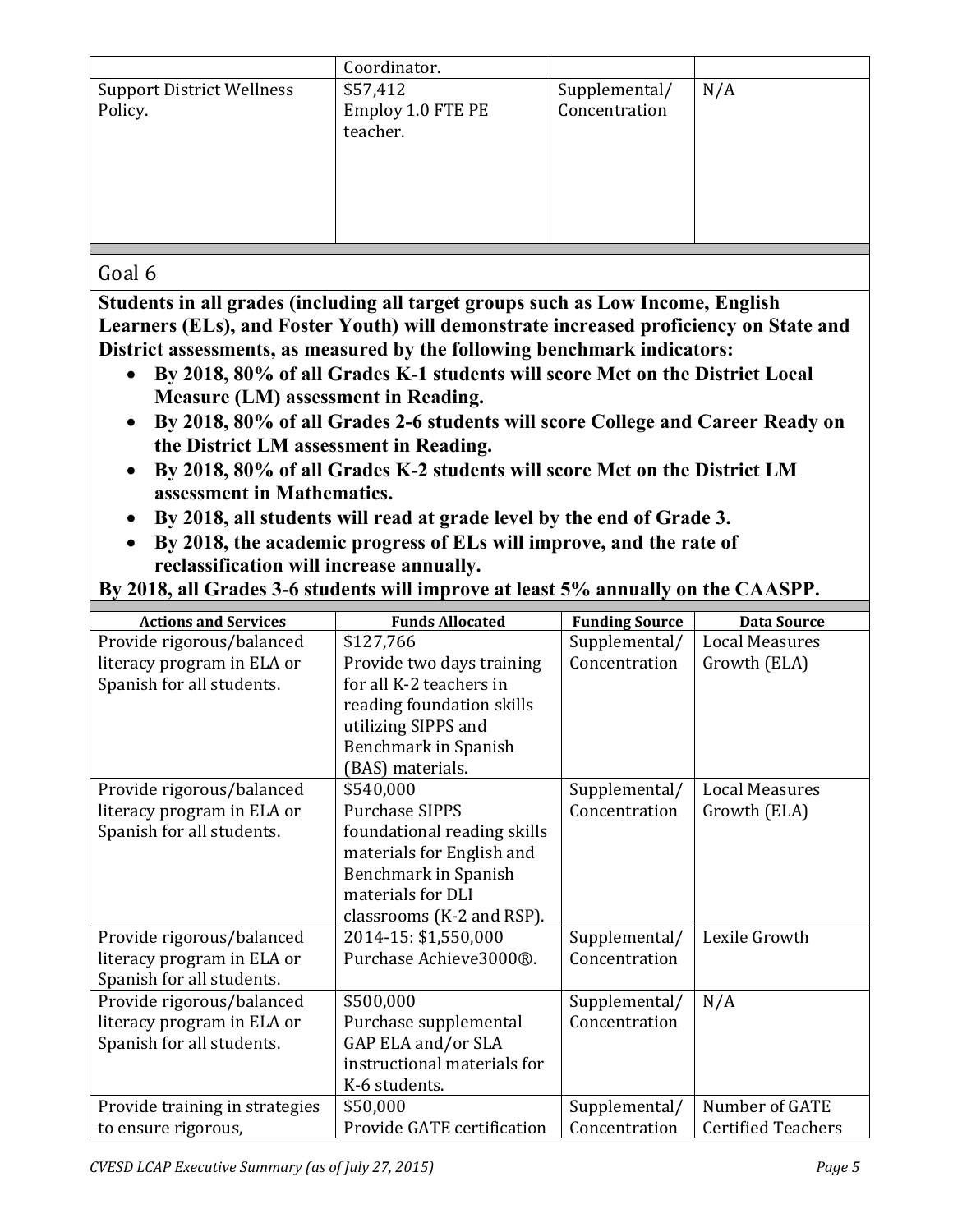| | | | |
|---|---|---|---|
| | Coordinator. | | |
| Support District Wellness Policy. | \$57,412<br>Employ 1.0 FTE PE teacher. | Supplemental/ Concentration | N/A |

## Goal 6

**Students in all grades (including all target groups such as Low Income, English Learners (ELs), and Foster Youth) will demonstrate increased proficiency on State and District assessments, as measured by the following benchmark indicators:**

- **By 2018, 80% of all Grades K-1 students will score Met on the District Local Measure (LM) assessment in Reading.**
- **By 2018, 80% of all Grades 2-6 students will score College and Career Ready on the District LM assessment in Reading.**
- **By 2018, 80% of all Grades K-2 students will score Met on the District LM assessment in Mathematics.**
- **By 2018, all students will read at grade level by the end of Grade 3.**
- **By 2018, the academic progress of ELs will improve, and the rate of reclassification will increase annually.**

**By 2018, all Grades 3-6 students will improve at least 5% annually on the CAASPP.**

| Actions and Services | Funds Allocated | Funding Source | Data Source |
|---|---|---|---|
| Provide rigorous/balanced literacy program in ELA or Spanish for all students. | \$127,766<br>Provide two days training for all K-2 teachers in reading foundation skills utilizing SIPPS and Benchmark in Spanish (BAS) materials. | Supplemental/ Concentration | Local Measures Growth (ELA) |
| Provide rigorous/balanced literacy program in ELA or Spanish for all students. | \$540,000<br>Purchase SIPPS foundational reading skills materials for English and Benchmark in Spanish materials for DLI classrooms (K-2 and RSP). | Supplemental/ Concentration | Local Measures Growth (ELA) |
| Provide rigorous/balanced literacy program in ELA or Spanish for all students. | 2014-15: \$1,550,000<br>Purchase Achieve3000®. | Supplemental/ Concentration | Lexile Growth |
| Provide rigorous/balanced literacy program in ELA or Spanish for all students. | \$500,000<br>Purchase supplemental GAP ELA and/or SLA instructional materials for K-6 students. | Supplemental/ Concentration | N/A |
| Provide training in strategies to ensure rigorous, | \$50,000<br>Provide GATE certification | Supplemental/ Concentration | Number of GATE Certified Teachers |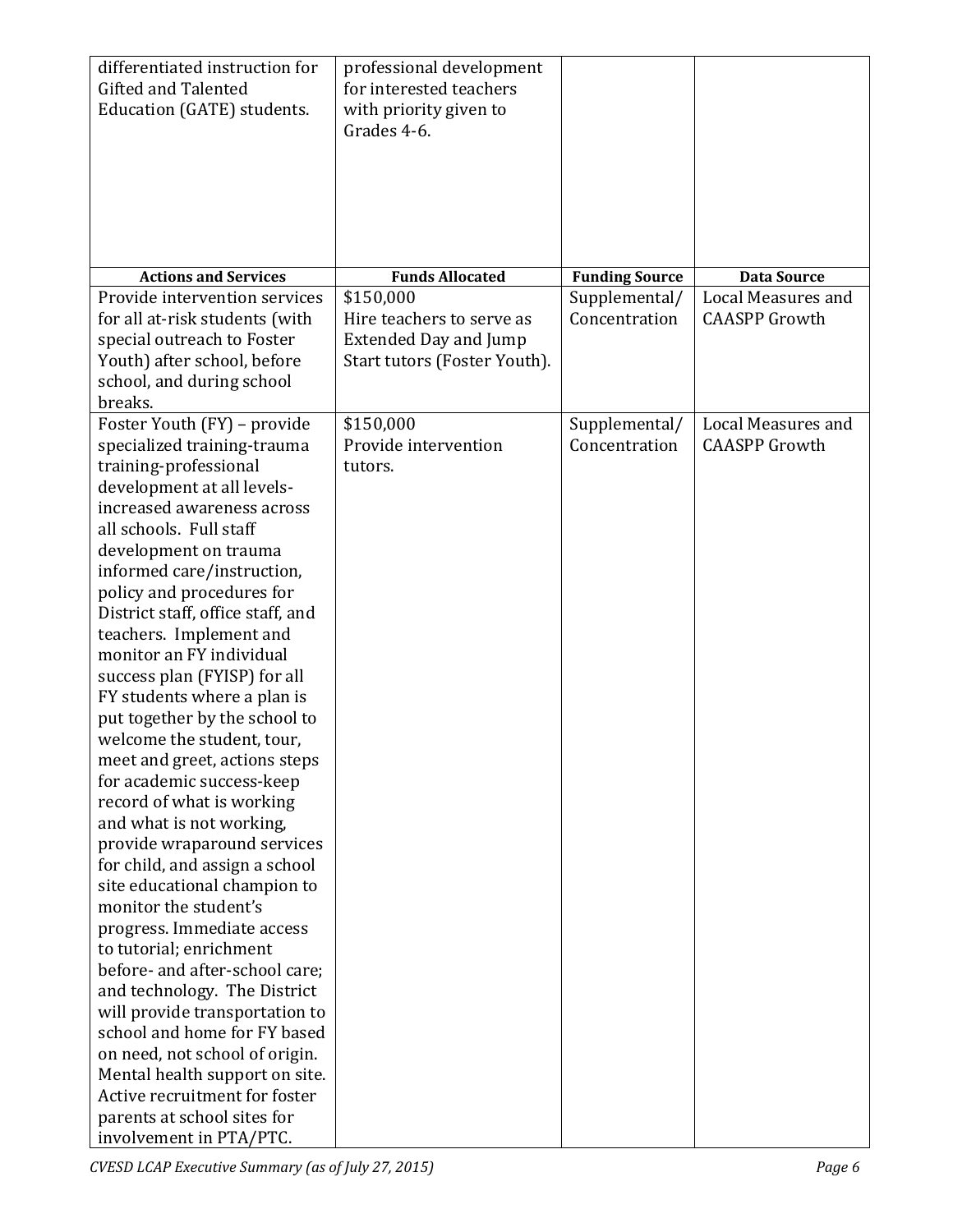| | | | |
|---|---|---|---|
| differentiated instruction for Gifted and Talented Education (GATE) students. | professional development for interested teachers with priority given to Grades 4-6. | | |
| **Actions and Services** | **Funds Allocated** | **Funding Source** | **Data Source** |
| Provide intervention services for all at-risk students (with special outreach to Foster Youth) after school, before school, and during school breaks. | $150,000 Hire teachers to serve as Extended Day and Jump Start tutors (Foster Youth). | Supplemental/ Concentration | Local Measures and CAASPP Growth |
| Foster Youth (FY) – provide specialized training-trauma training-professional development at all levels-increased awareness across all schools. Full staff development on trauma informed care/instruction, policy and procedures for District staff, office staff, and teachers. Implement and monitor an FY individual success plan (FYISP) for all FY students where a plan is put together by the school to welcome the student, tour, meet and greet, actions steps for academic success-keep record of what is working and what is not working, provide wraparound services for child, and assign a school site educational champion to monitor the student's progress. Immediate access to tutorial; enrichment before- and after-school care; and technology. The District will provide transportation to school and home for FY based on need, not school of origin. Mental health support on site. Active recruitment for foster parents at school sites for involvement in PTA/PTC. | $150,000 Provide intervention tutors. | Supplemental/ Concentration | Local Measures and CAASPP Growth |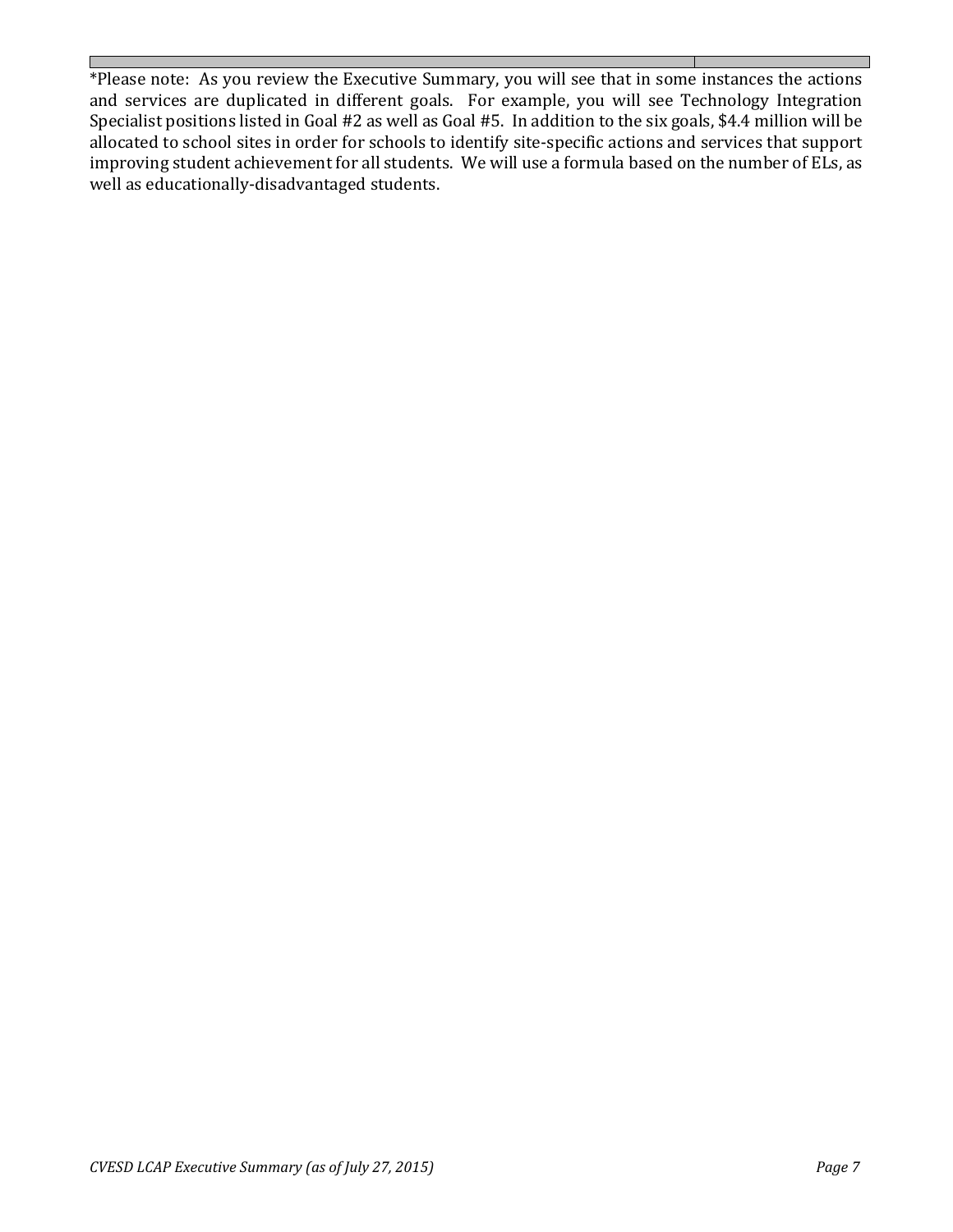*Please note: As you review the Executive Summary, you will see that in some instances the actions and services are duplicated in different goals. For example, you will see Technology Integration Specialist positions listed in Goal #2 as well as Goal #5. In addition to the six goals, $4.4 million will be allocated to school sites in order for schools to identify site-specific actions and services that support improving student achievement for all students. We will use a formula based on the number of ELs, as well as educationally-disadvantaged students.